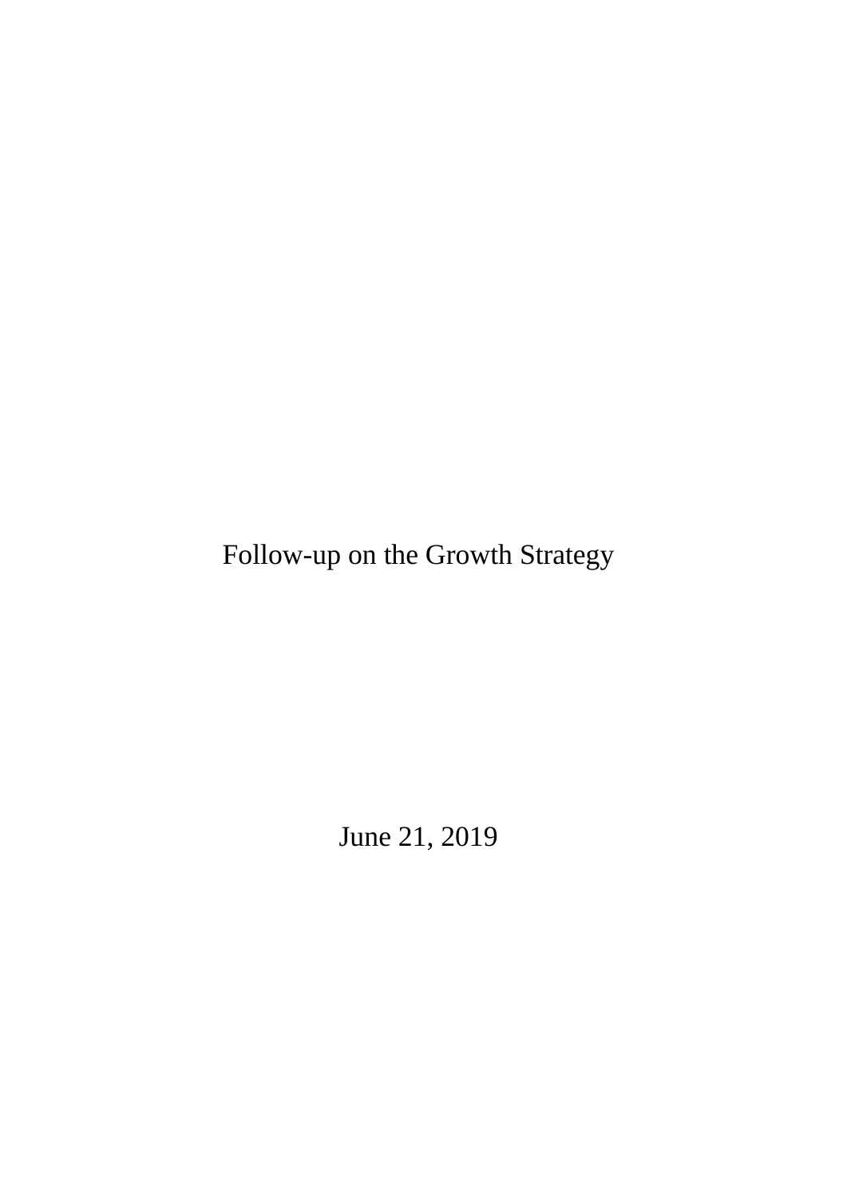# Follow-up on the Growth Strategy

June 21, 2019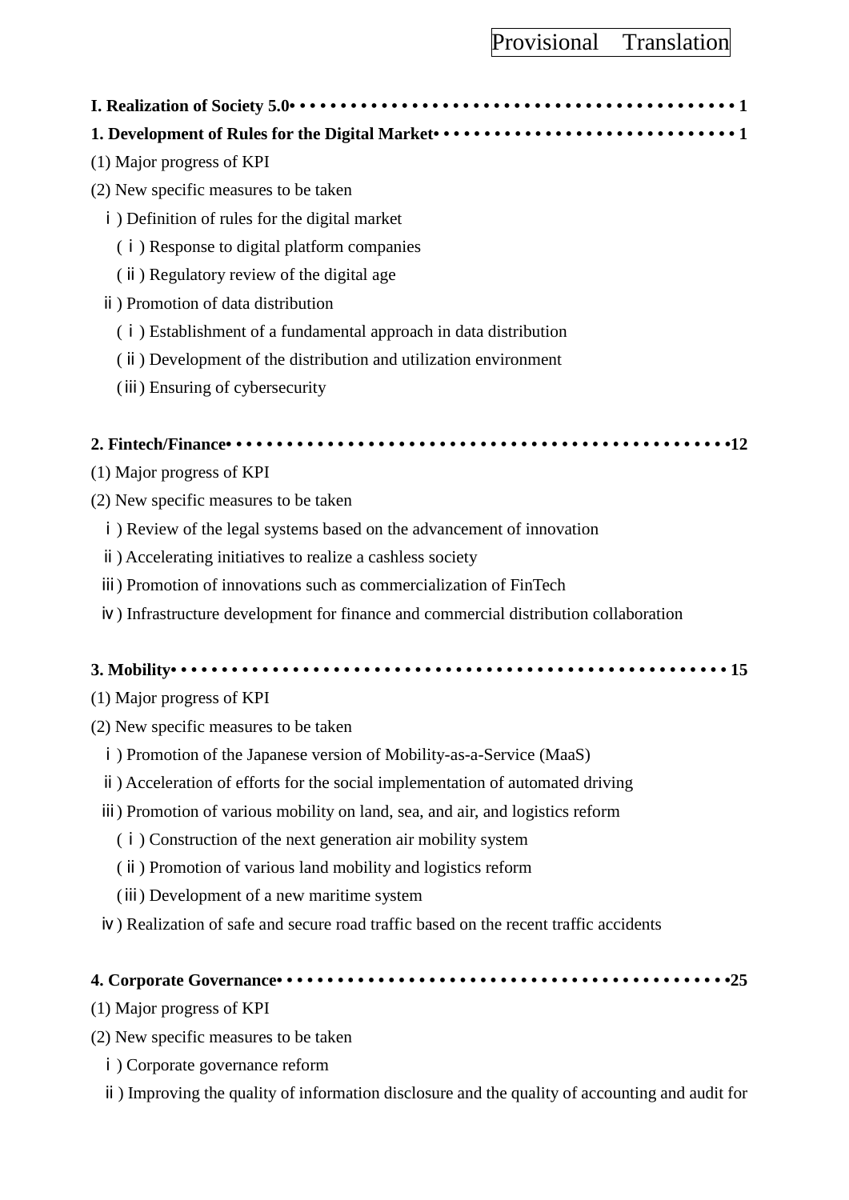Provisional Translation

**I. Realization of Society 5.0• • • • • • • • • • • • • • • • • • • • • • • • • • • • • • • • • • • • • • • • • • 1**

**1. Development of Rules for the Digital Market• • • • • • • • • • • • • • • • • • • • • • • • • • • • • 1**

(1) Major progress of KPI

(2) New specific measures to be taken

ⅰ) Definition of rules for the digital market

(ⅰ) Response to digital platform companies

(ⅱ) Regulatory review of the digital age

ⅱ) Promotion of data distribution

(ⅰ) Establishment of a fundamental approach in data distribution

(ⅱ) Development of the distribution and utilization environment

(ⅲ) Ensuring of cybersecurity

**2. Fintech/Finance• • • • • • • • • • • • • • • • • • • • • • • • • • • • • • • • • • • • • • • • • • • • • • • •12**

(1) Major progress of KPI

(2) New specific measures to be taken

ⅰ) Review of the legal systems based on the advancement of innovation

ⅱ) Accelerating initiatives to realize a cashless society

ⅲ) Promotion of innovations such as commercialization of FinTech

ⅳ) Infrastructure development for finance and commercial distribution collaboration

**3. Mobility• • • • • • • • • • • • • • • • • • • • • • • • • • • • • • • • • • • • • • • • • • • • • • • • • • • • 15**

(1) Major progress of KPI

(2) New specific measures to be taken

ⅰ) Promotion of the Japanese version of Mobility-as-a-Service (MaaS)

ⅱ) Acceleration of efforts for the social implementation of automated driving

ⅲ) Promotion of various mobility on land, sea, and air, and logistics reform

(ⅰ) Construction of the next generation air mobility system

(ⅱ) Promotion of various land mobility and logistics reform

(ⅲ) Development of a new maritime system

ⅳ) Realization of safe and secure road traffic based on the recent traffic accidents

**4. Corporate Governance• • • • • • • • • • • • • • • • • • • • • • • • • • • • • • • • • • • • • • • • • • • •25**

(1) Major progress of KPI

(2) New specific measures to be taken

ⅰ) Corporate governance reform

ⅱ) Improving the quality of information disclosure and the quality of accounting and audit for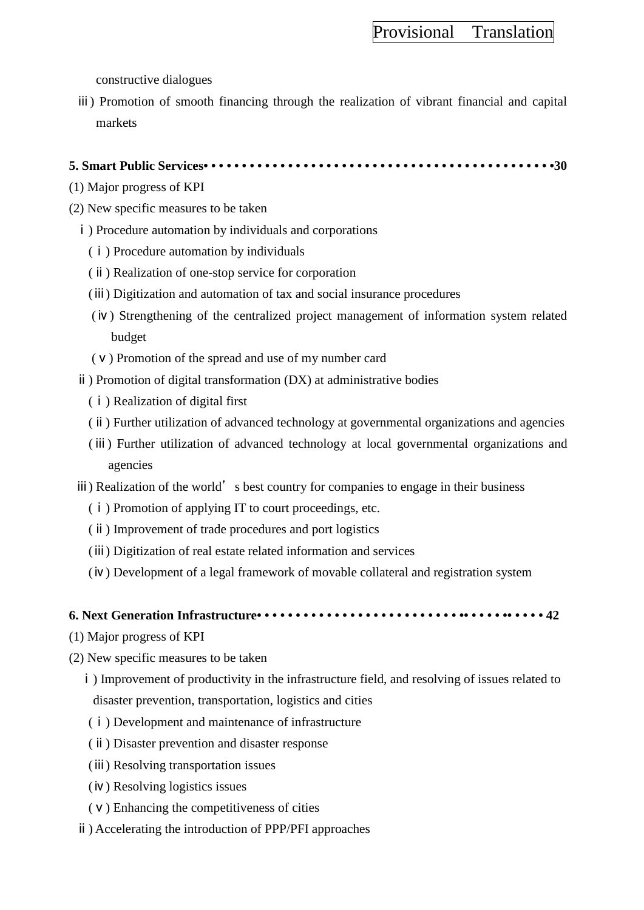constructive dialogues

ⅲ) Promotion of smooth financing through the realization of vibrant financial and capital markets

**5. Smart Public Services**• • • • • • • • • • • • • • • • • • • • • • • • • • • • • • • • • • • • • • • • • • • • • • **30**

(1) Major progress of KPI

(2) New specific measures to be taken

ⅰ) Procedure automation by individuals and corporations

(ⅰ) Procedure automation by individuals

(ⅱ) Realization of one-stop service for corporation

(ⅲ) Digitization and automation of tax and social insurance procedures

(ⅳ) Strengthening of the centralized project management of information system related budget

(ⅴ) Promotion of the spread and use of my number card

ⅱ) Promotion of digital transformation (DX) at administrative bodies

(ⅰ) Realization of digital first

(ⅱ) Further utilization of advanced technology at governmental organizations and agencies

(ⅲ) Further utilization of advanced technology at local governmental organizations and agencies

ⅲ) Realization of the world's best country for companies to engage in their business

(ⅰ) Promotion of applying IT to court proceedings, etc.

(ⅱ) Improvement of trade procedures and port logistics

(ⅲ) Digitization of real estate related information and services

(ⅳ) Development of a legal framework of movable collateral and registration system

**6. Next Generation Infrastructure**• • • • • • • • • • • • • • • • • • • • • • • • • • • • • • • • • • • • • **42**

(1) Major progress of KPI

(2) New specific measures to be taken

ⅰ) Improvement of productivity in the infrastructure field, and resolving of issues related to disaster prevention, transportation, logistics and cities

(ⅰ) Development and maintenance of infrastructure

(ⅱ) Disaster prevention and disaster response

(ⅲ) Resolving transportation issues

(ⅳ) Resolving logistics issues

(ⅴ) Enhancing the competitiveness of cities

ⅱ) Accelerating the introduction of PPP/PFI approaches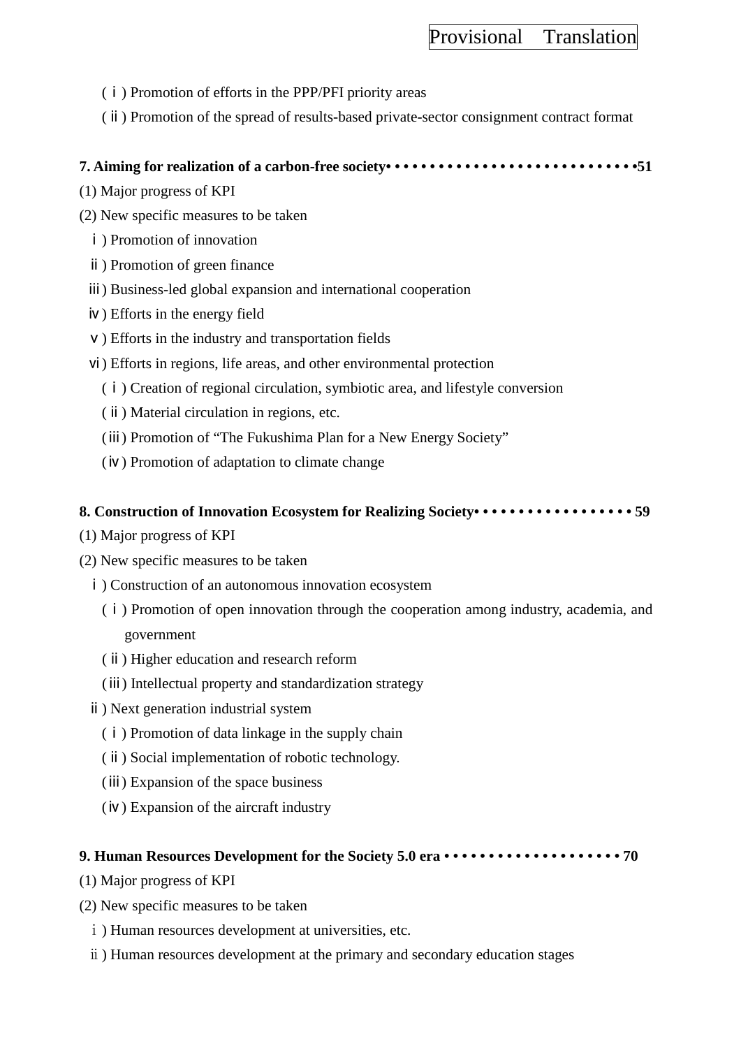(ⅰ) Promotion of efforts in the PPP/PFI priority areas

(ⅱ) Promotion of the spread of results-based private-sector consignment contract format

**7. Aiming for realization of a carbon-free society• • • • • • • • • • • • • • • • • • • • • • • • • • • • •51**

(1) Major progress of KPI

(2) New specific measures to be taken

ⅰ) Promotion of innovation

ⅱ) Promotion of green finance

ⅲ) Business-led global expansion and international cooperation

ⅳ) Efforts in the energy field

ⅴ) Efforts in the industry and transportation fields

ⅵ) Efforts in regions, life areas, and other environmental protection

(ⅰ) Creation of regional circulation, symbiotic area, and lifestyle conversion

(ⅱ) Material circulation in regions, etc.

(ⅲ) Promotion of "The Fukushima Plan for a New Energy Society"

(ⅳ) Promotion of adaptation to climate change

**8. Construction of Innovation Ecosystem for Realizing Society• • • • • • • • • • • • • • • • • • 59**

(1) Major progress of KPI

(2) New specific measures to be taken

ⅰ) Construction of an autonomous innovation ecosystem

(ⅰ) Promotion of open innovation through the cooperation among industry, academia, and government

(ⅱ) Higher education and research reform

(ⅲ) Intellectual property and standardization strategy

ⅱ) Next generation industrial system

(ⅰ) Promotion of data linkage in the supply chain

(ⅱ) Social implementation of robotic technology.

(ⅲ) Expansion of the space business

(ⅳ) Expansion of the aircraft industry

**9. Human Resources Development for the Society 5.0 era • • • • • • • • • • • • • • • • • • • • 70**

(1) Major progress of KPI

(2) New specific measures to be taken

ⅰ) Human resources development at universities, etc.

ⅱ) Human resources development at the primary and secondary education stages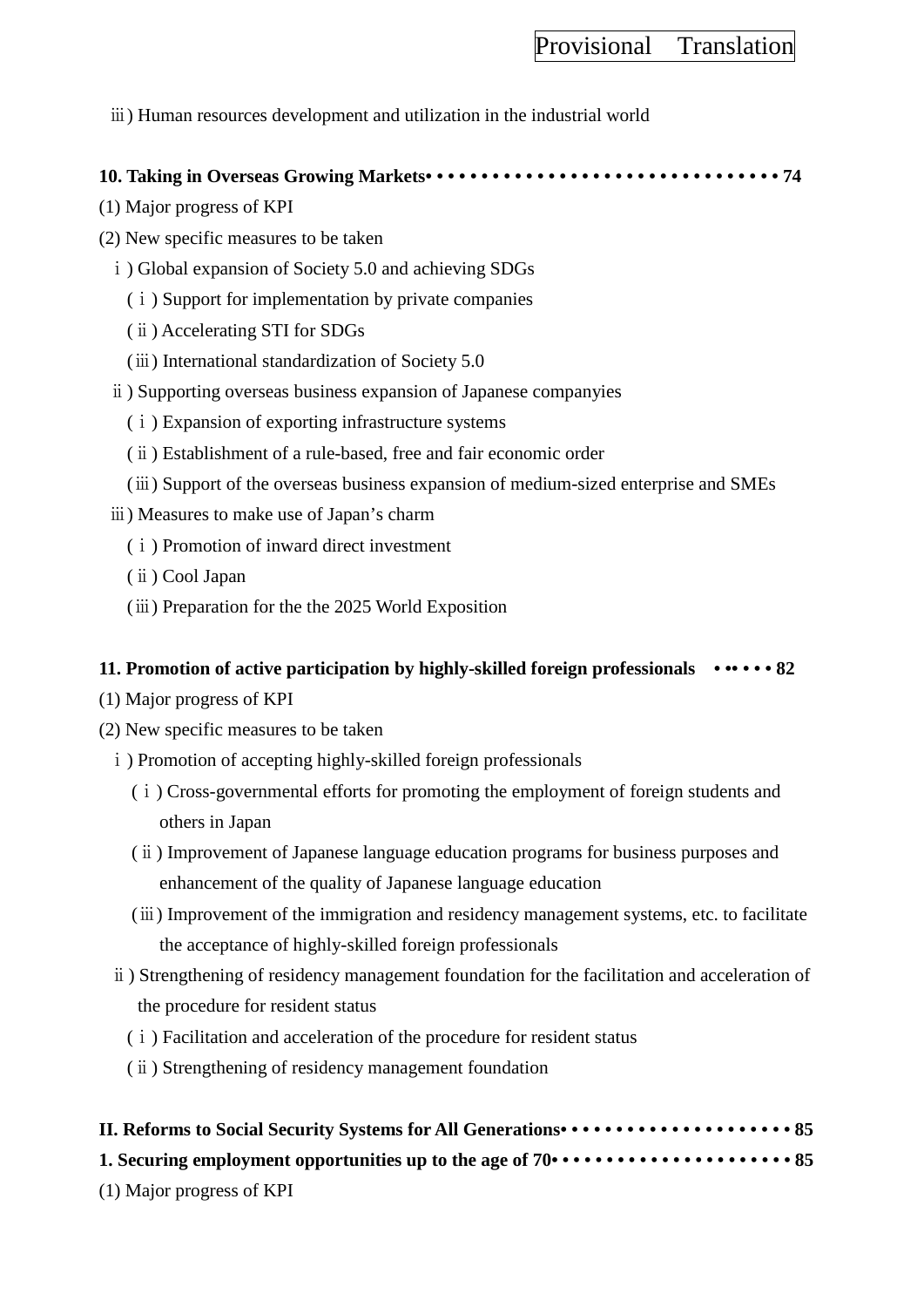iii) Human resources development and utilization in the industrial world

**10. Taking in Overseas Growing Markets• • • • • • • • • • • • • • • • • • • • • • • • • • • • • • • • 74**

(1) Major progress of KPI

(2) New specific measures to be taken

i) Global expansion of Society 5.0 and achieving SDGs

(i) Support for implementation by private companies

(ii) Accelerating STI for SDGs

(iii) International standardization of Society 5.0

ii) Supporting overseas business expansion of Japanese companyies

(i) Expansion of exporting infrastructure systems

(ii) Establishment of a rule-based, free and fair economic order

(iii) Support of the overseas business expansion of medium-sized enterprise and SMEs

iii) Measures to make use of Japan's charm

(i) Promotion of inward direct investment

(ii) Cool Japan

(iii) Preparation for the the 2025 World Exposition

**11. Promotion of active participation by highly-skilled foreign professionals • •• • • • 82**

(1) Major progress of KPI

(2) New specific measures to be taken

i) Promotion of accepting highly-skilled foreign professionals

(i) Cross-governmental efforts for promoting the employment of foreign students and others in Japan

(ii) Improvement of Japanese language education programs for business purposes and enhancement of the quality of Japanese language education

(iii) Improvement of the immigration and residency management systems, etc. to facilitate the acceptance of highly-skilled foreign professionals

ii) Strengthening of residency management foundation for the facilitation and acceleration of the procedure for resident status

(i) Facilitation and acceleration of the procedure for resident status

(ii) Strengthening of residency management foundation

**II. Reforms to Social Security Systems for All Generations• • • • • • • • • • • • • • • • • • • • 85**

**1. Securing employment opportunities up to the age of 70• • • • • • • • • • • • • • • • • • • • • 85**

(1) Major progress of KPI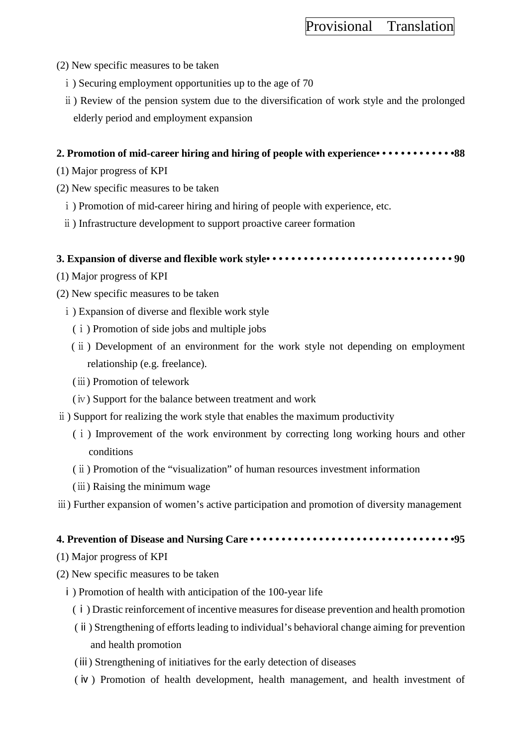(2) New specific measures to be taken

ⅰ) Securing employment opportunities up to the age of 70

ⅱ) Review of the pension system due to the diversification of work style and the prolonged elderly period and employment expansion

**2. Promotion of mid-career hiring and hiring of people with experience• • • • • • • • • • • • •88**

(1) Major progress of KPI

(2) New specific measures to be taken

ⅰ) Promotion of mid-career hiring and hiring of people with experience, etc.

ⅱ) Infrastructure development to support proactive career formation

**3. Expansion of diverse and flexible work style• • • • • • • • • • • • • • • • • • • • • • • • • • • • • • 90**

(1) Major progress of KPI

(2) New specific measures to be taken

ⅰ) Expansion of diverse and flexible work style

(ⅰ) Promotion of side jobs and multiple jobs

(ⅱ) Development of an environment for the work style not depending on employment relationship (e.g. freelance).

(ⅲ) Promotion of telework

(ⅳ) Support for the balance between treatment and work

ⅱ) Support for realizing the work style that enables the maximum productivity

(ⅰ) Improvement of the work environment by correcting long working hours and other conditions

(ⅱ) Promotion of the “visualization” of human resources investment information

(ⅲ) Raising the minimum wage

ⅲ) Further expansion of women’s active participation and promotion of diversity management

**4. Prevention of Disease and Nursing Care • • • • • • • • • • • • • • • • • • • • • • • • • • • • • • • • •95**

(1) Major progress of KPI

(2) New specific measures to be taken

ⅰ) Promotion of health with anticipation of the 100-year life

(ⅰ) Drastic reinforcement of incentive measures for disease prevention and health promotion

(ⅱ) Strengthening of efforts leading to individual’s behavioral change aiming for prevention and health promotion

(ⅲ) Strengthening of initiatives for the early detection of diseases

(ⅳ) Promotion of health development, health management, and health investment of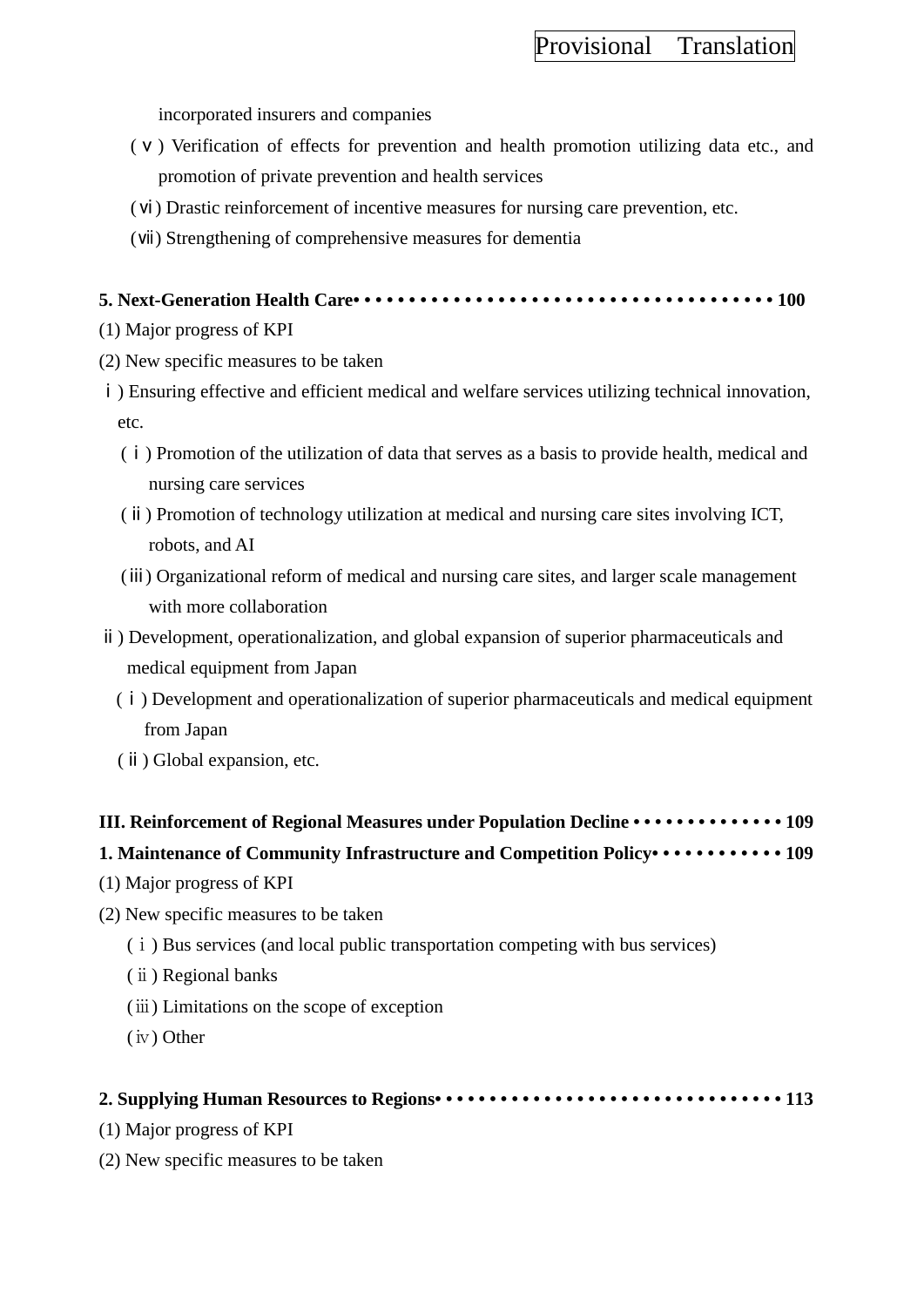incorporated insurers and companies

(ⅴ) Verification of effects for prevention and health promotion utilizing data etc., and promotion of private prevention and health services

(ⅵ) Drastic reinforcement of incentive measures for nursing care prevention, etc.

(ⅶ) Strengthening of comprehensive measures for dementia

**5. Next-Generation Health Care• • • • • • • • • • • • • • • • • • • • • • • • • • • • • • • • • • • • • 100**

(1) Major progress of KPI

(2) New specific measures to be taken

ⅰ) Ensuring effective and efficient medical and welfare services utilizing technical innovation, etc.

(ⅰ) Promotion of the utilization of data that serves as a basis to provide health, medical and nursing care services

(ⅱ) Promotion of technology utilization at medical and nursing care sites involving ICT, robots, and AI

(ⅲ) Organizational reform of medical and nursing care sites, and larger scale management with more collaboration

ⅱ) Development, operationalization, and global expansion of superior pharmaceuticals and medical equipment from Japan

(ⅰ) Development and operationalization of superior pharmaceuticals and medical equipment from Japan

(ⅱ) Global expansion, etc.

**III. Reinforcement of Regional Measures under Population Decline • • • • • • • • • • • • • • 109**

**1. Maintenance of Community Infrastructure and Competition Policy• • • • • • • • • • • • 109**

(1) Major progress of KPI

(2) New specific measures to be taken

(ⅰ) Bus services (and local public transportation competing with bus services)

(ⅱ) Regional banks

(ⅲ) Limitations on the scope of exception

(ⅳ) Other

**2. Supplying Human Resources to Regions• • • • • • • • • • • • • • • • • • • • • • • • • • • • • • • 113**

(1) Major progress of KPI

(2) New specific measures to be taken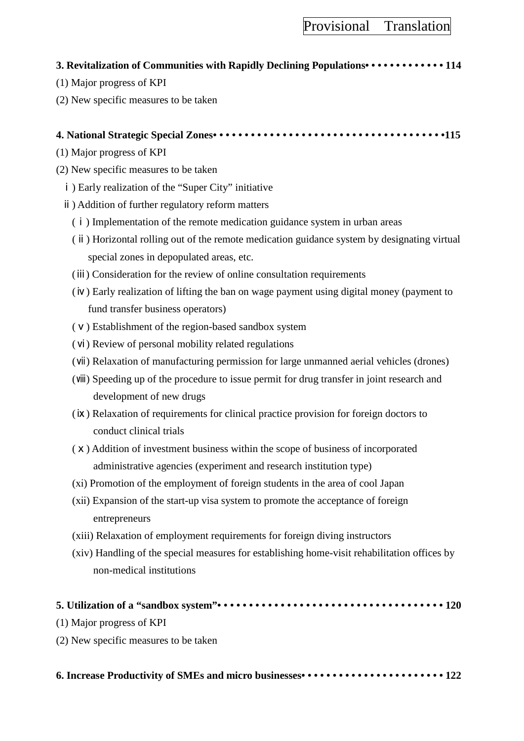**3. Revitalization of Communities with Rapidly Declining Populations• • • • • • • • • • • • • 114**

(1) Major progress of KPI

(2) New specific measures to be taken

**4. National Strategic Special Zones• • • • • • • • • • • • • • • • • • • • • • • • • • • • • • • • • • • • •115**

(1) Major progress of KPI

(2) New specific measures to be taken

ⅰ) Early realization of the "Super City" initiative

ⅱ) Addition of further regulatory reform matters

(ⅰ) Implementation of the remote medication guidance system in urban areas

(ⅱ) Horizontal rolling out of the remote medication guidance system by designating virtual special zones in depopulated areas, etc.

(ⅲ) Consideration for the review of online consultation requirements

(ⅳ) Early realization of lifting the ban on wage payment using digital money (payment to fund transfer business operators)

(ⅴ) Establishment of the region-based sandbox system

(ⅵ) Review of personal mobility related regulations

(ⅶ) Relaxation of manufacturing permission for large unmanned aerial vehicles (drones)

(ⅷ) Speeding up of the procedure to issue permit for drug transfer in joint research and development of new drugs

(ⅸ) Relaxation of requirements for clinical practice provision for foreign doctors to conduct clinical trials

(ⅹ) Addition of investment business within the scope of business of incorporated administrative agencies (experiment and research institution type)

(xi) Promotion of the employment of foreign students in the area of cool Japan

(xii) Expansion of the start-up visa system to promote the acceptance of foreign entrepreneurs

(xiii) Relaxation of employment requirements for foreign diving instructors

(xiv) Handling of the special measures for establishing home-visit rehabilitation offices by non-medical institutions

**5. Utilization of a "sandbox system"• • • • • • • • • • • • • • • • • • • • • • • • • • • • • • • • • • • • 120**

(1) Major progress of KPI

(2) New specific measures to be taken

**6. Increase Productivity of SMEs and micro businesses• • • • • • • • • • • • • • • • • • • • • • • 122**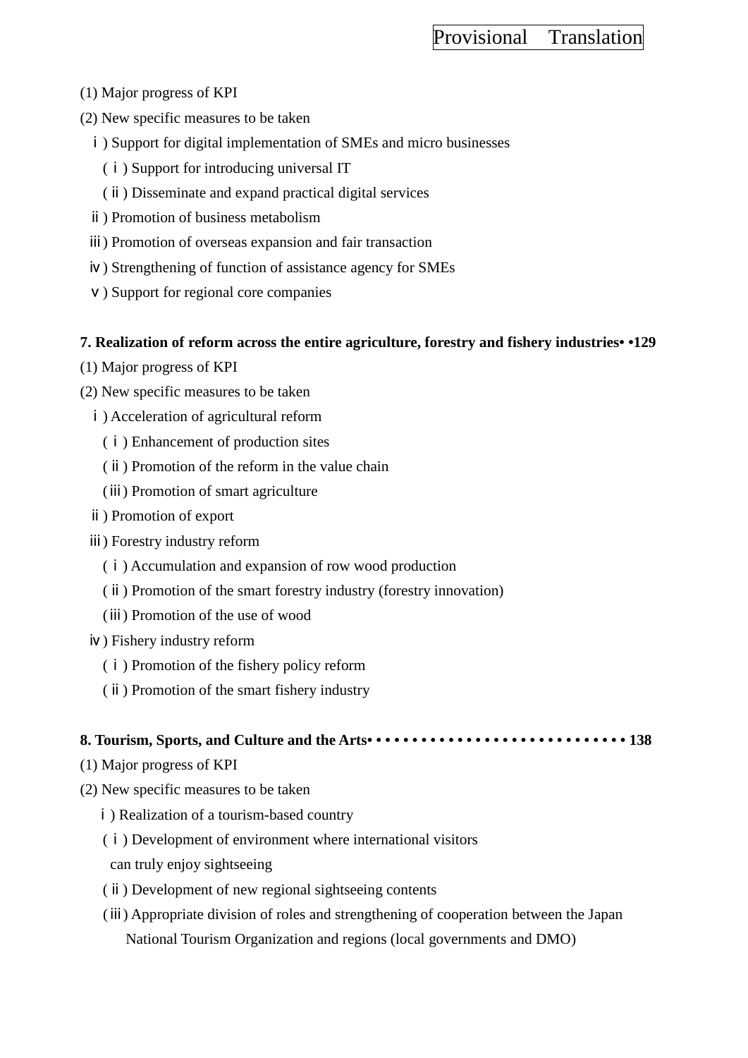(1) Major progress of KPI

(2) New specific measures to be taken

ⅰ) Support for digital implementation of SMEs and micro businesses

(ⅰ) Support for introducing universal IT

(ⅱ) Disseminate and expand practical digital services

ⅱ) Promotion of business metabolism

ⅲ) Promotion of overseas expansion and fair transaction

ⅳ) Strengthening of function of assistance agency for SMEs

ⅴ) Support for regional core companies

**7. Realization of reform across the entire agriculture, forestry and fishery industries• •129**

(1) Major progress of KPI

(2) New specific measures to be taken

ⅰ) Acceleration of agricultural reform

(ⅰ) Enhancement of production sites

(ⅱ) Promotion of the reform in the value chain

(ⅲ) Promotion of smart agriculture

ⅱ) Promotion of export

ⅲ) Forestry industry reform

(ⅰ) Accumulation and expansion of row wood production

(ⅱ) Promotion of the smart forestry industry (forestry innovation)

(ⅲ) Promotion of the use of wood

ⅳ) Fishery industry reform

(ⅰ) Promotion of the fishery policy reform

(ⅱ) Promotion of the smart fishery industry

**8. Tourism, Sports, and Culture and the Arts• • • • • • • • • • • • • • • • • • • • • • • • • • • • 138**

(1) Major progress of KPI

(2) New specific measures to be taken

ⅰ) Realization of a tourism-based country

(ⅰ) Development of environment where international visitors can truly enjoy sightseeing

(ⅱ) Development of new regional sightseeing contents

(ⅲ) Appropriate division of roles and strengthening of cooperation between the Japan National Tourism Organization and regions (local governments and DMO)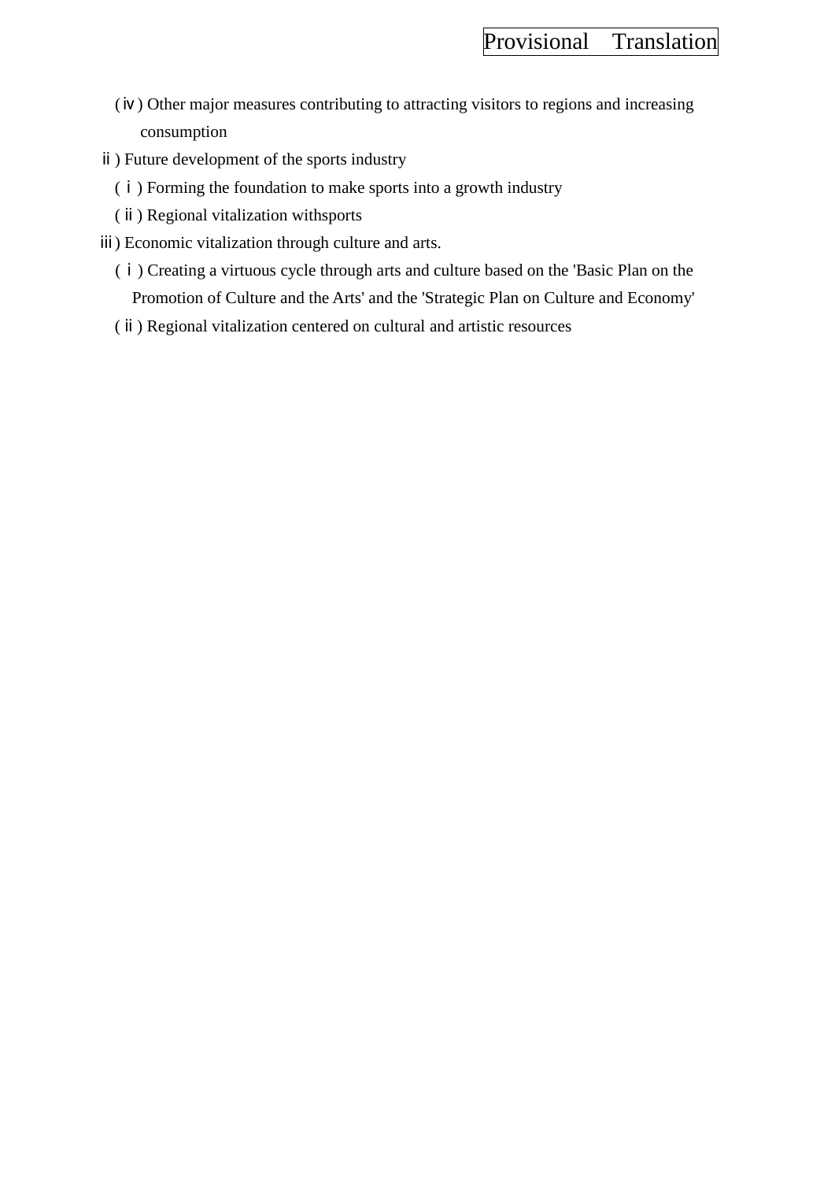(ⅳ) Other major measures contributing to attracting visitors to regions and increasing consumption

ⅱ) Future development of the sports industry

(ⅰ) Forming the foundation to make sports into a growth industry

(ⅱ) Regional vitalization withsports

ⅲ) Economic vitalization through culture and arts.

(ⅰ) Creating a virtuous cycle through arts and culture based on the 'Basic Plan on the Promotion of Culture and the Arts' and the 'Strategic Plan on Culture and Economy'

(ⅱ) Regional vitalization centered on cultural and artistic resources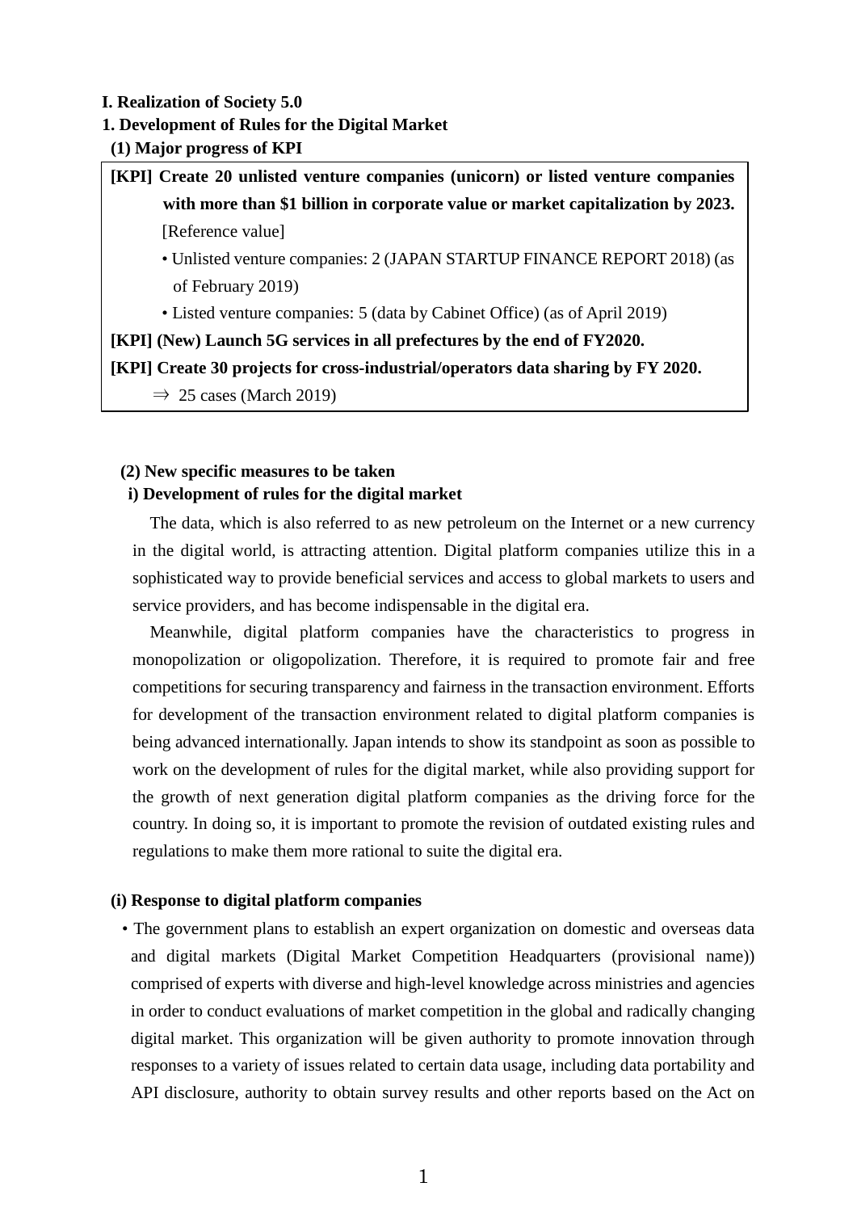# I. Realization of Society 5.0

## 1. Development of Rules for the Digital Market

### (1) Major progress of KPI

**[KPI] Create 20 unlisted venture companies (unicorn) or listed venture companies with more than $1 billion in corporate value or market capitalization by 2023.**

[Reference value]

- Unlisted venture companies: 2 (JAPAN STARTUP FINANCE REPORT 2018) (as of February 2019)
- Listed venture companies: 5 (data by Cabinet Office) (as of April 2019)

**[KPI] (New) Launch 5G services in all prefectures by the end of FY2020.**

**[KPI] Create 30 projects for cross-industrial/operators data sharing by FY 2020.**

⇒ 25 cases (March 2019)

### (2) New specific measures to be taken

#### i) Development of rules for the digital market

The data, which is also referred to as new petroleum on the Internet or a new currency in the digital world, is attracting attention. Digital platform companies utilize this in a sophisticated way to provide beneficial services and access to global markets to users and service providers, and has become indispensable in the digital era.

Meanwhile, digital platform companies have the characteristics to progress in monopolization or oligopolization. Therefore, it is required to promote fair and free competitions for securing transparency and fairness in the transaction environment. Efforts for development of the transaction environment related to digital platform companies is being advanced internationally. Japan intends to show its standpoint as soon as possible to work on the development of rules for the digital market, while also providing support for the growth of next generation digital platform companies as the driving force for the country. In doing so, it is important to promote the revision of outdated existing rules and regulations to make them more rational to suite the digital era.

**(i) Response to digital platform companies**

- The government plans to establish an expert organization on domestic and overseas data and digital markets (Digital Market Competition Headquarters (provisional name)) comprised of experts with diverse and high-level knowledge across ministries and agencies in order to conduct evaluations of market competition in the global and radically changing digital market. This organization will be given authority to promote innovation through responses to a variety of issues related to certain data usage, including data portability and API disclosure, authority to obtain survey results and other reports based on the Act on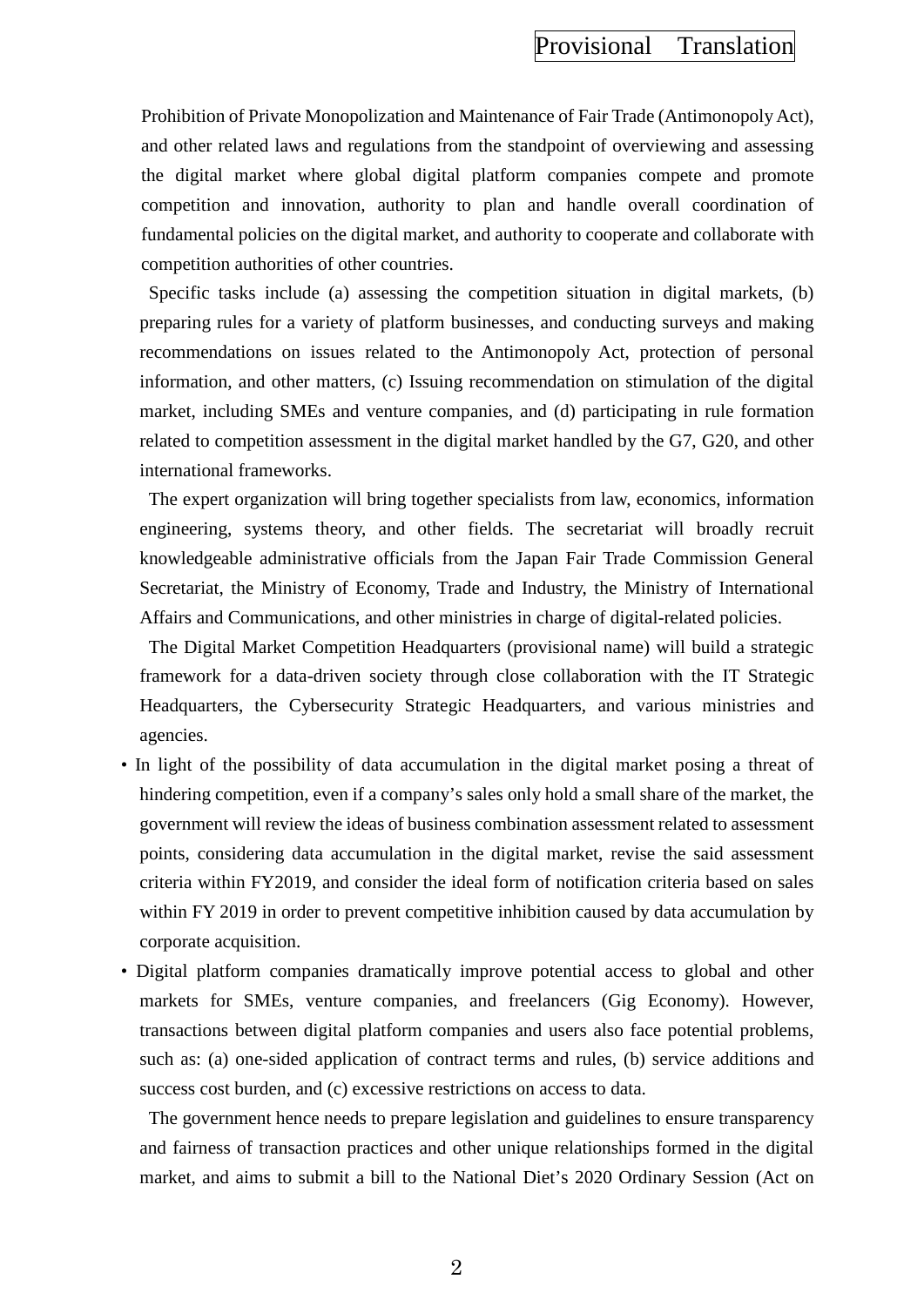Prohibition of Private Monopolization and Maintenance of Fair Trade (Antimonopoly Act), and other related laws and regulations from the standpoint of overviewing and assessing the digital market where global digital platform companies compete and promote competition and innovation, authority to plan and handle overall coordination of fundamental policies on the digital market, and authority to cooperate and collaborate with competition authorities of other countries.

Specific tasks include (a) assessing the competition situation in digital markets, (b) preparing rules for a variety of platform businesses, and conducting surveys and making recommendations on issues related to the Antimonopoly Act, protection of personal information, and other matters, (c) Issuing recommendation on stimulation of the digital market, including SMEs and venture companies, and (d) participating in rule formation related to competition assessment in the digital market handled by the G7, G20, and other international frameworks.

The expert organization will bring together specialists from law, economics, information engineering, systems theory, and other fields. The secretariat will broadly recruit knowledgeable administrative officials from the Japan Fair Trade Commission General Secretariat, the Ministry of Economy, Trade and Industry, the Ministry of International Affairs and Communications, and other ministries in charge of digital-related policies.

The Digital Market Competition Headquarters (provisional name) will build a strategic framework for a data-driven society through close collaboration with the IT Strategic Headquarters, the Cybersecurity Strategic Headquarters, and various ministries and agencies.

- In light of the possibility of data accumulation in the digital market posing a threat of hindering competition, even if a company's sales only hold a small share of the market, the government will review the ideas of business combination assessment related to assessment points, considering data accumulation in the digital market, revise the said assessment criteria within FY2019, and consider the ideal form of notification criteria based on sales within FY 2019 in order to prevent competitive inhibition caused by data accumulation by corporate acquisition.
- Digital platform companies dramatically improve potential access to global and other markets for SMEs, venture companies, and freelancers (Gig Economy). However, transactions between digital platform companies and users also face potential problems, such as: (a) one-sided application of contract terms and rules, (b) service additions and success cost burden, and (c) excessive restrictions on access to data.

  The government hence needs to prepare legislation and guidelines to ensure transparency and fairness of transaction practices and other unique relationships formed in the digital market, and aims to submit a bill to the National Diet's 2020 Ordinary Session (Act on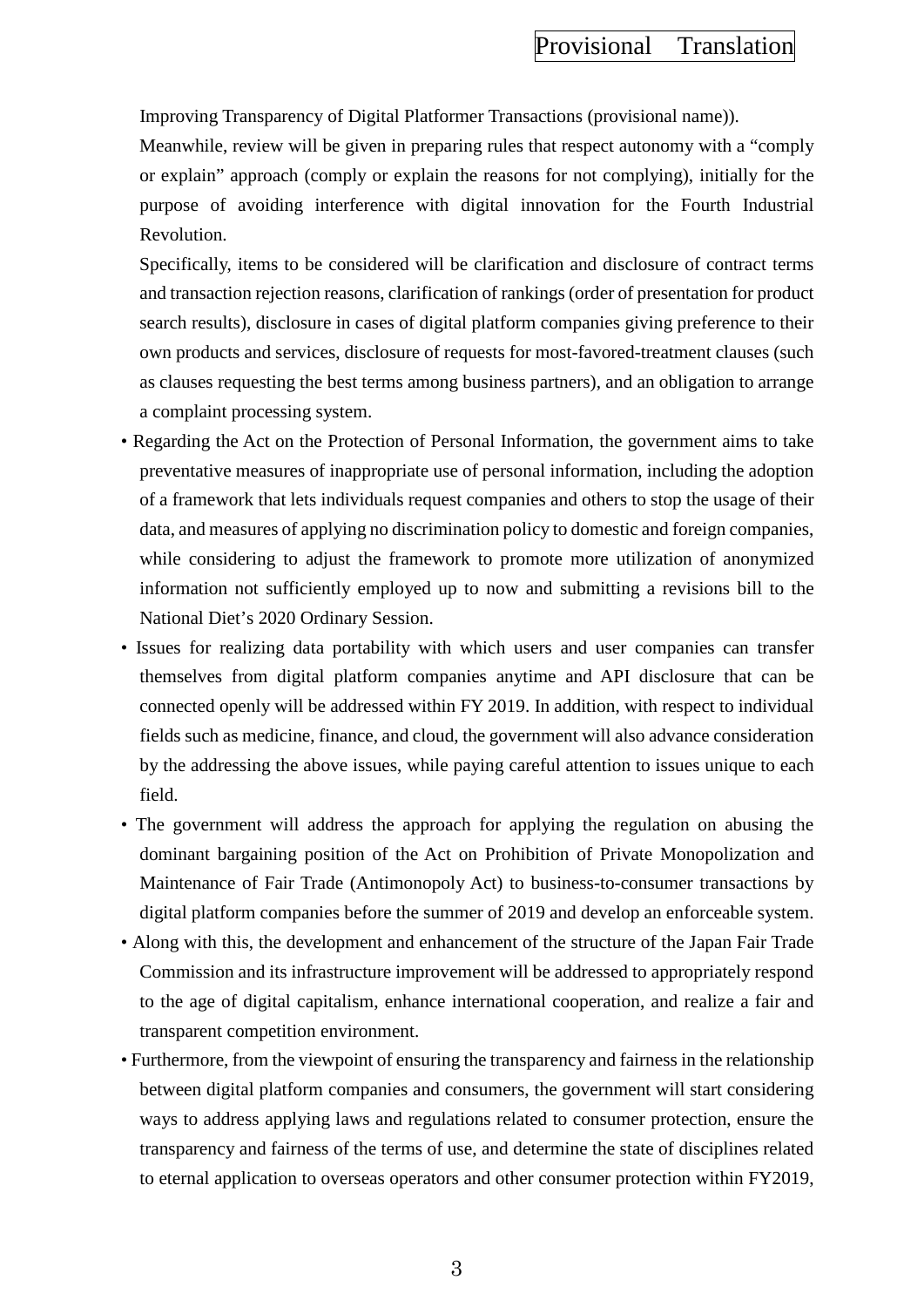Improving Transparency of Digital Platformer Transactions (provisional name)).

Meanwhile, review will be given in preparing rules that respect autonomy with a "comply or explain" approach (comply or explain the reasons for not complying), initially for the purpose of avoiding interference with digital innovation for the Fourth Industrial Revolution.

Specifically, items to be considered will be clarification and disclosure of contract terms and transaction rejection reasons, clarification of rankings (order of presentation for product search results), disclosure in cases of digital platform companies giving preference to their own products and services, disclosure of requests for most-favored-treatment clauses (such as clauses requesting the best terms among business partners), and an obligation to arrange a complaint processing system.

- Regarding the Act on the Protection of Personal Information, the government aims to take preventative measures of inappropriate use of personal information, including the adoption of a framework that lets individuals request companies and others to stop the usage of their data, and measures of applying no discrimination policy to domestic and foreign companies, while considering to adjust the framework to promote more utilization of anonymized information not sufficiently employed up to now and submitting a revisions bill to the National Diet's 2020 Ordinary Session.
- Issues for realizing data portability with which users and user companies can transfer themselves from digital platform companies anytime and API disclosure that can be connected openly will be addressed within FY 2019. In addition, with respect to individual fields such as medicine, finance, and cloud, the government will also advance consideration by the addressing the above issues, while paying careful attention to issues unique to each field.
- The government will address the approach for applying the regulation on abusing the dominant bargaining position of the Act on Prohibition of Private Monopolization and Maintenance of Fair Trade (Antimonopoly Act) to business-to-consumer transactions by digital platform companies before the summer of 2019 and develop an enforceable system.
- Along with this, the development and enhancement of the structure of the Japan Fair Trade Commission and its infrastructure improvement will be addressed to appropriately respond to the age of digital capitalism, enhance international cooperation, and realize a fair and transparent competition environment.
- Furthermore, from the viewpoint of ensuring the transparency and fairness in the relationship between digital platform companies and consumers, the government will start considering ways to address applying laws and regulations related to consumer protection, ensure the transparency and fairness of the terms of use, and determine the state of disciplines related to eternal application to overseas operators and other consumer protection within FY2019,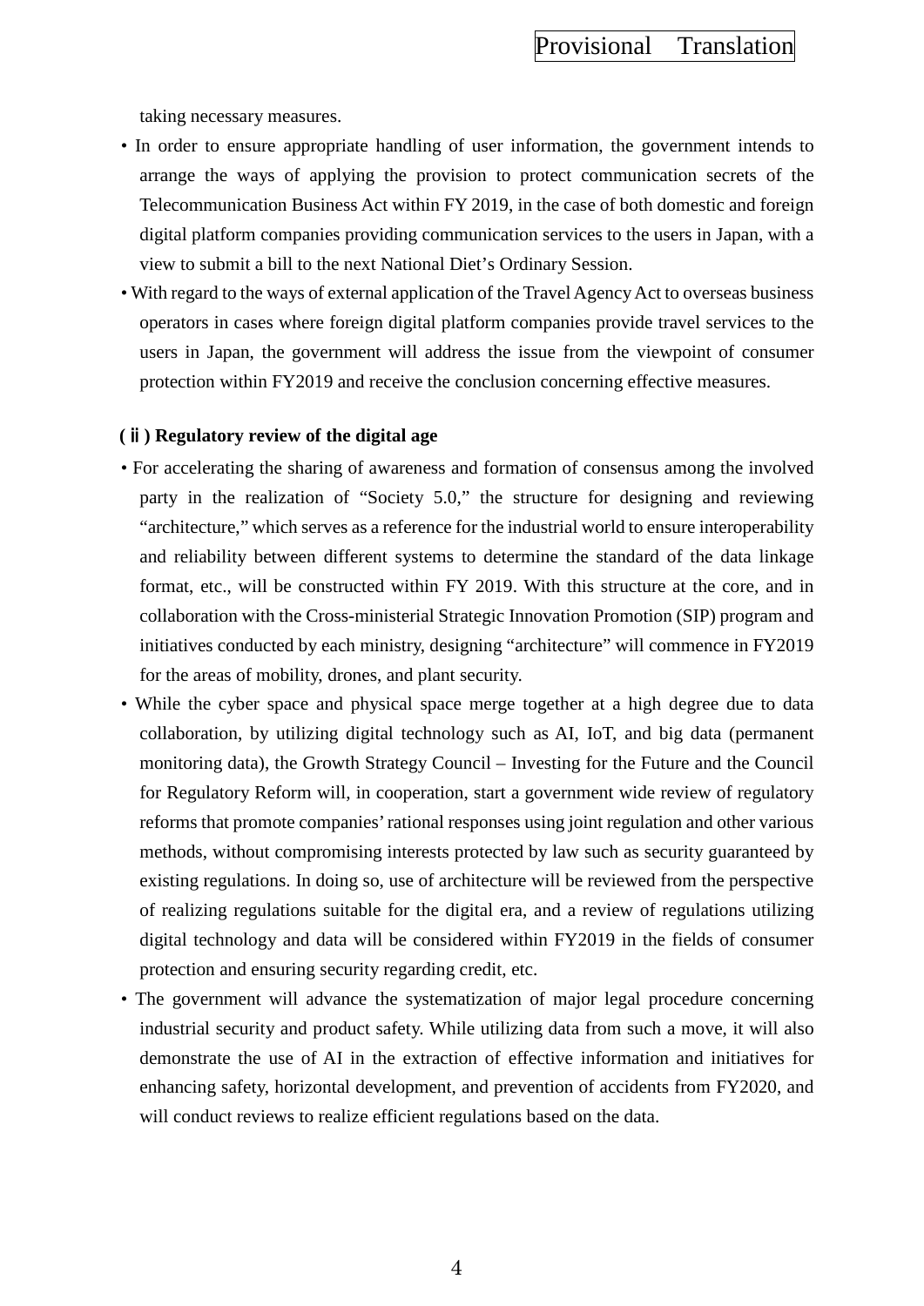taking necessary measures.

- In order to ensure appropriate handling of user information, the government intends to arrange the ways of applying the provision to protect communication secrets of the Telecommunication Business Act within FY 2019, in the case of both domestic and foreign digital platform companies providing communication services to the users in Japan, with a view to submit a bill to the next National Diet's Ordinary Session.
- With regard to the ways of external application of the Travel Agency Act to overseas business operators in cases where foreign digital platform companies provide travel services to the users in Japan, the government will address the issue from the viewpoint of consumer protection within FY2019 and receive the conclusion concerning effective measures.

**(ⅱ) Regulatory review of the digital age**

- For accelerating the sharing of awareness and formation of consensus among the involved party in the realization of "Society 5.0," the structure for designing and reviewing "architecture," which serves as a reference for the industrial world to ensure interoperability and reliability between different systems to determine the standard of the data linkage format, etc., will be constructed within FY 2019. With this structure at the core, and in collaboration with the Cross-ministerial Strategic Innovation Promotion (SIP) program and initiatives conducted by each ministry, designing "architecture" will commence in FY2019 for the areas of mobility, drones, and plant security.
- While the cyber space and physical space merge together at a high degree due to data collaboration, by utilizing digital technology such as AI, IoT, and big data (permanent monitoring data), the Growth Strategy Council – Investing for the Future and the Council for Regulatory Reform will, in cooperation, start a government wide review of regulatory reforms that promote companies' rational responses using joint regulation and other various methods, without compromising interests protected by law such as security guaranteed by existing regulations. In doing so, use of architecture will be reviewed from the perspective of realizing regulations suitable for the digital era, and a review of regulations utilizing digital technology and data will be considered within FY2019 in the fields of consumer protection and ensuring security regarding credit, etc.
- The government will advance the systematization of major legal procedure concerning industrial security and product safety. While utilizing data from such a move, it will also demonstrate the use of AI in the extraction of effective information and initiatives for enhancing safety, horizontal development, and prevention of accidents from FY2020, and will conduct reviews to realize efficient regulations based on the data.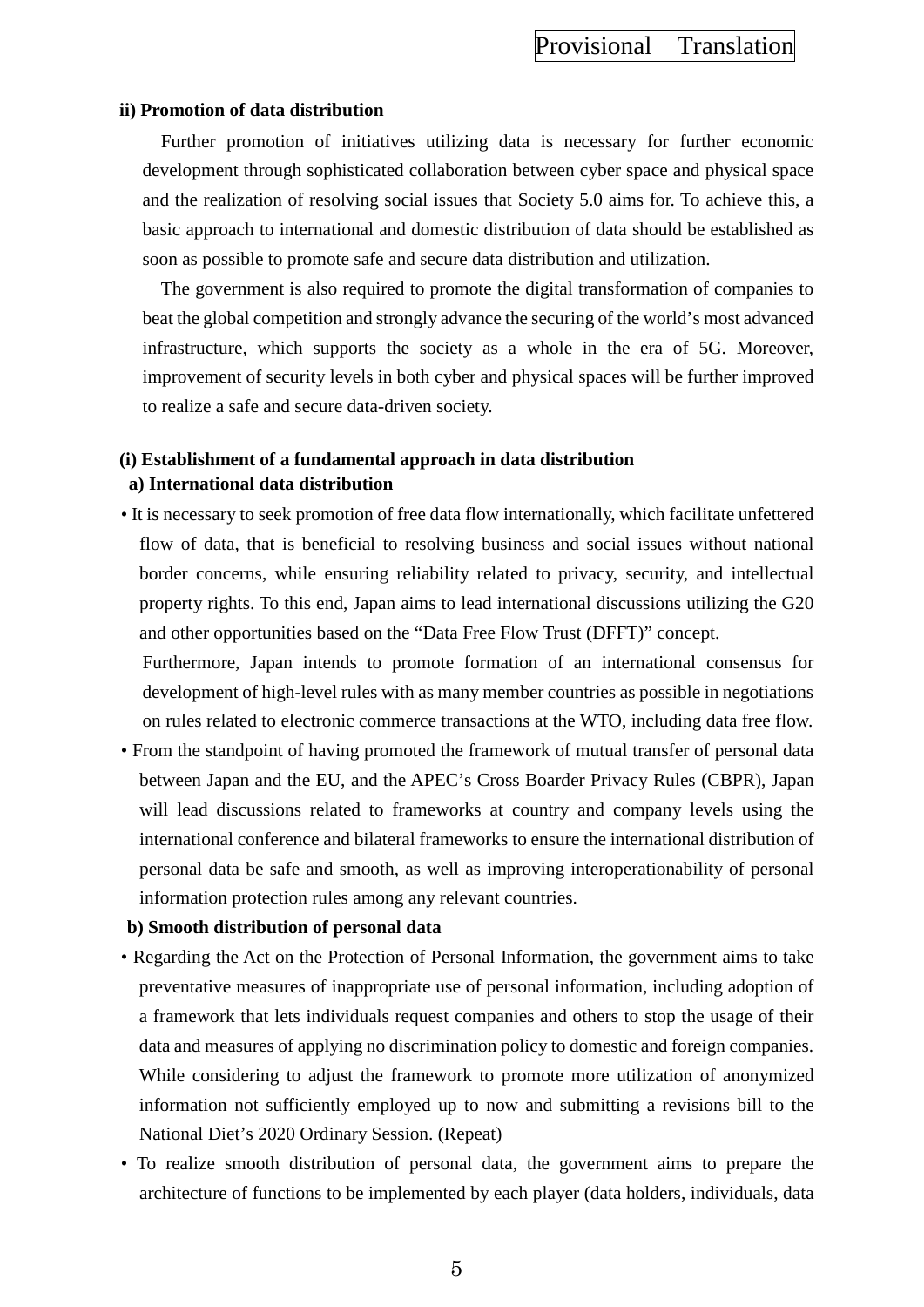**ii) Promotion of data distribution**

Further promotion of initiatives utilizing data is necessary for further economic development through sophisticated collaboration between cyber space and physical space and the realization of resolving social issues that Society 5.0 aims for. To achieve this, a basic approach to international and domestic distribution of data should be established as soon as possible to promote safe and secure data distribution and utilization.

The government is also required to promote the digital transformation of companies to beat the global competition and strongly advance the securing of the world's most advanced infrastructure, which supports the society as a whole in the era of 5G. Moreover, improvement of security levels in both cyber and physical spaces will be further improved to realize a safe and secure data-driven society.

**(i) Establishment of a fundamental approach in data distribution**

**a) International data distribution**

- It is necessary to seek promotion of free data flow internationally, which facilitate unfettered flow of data, that is beneficial to resolving business and social issues without national border concerns, while ensuring reliability related to privacy, security, and intellectual property rights. To this end, Japan aims to lead international discussions utilizing the G20 and other opportunities based on the "Data Free Flow Trust (DFFT)" concept.

  Furthermore, Japan intends to promote formation of an international consensus for development of high-level rules with as many member countries as possible in negotiations on rules related to electronic commerce transactions at the WTO, including data free flow.
- From the standpoint of having promoted the framework of mutual transfer of personal data between Japan and the EU, and the APEC's Cross Boarder Privacy Rules (CBPR), Japan will lead discussions related to frameworks at country and company levels using the international conference and bilateral frameworks to ensure the international distribution of personal data be safe and smooth, as well as improving interoperationability of personal information protection rules among any relevant countries.

**b) Smooth distribution of personal data**

- Regarding the Act on the Protection of Personal Information, the government aims to take preventative measures of inappropriate use of personal information, including adoption of a framework that lets individuals request companies and others to stop the usage of their data and measures of applying no discrimination policy to domestic and foreign companies. While considering to adjust the framework to promote more utilization of anonymized information not sufficiently employed up to now and submitting a revisions bill to the National Diet's 2020 Ordinary Session. (Repeat)
- To realize smooth distribution of personal data, the government aims to prepare the architecture of functions to be implemented by each player (data holders, individuals, data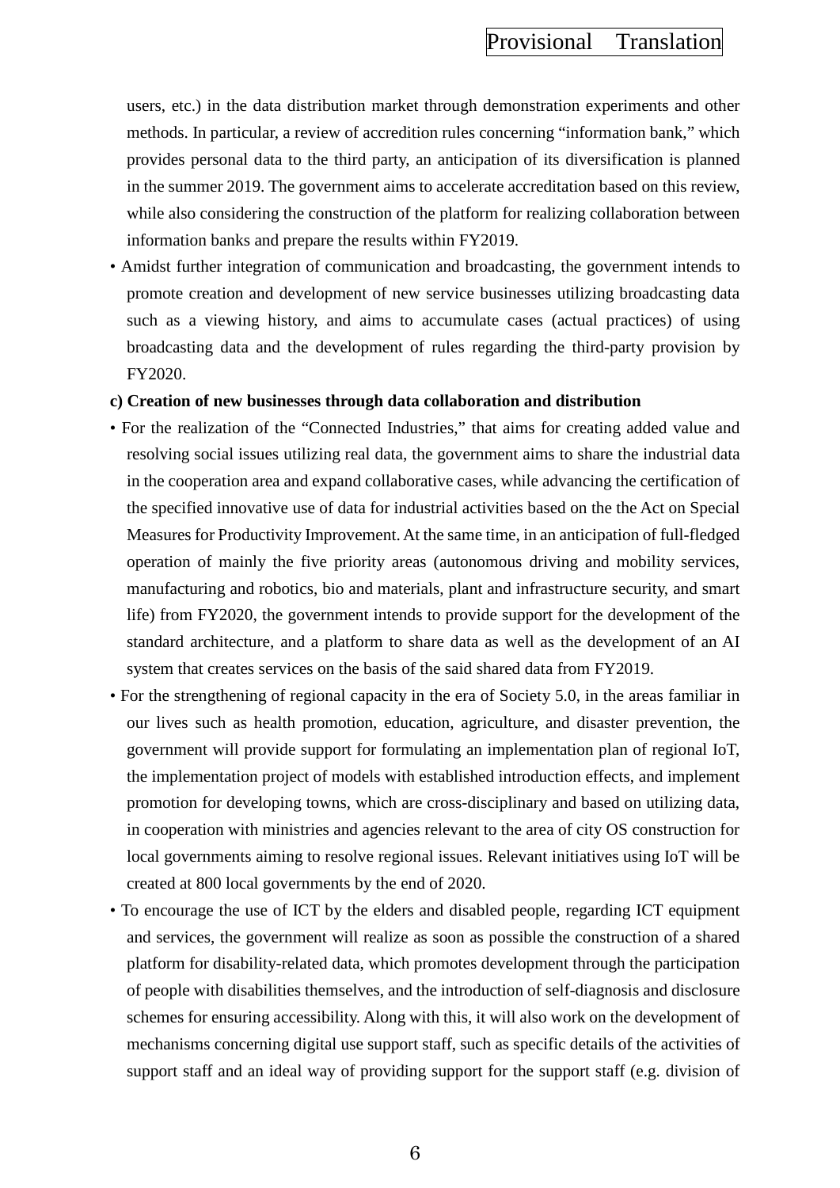users, etc.) in the data distribution market through demonstration experiments and other methods. In particular, a review of accredition rules concerning "information bank," which provides personal data to the third party, an anticipation of its diversification is planned in the summer 2019. The government aims to accelerate accreditation based on this review, while also considering the construction of the platform for realizing collaboration between information banks and prepare the results within FY2019.

- Amidst further integration of communication and broadcasting, the government intends to promote creation and development of new service businesses utilizing broadcasting data such as a viewing history, and aims to accumulate cases (actual practices) of using broadcasting data and the development of rules regarding the third-party provision by FY2020.

**c) Creation of new businesses through data collaboration and distribution**

- For the realization of the "Connected Industries," that aims for creating added value and resolving social issues utilizing real data, the government aims to share the industrial data in the cooperation area and expand collaborative cases, while advancing the certification of the specified innovative use of data for industrial activities based on the the Act on Special Measures for Productivity Improvement. At the same time, in an anticipation of full-fledged operation of mainly the five priority areas (autonomous driving and mobility services, manufacturing and robotics, bio and materials, plant and infrastructure security, and smart life) from FY2020, the government intends to provide support for the development of the standard architecture, and a platform to share data as well as the development of an AI system that creates services on the basis of the said shared data from FY2019.
- For the strengthening of regional capacity in the era of Society 5.0, in the areas familiar in our lives such as health promotion, education, agriculture, and disaster prevention, the government will provide support for formulating an implementation plan of regional IoT, the implementation project of models with established introduction effects, and implement promotion for developing towns, which are cross-disciplinary and based on utilizing data, in cooperation with ministries and agencies relevant to the area of city OS construction for local governments aiming to resolve regional issues. Relevant initiatives using IoT will be created at 800 local governments by the end of 2020.
- To encourage the use of ICT by the elders and disabled people, regarding ICT equipment and services, the government will realize as soon as possible the construction of a shared platform for disability-related data, which promotes development through the participation of people with disabilities themselves, and the introduction of self-diagnosis and disclosure schemes for ensuring accessibility. Along with this, it will also work on the development of mechanisms concerning digital use support staff, such as specific details of the activities of support staff and an ideal way of providing support for the support staff (e.g. division of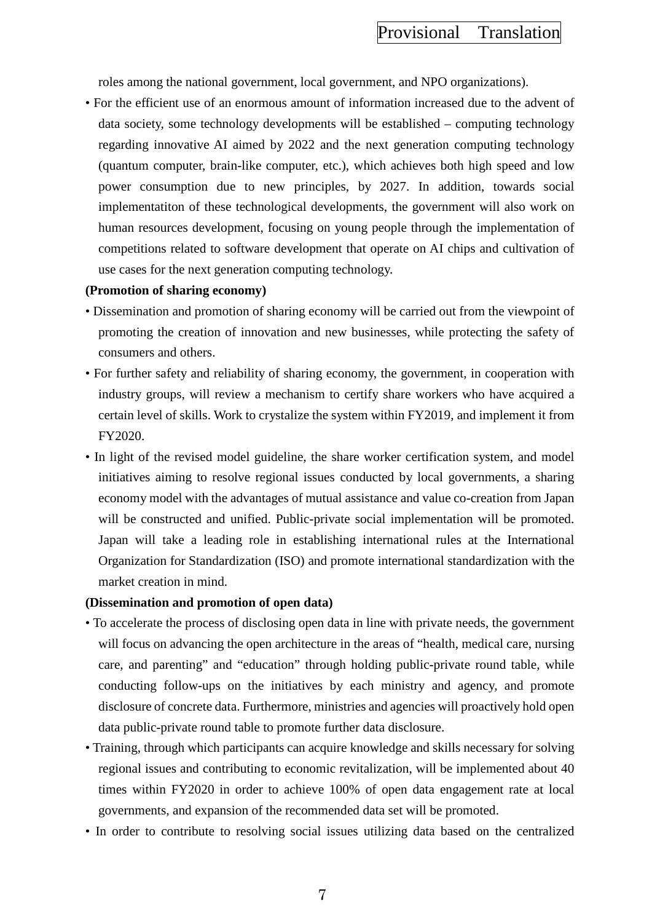roles among the national government, local government, and NPO organizations).

- For the efficient use of an enormous amount of information increased due to the advent of data society, some technology developments will be established – computing technology regarding innovative AI aimed by 2022 and the next generation computing technology (quantum computer, brain-like computer, etc.), which achieves both high speed and low power consumption due to new principles, by 2027. In addition, towards social implementatiton of these technological developments, the government will also work on human resources development, focusing on young people through the implementation of competitions related to software development that operate on AI chips and cultivation of use cases for the next generation computing technology.

**(Promotion of sharing economy)**

- Dissemination and promotion of sharing economy will be carried out from the viewpoint of promoting the creation of innovation and new businesses, while protecting the safety of consumers and others.
- For further safety and reliability of sharing economy, the government, in cooperation with industry groups, will review a mechanism to certify share workers who have acquired a certain level of skills. Work to crystalize the system within FY2019, and implement it from FY2020.
- In light of the revised model guideline, the share worker certification system, and model initiatives aiming to resolve regional issues conducted by local governments, a sharing economy model with the advantages of mutual assistance and value co-creation from Japan will be constructed and unified. Public-private social implementation will be promoted. Japan will take a leading role in establishing international rules at the International Organization for Standardization (ISO) and promote international standardization with the market creation in mind.

**(Dissemination and promotion of open data)**

- To accelerate the process of disclosing open data in line with private needs, the government will focus on advancing the open architecture in the areas of "health, medical care, nursing care, and parenting" and "education" through holding public-private round table, while conducting follow-ups on the initiatives by each ministry and agency, and promote disclosure of concrete data. Furthermore, ministries and agencies will proactively hold open data public-private round table to promote further data disclosure.
- Training, through which participants can acquire knowledge and skills necessary for solving regional issues and contributing to economic revitalization, will be implemented about 40 times within FY2020 in order to achieve 100% of open data engagement rate at local governments, and expansion of the recommended data set will be promoted.
- In order to contribute to resolving social issues utilizing data based on the centralized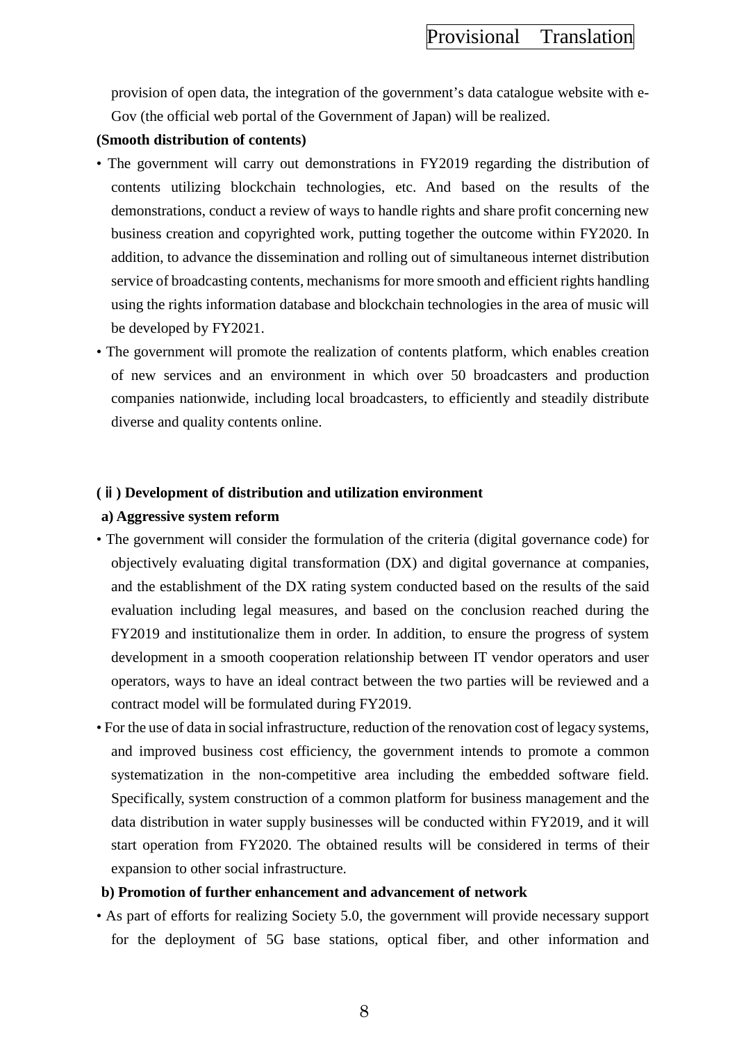provision of open data, the integration of the government's data catalogue website with e-Gov (the official web portal of the Government of Japan) will be realized.

**(Smooth distribution of contents)**

- The government will carry out demonstrations in FY2019 regarding the distribution of contents utilizing blockchain technologies, etc. And based on the results of the demonstrations, conduct a review of ways to handle rights and share profit concerning new business creation and copyrighted work, putting together the outcome within FY2020. In addition, to advance the dissemination and rolling out of simultaneous internet distribution service of broadcasting contents, mechanisms for more smooth and efficient rights handling using the rights information database and blockchain technologies in the area of music will be developed by FY2021.
- The government will promote the realization of contents platform, which enables creation of new services and an environment in which over 50 broadcasters and production companies nationwide, including local broadcasters, to efficiently and steadily distribute diverse and quality contents online.

**(ⅱ) Development of distribution and utilization environment**

**a) Aggressive system reform**

- The government will consider the formulation of the criteria (digital governance code) for objectively evaluating digital transformation (DX) and digital governance at companies, and the establishment of the DX rating system conducted based on the results of the said evaluation including legal measures, and based on the conclusion reached during the FY2019 and institutionalize them in order. In addition, to ensure the progress of system development in a smooth cooperation relationship between IT vendor operators and user operators, ways to have an ideal contract between the two parties will be reviewed and a contract model will be formulated during FY2019.
- For the use of data in social infrastructure, reduction of the renovation cost of legacy systems, and improved business cost efficiency, the government intends to promote a common systematization in the non-competitive area including the embedded software field. Specifically, system construction of a common platform for business management and the data distribution in water supply businesses will be conducted within FY2019, and it will start operation from FY2020. The obtained results will be considered in terms of their expansion to other social infrastructure.

**b) Promotion of further enhancement and advancement of network**

- As part of efforts for realizing Society 5.0, the government will provide necessary support for the deployment of 5G base stations, optical fiber, and other information and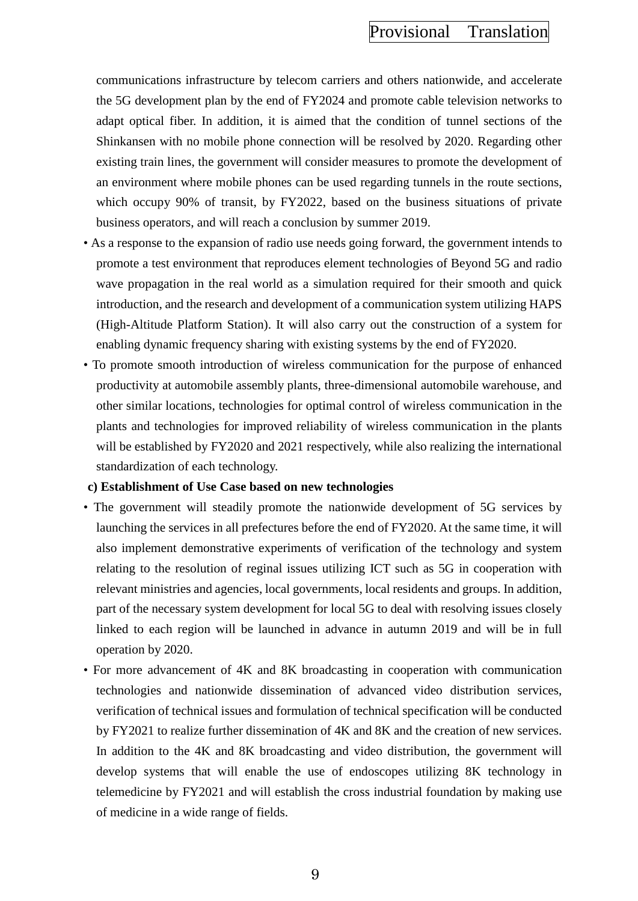communications infrastructure by telecom carriers and others nationwide, and accelerate the 5G development plan by the end of FY2024 and promote cable television networks to adapt optical fiber. In addition, it is aimed that the condition of tunnel sections of the Shinkansen with no mobile phone connection will be resolved by 2020. Regarding other existing train lines, the government will consider measures to promote the development of an environment where mobile phones can be used regarding tunnels in the route sections, which occupy 90% of transit, by FY2022, based on the business situations of private business operators, and will reach a conclusion by summer 2019.

- As a response to the expansion of radio use needs going forward, the government intends to promote a test environment that reproduces element technologies of Beyond 5G and radio wave propagation in the real world as a simulation required for their smooth and quick introduction, and the research and development of a communication system utilizing HAPS (High-Altitude Platform Station). It will also carry out the construction of a system for enabling dynamic frequency sharing with existing systems by the end of FY2020.
- To promote smooth introduction of wireless communication for the purpose of enhanced productivity at automobile assembly plants, three-dimensional automobile warehouse, and other similar locations, technologies for optimal control of wireless communication in the plants and technologies for improved reliability of wireless communication in the plants will be established by FY2020 and 2021 respectively, while also realizing the international standardization of each technology.

**c) Establishment of Use Case based on new technologies**

- The government will steadily promote the nationwide development of 5G services by launching the services in all prefectures before the end of FY2020. At the same time, it will also implement demonstrative experiments of verification of the technology and system relating to the resolution of reginal issues utilizing ICT such as 5G in cooperation with relevant ministries and agencies, local governments, local residents and groups. In addition, part of the necessary system development for local 5G to deal with resolving issues closely linked to each region will be launched in advance in autumn 2019 and will be in full operation by 2020.
- For more advancement of 4K and 8K broadcasting in cooperation with communication technologies and nationwide dissemination of advanced video distribution services, verification of technical issues and formulation of technical specification will be conducted by FY2021 to realize further dissemination of 4K and 8K and the creation of new services. In addition to the 4K and 8K broadcasting and video distribution, the government will develop systems that will enable the use of endoscopes utilizing 8K technology in telemedicine by FY2021 and will establish the cross industrial foundation by making use of medicine in a wide range of fields.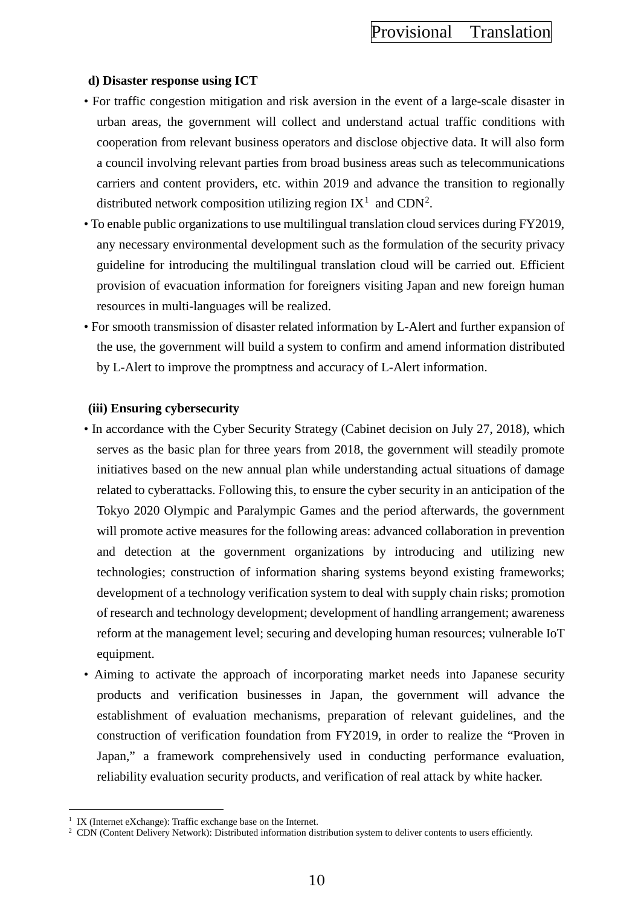**d) Disaster response using ICT**

- For traffic congestion mitigation and risk aversion in the event of a large-scale disaster in urban areas, the government will collect and understand actual traffic conditions with cooperation from relevant business operators and disclose objective data. It will also form a council involving relevant parties from broad business areas such as telecommunications carriers and content providers, etc. within 2019 and advance the transition to regionally distributed network composition utilizing region IX[1] and CDN[2].
- To enable public organizations to use multilingual translation cloud services during FY2019, any necessary environmental development such as the formulation of the security privacy guideline for introducing the multilingual translation cloud will be carried out. Efficient provision of evacuation information for foreigners visiting Japan and new foreign human resources in multi-languages will be realized.
- For smooth transmission of disaster related information by L-Alert and further expansion of the use, the government will build a system to confirm and amend information distributed by L-Alert to improve the promptness and accuracy of L-Alert information.

**(iii) Ensuring cybersecurity**

- In accordance with the Cyber Security Strategy (Cabinet decision on July 27, 2018), which serves as the basic plan for three years from 2018, the government will steadily promote initiatives based on the new annual plan while understanding actual situations of damage related to cyberattacks. Following this, to ensure the cyber security in an anticipation of the Tokyo 2020 Olympic and Paralympic Games and the period afterwards, the government will promote active measures for the following areas: advanced collaboration in prevention and detection at the government organizations by introducing and utilizing new technologies; construction of information sharing systems beyond existing frameworks; development of a technology verification system to deal with supply chain risks; promotion of research and technology development; development of handling arrangement; awareness reform at the management level; securing and developing human resources; vulnerable IoT equipment.
- Aiming to activate the approach of incorporating market needs into Japanese security products and verification businesses in Japan, the government will advance the establishment of evaluation mechanisms, preparation of relevant guidelines, and the construction of verification foundation from FY2019, in order to realize the "Proven in Japan," a framework comprehensively used in conducting performance evaluation, reliability evaluation security products, and verification of real attack by white hacker.

---

[1] IX (Internet eXchange): Traffic exchange base on the Internet.

[2] CDN (Content Delivery Network): Distributed information distribution system to deliver contents to users efficiently.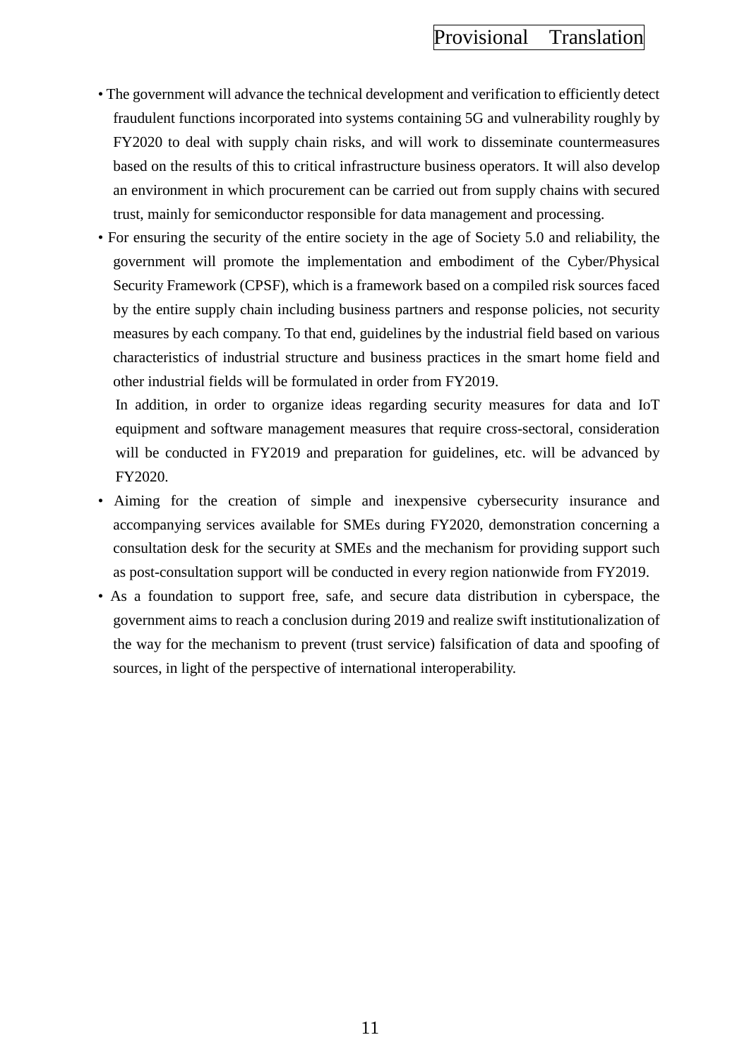- The government will advance the technical development and verification to efficiently detect fraudulent functions incorporated into systems containing 5G and vulnerability roughly by FY2020 to deal with supply chain risks, and will work to disseminate countermeasures based on the results of this to critical infrastructure business operators. It will also develop an environment in which procurement can be carried out from supply chains with secured trust, mainly for semiconductor responsible for data management and processing.
- For ensuring the security of the entire society in the age of Society 5.0 and reliability, the government will promote the implementation and embodiment of the Cyber/Physical Security Framework (CPSF), which is a framework based on a compiled risk sources faced by the entire supply chain including business partners and response policies, not security measures by each company. To that end, guidelines by the industrial field based on various characteristics of industrial structure and business practices in the smart home field and other industrial fields will be formulated in order from FY2019.

  In addition, in order to organize ideas regarding security measures for data and IoT equipment and software management measures that require cross-sectoral, consideration will be conducted in FY2019 and preparation for guidelines, etc. will be advanced by FY2020.
- Aiming for the creation of simple and inexpensive cybersecurity insurance and accompanying services available for SMEs during FY2020, demonstration concerning a consultation desk for the security at SMEs and the mechanism for providing support such as post-consultation support will be conducted in every region nationwide from FY2019.
- As a foundation to support free, safe, and secure data distribution in cyberspace, the government aims to reach a conclusion during 2019 and realize swift institutionalization of the way for the mechanism to prevent (trust service) falsification of data and spoofing of sources, in light of the perspective of international interoperability.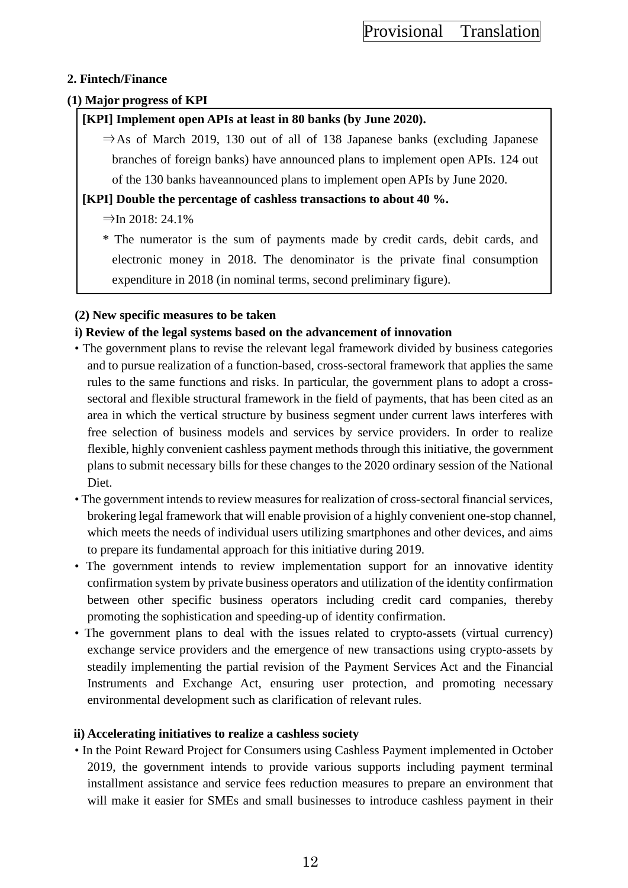## 2. Fintech/Finance

### (1) Major progress of KPI

**[KPI] Implement open APIs at least in 80 banks (by June 2020).**

⇒As of March 2019, 130 out of all of 138 Japanese banks (excluding Japanese branches of foreign banks) have announced plans to implement open APIs. 124 out of the 130 banks haveannounced plans to implement open APIs by June 2020.

**[KPI] Double the percentage of cashless transactions to about 40 %.**

⇒In 2018: 24.1%

* The numerator is the sum of payments made by credit cards, debit cards, and electronic money in 2018. The denominator is the private final consumption expenditure in 2018 (in nominal terms, second preliminary figure).

### (2) New specific measures to be taken

#### i) Review of the legal systems based on the advancement of innovation

- The government plans to revise the relevant legal framework divided by business categories and to pursue realization of a function-based, cross-sectoral framework that applies the same rules to the same functions and risks. In particular, the government plans to adopt a cross-sectoral and flexible structural framework in the field of payments, that has been cited as an area in which the vertical structure by business segment under current laws interferes with free selection of business models and services by service providers. In order to realize flexible, highly convenient cashless payment methods through this initiative, the government plans to submit necessary bills for these changes to the 2020 ordinary session of the National Diet.
- The government intends to review measures for realization of cross-sectoral financial services, brokering legal framework that will enable provision of a highly convenient one-stop channel, which meets the needs of individual users utilizing smartphones and other devices, and aims to prepare its fundamental approach for this initiative during 2019.
- The government intends to review implementation support for an innovative identity confirmation system by private business operators and utilization of the identity confirmation between other specific business operators including credit card companies, thereby promoting the sophistication and speeding-up of identity confirmation.
- The government plans to deal with the issues related to crypto-assets (virtual currency) exchange service providers and the emergence of new transactions using crypto-assets by steadily implementing the partial revision of the Payment Services Act and the Financial Instruments and Exchange Act, ensuring user protection, and promoting necessary environmental development such as clarification of relevant rules.

#### ii) Accelerating initiatives to realize a cashless society

- In the Point Reward Project for Consumers using Cashless Payment implemented in October 2019, the government intends to provide various supports including payment terminal installment assistance and service fees reduction measures to prepare an environment that will make it easier for SMEs and small businesses to introduce cashless payment in their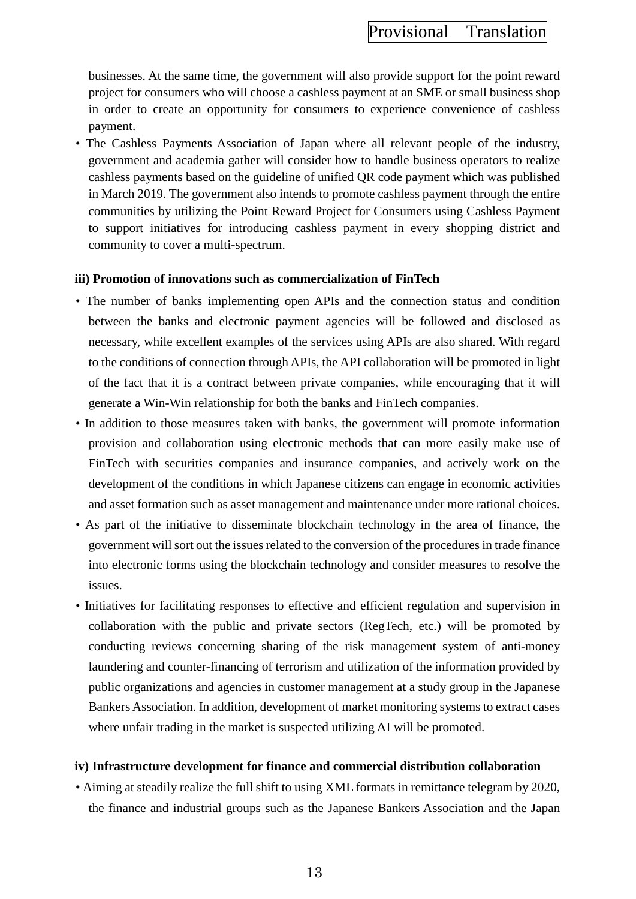businesses. At the same time, the government will also provide support for the point reward project for consumers who will choose a cashless payment at an SME or small business shop in order to create an opportunity for consumers to experience convenience of cashless payment.

- The Cashless Payments Association of Japan where all relevant people of the industry, government and academia gather will consider how to handle business operators to realize cashless payments based on the guideline of unified QR code payment which was published in March 2019. The government also intends to promote cashless payment through the entire communities by utilizing the Point Reward Project for Consumers using Cashless Payment to support initiatives for introducing cashless payment in every shopping district and community to cover a multi-spectrum.

**iii) Promotion of innovations such as commercialization of FinTech**

- The number of banks implementing open APIs and the connection status and condition between the banks and electronic payment agencies will be followed and disclosed as necessary, while excellent examples of the services using APIs are also shared. With regard to the conditions of connection through APIs, the API collaboration will be promoted in light of the fact that it is a contract between private companies, while encouraging that it will generate a Win-Win relationship for both the banks and FinTech companies.
- In addition to those measures taken with banks, the government will promote information provision and collaboration using electronic methods that can more easily make use of FinTech with securities companies and insurance companies, and actively work on the development of the conditions in which Japanese citizens can engage in economic activities and asset formation such as asset management and maintenance under more rational choices.
- As part of the initiative to disseminate blockchain technology in the area of finance, the government will sort out the issues related to the conversion of the procedures in trade finance into electronic forms using the blockchain technology and consider measures to resolve the issues.
- Initiatives for facilitating responses to effective and efficient regulation and supervision in collaboration with the public and private sectors (RegTech, etc.) will be promoted by conducting reviews concerning sharing of the risk management system of anti-money laundering and counter-financing of terrorism and utilization of the information provided by public organizations and agencies in customer management at a study group in the Japanese Bankers Association. In addition, development of market monitoring systems to extract cases where unfair trading in the market is suspected utilizing AI will be promoted.

**iv) Infrastructure development for finance and commercial distribution collaboration**

- Aiming at steadily realize the full shift to using XML formats in remittance telegram by 2020, the finance and industrial groups such as the Japanese Bankers Association and the Japan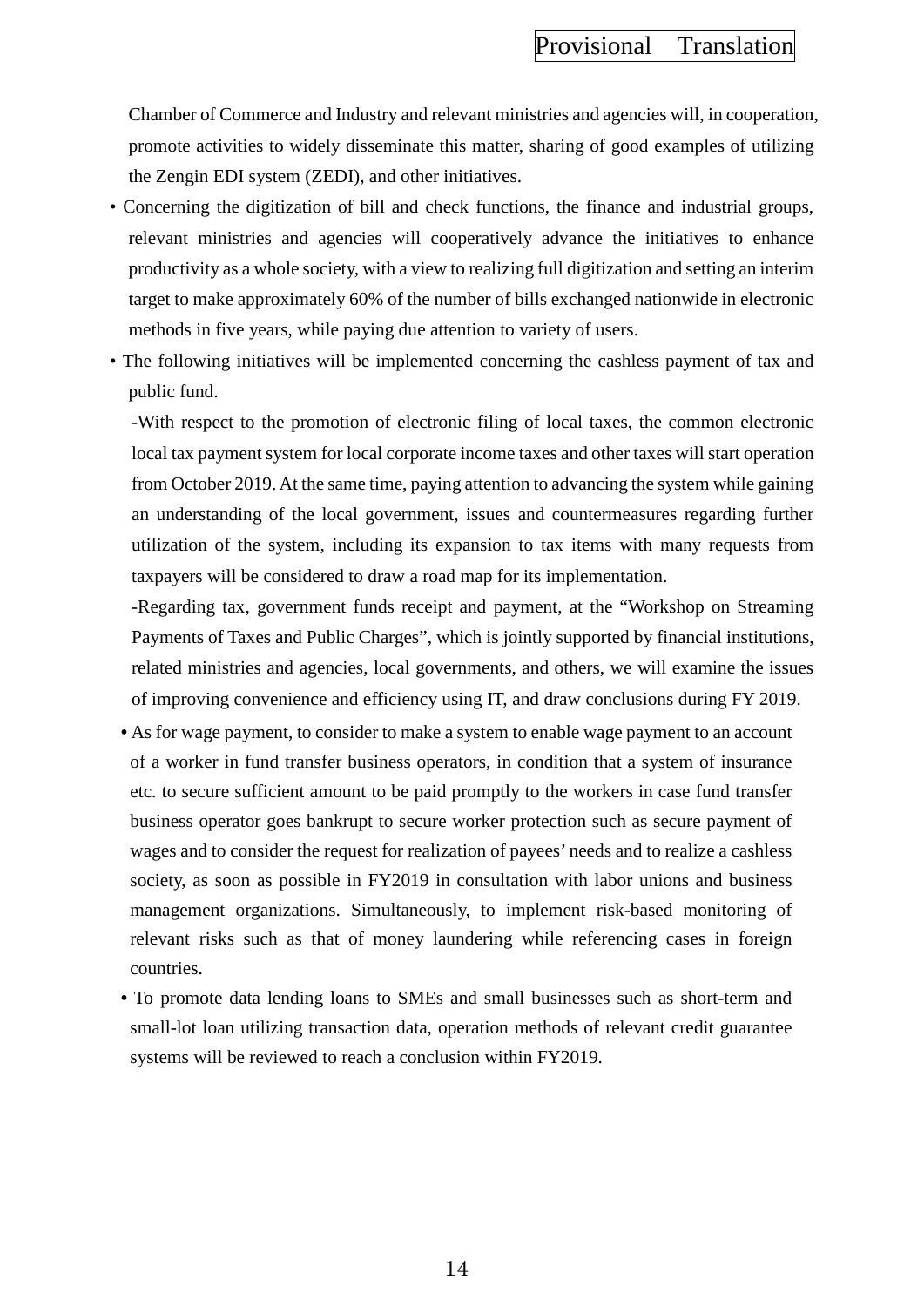Chamber of Commerce and Industry and relevant ministries and agencies will, in cooperation, promote activities to widely disseminate this matter, sharing of good examples of utilizing the Zengin EDI system (ZEDI), and other initiatives.

- Concerning the digitization of bill and check functions, the finance and industrial groups, relevant ministries and agencies will cooperatively advance the initiatives to enhance productivity as a whole society, with a view to realizing full digitization and setting an interim target to make approximately 60% of the number of bills exchanged nationwide in electronic methods in five years, while paying due attention to variety of users.
- The following initiatives will be implemented concerning the cashless payment of tax and public fund.

  -With respect to the promotion of electronic filing of local taxes, the common electronic local tax payment system for local corporate income taxes and other taxes will start operation from October 2019. At the same time, paying attention to advancing the system while gaining an understanding of the local government, issues and countermeasures regarding further utilization of the system, including its expansion to tax items with many requests from taxpayers will be considered to draw a road map for its implementation.

  -Regarding tax, government funds receipt and payment, at the "Workshop on Streaming Payments of Taxes and Public Charges", which is jointly supported by financial institutions, related ministries and agencies, local governments, and others, we will examine the issues of improving convenience and efficiency using IT, and draw conclusions during FY 2019.

- As for wage payment, to consider to make a system to enable wage payment to an account of a worker in fund transfer business operators, in condition that a system of insurance etc. to secure sufficient amount to be paid promptly to the workers in case fund transfer business operator goes bankrupt to secure worker protection such as secure payment of wages and to consider the request for realization of payees' needs and to realize a cashless society, as soon as possible in FY2019 in consultation with labor unions and business management organizations. Simultaneously, to implement risk-based monitoring of relevant risks such as that of money laundering while referencing cases in foreign countries.
- To promote data lending loans to SMEs and small businesses such as short-term and small-lot loan utilizing transaction data, operation methods of relevant credit guarantee systems will be reviewed to reach a conclusion within FY2019.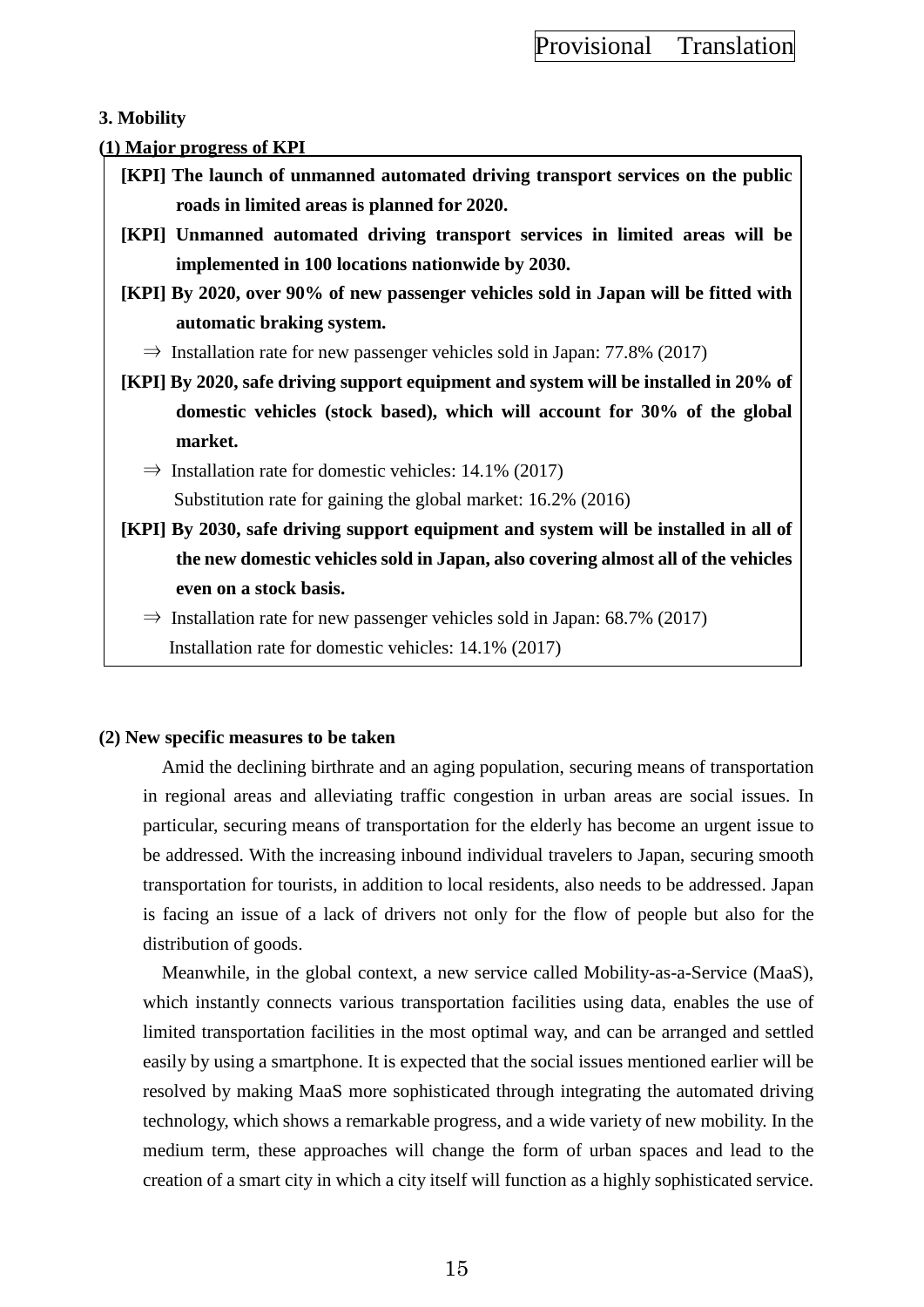### 3. Mobility

#### (1) Major progress of KPI

**[KPI] The launch of unmanned automated driving transport services on the public roads in limited areas is planned for 2020.**

**[KPI] Unmanned automated driving transport services in limited areas will be implemented in 100 locations nationwide by 2030.**

**[KPI] By 2020, over 90% of new passenger vehicles sold in Japan will be fitted with automatic braking system.**

⇒ Installation rate for new passenger vehicles sold in Japan: 77.8% (2017)

**[KPI] By 2020, safe driving support equipment and system will be installed in 20% of domestic vehicles (stock based), which will account for 30% of the global market.**

⇒ Installation rate for domestic vehicles: 14.1% (2017)
Substitution rate for gaining the global market: 16.2% (2016)

**[KPI] By 2030, safe driving support equipment and system will be installed in all of the new domestic vehicles sold in Japan, also covering almost all of the vehicles even on a stock basis.**

⇒ Installation rate for new passenger vehicles sold in Japan: 68.7% (2017)
Installation rate for domestic vehicles: 14.1% (2017)

#### (2) New specific measures to be taken

Amid the declining birthrate and an aging population, securing means of transportation in regional areas and alleviating traffic congestion in urban areas are social issues. In particular, securing means of transportation for the elderly has become an urgent issue to be addressed. With the increasing inbound individual travelers to Japan, securing smooth transportation for tourists, in addition to local residents, also needs to be addressed. Japan is facing an issue of a lack of drivers not only for the flow of people but also for the distribution of goods.

Meanwhile, in the global context, a new service called Mobility-as-a-Service (MaaS), which instantly connects various transportation facilities using data, enables the use of limited transportation facilities in the most optimal way, and can be arranged and settled easily by using a smartphone. It is expected that the social issues mentioned earlier will be resolved by making MaaS more sophisticated through integrating the automated driving technology, which shows a remarkable progress, and a wide variety of new mobility. In the medium term, these approaches will change the form of urban spaces and lead to the creation of a smart city in which a city itself will function as a highly sophisticated service.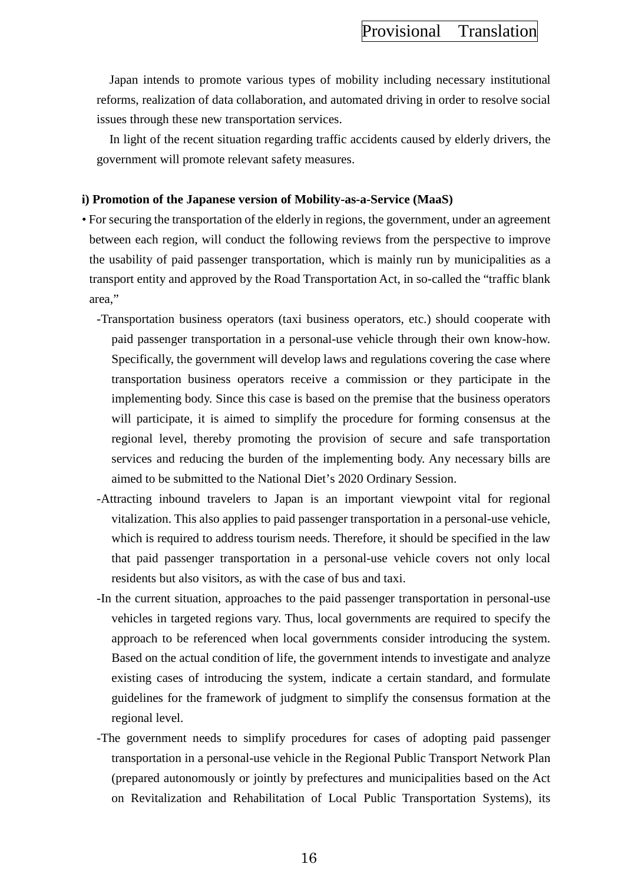Japan intends to promote various types of mobility including necessary institutional reforms, realization of data collaboration, and automated driving in order to resolve social issues through these new transportation services.

In light of the recent situation regarding traffic accidents caused by elderly drivers, the government will promote relevant safety measures.

**i) Promotion of the Japanese version of Mobility-as-a-Service (MaaS)**

- For securing the transportation of the elderly in regions, the government, under an agreement between each region, will conduct the following reviews from the perspective to improve the usability of paid passenger transportation, which is mainly run by municipalities as a transport entity and approved by the Road Transportation Act, in so-called the "traffic blank area,"
  - -Transportation business operators (taxi business operators, etc.) should cooperate with paid passenger transportation in a personal-use vehicle through their own know-how. Specifically, the government will develop laws and regulations covering the case where transportation business operators receive a commission or they participate in the implementing body. Since this case is based on the premise that the business operators will participate, it is aimed to simplify the procedure for forming consensus at the regional level, thereby promoting the provision of secure and safe transportation services and reducing the burden of the implementing body. Any necessary bills are aimed to be submitted to the National Diet's 2020 Ordinary Session.
  - -Attracting inbound travelers to Japan is an important viewpoint vital for regional vitalization. This also applies to paid passenger transportation in a personal-use vehicle, which is required to address tourism needs. Therefore, it should be specified in the law that paid passenger transportation in a personal-use vehicle covers not only local residents but also visitors, as with the case of bus and taxi.
  - -In the current situation, approaches to the paid passenger transportation in personal-use vehicles in targeted regions vary. Thus, local governments are required to specify the approach to be referenced when local governments consider introducing the system. Based on the actual condition of life, the government intends to investigate and analyze existing cases of introducing the system, indicate a certain standard, and formulate guidelines for the framework of judgment to simplify the consensus formation at the regional level.
  - -The government needs to simplify procedures for cases of adopting paid passenger transportation in a personal-use vehicle in the Regional Public Transport Network Plan (prepared autonomously or jointly by prefectures and municipalities based on the Act on Revitalization and Rehabilitation of Local Public Transportation Systems), its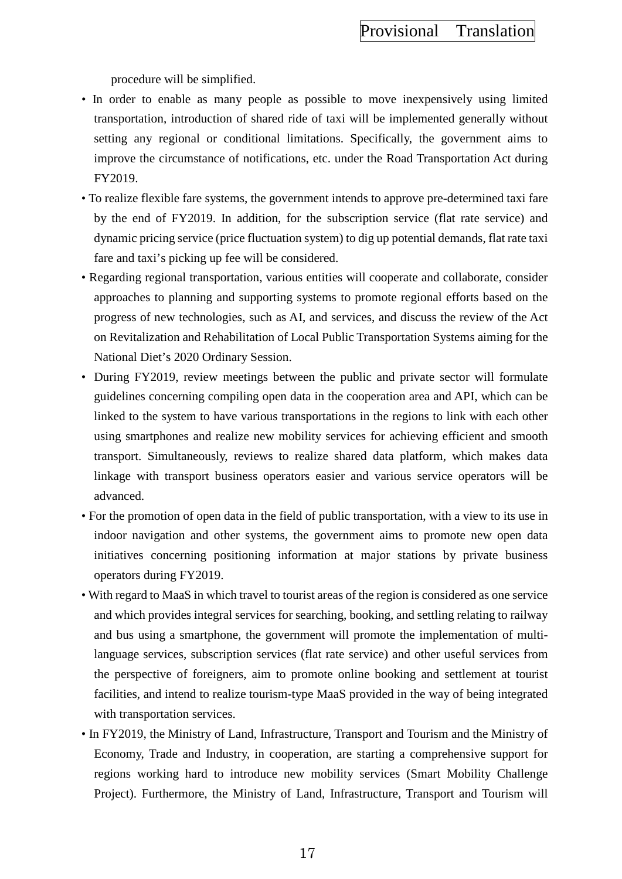procedure will be simplified.

- In order to enable as many people as possible to move inexpensively using limited transportation, introduction of shared ride of taxi will be implemented generally without setting any regional or conditional limitations. Specifically, the government aims to improve the circumstance of notifications, etc. under the Road Transportation Act during FY2019.
- To realize flexible fare systems, the government intends to approve pre-determined taxi fare by the end of FY2019. In addition, for the subscription service (flat rate service) and dynamic pricing service (price fluctuation system) to dig up potential demands, flat rate taxi fare and taxi's picking up fee will be considered.
- Regarding regional transportation, various entities will cooperate and collaborate, consider approaches to planning and supporting systems to promote regional efforts based on the progress of new technologies, such as AI, and services, and discuss the review of the Act on Revitalization and Rehabilitation of Local Public Transportation Systems aiming for the National Diet's 2020 Ordinary Session.
- During FY2019, review meetings between the public and private sector will formulate guidelines concerning compiling open data in the cooperation area and API, which can be linked to the system to have various transportations in the regions to link with each other using smartphones and realize new mobility services for achieving efficient and smooth transport. Simultaneously, reviews to realize shared data platform, which makes data linkage with transport business operators easier and various service operators will be advanced.
- For the promotion of open data in the field of public transportation, with a view to its use in indoor navigation and other systems, the government aims to promote new open data initiatives concerning positioning information at major stations by private business operators during FY2019.
- With regard to MaaS in which travel to tourist areas of the region is considered as one service and which provides integral services for searching, booking, and settling relating to railway and bus using a smartphone, the government will promote the implementation of multi-language services, subscription services (flat rate service) and other useful services from the perspective of foreigners, aim to promote online booking and settlement at tourist facilities, and intend to realize tourism-type MaaS provided in the way of being integrated with transportation services.
- In FY2019, the Ministry of Land, Infrastructure, Transport and Tourism and the Ministry of Economy, Trade and Industry, in cooperation, are starting a comprehensive support for regions working hard to introduce new mobility services (Smart Mobility Challenge Project). Furthermore, the Ministry of Land, Infrastructure, Transport and Tourism will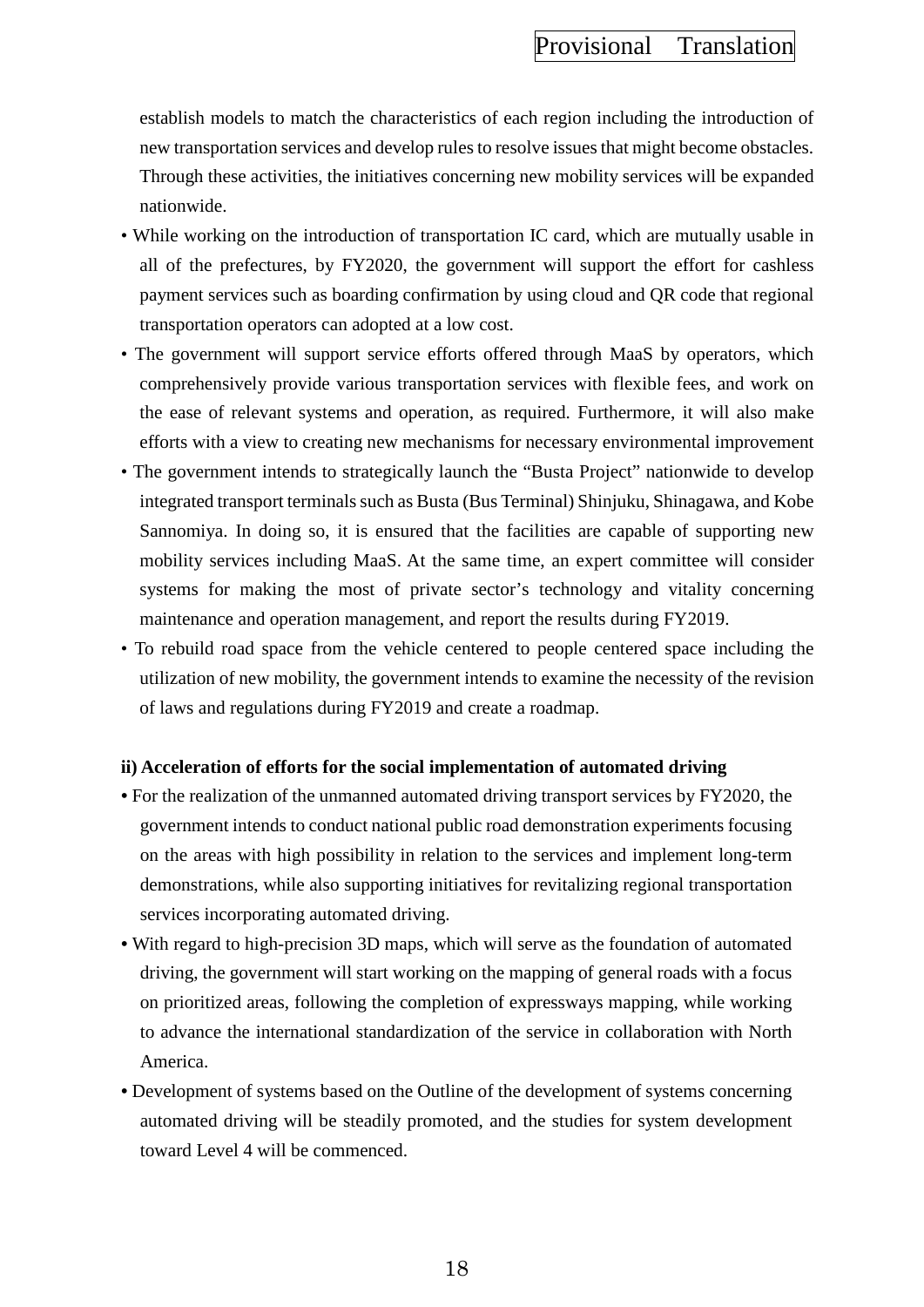establish models to match the characteristics of each region including the introduction of new transportation services and develop rules to resolve issues that might become obstacles. Through these activities, the initiatives concerning new mobility services will be expanded nationwide.

- While working on the introduction of transportation IC card, which are mutually usable in all of the prefectures, by FY2020, the government will support the effort for cashless payment services such as boarding confirmation by using cloud and QR code that regional transportation operators can adopted at a low cost.
- The government will support service efforts offered through MaaS by operators, which comprehensively provide various transportation services with flexible fees, and work on the ease of relevant systems and operation, as required. Furthermore, it will also make efforts with a view to creating new mechanisms for necessary environmental improvement
- The government intends to strategically launch the "Busta Project" nationwide to develop integrated transport terminals such as Busta (Bus Terminal) Shinjuku, Shinagawa, and Kobe Sannomiya. In doing so, it is ensured that the facilities are capable of supporting new mobility services including MaaS. At the same time, an expert committee will consider systems for making the most of private sector's technology and vitality concerning maintenance and operation management, and report the results during FY2019.
- To rebuild road space from the vehicle centered to people centered space including the utilization of new mobility, the government intends to examine the necessity of the revision of laws and regulations during FY2019 and create a roadmap.

**ii) Acceleration of efforts for the social implementation of automated driving**

- For the realization of the unmanned automated driving transport services by FY2020, the government intends to conduct national public road demonstration experiments focusing on the areas with high possibility in relation to the services and implement long-term demonstrations, while also supporting initiatives for revitalizing regional transportation services incorporating automated driving.
- With regard to high-precision 3D maps, which will serve as the foundation of automated driving, the government will start working on the mapping of general roads with a focus on prioritized areas, following the completion of expressways mapping, while working to advance the international standardization of the service in collaboration with North America.
- Development of systems based on the Outline of the development of systems concerning automated driving will be steadily promoted, and the studies for system development toward Level 4 will be commenced.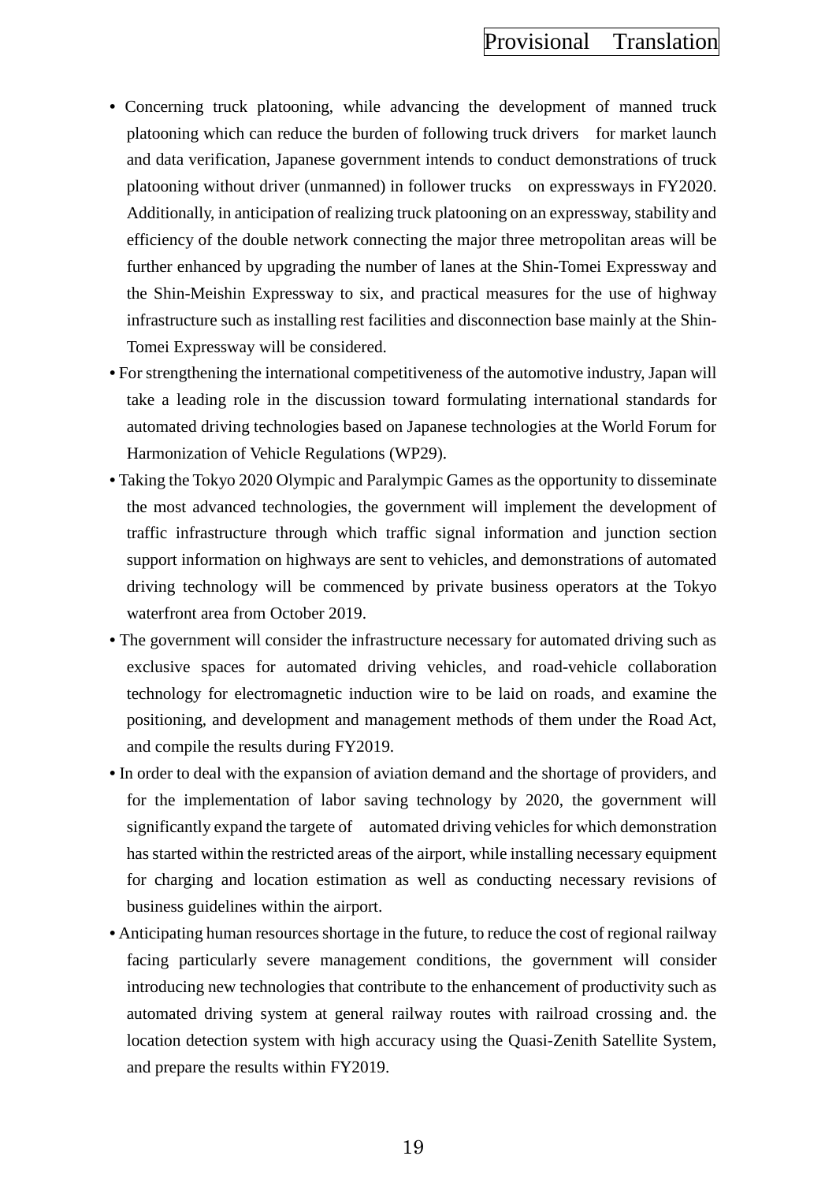- Concerning truck platooning, while advancing the development of manned truck platooning which can reduce the burden of following truck drivers for market launch and data verification, Japanese government intends to conduct demonstrations of truck platooning without driver (unmanned) in follower trucks on expressways in FY2020. Additionally, in anticipation of realizing truck platooning on an expressway, stability and efficiency of the double network connecting the major three metropolitan areas will be further enhanced by upgrading the number of lanes at the Shin-Tomei Expressway and the Shin-Meishin Expressway to six, and practical measures for the use of highway infrastructure such as installing rest facilities and disconnection base mainly at the Shin-Tomei Expressway will be considered.
- For strengthening the international competitiveness of the automotive industry, Japan will take a leading role in the discussion toward formulating international standards for automated driving technologies based on Japanese technologies at the World Forum for Harmonization of Vehicle Regulations (WP29).
- Taking the Tokyo 2020 Olympic and Paralympic Games as the opportunity to disseminate the most advanced technologies, the government will implement the development of traffic infrastructure through which traffic signal information and junction section support information on highways are sent to vehicles, and demonstrations of automated driving technology will be commenced by private business operators at the Tokyo waterfront area from October 2019.
- The government will consider the infrastructure necessary for automated driving such as exclusive spaces for automated driving vehicles, and road-vehicle collaboration technology for electromagnetic induction wire to be laid on roads, and examine the positioning, and development and management methods of them under the Road Act, and compile the results during FY2019.
- In order to deal with the expansion of aviation demand and the shortage of providers, and for the implementation of labor saving technology by 2020, the government will significantly expand the targete of automated driving vehicles for which demonstration has started within the restricted areas of the airport, while installing necessary equipment for charging and location estimation as well as conducting necessary revisions of business guidelines within the airport.
- Anticipating human resources shortage in the future, to reduce the cost of regional railway facing particularly severe management conditions, the government will consider introducing new technologies that contribute to the enhancement of productivity such as automated driving system at general railway routes with railroad crossing and. the location detection system with high accuracy using the Quasi-Zenith Satellite System, and prepare the results within FY2019.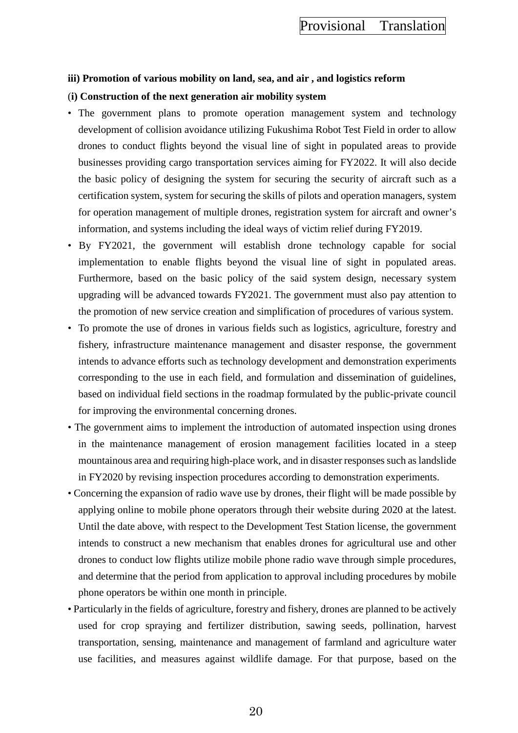**iii) Promotion of various mobility on land, sea, and air , and logistics reform**

(**i) Construction of the next generation air mobility system**

- The government plans to promote operation management system and technology development of collision avoidance utilizing Fukushima Robot Test Field in order to allow drones to conduct flights beyond the visual line of sight in populated areas to provide businesses providing cargo transportation services aiming for FY2022. It will also decide the basic policy of designing the system for securing the security of aircraft such as a certification system, system for securing the skills of pilots and operation managers, system for operation management of multiple drones, registration system for aircraft and owner's information, and systems including the ideal ways of victim relief during FY2019.
- By FY2021, the government will establish drone technology capable for social implementation to enable flights beyond the visual line of sight in populated areas. Furthermore, based on the basic policy of the said system design, necessary system upgrading will be advanced towards FY2021. The government must also pay attention to the promotion of new service creation and simplification of procedures of various system.
- To promote the use of drones in various fields such as logistics, agriculture, forestry and fishery, infrastructure maintenance management and disaster response, the government intends to advance efforts such as technology development and demonstration experiments corresponding to the use in each field, and formulation and dissemination of guidelines, based on individual field sections in the roadmap formulated by the public-private council for improving the environmental concerning drones.
- The government aims to implement the introduction of automated inspection using drones in the maintenance management of erosion management facilities located in a steep mountainous area and requiring high-place work, and in disaster responses such as landslide in FY2020 by revising inspection procedures according to demonstration experiments.
- Concerning the expansion of radio wave use by drones, their flight will be made possible by applying online to mobile phone operators through their website during 2020 at the latest. Until the date above, with respect to the Development Test Station license, the government intends to construct a new mechanism that enables drones for agricultural use and other drones to conduct low flights utilize mobile phone radio wave through simple procedures, and determine that the period from application to approval including procedures by mobile phone operators be within one month in principle.
- Particularly in the fields of agriculture, forestry and fishery, drones are planned to be actively used for crop spraying and fertilizer distribution, sawing seeds, pollination, harvest transportation, sensing, maintenance and management of farmland and agriculture water use facilities, and measures against wildlife damage. For that purpose, based on the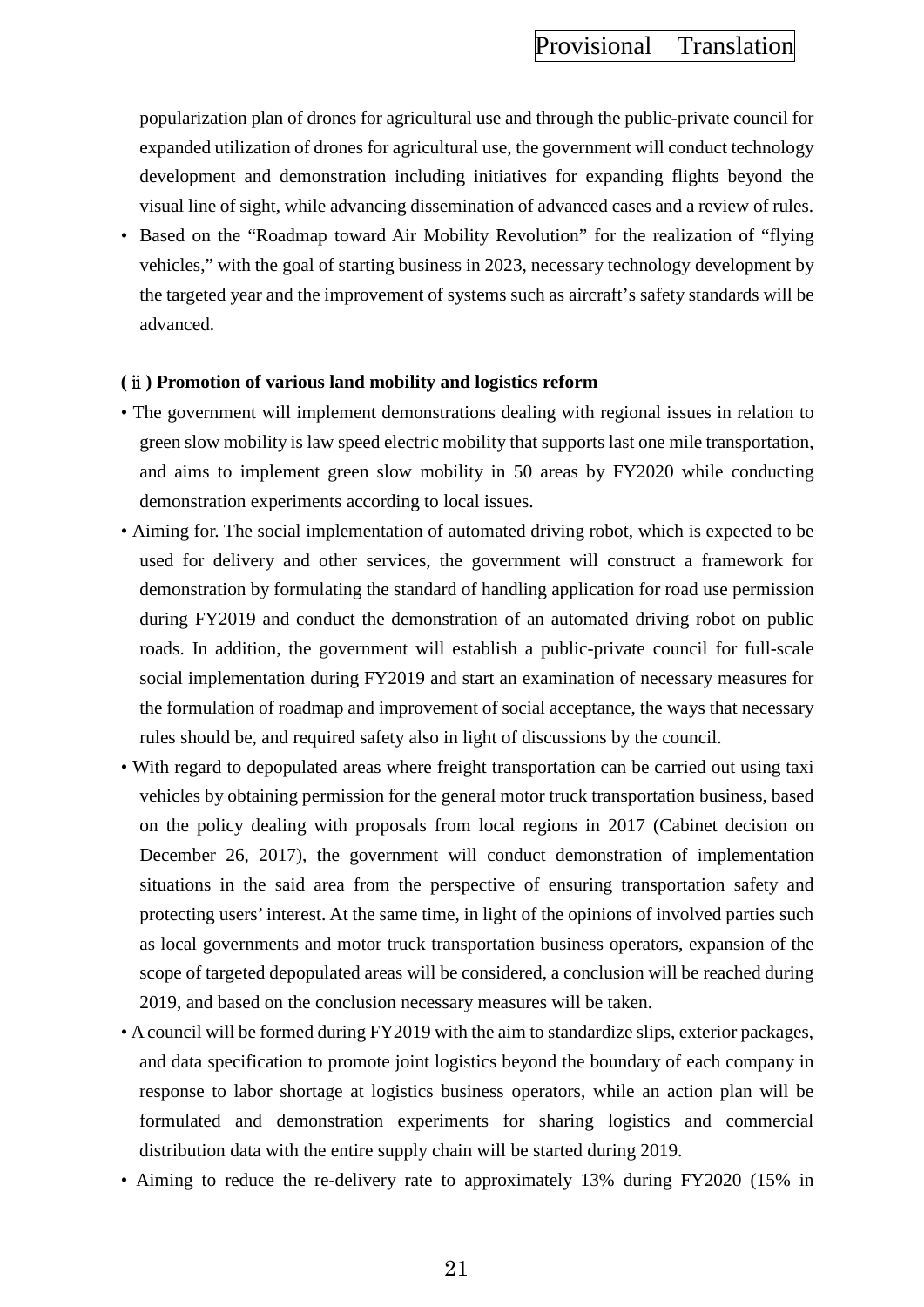popularization plan of drones for agricultural use and through the public-private council for expanded utilization of drones for agricultural use, the government will conduct technology development and demonstration including initiatives for expanding flights beyond the visual line of sight, while advancing dissemination of advanced cases and a review of rules.

- Based on the "Roadmap toward Air Mobility Revolution" for the realization of "flying vehicles," with the goal of starting business in 2023, necessary technology development by the targeted year and the improvement of systems such as aircraft's safety standards will be advanced.

**(ⅱ) Promotion of various land mobility and logistics reform**

- The government will implement demonstrations dealing with regional issues in relation to green slow mobility is law speed electric mobility that supports last one mile transportation, and aims to implement green slow mobility in 50 areas by FY2020 while conducting demonstration experiments according to local issues.
- Aiming for. The social implementation of automated driving robot, which is expected to be used for delivery and other services, the government will construct a framework for demonstration by formulating the standard of handling application for road use permission during FY2019 and conduct the demonstration of an automated driving robot on public roads. In addition, the government will establish a public-private council for full-scale social implementation during FY2019 and start an examination of necessary measures for the formulation of roadmap and improvement of social acceptance, the ways that necessary rules should be, and required safety also in light of discussions by the council.
- With regard to depopulated areas where freight transportation can be carried out using taxi vehicles by obtaining permission for the general motor truck transportation business, based on the policy dealing with proposals from local regions in 2017 (Cabinet decision on December 26, 2017), the government will conduct demonstration of implementation situations in the said area from the perspective of ensuring transportation safety and protecting users' interest. At the same time, in light of the opinions of involved parties such as local governments and motor truck transportation business operators, expansion of the scope of targeted depopulated areas will be considered, a conclusion will be reached during 2019, and based on the conclusion necessary measures will be taken.
- A council will be formed during FY2019 with the aim to standardize slips, exterior packages, and data specification to promote joint logistics beyond the boundary of each company in response to labor shortage at logistics business operators, while an action plan will be formulated and demonstration experiments for sharing logistics and commercial distribution data with the entire supply chain will be started during 2019.
- Aiming to reduce the re-delivery rate to approximately 13% during FY2020 (15% in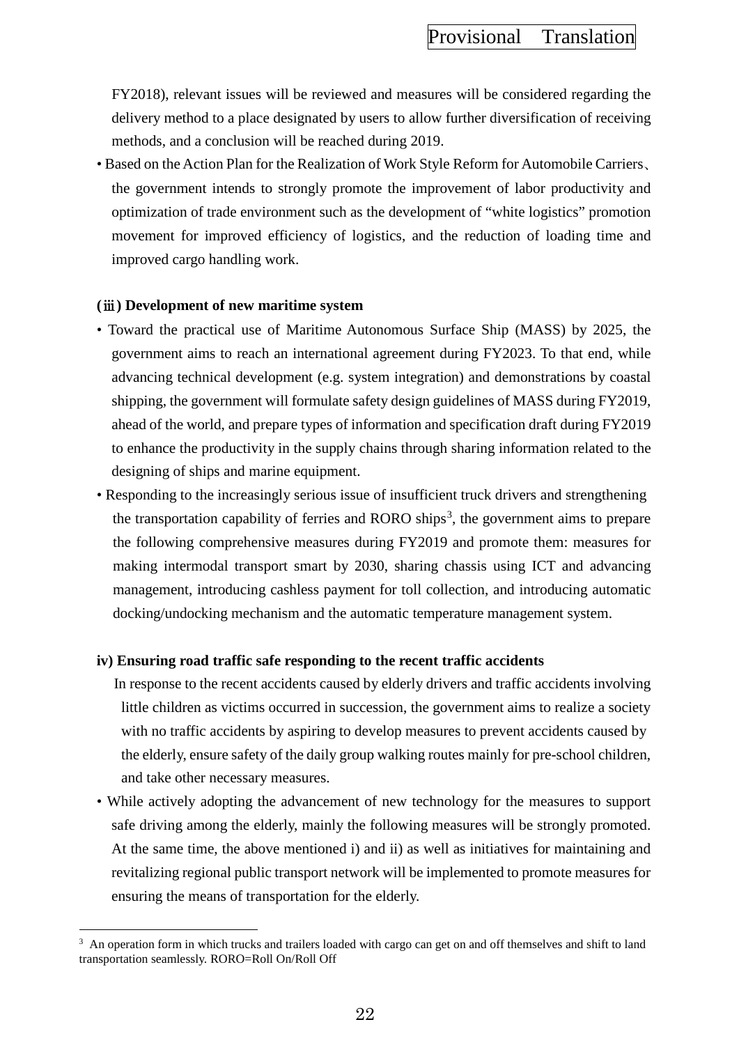FY2018), relevant issues will be reviewed and measures will be considered regarding the delivery method to a place designated by users to allow further diversification of receiving methods, and a conclusion will be reached during 2019.

- Based on the Action Plan for the Realization of Work Style Reform for Automobile Carriers、the government intends to strongly promote the improvement of labor productivity and optimization of trade environment such as the development of "white logistics" promotion movement for improved efficiency of logistics, and the reduction of loading time and improved cargo handling work.

**(ⅲ) Development of new maritime system**

- Toward the practical use of Maritime Autonomous Surface Ship (MASS) by 2025, the government aims to reach an international agreement during FY2023. To that end, while advancing technical development (e.g. system integration) and demonstrations by coastal shipping, the government will formulate safety design guidelines of MASS during FY2019, ahead of the world, and prepare types of information and specification draft during FY2019 to enhance the productivity in the supply chains through sharing information related to the designing of ships and marine equipment.
- Responding to the increasingly serious issue of insufficient truck drivers and strengthening the transportation capability of ferries and RORO ships[3], the government aims to prepare the following comprehensive measures during FY2019 and promote them: measures for making intermodal transport smart by 2030, sharing chassis using ICT and advancing management, introducing cashless payment for toll collection, and introducing automatic docking/undocking mechanism and the automatic temperature management system.

**iv) Ensuring road traffic safe responding to the recent traffic accidents**

In response to the recent accidents caused by elderly drivers and traffic accidents involving little children as victims occurred in succession, the government aims to realize a society with no traffic accidents by aspiring to develop measures to prevent accidents caused by the elderly, ensure safety of the daily group walking routes mainly for pre-school children, and take other necessary measures.

- While actively adopting the advancement of new technology for the measures to support safe driving among the elderly, mainly the following measures will be strongly promoted. At the same time, the above mentioned i) and ii) as well as initiatives for maintaining and revitalizing regional public transport network will be implemented to promote measures for ensuring the means of transportation for the elderly.

---

[3] An operation form in which trucks and trailers loaded with cargo can get on and off themselves and shift to land transportation seamlessly. RORO=Roll On/Roll Off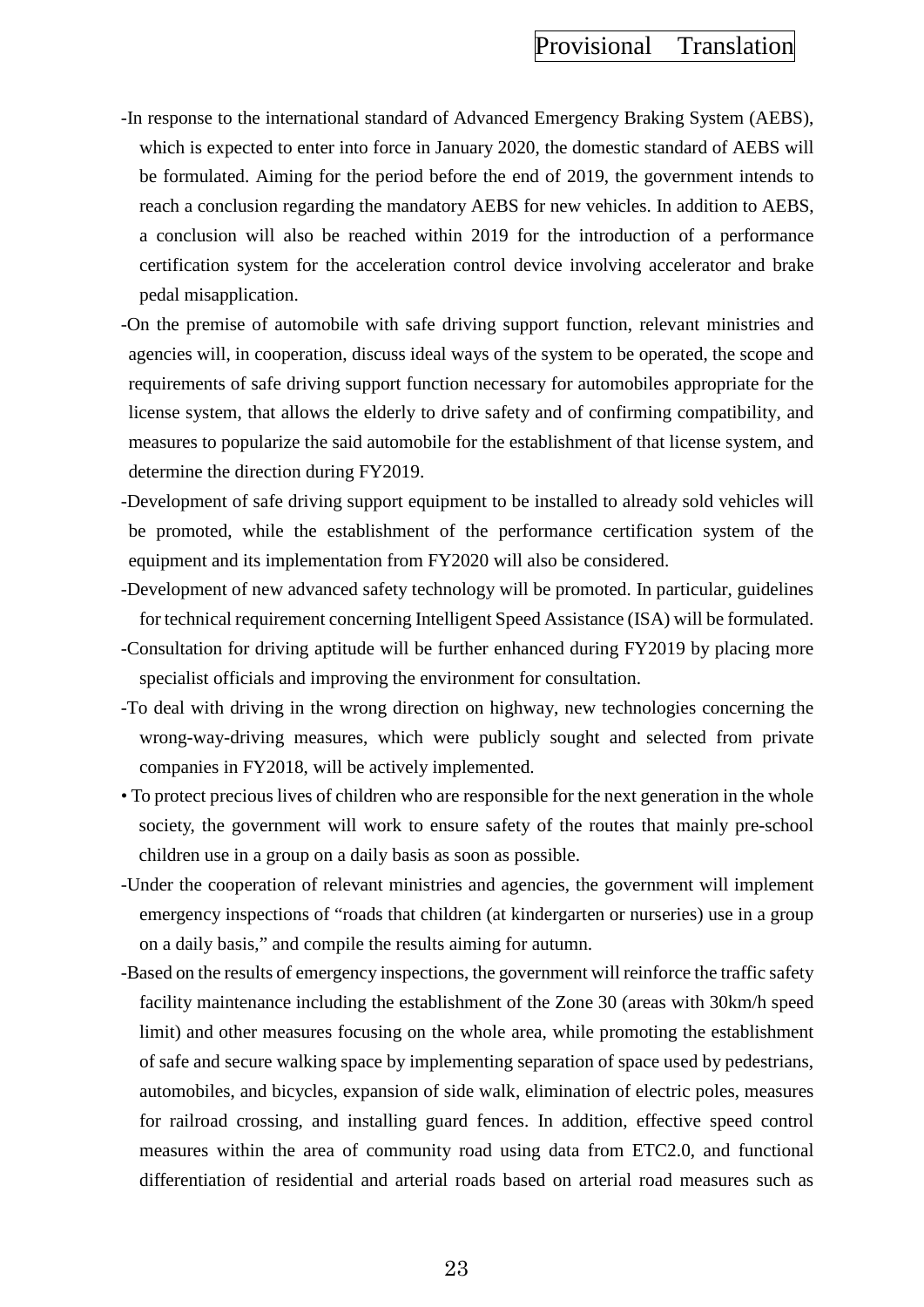-In response to the international standard of Advanced Emergency Braking System (AEBS), which is expected to enter into force in January 2020, the domestic standard of AEBS will be formulated. Aiming for the period before the end of 2019, the government intends to reach a conclusion regarding the mandatory AEBS for new vehicles. In addition to AEBS, a conclusion will also be reached within 2019 for the introduction of a performance certification system for the acceleration control device involving accelerator and brake pedal misapplication.

-On the premise of automobile with safe driving support function, relevant ministries and agencies will, in cooperation, discuss ideal ways of the system to be operated, the scope and requirements of safe driving support function necessary for automobiles appropriate for the license system, that allows the elderly to drive safety and of confirming compatibility, and measures to popularize the said automobile for the establishment of that license system, and determine the direction during FY2019.

-Development of safe driving support equipment to be installed to already sold vehicles will be promoted, while the establishment of the performance certification system of the equipment and its implementation from FY2020 will also be considered.

-Development of new advanced safety technology will be promoted. In particular, guidelines for technical requirement concerning Intelligent Speed Assistance (ISA) will be formulated.

-Consultation for driving aptitude will be further enhanced during FY2019 by placing more specialist officials and improving the environment for consultation.

-To deal with driving in the wrong direction on highway, new technologies concerning the wrong-way-driving measures, which were publicly sought and selected from private companies in FY2018, will be actively implemented.

• To protect precious lives of children who are responsible for the next generation in the whole society, the government will work to ensure safety of the routes that mainly pre-school children use in a group on a daily basis as soon as possible.

-Under the cooperation of relevant ministries and agencies, the government will implement emergency inspections of “roads that children (at kindergarten or nurseries) use in a group on a daily basis,” and compile the results aiming for autumn.

-Based on the results of emergency inspections, the government will reinforce the traffic safety facility maintenance including the establishment of the Zone 30 (areas with 30km/h speed limit) and other measures focusing on the whole area, while promoting the establishment of safe and secure walking space by implementing separation of space used by pedestrians, automobiles, and bicycles, expansion of side walk, elimination of electric poles, measures for railroad crossing, and installing guard fences. In addition, effective speed control measures within the area of community road using data from ETC2.0, and functional differentiation of residential and arterial roads based on arterial road measures such as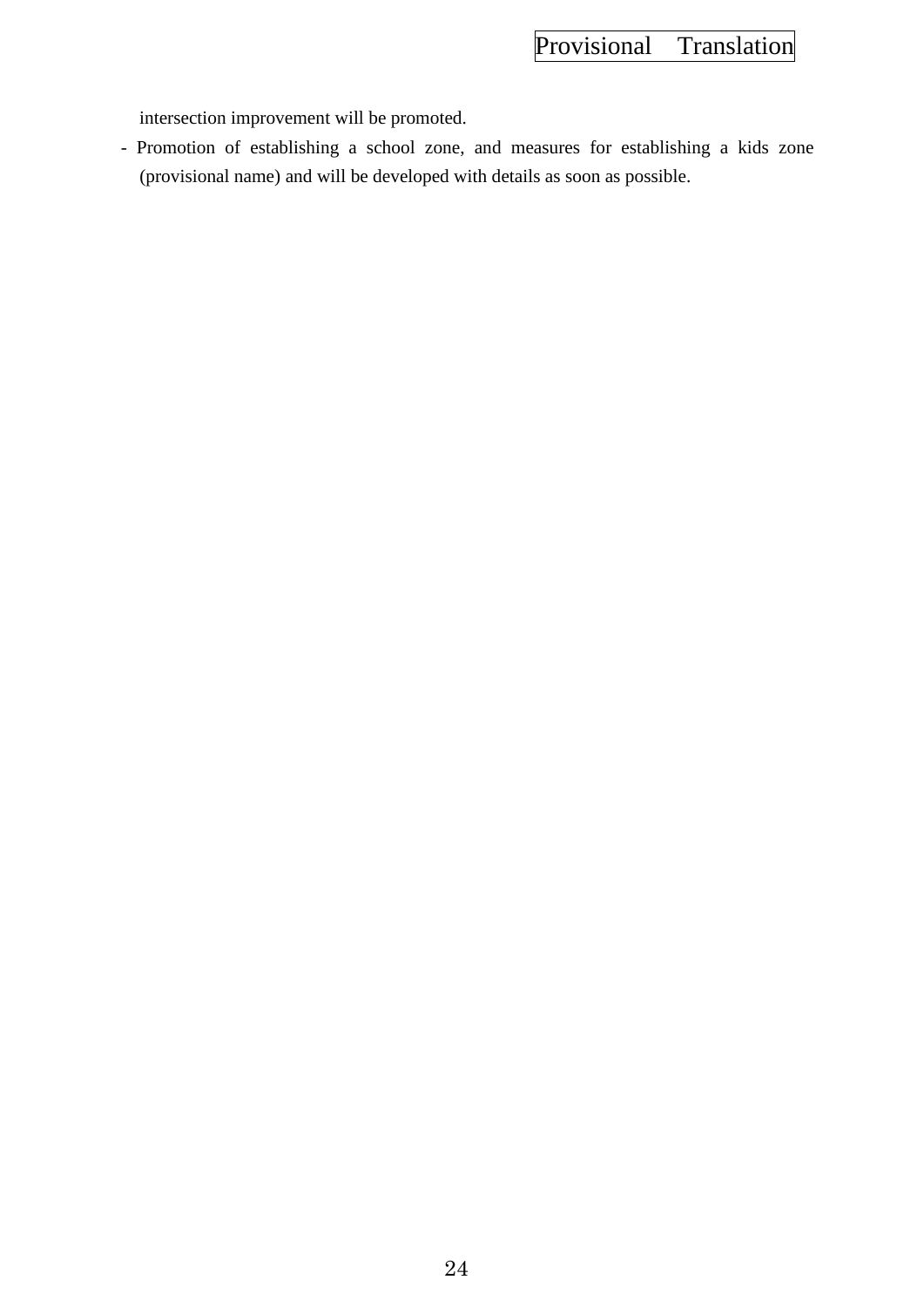intersection improvement will be promoted.

- Promotion of establishing a school zone, and measures for establishing a kids zone (provisional name) and will be developed with details as soon as possible.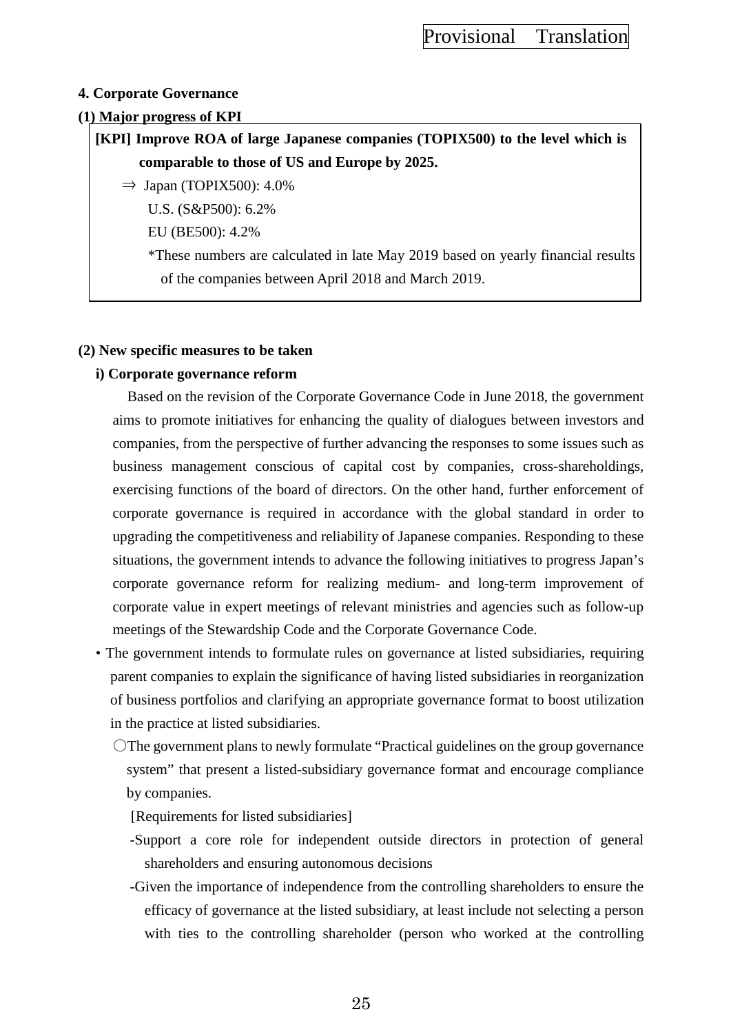## 4. Corporate Governance

### (1) Major progress of KPI

**[KPI] Improve ROA of large Japanese companies (TOPIX500) to the level which is comparable to those of US and Europe by 2025.**

⇒ Japan (TOPIX500): 4.0%

U.S. (S&P500): 6.2%

EU (BE500): 4.2%

*These numbers are calculated in late May 2019 based on yearly financial results of the companies between April 2018 and March 2019.

### (2) New specific measures to be taken

#### i) Corporate governance reform

Based on the revision of the Corporate Governance Code in June 2018, the government aims to promote initiatives for enhancing the quality of dialogues between investors and companies, from the perspective of further advancing the responses to some issues such as business management conscious of capital cost by companies, cross-shareholdings, exercising functions of the board of directors. On the other hand, further enforcement of corporate governance is required in accordance with the global standard in order to upgrading the competitiveness and reliability of Japanese companies. Responding to these situations, the government intends to advance the following initiatives to progress Japan's corporate governance reform for realizing medium- and long-term improvement of corporate value in expert meetings of relevant ministries and agencies such as follow-up meetings of the Stewardship Code and the Corporate Governance Code.

• The government intends to formulate rules on governance at listed subsidiaries, requiring parent companies to explain the significance of having listed subsidiaries in reorganization of business portfolios and clarifying an appropriate governance format to boost utilization in the practice at listed subsidiaries.

○The government plans to newly formulate "Practical guidelines on the group governance system" that present a listed-subsidiary governance format and encourage compliance by companies.

[Requirements for listed subsidiaries]

-Support a core role for independent outside directors in protection of general shareholders and ensuring autonomous decisions

-Given the importance of independence from the controlling shareholders to ensure the efficacy of governance at the listed subsidiary, at least include not selecting a person with ties to the controlling shareholder (person who worked at the controlling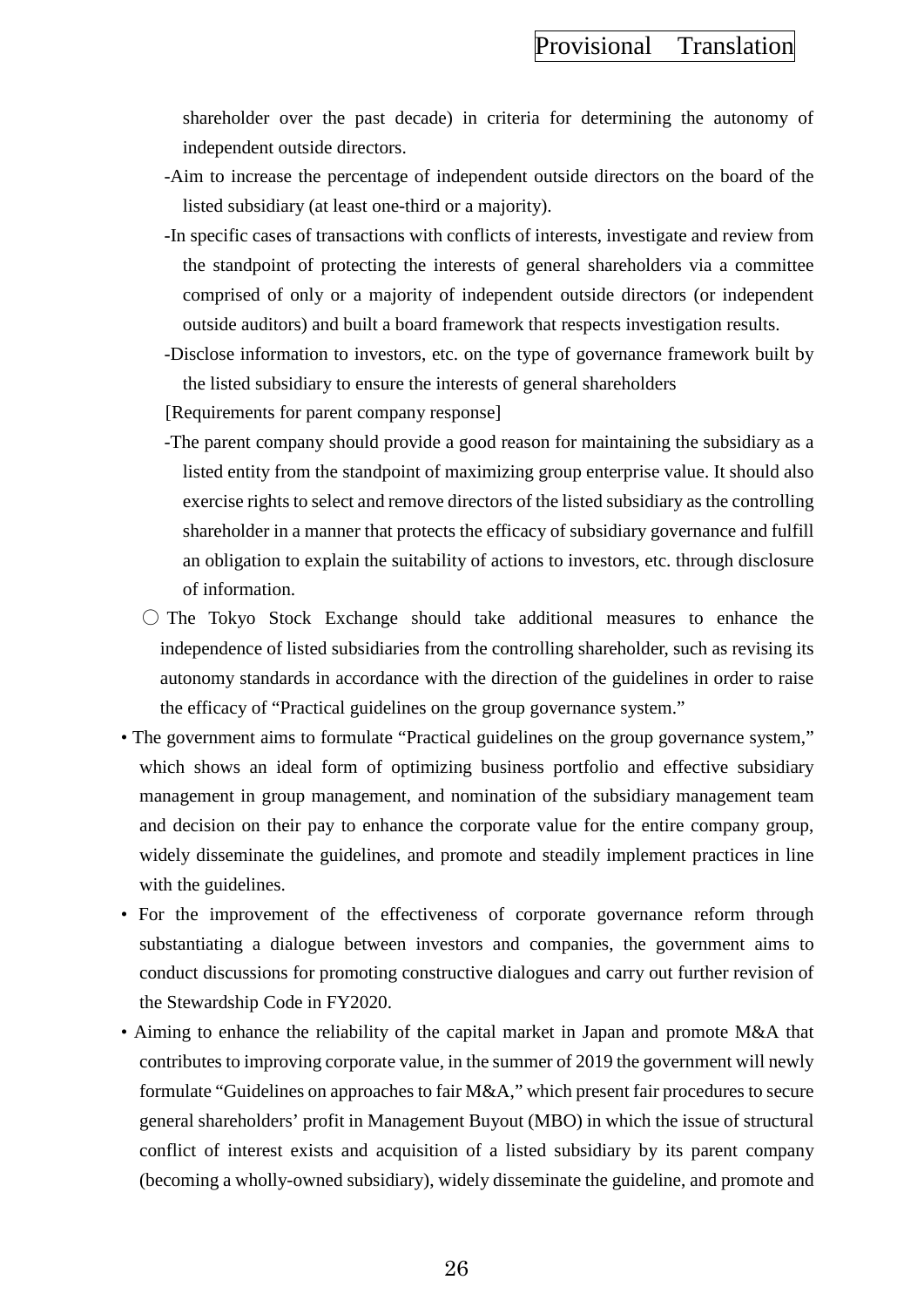shareholder over the past decade) in criteria for determining the autonomy of independent outside directors.

-Aim to increase the percentage of independent outside directors on the board of the listed subsidiary (at least one-third or a majority).

-In specific cases of transactions with conflicts of interests, investigate and review from the standpoint of protecting the interests of general shareholders via a committee comprised of only or a majority of independent outside directors (or independent outside auditors) and built a board framework that respects investigation results.

-Disclose information to investors, etc. on the type of governance framework built by the listed subsidiary to ensure the interests of general shareholders

[Requirements for parent company response]

-The parent company should provide a good reason for maintaining the subsidiary as a listed entity from the standpoint of maximizing group enterprise value. It should also exercise rights to select and remove directors of the listed subsidiary as the controlling shareholder in a manner that protects the efficacy of subsidiary governance and fulfill an obligation to explain the suitability of actions to investors, etc. through disclosure of information.

○ The Tokyo Stock Exchange should take additional measures to enhance the independence of listed subsidiaries from the controlling shareholder, such as revising its autonomy standards in accordance with the direction of the guidelines in order to raise the efficacy of "Practical guidelines on the group governance system."

- The government aims to formulate "Practical guidelines on the group governance system," which shows an ideal form of optimizing business portfolio and effective subsidiary management in group management, and nomination of the subsidiary management team and decision on their pay to enhance the corporate value for the entire company group, widely disseminate the guidelines, and promote and steadily implement practices in line with the guidelines.
- For the improvement of the effectiveness of corporate governance reform through substantiating a dialogue between investors and companies, the government aims to conduct discussions for promoting constructive dialogues and carry out further revision of the Stewardship Code in FY2020.
- Aiming to enhance the reliability of the capital market in Japan and promote M&A that contributes to improving corporate value, in the summer of 2019 the government will newly formulate "Guidelines on approaches to fair M&A," which present fair procedures to secure general shareholders' profit in Management Buyout (MBO) in which the issue of structural conflict of interest exists and acquisition of a listed subsidiary by its parent company (becoming a wholly-owned subsidiary), widely disseminate the guideline, and promote and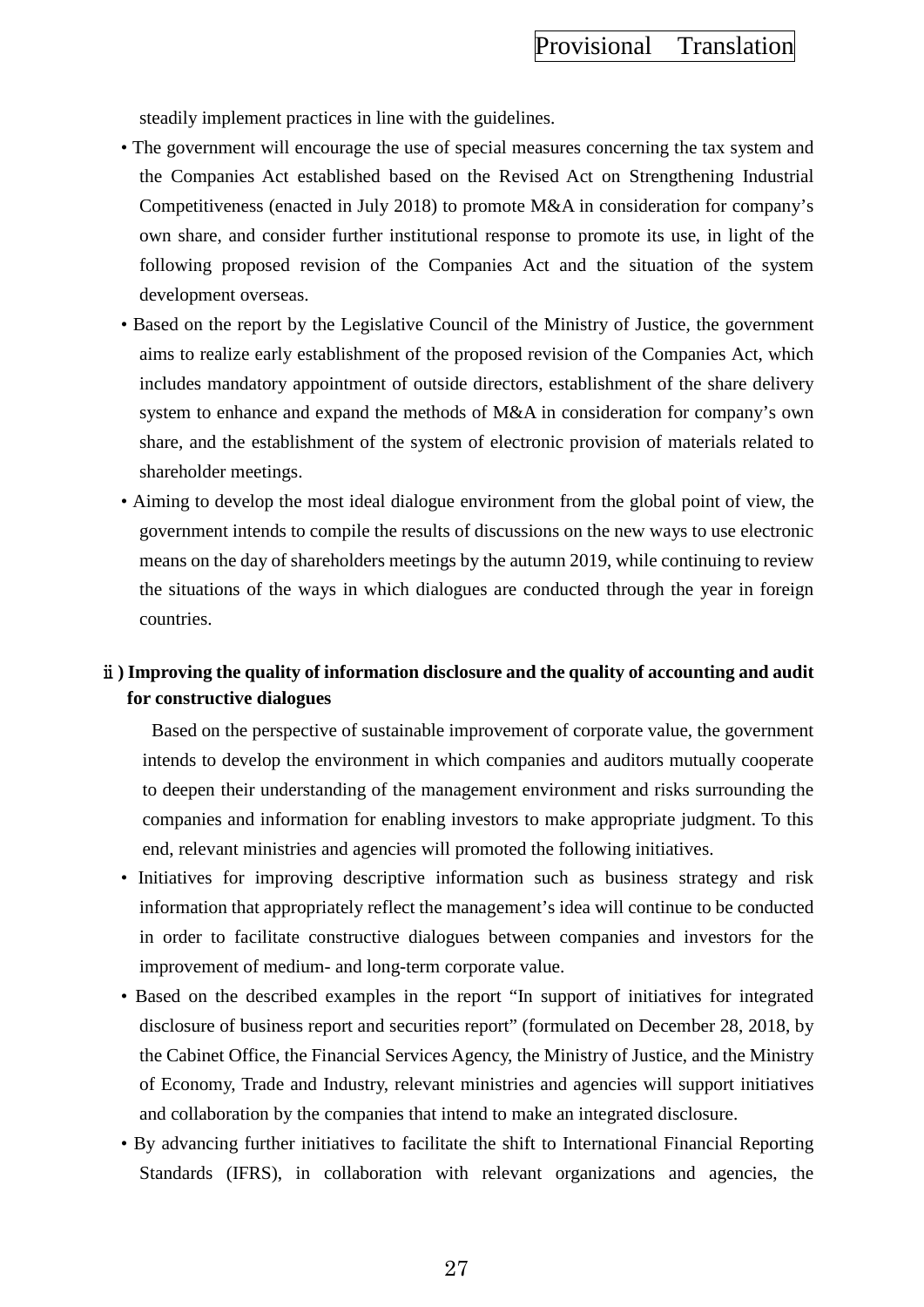steadily implement practices in line with the guidelines.

- The government will encourage the use of special measures concerning the tax system and the Companies Act established based on the Revised Act on Strengthening Industrial Competitiveness (enacted in July 2018) to promote M&A in consideration for company's own share, and consider further institutional response to promote its use, in light of the following proposed revision of the Companies Act and the situation of the system development overseas.
- Based on the report by the Legislative Council of the Ministry of Justice, the government aims to realize early establishment of the proposed revision of the Companies Act, which includes mandatory appointment of outside directors, establishment of the share delivery system to enhance and expand the methods of M&A in consideration for company's own share, and the establishment of the system of electronic provision of materials related to shareholder meetings.
- Aiming to develop the most ideal dialogue environment from the global point of view, the government intends to compile the results of discussions on the new ways to use electronic means on the day of shareholders meetings by the autumn 2019, while continuing to review the situations of the ways in which dialogues are conducted through the year in foreign countries.

**ⅱ) Improving the quality of information disclosure and the quality of accounting and audit for constructive dialogues**

Based on the perspective of sustainable improvement of corporate value, the government intends to develop the environment in which companies and auditors mutually cooperate to deepen their understanding of the management environment and risks surrounding the companies and information for enabling investors to make appropriate judgment. To this end, relevant ministries and agencies will promoted the following initiatives.

- Initiatives for improving descriptive information such as business strategy and risk information that appropriately reflect the management's idea will continue to be conducted in order to facilitate constructive dialogues between companies and investors for the improvement of medium- and long-term corporate value.
- Based on the described examples in the report "In support of initiatives for integrated disclosure of business report and securities report" (formulated on December 28, 2018, by the Cabinet Office, the Financial Services Agency, the Ministry of Justice, and the Ministry of Economy, Trade and Industry, relevant ministries and agencies will support initiatives and collaboration by the companies that intend to make an integrated disclosure.
- By advancing further initiatives to facilitate the shift to International Financial Reporting Standards (IFRS), in collaboration with relevant organizations and agencies, the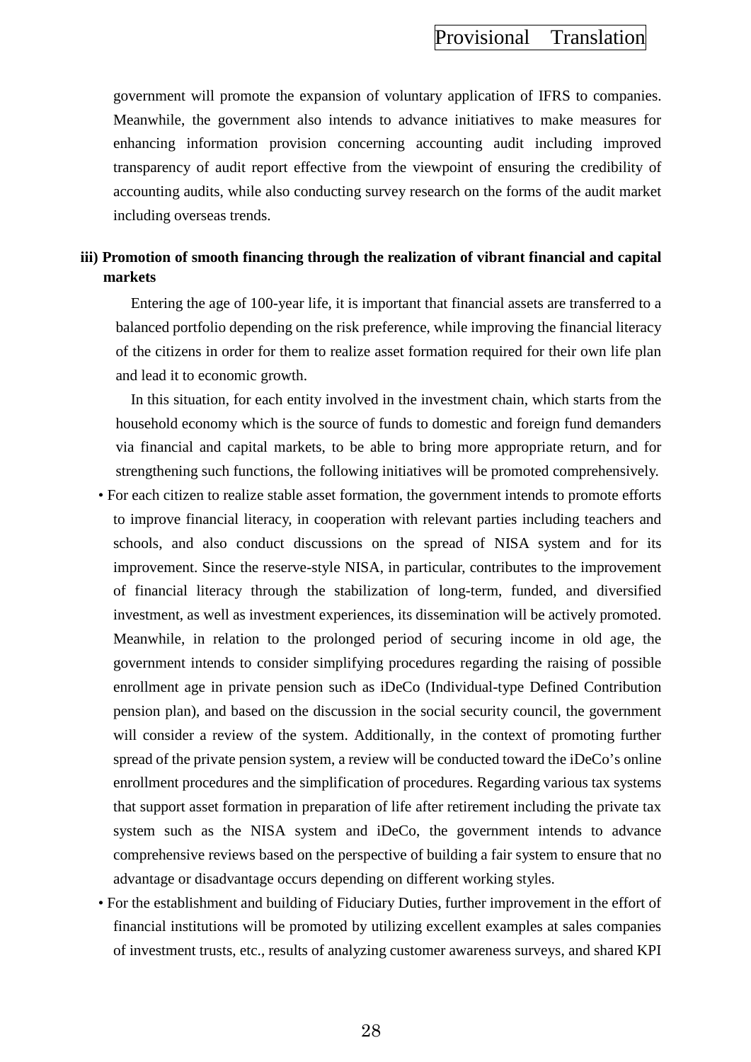government will promote the expansion of voluntary application of IFRS to companies. Meanwhile, the government also intends to advance initiatives to make measures for enhancing information provision concerning accounting audit including improved transparency of audit report effective from the viewpoint of ensuring the credibility of accounting audits, while also conducting survey research on the forms of the audit market including overseas trends.

**iii) Promotion of smooth financing through the realization of vibrant financial and capital markets**

Entering the age of 100-year life, it is important that financial assets are transferred to a balanced portfolio depending on the risk preference, while improving the financial literacy of the citizens in order for them to realize asset formation required for their own life plan and lead it to economic growth.

In this situation, for each entity involved in the investment chain, which starts from the household economy which is the source of funds to domestic and foreign fund demanders via financial and capital markets, to be able to bring more appropriate return, and for strengthening such functions, the following initiatives will be promoted comprehensively.

- For each citizen to realize stable asset formation, the government intends to promote efforts to improve financial literacy, in cooperation with relevant parties including teachers and schools, and also conduct discussions on the spread of NISA system and for its improvement. Since the reserve-style NISA, in particular, contributes to the improvement of financial literacy through the stabilization of long-term, funded, and diversified investment, as well as investment experiences, its dissemination will be actively promoted. Meanwhile, in relation to the prolonged period of securing income in old age, the government intends to consider simplifying procedures regarding the raising of possible enrollment age in private pension such as iDeCo (Individual-type Defined Contribution pension plan), and based on the discussion in the social security council, the government will consider a review of the system. Additionally, in the context of promoting further spread of the private pension system, a review will be conducted toward the iDeCo's online enrollment procedures and the simplification of procedures. Regarding various tax systems that support asset formation in preparation of life after retirement including the private tax system such as the NISA system and iDeCo, the government intends to advance comprehensive reviews based on the perspective of building a fair system to ensure that no advantage or disadvantage occurs depending on different working styles.
- For the establishment and building of Fiduciary Duties, further improvement in the effort of financial institutions will be promoted by utilizing excellent examples at sales companies of investment trusts, etc., results of analyzing customer awareness surveys, and shared KPI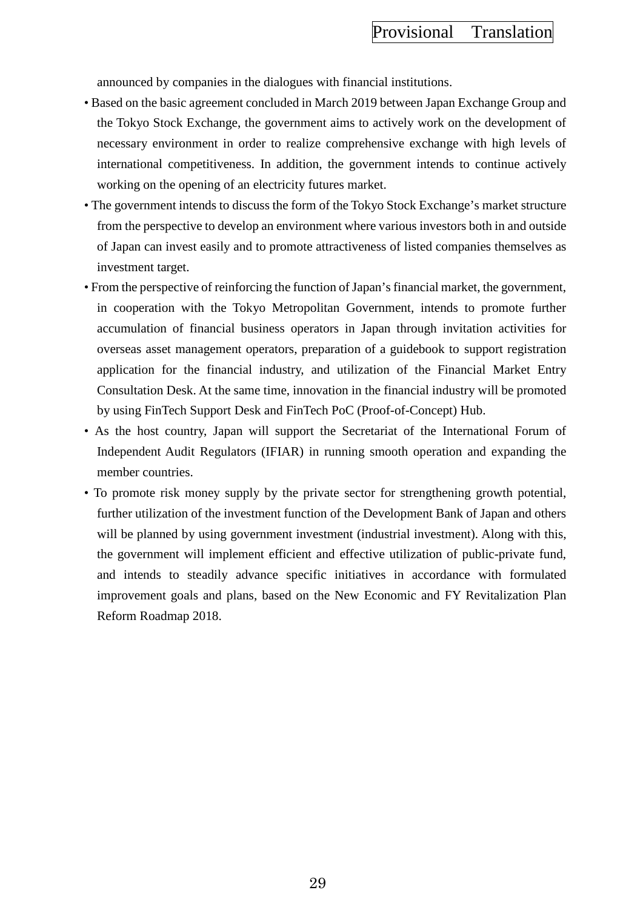announced by companies in the dialogues with financial institutions.

- Based on the basic agreement concluded in March 2019 between Japan Exchange Group and the Tokyo Stock Exchange, the government aims to actively work on the development of necessary environment in order to realize comprehensive exchange with high levels of international competitiveness. In addition, the government intends to continue actively working on the opening of an electricity futures market.
- The government intends to discuss the form of the Tokyo Stock Exchange's market structure from the perspective to develop an environment where various investors both in and outside of Japan can invest easily and to promote attractiveness of listed companies themselves as investment target.
- From the perspective of reinforcing the function of Japan's financial market, the government, in cooperation with the Tokyo Metropolitan Government, intends to promote further accumulation of financial business operators in Japan through invitation activities for overseas asset management operators, preparation of a guidebook to support registration application for the financial industry, and utilization of the Financial Market Entry Consultation Desk. At the same time, innovation in the financial industry will be promoted by using FinTech Support Desk and FinTech PoC (Proof-of-Concept) Hub.
- As the host country, Japan will support the Secretariat of the International Forum of Independent Audit Regulators (IFIAR) in running smooth operation and expanding the member countries.
- To promote risk money supply by the private sector for strengthening growth potential, further utilization of the investment function of the Development Bank of Japan and others will be planned by using government investment (industrial investment). Along with this, the government will implement efficient and effective utilization of public-private fund, and intends to steadily advance specific initiatives in accordance with formulated improvement goals and plans, based on the New Economic and FY Revitalization Plan Reform Roadmap 2018.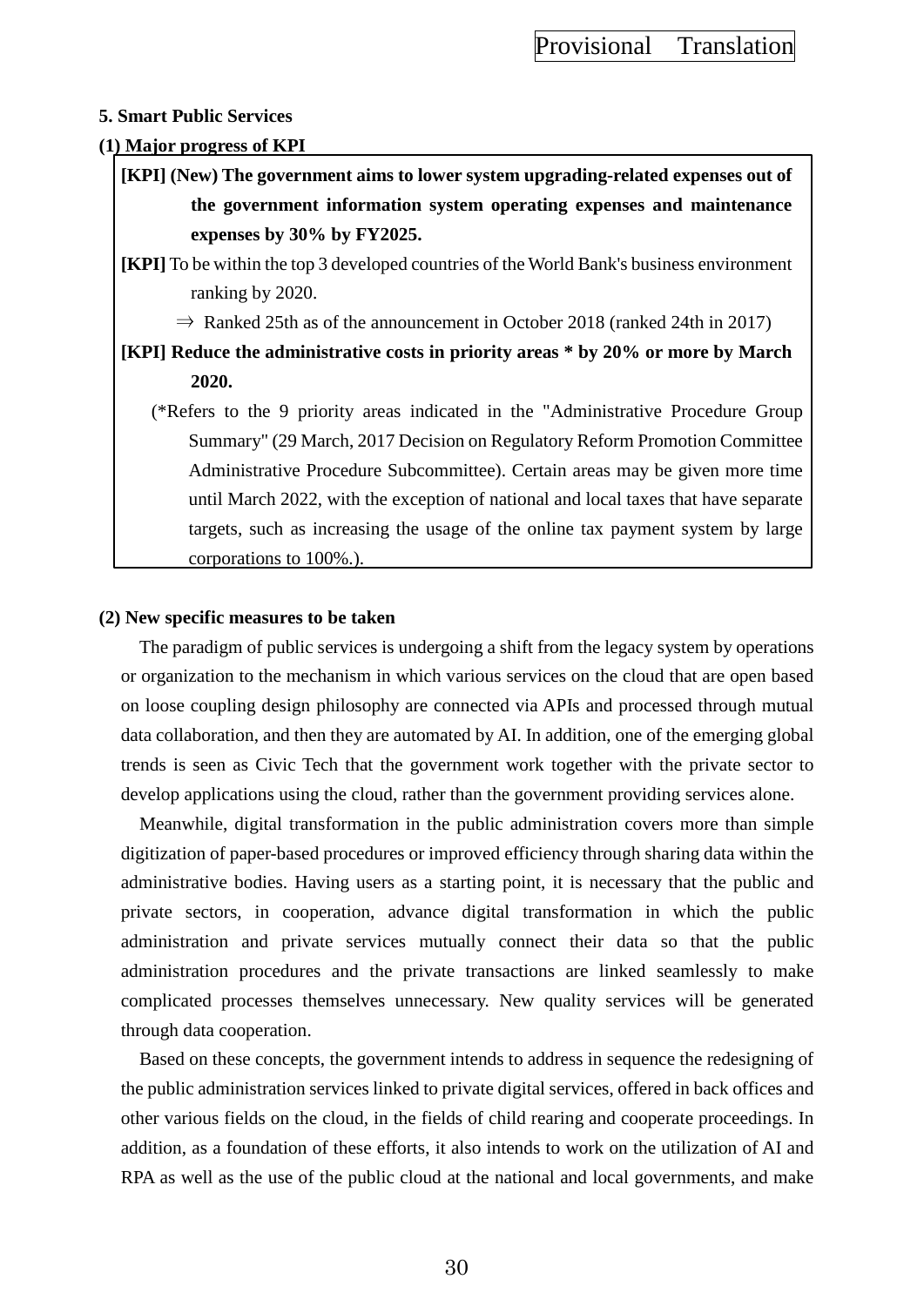## 5. Smart Public Services

### (1) Major progress of KPI

**[KPI] (New) The government aims to lower system upgrading-related expenses out of the government information system operating expenses and maintenance expenses by 30% by FY2025.**

**[KPI]** To be within the top 3 developed countries of the World Bank's business environment ranking by 2020.

⇒ Ranked 25th as of the announcement in October 2018 (ranked 24th in 2017)

**[KPI] Reduce the administrative costs in priority areas * by 20% or more by March 2020.**

(*Refers to the 9 priority areas indicated in the "Administrative Procedure Group Summary" (29 March, 2017 Decision on Regulatory Reform Promotion Committee Administrative Procedure Subcommittee). Certain areas may be given more time until March 2022, with the exception of national and local taxes that have separate targets, such as increasing the usage of the online tax payment system by large corporations to 100%.).

### (2) New specific measures to be taken

The paradigm of public services is undergoing a shift from the legacy system by operations or organization to the mechanism in which various services on the cloud that are open based on loose coupling design philosophy are connected via APIs and processed through mutual data collaboration, and then they are automated by AI. In addition, one of the emerging global trends is seen as Civic Tech that the government work together with the private sector to develop applications using the cloud, rather than the government providing services alone.

Meanwhile, digital transformation in the public administration covers more than simple digitization of paper-based procedures or improved efficiency through sharing data within the administrative bodies. Having users as a starting point, it is necessary that the public and private sectors, in cooperation, advance digital transformation in which the public administration and private services mutually connect their data so that the public administration procedures and the private transactions are linked seamlessly to make complicated processes themselves unnecessary. New quality services will be generated through data cooperation.

Based on these concepts, the government intends to address in sequence the redesigning of the public administration services linked to private digital services, offered in back offices and other various fields on the cloud, in the fields of child rearing and cooperate proceedings. In addition, as a foundation of these efforts, it also intends to work on the utilization of AI and RPA as well as the use of the public cloud at the national and local governments, and make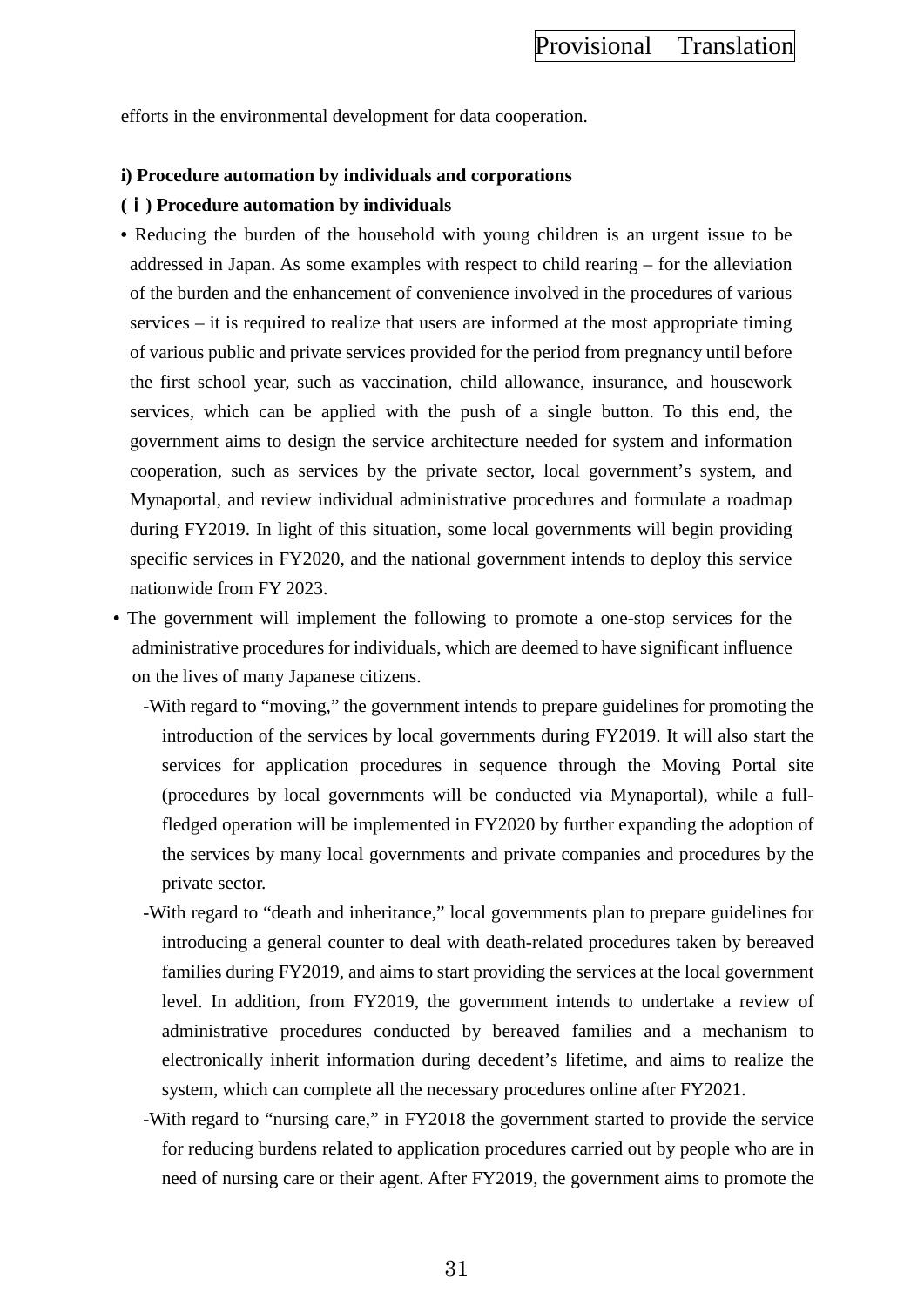efforts in the environmental development for data cooperation.

**i) Procedure automation by individuals and corporations**

**(ｉ) Procedure automation by individuals**

- Reducing the burden of the household with young children is an urgent issue to be addressed in Japan. As some examples with respect to child rearing – for the alleviation of the burden and the enhancement of convenience involved in the procedures of various services – it is required to realize that users are informed at the most appropriate timing of various public and private services provided for the period from pregnancy until before the first school year, such as vaccination, child allowance, insurance, and housework services, which can be applied with the push of a single button. To this end, the government aims to design the service architecture needed for system and information cooperation, such as services by the private sector, local government's system, and Mynaportal, and review individual administrative procedures and formulate a roadmap during FY2019. In light of this situation, some local governments will begin providing specific services in FY2020, and the national government intends to deploy this service nationwide from FY 2023.
- The government will implement the following to promote a one-stop services for the administrative procedures for individuals, which are deemed to have significant influence on the lives of many Japanese citizens.
  - -With regard to "moving," the government intends to prepare guidelines for promoting the introduction of the services by local governments during FY2019. It will also start the services for application procedures in sequence through the Moving Portal site (procedures by local governments will be conducted via Mynaportal), while a full-fledged operation will be implemented in FY2020 by further expanding the adoption of the services by many local governments and private companies and procedures by the private sector.
  - -With regard to "death and inheritance," local governments plan to prepare guidelines for introducing a general counter to deal with death-related procedures taken by bereaved families during FY2019, and aims to start providing the services at the local government level. In addition, from FY2019, the government intends to undertake a review of administrative procedures conducted by bereaved families and a mechanism to electronically inherit information during decedent's lifetime, and aims to realize the system, which can complete all the necessary procedures online after FY2021.
  - -With regard to "nursing care," in FY2018 the government started to provide the service for reducing burdens related to application procedures carried out by people who are in need of nursing care or their agent. After FY2019, the government aims to promote the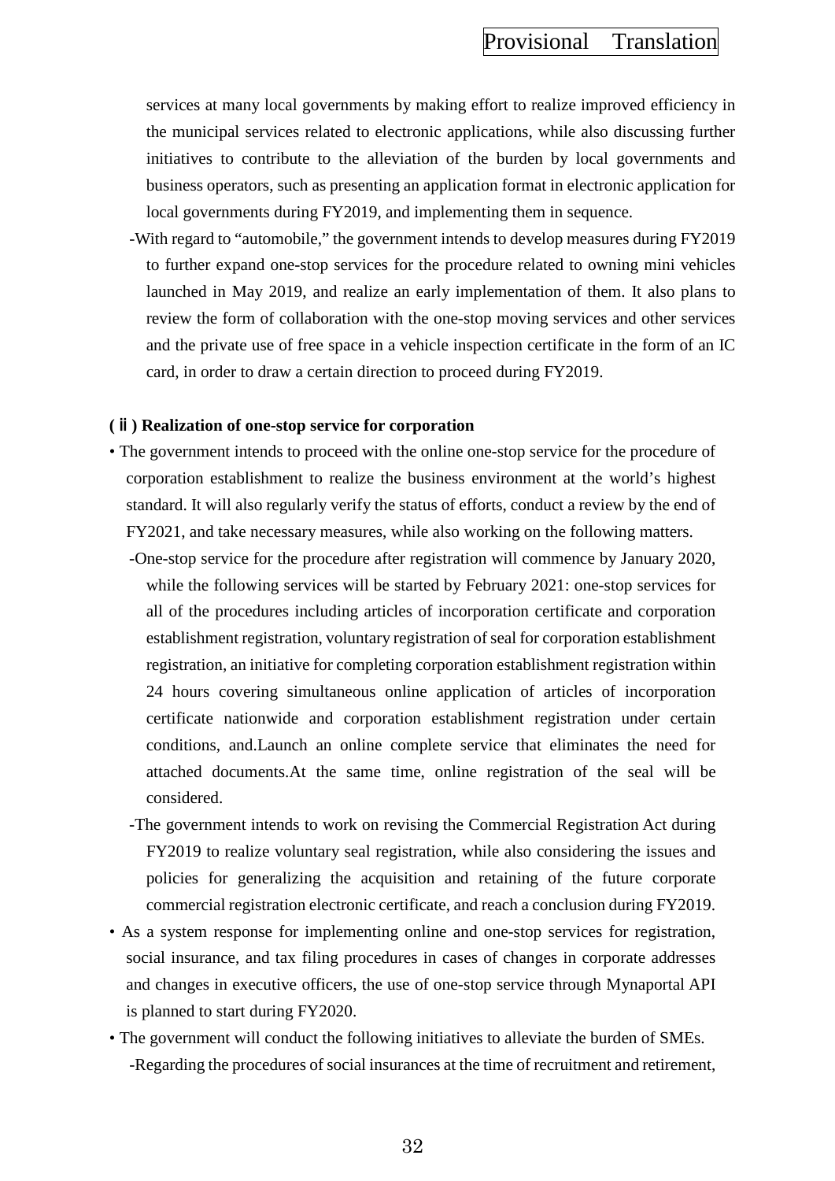services at many local governments by making effort to realize improved efficiency in the municipal services related to electronic applications, while also discussing further initiatives to contribute to the alleviation of the burden by local governments and business operators, such as presenting an application format in electronic application for local governments during FY2019, and implementing them in sequence.

-With regard to "automobile," the government intends to develop measures during FY2019 to further expand one-stop services for the procedure related to owning mini vehicles launched in May 2019, and realize an early implementation of them. It also plans to review the form of collaboration with the one-stop moving services and other services and the private use of free space in a vehicle inspection certificate in the form of an IC card, in order to draw a certain direction to proceed during FY2019.

**( ii ) Realization of one-stop service for corporation**

• The government intends to proceed with the online one-stop service for the procedure of corporation establishment to realize the business environment at the world's highest standard. It will also regularly verify the status of efforts, conduct a review by the end of FY2021, and take necessary measures, while also working on the following matters.

-One-stop service for the procedure after registration will commence by January 2020, while the following services will be started by February 2021: one-stop services for all of the procedures including articles of incorporation certificate and corporation establishment registration, voluntary registration of seal for corporation establishment registration, an initiative for completing corporation establishment registration within 24 hours covering simultaneous online application of articles of incorporation certificate nationwide and corporation establishment registration under certain conditions, and.Launch an online complete service that eliminates the need for attached documents.At the same time, online registration of the seal will be considered.

-The government intends to work on revising the Commercial Registration Act during FY2019 to realize voluntary seal registration, while also considering the issues and policies for generalizing the acquisition and retaining of the future corporate commercial registration electronic certificate, and reach a conclusion during FY2019.

• As a system response for implementing online and one-stop services for registration, social insurance, and tax filing procedures in cases of changes in corporate addresses and changes in executive officers, the use of one-stop service through Mynaportal API is planned to start during FY2020.

• The government will conduct the following initiatives to alleviate the burden of SMEs.

-Regarding the procedures of social insurances at the time of recruitment and retirement,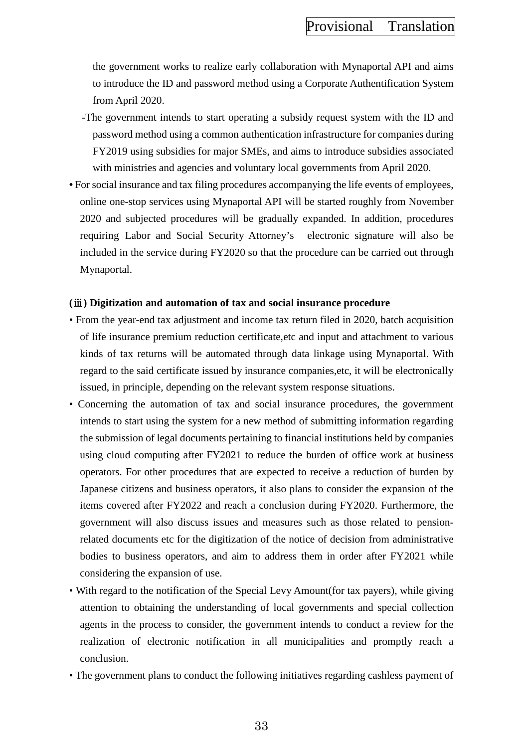the government works to realize early collaboration with Mynaportal API and aims to introduce the ID and password method using a Corporate Authentification System from April 2020.

-The government intends to start operating a subsidy request system with the ID and password method using a common authentication infrastructure for companies during FY2019 using subsidies for major SMEs, and aims to introduce subsidies associated with ministries and agencies and voluntary local governments from April 2020.

- For social insurance and tax filing procedures accompanying the life events of employees, online one-stop services using Mynaportal API will be started roughly from November 2020 and subjected procedures will be gradually expanded. In addition, procedures requiring Labor and Social Security Attorney's electronic signature will also be included in the service during FY2020 so that the procedure can be carried out through Mynaportal.

**(ⅲ) Digitization and automation of tax and social insurance procedure**

- From the year-end tax adjustment and income tax return filed in 2020, batch acquisition of life insurance premium reduction certificate,etc and input and attachment to various kinds of tax returns will be automated through data linkage using Mynaportal. With regard to the said certificate issued by insurance companies,etc, it will be electronically issued, in principle, depending on the relevant system response situations.
- Concerning the automation of tax and social insurance procedures, the government intends to start using the system for a new method of submitting information regarding the submission of legal documents pertaining to financial institutions held by companies using cloud computing after FY2021 to reduce the burden of office work at business operators. For other procedures that are expected to receive a reduction of burden by Japanese citizens and business operators, it also plans to consider the expansion of the items covered after FY2022 and reach a conclusion during FY2020. Furthermore, the government will also discuss issues and measures such as those related to pension-related documents etc for the digitization of the notice of decision from administrative bodies to business operators, and aim to address them in order after FY2021 while considering the expansion of use.
- With regard to the notification of the Special Levy Amount(for tax payers), while giving attention to obtaining the understanding of local governments and special collection agents in the process to consider, the government intends to conduct a review for the realization of electronic notification in all municipalities and promptly reach a conclusion.
- The government plans to conduct the following initiatives regarding cashless payment of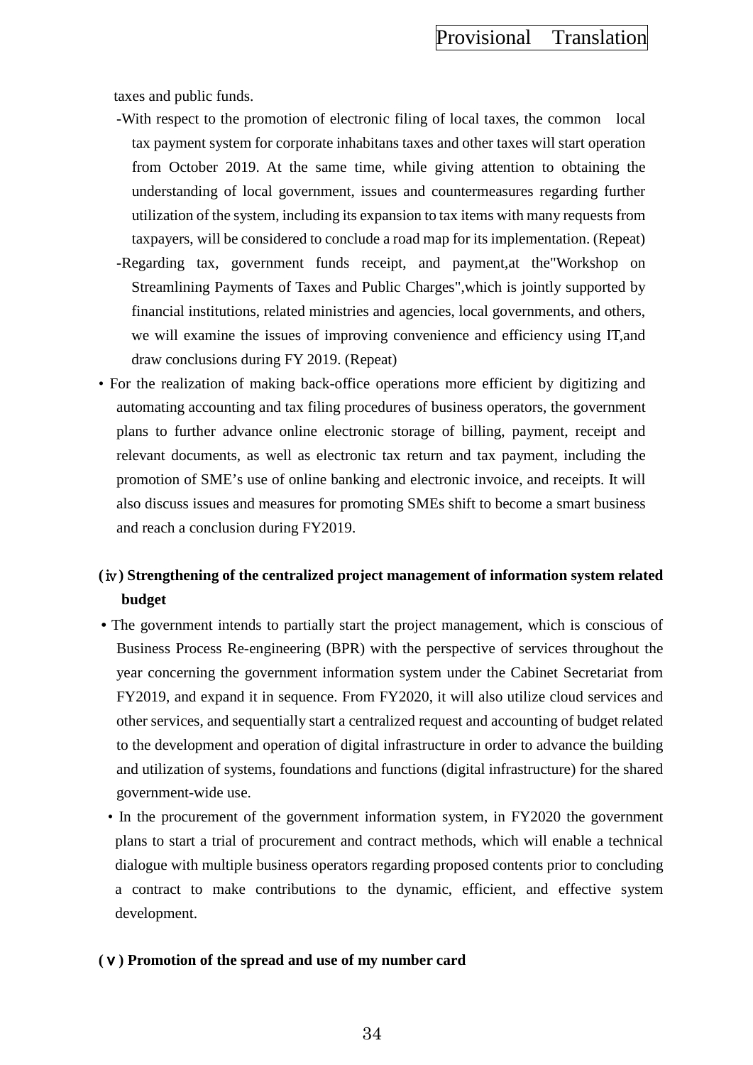taxes and public funds.

-With respect to the promotion of electronic filing of local taxes, the common local tax payment system for corporate inhabitans taxes and other taxes will start operation from October 2019. At the same time, while giving attention to obtaining the understanding of local government, issues and countermeasures regarding further utilization of the system, including its expansion to tax items with many requests from taxpayers, will be considered to conclude a road map for its implementation. (Repeat)

-Regarding tax, government funds receipt, and payment,at the"Workshop on Streamlining Payments of Taxes and Public Charges",which is jointly supported by financial institutions, related ministries and agencies, local governments, and others, we will examine the issues of improving convenience and efficiency using IT,and draw conclusions during FY 2019. (Repeat)

- For the realization of making back-office operations more efficient by digitizing and automating accounting and tax filing procedures of business operators, the government plans to further advance online electronic storage of billing, payment, receipt and relevant documents, as well as electronic tax return and tax payment, including the promotion of SME’s use of online banking and electronic invoice, and receipts. It will also discuss issues and measures for promoting SMEs shift to become a smart business and reach a conclusion during FY2019.

**(ⅳ) Strengthening of the centralized project management of information system related budget**

- The government intends to partially start the project management, which is conscious of Business Process Re-engineering (BPR) with the perspective of services throughout the year concerning the government information system under the Cabinet Secretariat from FY2019, and expand it in sequence. From FY2020, it will also utilize cloud services and other services, and sequentially start a centralized request and accounting of budget related to the development and operation of digital infrastructure in order to advance the building and utilization of systems, foundations and functions (digital infrastructure) for the shared government-wide use.
- In the procurement of the government information system, in FY2020 the government plans to start a trial of procurement and contract methods, which will enable a technical dialogue with multiple business operators regarding proposed contents prior to concluding a contract to make contributions to the dynamic, efficient, and effective system development.

**(ⅴ) Promotion of the spread and use of my number card**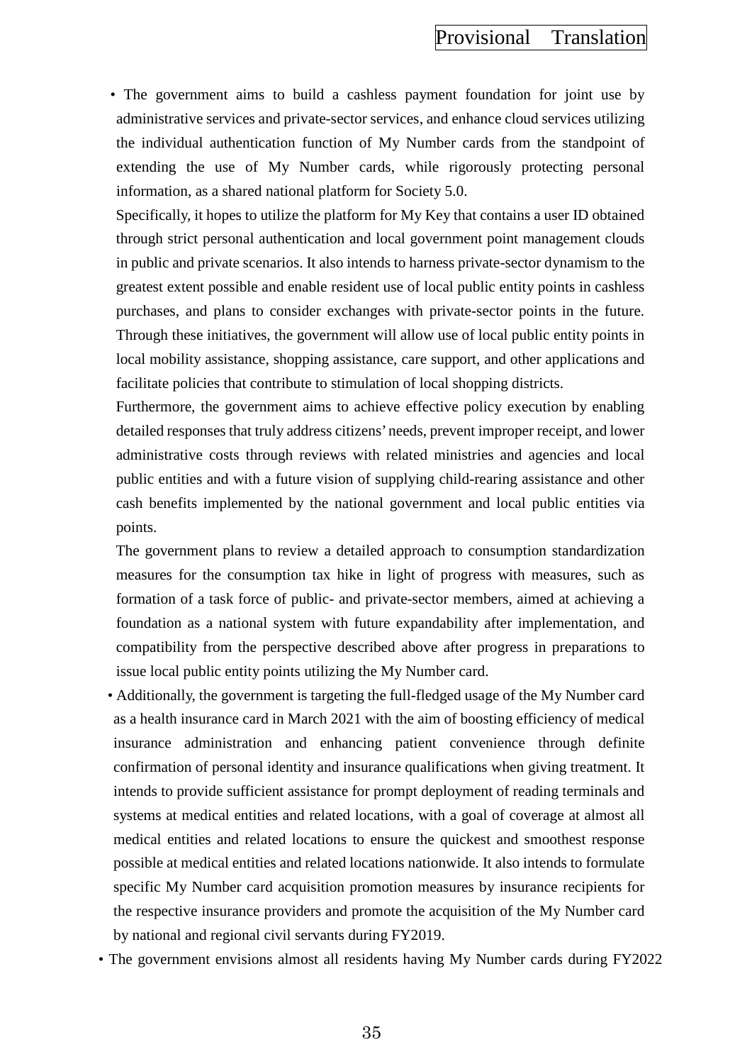- The government aims to build a cashless payment foundation for joint use by administrative services and private-sector services, and enhance cloud services utilizing the individual authentication function of My Number cards from the standpoint of extending the use of My Number cards, while rigorously protecting personal information, as a shared national platform for Society 5.0.

  Specifically, it hopes to utilize the platform for My Key that contains a user ID obtained through strict personal authentication and local government point management clouds in public and private scenarios. It also intends to harness private-sector dynamism to the greatest extent possible and enable resident use of local public entity points in cashless purchases, and plans to consider exchanges with private-sector points in the future. Through these initiatives, the government will allow use of local public entity points in local mobility assistance, shopping assistance, care support, and other applications and facilitate policies that contribute to stimulation of local shopping districts.

  Furthermore, the government aims to achieve effective policy execution by enabling detailed responses that truly address citizens' needs, prevent improper receipt, and lower administrative costs through reviews with related ministries and agencies and local public entities and with a future vision of supplying child-rearing assistance and other cash benefits implemented by the national government and local public entities via points.

  The government plans to review a detailed approach to consumption standardization measures for the consumption tax hike in light of progress with measures, such as formation of a task force of public- and private-sector members, aimed at achieving a foundation as a national system with future expandability after implementation, and compatibility from the perspective described above after progress in preparations to issue local public entity points utilizing the My Number card.

- Additionally, the government is targeting the full-fledged usage of the My Number card as a health insurance card in March 2021 with the aim of boosting efficiency of medical insurance administration and enhancing patient convenience through definite confirmation of personal identity and insurance qualifications when giving treatment. It intends to provide sufficient assistance for prompt deployment of reading terminals and systems at medical entities and related locations, with a goal of coverage at almost all medical entities and related locations to ensure the quickest and smoothest response possible at medical entities and related locations nationwide. It also intends to formulate specific My Number card acquisition promotion measures by insurance recipients for the respective insurance providers and promote the acquisition of the My Number card by national and regional civil servants during FY2019.

- The government envisions almost all residents having My Number cards during FY2022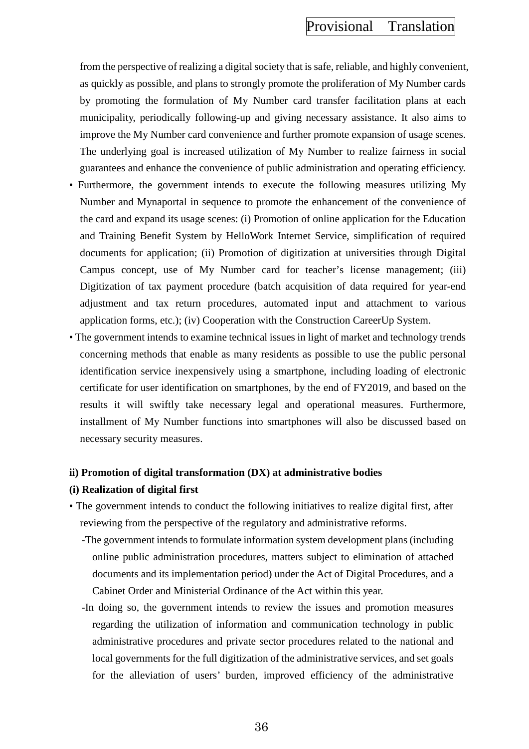from the perspective of realizing a digital society that is safe, reliable, and highly convenient, as quickly as possible, and plans to strongly promote the proliferation of My Number cards by promoting the formulation of My Number card transfer facilitation plans at each municipality, periodically following-up and giving necessary assistance. It also aims to improve the My Number card convenience and further promote expansion of usage scenes. The underlying goal is increased utilization of My Number to realize fairness in social guarantees and enhance the convenience of public administration and operating efficiency.

- Furthermore, the government intends to execute the following measures utilizing My Number and Mynaportal in sequence to promote the enhancement of the convenience of the card and expand its usage scenes: (i) Promotion of online application for the Education and Training Benefit System by HelloWork Internet Service, simplification of required documents for application; (ii) Promotion of digitization at universities through Digital Campus concept, use of My Number card for teacher's license management; (iii) Digitization of tax payment procedure (batch acquisition of data required for year-end adjustment and tax return procedures, automated input and attachment to various application forms, etc.); (iv) Cooperation with the Construction CareerUp System.
- The government intends to examine technical issues in light of market and technology trends concerning methods that enable as many residents as possible to use the public personal identification service inexpensively using a smartphone, including loading of electronic certificate for user identification on smartphones, by the end of FY2019, and based on the results it will swiftly take necessary legal and operational measures. Furthermore, installment of My Number functions into smartphones will also be discussed based on necessary security measures.

**ii) Promotion of digital transformation (DX) at administrative bodies**

**(i) Realization of digital first**

- The government intends to conduct the following initiatives to realize digital first, after reviewing from the perspective of the regulatory and administrative reforms.
  - -The government intends to formulate information system development plans (including online public administration procedures, matters subject to elimination of attached documents and its implementation period) under the Act of Digital Procedures, and a Cabinet Order and Ministerial Ordinance of the Act within this year.
  - -In doing so, the government intends to review the issues and promotion measures regarding the utilization of information and communication technology in public administrative procedures and private sector procedures related to the national and local governments for the full digitization of the administrative services, and set goals for the alleviation of users' burden, improved efficiency of the administrative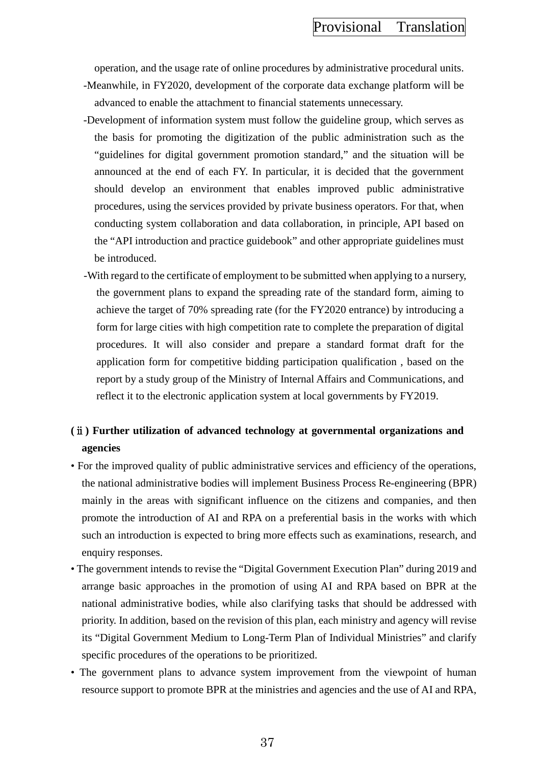operation, and the usage rate of online procedures by administrative procedural units.

-Meanwhile, in FY2020, development of the corporate data exchange platform will be advanced to enable the attachment to financial statements unnecessary.

-Development of information system must follow the guideline group, which serves as the basis for promoting the digitization of the public administration such as the "guidelines for digital government promotion standard," and the situation will be announced at the end of each FY. In particular, it is decided that the government should develop an environment that enables improved public administrative procedures, using the services provided by private business operators. For that, when conducting system collaboration and data collaboration, in principle, API based on the "API introduction and practice guidebook" and other appropriate guidelines must be introduced.

-With regard to the certificate of employment to be submitted when applying to a nursery, the government plans to expand the spreading rate of the standard form, aiming to achieve the target of 70% spreading rate (for the FY2020 entrance) by introducing a form for large cities with high competition rate to complete the preparation of digital procedures. It will also consider and prepare a standard format draft for the application form for competitive bidding participation qualification , based on the report by a study group of the Ministry of Internal Affairs and Communications, and reflect it to the electronic application system at local governments by FY2019.

**(ⅱ) Further utilization of advanced technology at governmental organizations and agencies**

- For the improved quality of public administrative services and efficiency of the operations, the national administrative bodies will implement Business Process Re-engineering (BPR) mainly in the areas with significant influence on the citizens and companies, and then promote the introduction of AI and RPA on a preferential basis in the works with which such an introduction is expected to bring more effects such as examinations, research, and enquiry responses.
- The government intends to revise the "Digital Government Execution Plan" during 2019 and arrange basic approaches in the promotion of using AI and RPA based on BPR at the national administrative bodies, while also clarifying tasks that should be addressed with priority. In addition, based on the revision of this plan, each ministry and agency will revise its "Digital Government Medium to Long-Term Plan of Individual Ministries" and clarify specific procedures of the operations to be prioritized.
- The government plans to advance system improvement from the viewpoint of human resource support to promote BPR at the ministries and agencies and the use of AI and RPA,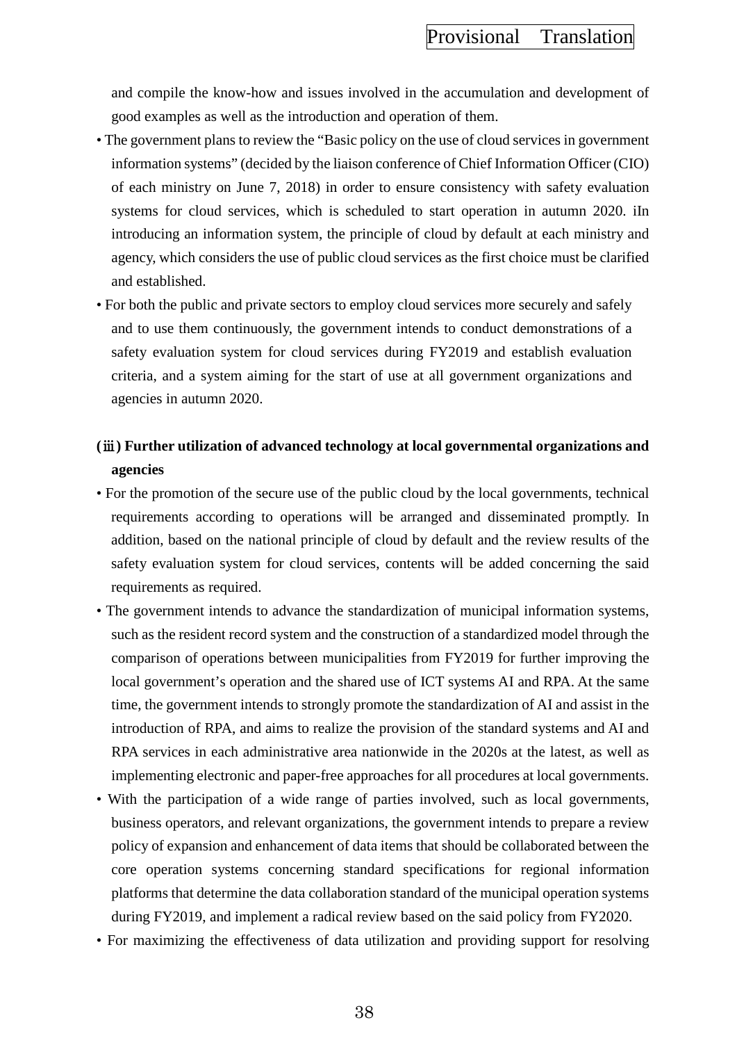and compile the know-how and issues involved in the accumulation and development of good examples as well as the introduction and operation of them.

- The government plans to review the “Basic policy on the use of cloud services in government information systems” (decided by the liaison conference of Chief Information Officer (CIO) of each ministry on June 7, 2018) in order to ensure consistency with safety evaluation systems for cloud services, which is scheduled to start operation in autumn 2020. iIn introducing an information system, the principle of cloud by default at each ministry and agency, which considers the use of public cloud services as the first choice must be clarified and established.
- For both the public and private sectors to employ cloud services more securely and safely and to use them continuously, the government intends to conduct demonstrations of a safety evaluation system for cloud services during FY2019 and establish evaluation criteria, and a system aiming for the start of use at all government organizations and agencies in autumn 2020.

**(ⅲ) Further utilization of advanced technology at local governmental organizations and agencies**

- For the promotion of the secure use of the public cloud by the local governments, technical requirements according to operations will be arranged and disseminated promptly. In addition, based on the national principle of cloud by default and the review results of the safety evaluation system for cloud services, contents will be added concerning the said requirements as required.
- The government intends to advance the standardization of municipal information systems, such as the resident record system and the construction of a standardized model through the comparison of operations between municipalities from FY2019 for further improving the local government’s operation and the shared use of ICT systems AI and RPA. At the same time, the government intends to strongly promote the standardization of AI and assist in the introduction of RPA, and aims to realize the provision of the standard systems and AI and RPA services in each administrative area nationwide in the 2020s at the latest, as well as implementing electronic and paper-free approaches for all procedures at local governments.
- With the participation of a wide range of parties involved, such as local governments, business operators, and relevant organizations, the government intends to prepare a review policy of expansion and enhancement of data items that should be collaborated between the core operation systems concerning standard specifications for regional information platforms that determine the data collaboration standard of the municipal operation systems during FY2019, and implement a radical review based on the said policy from FY2020.
- For maximizing the effectiveness of data utilization and providing support for resolving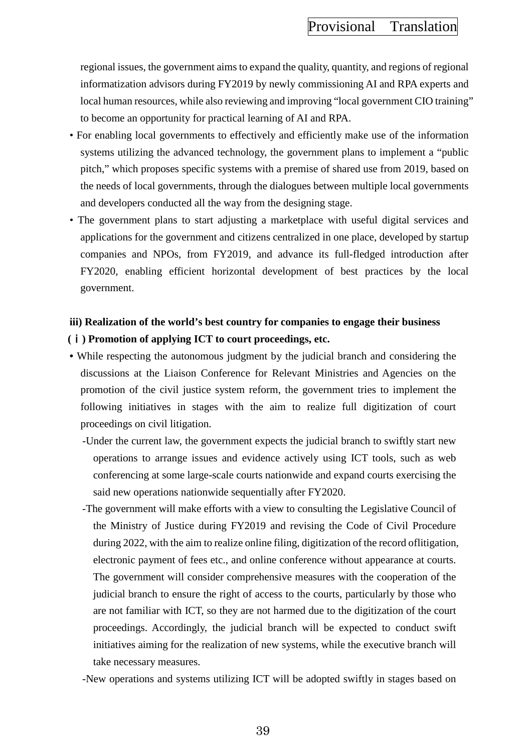regional issues, the government aims to expand the quality, quantity, and regions of regional informatization advisors during FY2019 by newly commissioning AI and RPA experts and local human resources, while also reviewing and improving "local government CIO training" to become an opportunity for practical learning of AI and RPA.

- For enabling local governments to effectively and efficiently make use of the information systems utilizing the advanced technology, the government plans to implement a "public pitch," which proposes specific systems with a premise of shared use from 2019, based on the needs of local governments, through the dialogues between multiple local governments and developers conducted all the way from the designing stage.
- The government plans to start adjusting a marketplace with useful digital services and applications for the government and citizens centralized in one place, developed by startup companies and NPOs, from FY2019, and advance its full-fledged introduction after FY2020, enabling efficient horizontal development of best practices by the local government.

**iii) Realization of the world's best country for companies to engage their business**

**(ⅰ) Promotion of applying ICT to court proceedings, etc.**

- While respecting the autonomous judgment by the judicial branch and considering the discussions at the Liaison Conference for Relevant Ministries and Agencies on the promotion of the civil justice system reform, the government tries to implement the following initiatives in stages with the aim to realize full digitization of court proceedings on civil litigation.
  - -Under the current law, the government expects the judicial branch to swiftly start new operations to arrange issues and evidence actively using ICT tools, such as web conferencing at some large-scale courts nationwide and expand courts exercising the said new operations nationwide sequentially after FY2020.
  - -The government will make efforts with a view to consulting the Legislative Council of the Ministry of Justice during FY2019 and revising the Code of Civil Procedure during 2022, with the aim to realize online filing, digitization of the record oflitigation, electronic payment of fees etc., and online conference without appearance at courts. The government will consider comprehensive measures with the cooperation of the judicial branch to ensure the right of access to the courts, particularly by those who are not familiar with ICT, so they are not harmed due to the digitization of the court proceedings. Accordingly, the judicial branch will be expected to conduct swift initiatives aiming for the realization of new systems, while the executive branch will take necessary measures.
  - -New operations and systems utilizing ICT will be adopted swiftly in stages based on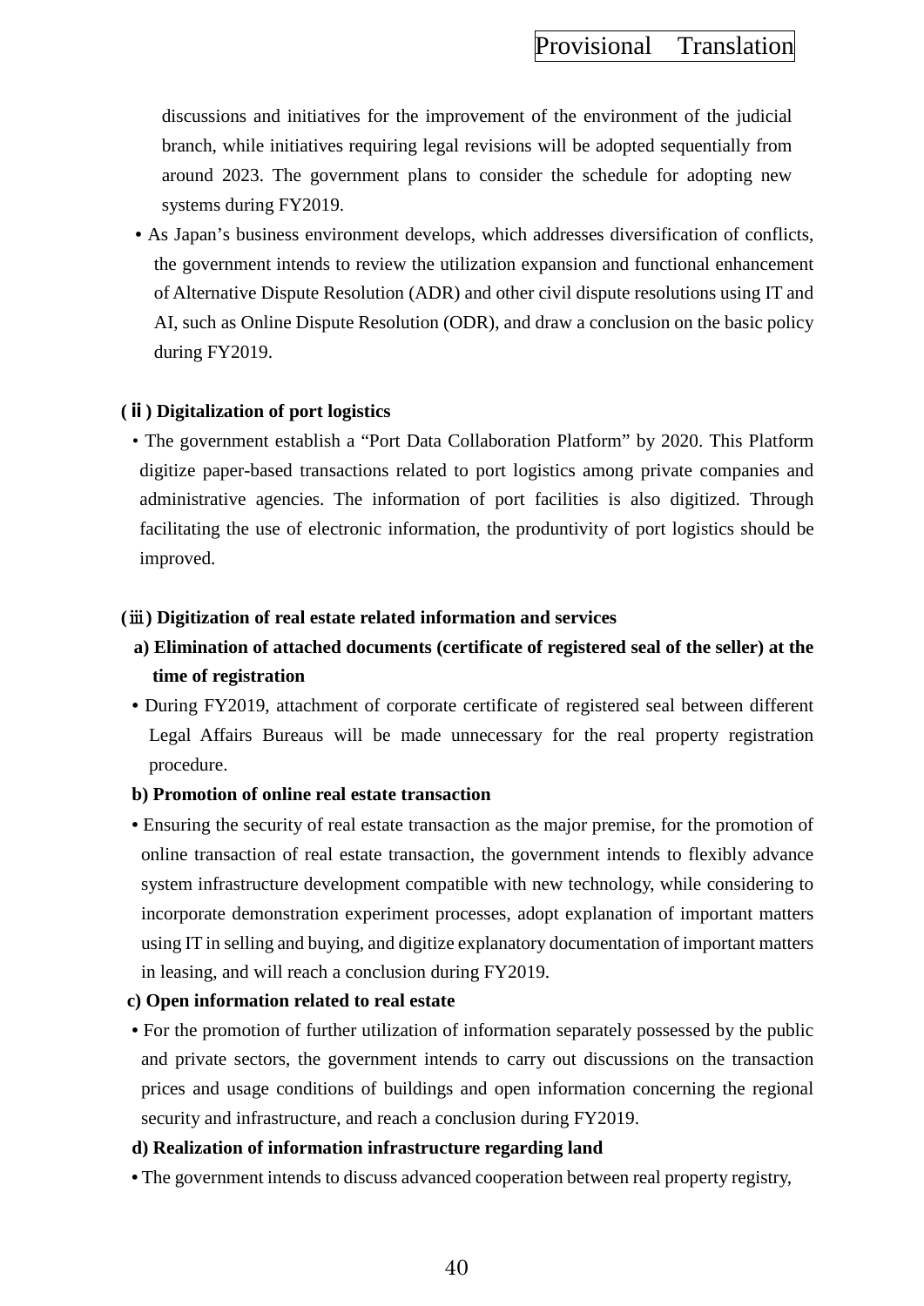discussions and initiatives for the improvement of the environment of the judicial branch, while initiatives requiring legal revisions will be adopted sequentially from around 2023. The government plans to consider the schedule for adopting new systems during FY2019.

- As Japan’s business environment develops, which addresses diversification of conflicts, the government intends to review the utilization expansion and functional enhancement of Alternative Dispute Resolution (ADR) and other civil dispute resolutions using IT and AI, such as Online Dispute Resolution (ODR), and draw a conclusion on the basic policy during FY2019.

**(ⅱ) Digitalization of port logistics**

- The government establish a “Port Data Collaboration Platform” by 2020. This Platform digitize paper-based transactions related to port logistics among private companies and administrative agencies. The information of port facilities is also digitized. Through facilitating the use of electronic information, the produntivity of port logistics should be improved.

**(ⅲ) Digitization of real estate related information and services**

**a) Elimination of attached documents (certificate of registered seal of the seller) at the time of registration**

- During FY2019, attachment of corporate certificate of registered seal between different Legal Affairs Bureaus will be made unnecessary for the real property registration procedure.

**b) Promotion of online real estate transaction**

- Ensuring the security of real estate transaction as the major premise, for the promotion of online transaction of real estate transaction, the government intends to flexibly advance system infrastructure development compatible with new technology, while considering to incorporate demonstration experiment processes, adopt explanation of important matters using IT in selling and buying, and digitize explanatory documentation of important matters in leasing, and will reach a conclusion during FY2019.

**c) Open information related to real estate**

- For the promotion of further utilization of information separately possessed by the public and private sectors, the government intends to carry out discussions on the transaction prices and usage conditions of buildings and open information concerning the regional security and infrastructure, and reach a conclusion during FY2019.

**d) Realization of information infrastructure regarding land**

- The government intends to discuss advanced cooperation between real property registry,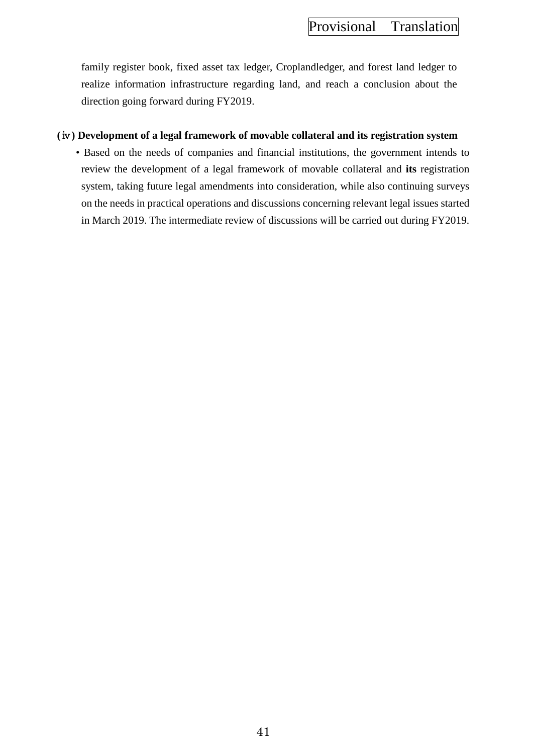family register book, fixed asset tax ledger, Croplandledger, and forest land ledger to realize information infrastructure regarding land, and reach a conclusion about the direction going forward during FY2019.

**(ⅳ) Development of a legal framework of movable collateral and its registration system**

- Based on the needs of companies and financial institutions, the government intends to review the development of a legal framework of movable collateral and **its** registration system, taking future legal amendments into consideration, while also continuing surveys on the needs in practical operations and discussions concerning relevant legal issues started in March 2019. The intermediate review of discussions will be carried out during FY2019.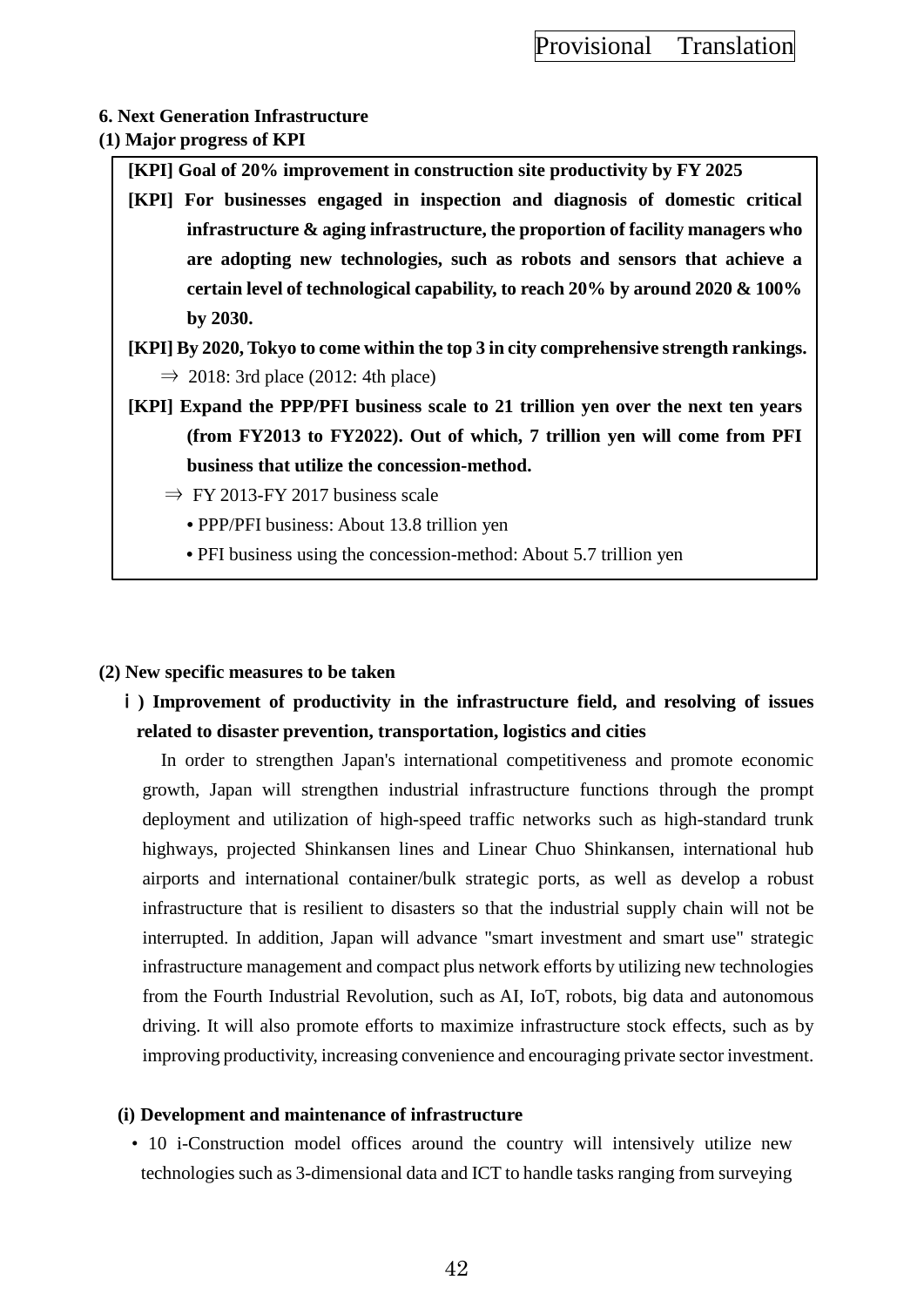## 6. Next Generation Infrastructure

### (1) Major progress of KPI

**[KPI] Goal of 20% improvement in construction site productivity by FY 2025**

**[KPI] For businesses engaged in inspection and diagnosis of domestic critical infrastructure & aging infrastructure, the proportion of facility managers who are adopting new technologies, such as robots and sensors that achieve a certain level of technological capability, to reach 20% by around 2020 & 100% by 2030.**

**[KPI] By 2020, Tokyo to come within the top 3 in city comprehensive strength rankings.**

⇒ 2018: 3rd place (2012: 4th place)

**[KPI] Expand the PPP/PFI business scale to 21 trillion yen over the next ten years (from FY2013 to FY2022). Out of which, 7 trillion yen will come from PFI business that utilize the concession-method.**

⇒ FY 2013-FY 2017 business scale

- PPP/PFI business: About 13.8 trillion yen
- PFI business using the concession-method: About 5.7 trillion yen

### (2) New specific measures to be taken

**ｉ) Improvement of productivity in the infrastructure field, and resolving of issues related to disaster prevention, transportation, logistics and cities**

In order to strengthen Japan's international competitiveness and promote economic growth, Japan will strengthen industrial infrastructure functions through the prompt deployment and utilization of high-speed traffic networks such as high-standard trunk highways, projected Shinkansen lines and Linear Chuo Shinkansen, international hub airports and international container/bulk strategic ports, as well as develop a robust infrastructure that is resilient to disasters so that the industrial supply chain will not be interrupted. In addition, Japan will advance "smart investment and smart use" strategic infrastructure management and compact plus network efforts by utilizing new technologies from the Fourth Industrial Revolution, such as AI, IoT, robots, big data and autonomous driving. It will also promote efforts to maximize infrastructure stock effects, such as by improving productivity, increasing convenience and encouraging private sector investment.

**(i) Development and maintenance of infrastructure**

- 10 i-Construction model offices around the country will intensively utilize new technologies such as 3-dimensional data and ICT to handle tasks ranging from surveying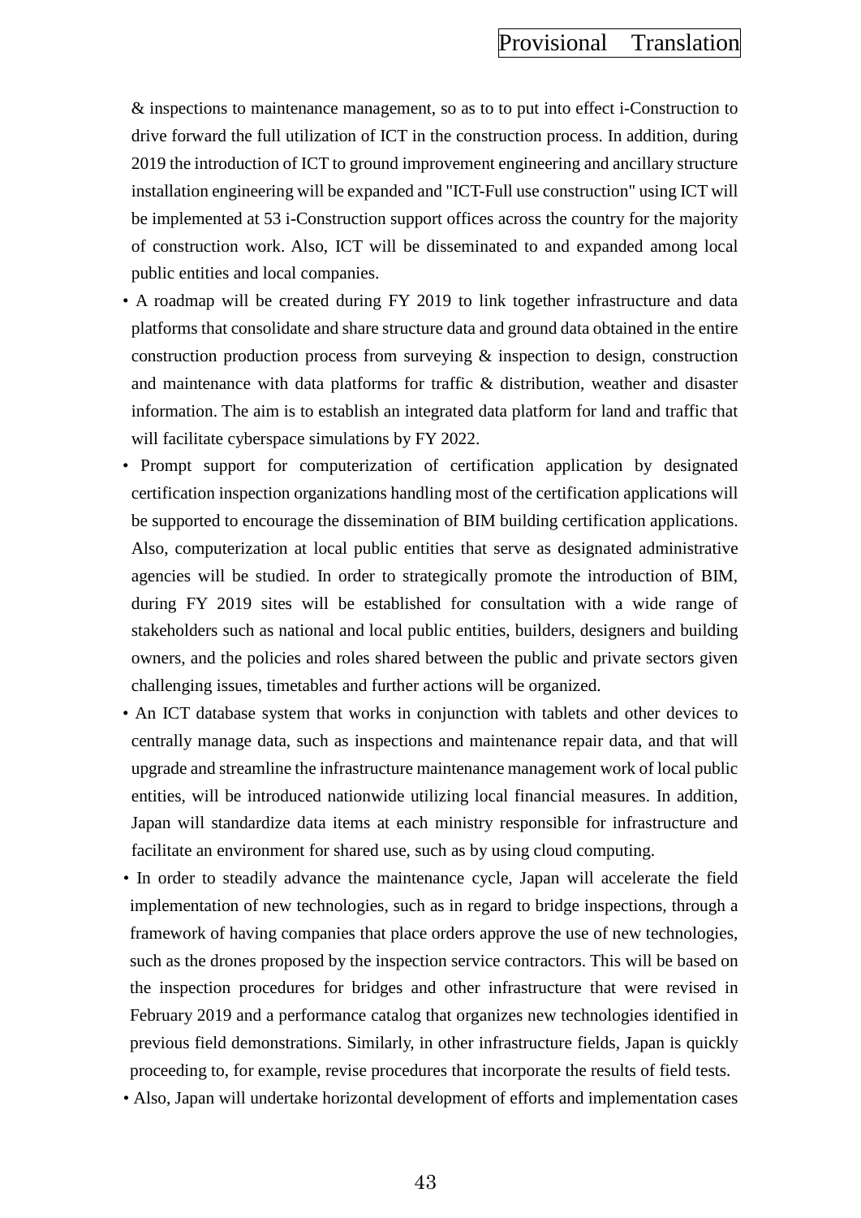& inspections to maintenance management, so as to to put into effect i-Construction to drive forward the full utilization of ICT in the construction process. In addition, during 2019 the introduction of ICT to ground improvement engineering and ancillary structure installation engineering will be expanded and "ICT-Full use construction" using ICT will be implemented at 53 i-Construction support offices across the country for the majority of construction work. Also, ICT will be disseminated to and expanded among local public entities and local companies.

- A roadmap will be created during FY 2019 to link together infrastructure and data platforms that consolidate and share structure data and ground data obtained in the entire construction production process from surveying & inspection to design, construction and maintenance with data platforms for traffic & distribution, weather and disaster information. The aim is to establish an integrated data platform for land and traffic that will facilitate cyberspace simulations by FY 2022.
- Prompt support for computerization of certification application by designated certification inspection organizations handling most of the certification applications will be supported to encourage the dissemination of BIM building certification applications. Also, computerization at local public entities that serve as designated administrative agencies will be studied. In order to strategically promote the introduction of BIM, during FY 2019 sites will be established for consultation with a wide range of stakeholders such as national and local public entities, builders, designers and building owners, and the policies and roles shared between the public and private sectors given challenging issues, timetables and further actions will be organized.
- An ICT database system that works in conjunction with tablets and other devices to centrally manage data, such as inspections and maintenance repair data, and that will upgrade and streamline the infrastructure maintenance management work of local public entities, will be introduced nationwide utilizing local financial measures. In addition, Japan will standardize data items at each ministry responsible for infrastructure and facilitate an environment for shared use, such as by using cloud computing.
- In order to steadily advance the maintenance cycle, Japan will accelerate the field implementation of new technologies, such as in regard to bridge inspections, through a framework of having companies that place orders approve the use of new technologies, such as the drones proposed by the inspection service contractors. This will be based on the inspection procedures for bridges and other infrastructure that were revised in February 2019 and a performance catalog that organizes new technologies identified in previous field demonstrations. Similarly, in other infrastructure fields, Japan is quickly proceeding to, for example, revise procedures that incorporate the results of field tests.
- Also, Japan will undertake horizontal development of efforts and implementation cases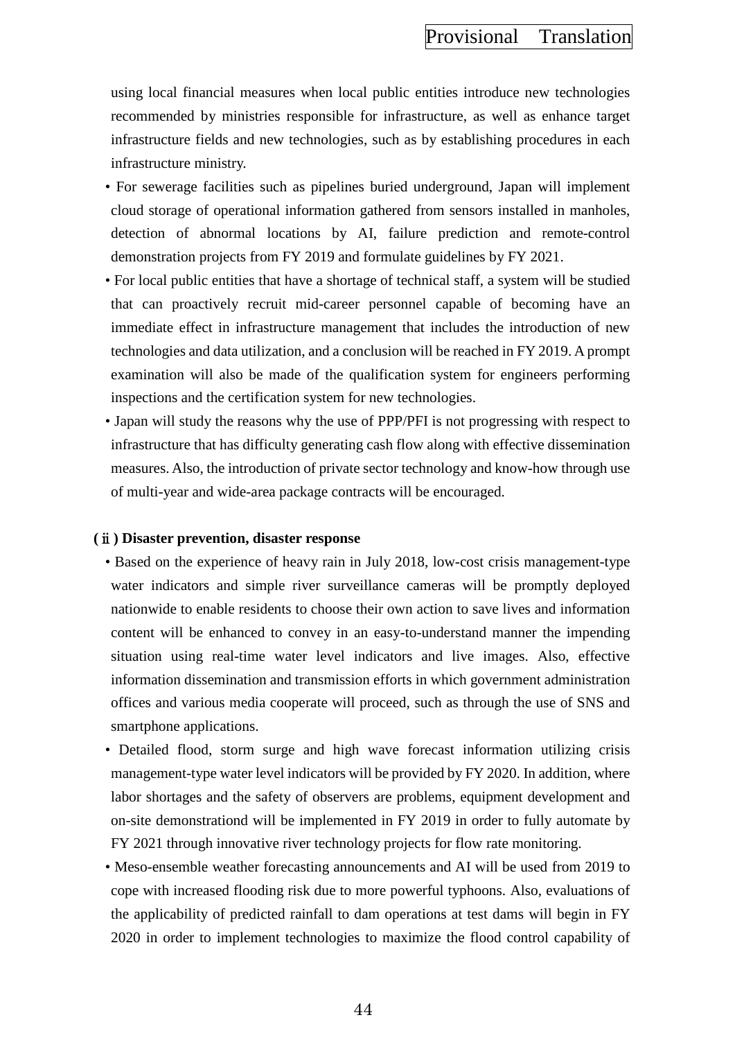using local financial measures when local public entities introduce new technologies recommended by ministries responsible for infrastructure, as well as enhance target infrastructure fields and new technologies, such as by establishing procedures in each infrastructure ministry.

- For sewerage facilities such as pipelines buried underground, Japan will implement cloud storage of operational information gathered from sensors installed in manholes, detection of abnormal locations by AI, failure prediction and remote-control demonstration projects from FY 2019 and formulate guidelines by FY 2021.
- For local public entities that have a shortage of technical staff, a system will be studied that can proactively recruit mid-career personnel capable of becoming have an immediate effect in infrastructure management that includes the introduction of new technologies and data utilization, and a conclusion will be reached in FY 2019. A prompt examination will also be made of the qualification system for engineers performing inspections and the certification system for new technologies.
- Japan will study the reasons why the use of PPP/PFI is not progressing with respect to infrastructure that has difficulty generating cash flow along with effective dissemination measures. Also, the introduction of private sector technology and know-how through use of multi-year and wide-area package contracts will be encouraged.

**(ⅱ) Disaster prevention, disaster response**

- Based on the experience of heavy rain in July 2018, low-cost crisis management-type water indicators and simple river surveillance cameras will be promptly deployed nationwide to enable residents to choose their own action to save lives and information content will be enhanced to convey in an easy-to-understand manner the impending situation using real-time water level indicators and live images. Also, effective information dissemination and transmission efforts in which government administration offices and various media cooperate will proceed, such as through the use of SNS and smartphone applications.
- Detailed flood, storm surge and high wave forecast information utilizing crisis management-type water level indicators will be provided by FY 2020. In addition, where labor shortages and the safety of observers are problems, equipment development and on-site demonstrationd will be implemented in FY 2019 in order to fully automate by FY 2021 through innovative river technology projects for flow rate monitoring.
- Meso-ensemble weather forecasting announcements and AI will be used from 2019 to cope with increased flooding risk due to more powerful typhoons. Also, evaluations of the applicability of predicted rainfall to dam operations at test dams will begin in FY 2020 in order to implement technologies to maximize the flood control capability of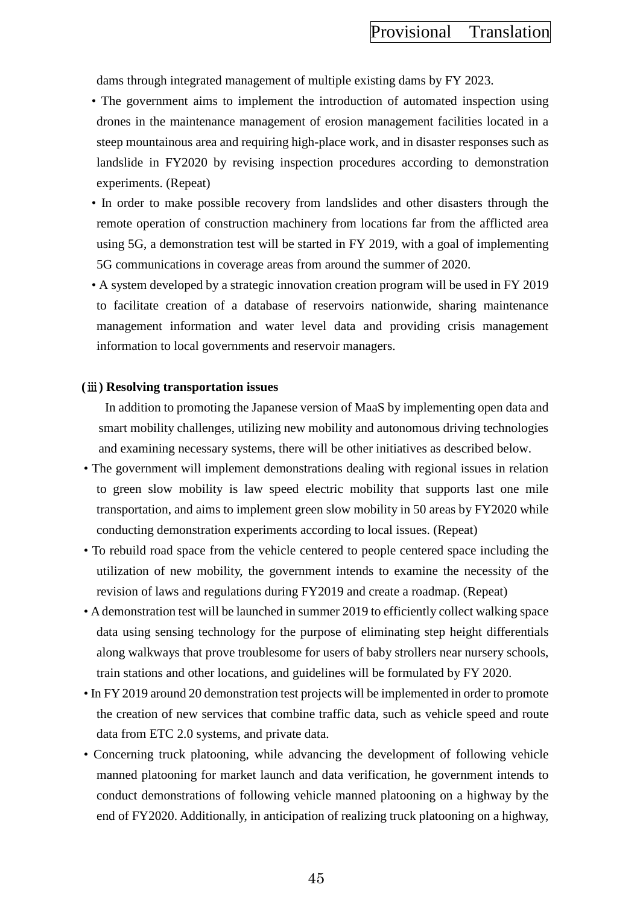dams through integrated management of multiple existing dams by FY 2023.

- The government aims to implement the introduction of automated inspection using drones in the maintenance management of erosion management facilities located in a steep mountainous area and requiring high-place work, and in disaster responses such as landslide in FY2020 by revising inspection procedures according to demonstration experiments. (Repeat)
- In order to make possible recovery from landslides and other disasters through the remote operation of construction machinery from locations far from the afflicted area using 5G, a demonstration test will be started in FY 2019, with a goal of implementing 5G communications in coverage areas from around the summer of 2020.
- A system developed by a strategic innovation creation program will be used in FY 2019 to facilitate creation of a database of reservoirs nationwide, sharing maintenance management information and water level data and providing crisis management information to local governments and reservoir managers.

**(ⅲ) Resolving transportation issues**

In addition to promoting the Japanese version of MaaS by implementing open data and smart mobility challenges, utilizing new mobility and autonomous driving technologies and examining necessary systems, there will be other initiatives as described below.

- The government will implement demonstrations dealing with regional issues in relation to green slow mobility is law speed electric mobility that supports last one mile transportation, and aims to implement green slow mobility in 50 areas by FY2020 while conducting demonstration experiments according to local issues. (Repeat)
- To rebuild road space from the vehicle centered to people centered space including the utilization of new mobility, the government intends to examine the necessity of the revision of laws and regulations during FY2019 and create a roadmap. (Repeat)
- A demonstration test will be launched in summer 2019 to efficiently collect walking space data using sensing technology for the purpose of eliminating step height differentials along walkways that prove troublesome for users of baby strollers near nursery schools, train stations and other locations, and guidelines will be formulated by FY 2020.
- In FY 2019 around 20 demonstration test projects will be implemented in order to promote the creation of new services that combine traffic data, such as vehicle speed and route data from ETC 2.0 systems, and private data.
- Concerning truck platooning, while advancing the development of following vehicle manned platooning for market launch and data verification, he government intends to conduct demonstrations of following vehicle manned platooning on a highway by the end of FY2020. Additionally, in anticipation of realizing truck platooning on a highway,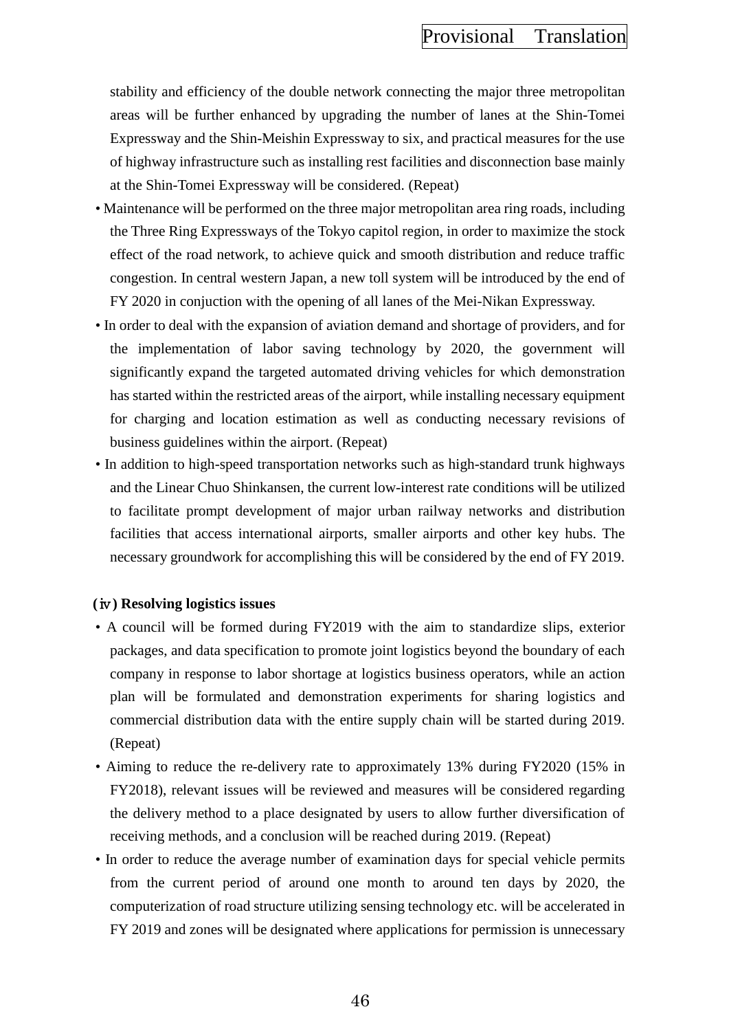stability and efficiency of the double network connecting the major three metropolitan areas will be further enhanced by upgrading the number of lanes at the Shin-Tomei Expressway and the Shin-Meishin Expressway to six, and practical measures for the use of highway infrastructure such as installing rest facilities and disconnection base mainly at the Shin-Tomei Expressway will be considered. (Repeat)

- Maintenance will be performed on the three major metropolitan area ring roads, including the Three Ring Expressways of the Tokyo capitol region, in order to maximize the stock effect of the road network, to achieve quick and smooth distribution and reduce traffic congestion. In central western Japan, a new toll system will be introduced by the end of FY 2020 in conjuction with the opening of all lanes of the Mei-Nikan Expressway.
- In order to deal with the expansion of aviation demand and shortage of providers, and for the implementation of labor saving technology by 2020, the government will significantly expand the targeted automated driving vehicles for which demonstration has started within the restricted areas of the airport, while installing necessary equipment for charging and location estimation as well as conducting necessary revisions of business guidelines within the airport. (Repeat)
- In addition to high-speed transportation networks such as high-standard trunk highways and the Linear Chuo Shinkansen, the current low-interest rate conditions will be utilized to facilitate prompt development of major urban railway networks and distribution facilities that access international airports, smaller airports and other key hubs. The necessary groundwork for accomplishing this will be considered by the end of FY 2019.

**(ⅳ) Resolving logistics issues**

- A council will be formed during FY2019 with the aim to standardize slips, exterior packages, and data specification to promote joint logistics beyond the boundary of each company in response to labor shortage at logistics business operators, while an action plan will be formulated and demonstration experiments for sharing logistics and commercial distribution data with the entire supply chain will be started during 2019. (Repeat)
- Aiming to reduce the re-delivery rate to approximately 13% during FY2020 (15% in FY2018), relevant issues will be reviewed and measures will be considered regarding the delivery method to a place designated by users to allow further diversification of receiving methods, and a conclusion will be reached during 2019. (Repeat)
- In order to reduce the average number of examination days for special vehicle permits from the current period of around one month to around ten days by 2020, the computerization of road structure utilizing sensing technology etc. will be accelerated in FY 2019 and zones will be designated where applications for permission is unnecessary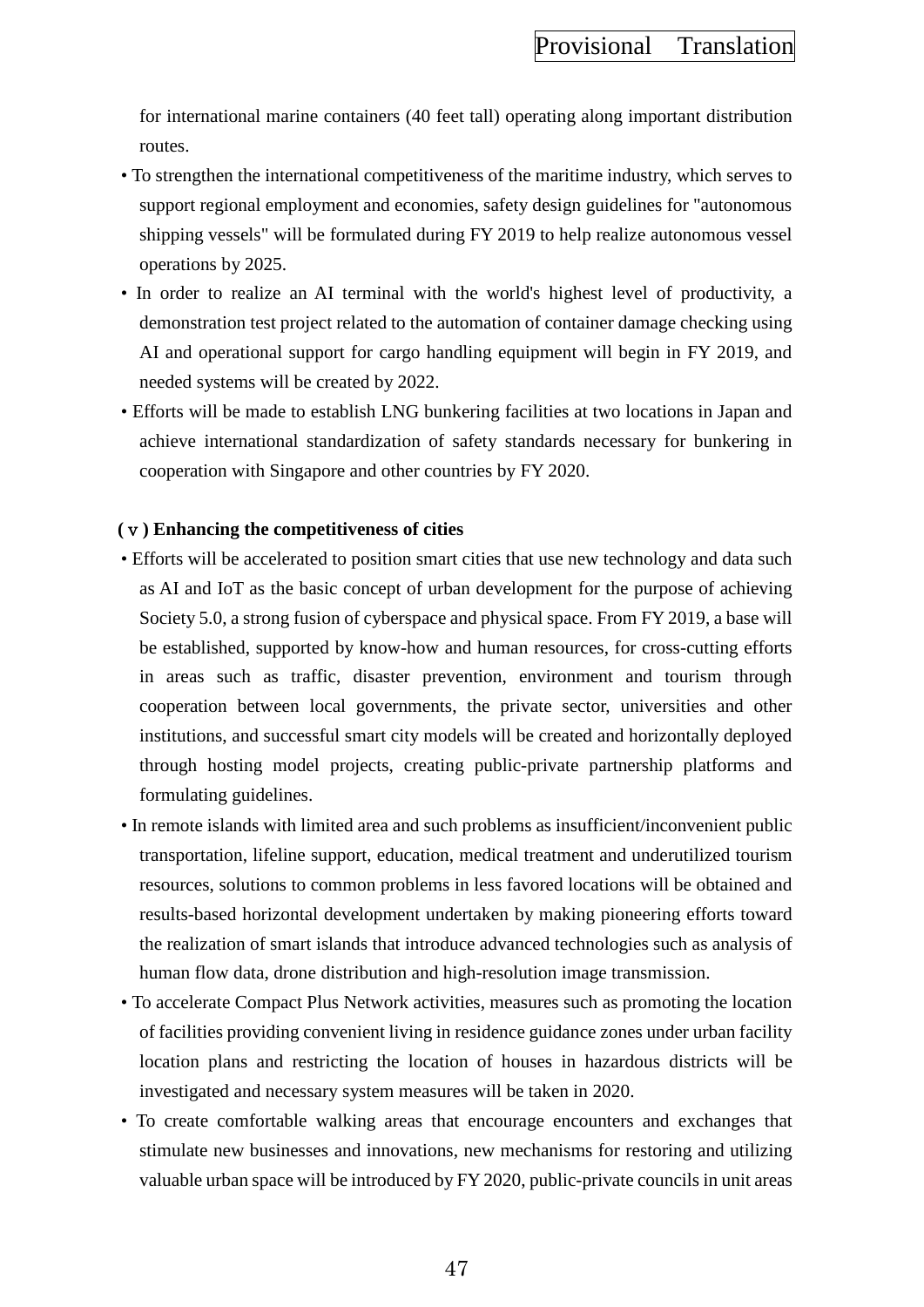for international marine containers (40 feet tall) operating along important distribution routes.

- To strengthen the international competitiveness of the maritime industry, which serves to support regional employment and economies, safety design guidelines for "autonomous shipping vessels" will be formulated during FY 2019 to help realize autonomous vessel operations by 2025.
- In order to realize an AI terminal with the world's highest level of productivity, a demonstration test project related to the automation of container damage checking using AI and operational support for cargo handling equipment will begin in FY 2019, and needed systems will be created by 2022.
- Efforts will be made to establish LNG bunkering facilities at two locations in Japan and achieve international standardization of safety standards necessary for bunkering in cooperation with Singapore and other countries by FY 2020.

**( v ) Enhancing the competitiveness of cities**

- Efforts will be accelerated to position smart cities that use new technology and data such as AI and IoT as the basic concept of urban development for the purpose of achieving Society 5.0, a strong fusion of cyberspace and physical space. From FY 2019, a base will be established, supported by know-how and human resources, for cross-cutting efforts in areas such as traffic, disaster prevention, environment and tourism through cooperation between local governments, the private sector, universities and other institutions, and successful smart city models will be created and horizontally deployed through hosting model projects, creating public-private partnership platforms and formulating guidelines.
- In remote islands with limited area and such problems as insufficient/inconvenient public transportation, lifeline support, education, medical treatment and underutilized tourism resources, solutions to common problems in less favored locations will be obtained and results-based horizontal development undertaken by making pioneering efforts toward the realization of smart islands that introduce advanced technologies such as analysis of human flow data, drone distribution and high-resolution image transmission.
- To accelerate Compact Plus Network activities, measures such as promoting the location of facilities providing convenient living in residence guidance zones under urban facility location plans and restricting the location of houses in hazardous districts will be investigated and necessary system measures will be taken in 2020.
- To create comfortable walking areas that encourage encounters and exchanges that stimulate new businesses and innovations, new mechanisms for restoring and utilizing valuable urban space will be introduced by FY 2020, public-private councils in unit areas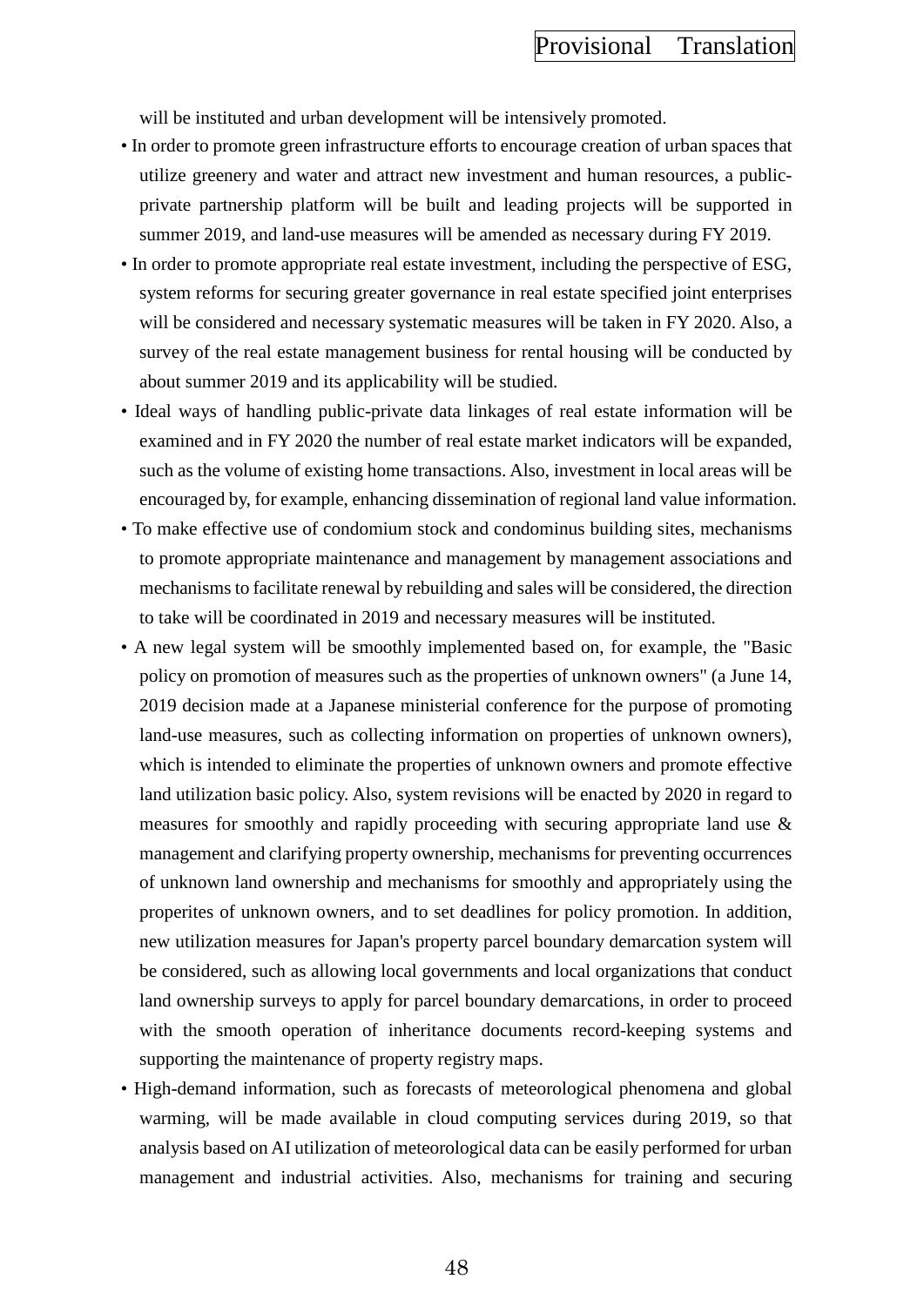will be instituted and urban development will be intensively promoted.

- In order to promote green infrastructure efforts to encourage creation of urban spaces that utilize greenery and water and attract new investment and human resources, a public-private partnership platform will be built and leading projects will be supported in summer 2019, and land-use measures will be amended as necessary during FY 2019.
- In order to promote appropriate real estate investment, including the perspective of ESG, system reforms for securing greater governance in real estate specified joint enterprises will be considered and necessary systematic measures will be taken in FY 2020. Also, a survey of the real estate management business for rental housing will be conducted by about summer 2019 and its applicability will be studied.
- Ideal ways of handling public-private data linkages of real estate information will be examined and in FY 2020 the number of real estate market indicators will be expanded, such as the volume of existing home transactions. Also, investment in local areas will be encouraged by, for example, enhancing dissemination of regional land value information.
- To make effective use of condomium stock and condominus building sites, mechanisms to promote appropriate maintenance and management by management associations and mechanisms to facilitate renewal by rebuilding and sales will be considered, the direction to take will be coordinated in 2019 and necessary measures will be instituted.
- A new legal system will be smoothly implemented based on, for example, the "Basic policy on promotion of measures such as the properties of unknown owners" (a June 14, 2019 decision made at a Japanese ministerial conference for the purpose of promoting land-use measures, such as collecting information on properties of unknown owners), which is intended to eliminate the properties of unknown owners and promote effective land utilization basic policy. Also, system revisions will be enacted by 2020 in regard to measures for smoothly and rapidly proceeding with securing appropriate land use & management and clarifying property ownership, mechanisms for preventing occurrences of unknown land ownership and mechanisms for smoothly and appropriately using the properites of unknown owners, and to set deadlines for policy promotion. In addition, new utilization measures for Japan's property parcel boundary demarcation system will be considered, such as allowing local governments and local organizations that conduct land ownership surveys to apply for parcel boundary demarcations, in order to proceed with the smooth operation of inheritance documents record-keeping systems and supporting the maintenance of property registry maps.
- High-demand information, such as forecasts of meteorological phenomena and global warming, will be made available in cloud computing services during 2019, so that analysis based on AI utilization of meteorological data can be easily performed for urban management and industrial activities. Also, mechanisms for training and securing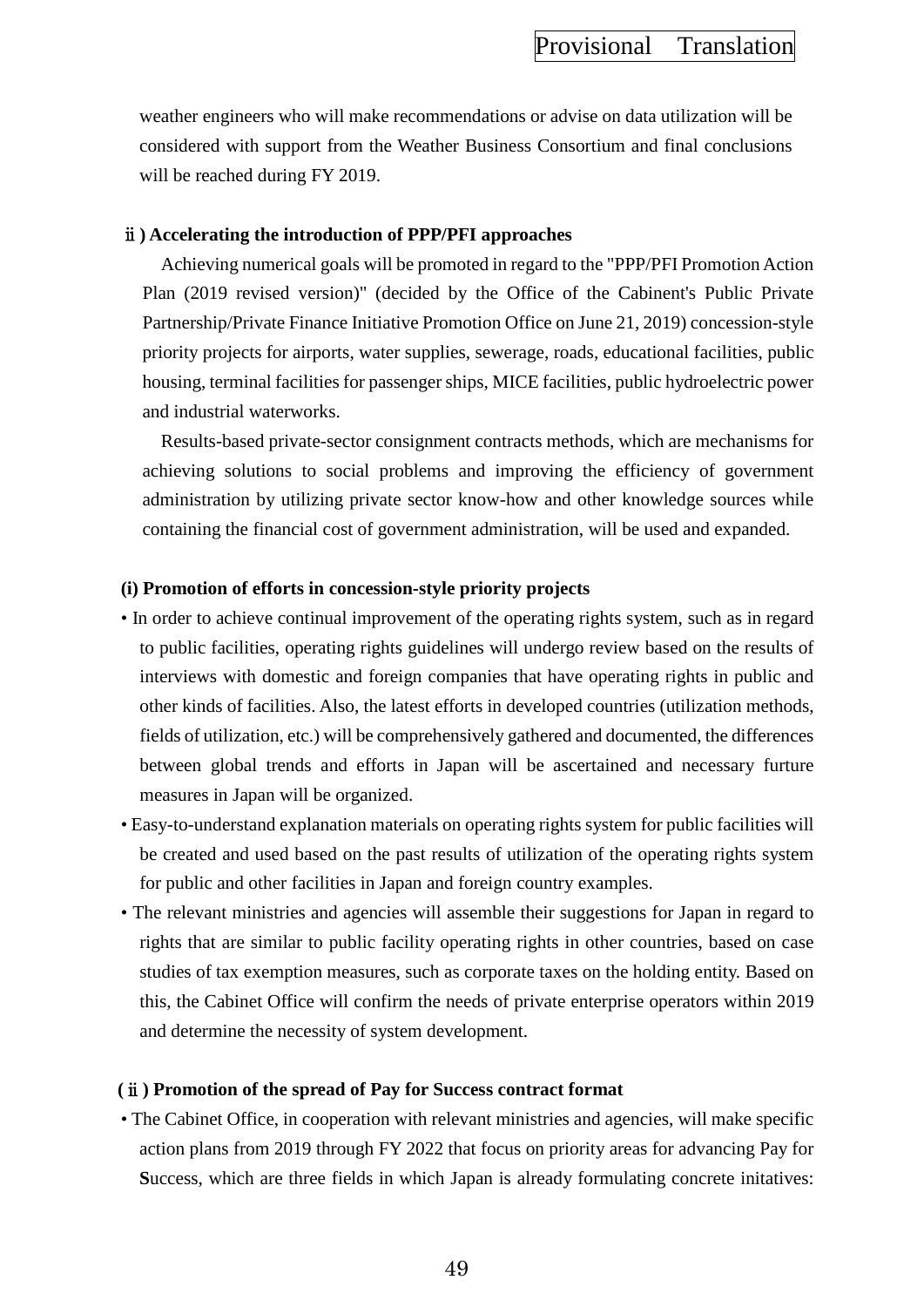weather engineers who will make recommendations or advise on data utilization will be considered with support from the Weather Business Consortium and final conclusions will be reached during FY 2019.

**ⅱ) Accelerating the introduction of PPP/PFI approaches**

Achieving numerical goals will be promoted in regard to the "PPP/PFI Promotion Action Plan (2019 revised version)" (decided by the Office of the Cabinent's Public Private Partnership/Private Finance Initiative Promotion Office on June 21, 2019) concession-style priority projects for airports, water supplies, sewerage, roads, educational facilities, public housing, terminal facilities for passenger ships, MICE facilities, public hydroelectric power and industrial waterworks.

Results-based private-sector consignment contracts methods, which are mechanisms for achieving solutions to social problems and improving the efficiency of government administration by utilizing private sector know-how and other knowledge sources while containing the financial cost of government administration, will be used and expanded.

**(i) Promotion of efforts in concession-style priority projects**

- In order to achieve continual improvement of the operating rights system, such as in regard to public facilities, operating rights guidelines will undergo review based on the results of interviews with domestic and foreign companies that have operating rights in public and other kinds of facilities. Also, the latest efforts in developed countries (utilization methods, fields of utilization, etc.) will be comprehensively gathered and documented, the differences between global trends and efforts in Japan will be ascertained and necessary furture measures in Japan will be organized.
- Easy-to-understand explanation materials on operating rights system for public facilities will be created and used based on the past results of utilization of the operating rights system for public and other facilities in Japan and foreign country examples.
- The relevant ministries and agencies will assemble their suggestions for Japan in regard to rights that are similar to public facility operating rights in other countries, based on case studies of tax exemption measures, such as corporate taxes on the holding entity. Based on this, the Cabinet Office will confirm the needs of private enterprise operators within 2019 and determine the necessity of system development.

**(ⅱ) Promotion of the spread of Pay for Success contract format**

- The Cabinet Office, in cooperation with relevant ministries and agencies, will make specific action plans from 2019 through FY 2022 that focus on priority areas for advancing Pay for **S**uccess, which are three fields in which Japan is already formulating concrete initatives: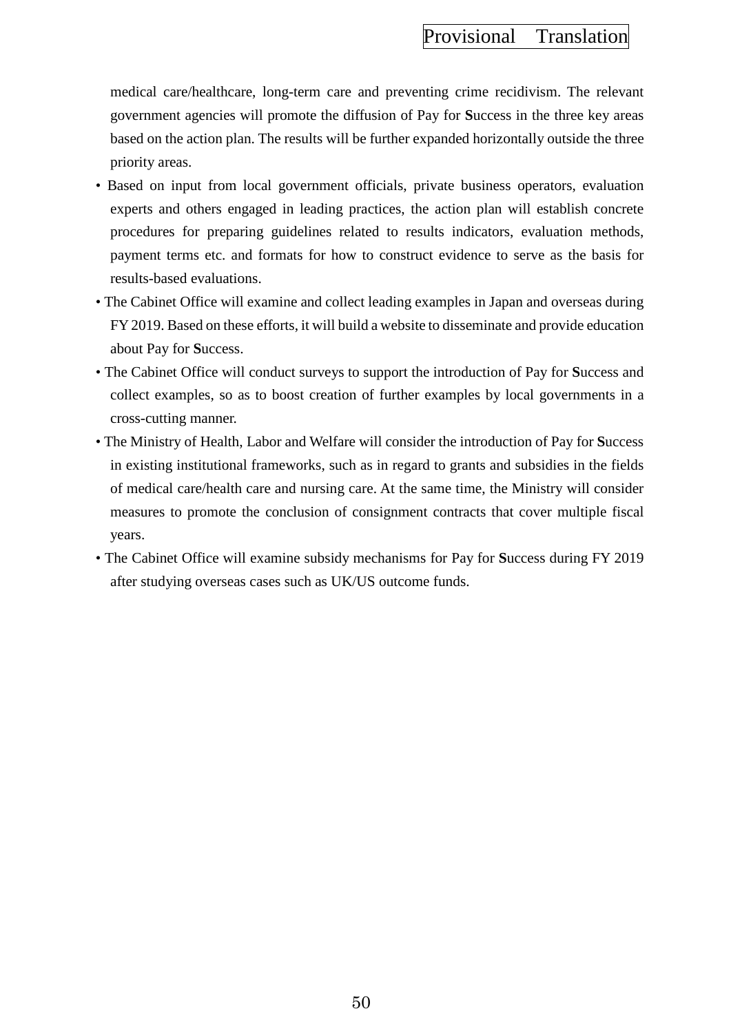medical care/healthcare, long-term care and preventing crime recidivism. The relevant government agencies will promote the diffusion of Pay for **S**uccess in the three key areas based on the action plan. The results will be further expanded horizontally outside the three priority areas.

- Based on input from local government officials, private business operators, evaluation experts and others engaged in leading practices, the action plan will establish concrete procedures for preparing guidelines related to results indicators, evaluation methods, payment terms etc. and formats for how to construct evidence to serve as the basis for results-based evaluations.
- The Cabinet Office will examine and collect leading examples in Japan and overseas during FY 2019. Based on these efforts, it will build a website to disseminate and provide education about Pay for **S**uccess.
- The Cabinet Office will conduct surveys to support the introduction of Pay for **S**uccess and collect examples, so as to boost creation of further examples by local governments in a cross-cutting manner.
- The Ministry of Health, Labor and Welfare will consider the introduction of Pay for **S**uccess in existing institutional frameworks, such as in regard to grants and subsidies in the fields of medical care/health care and nursing care. At the same time, the Ministry will consider measures to promote the conclusion of consignment contracts that cover multiple fiscal years.
- The Cabinet Office will examine subsidy mechanisms for Pay for **S**uccess during FY 2019 after studying overseas cases such as UK/US outcome funds.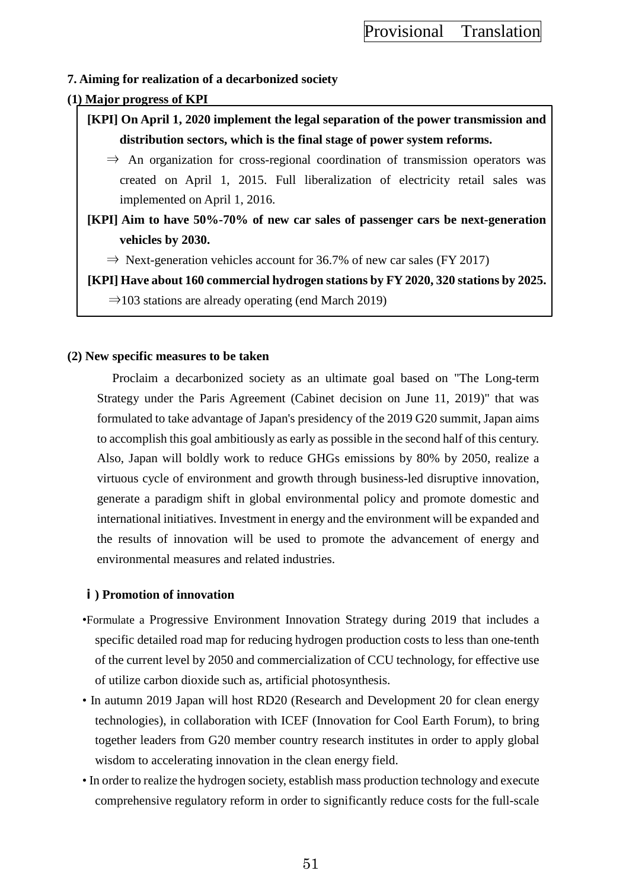**7. Aiming for realization of a decarbonized society**

**(1) Major progress of KPI**

**[KPI] On April 1, 2020 implement the legal separation of the power transmission and distribution sectors, which is the final stage of power system reforms.**

⇒ An organization for cross-regional coordination of transmission operators was created on April 1, 2015. Full liberalization of electricity retail sales was implemented on April 1, 2016.

**[KPI] Aim to have 50%-70% of new car sales of passenger cars be next-generation vehicles by 2030.**

⇒ Next-generation vehicles account for 36.7% of new car sales (FY 2017)

**[KPI] Have about 160 commercial hydrogen stations by FY 2020, 320 stations by 2025.**

⇒103 stations are already operating (end March 2019)

**(2) New specific measures to be taken**

Proclaim a decarbonized society as an ultimate goal based on "The Long-term Strategy under the Paris Agreement (Cabinet decision on June 11, 2019)" that was formulated to take advantage of Japan's presidency of the 2019 G20 summit, Japan aims to accomplish this goal ambitiously as early as possible in the second half of this century. Also, Japan will boldly work to reduce GHGs emissions by 80% by 2050, realize a virtuous cycle of environment and growth through business-led disruptive innovation, generate a paradigm shift in global environmental policy and promote domestic and international initiatives. Investment in energy and the environment will be expanded and the results of innovation will be used to promote the advancement of energy and environmental measures and related industries.

**ⅰ) Promotion of innovation**

- Formulate a Progressive Environment Innovation Strategy during 2019 that includes a specific detailed road map for reducing hydrogen production costs to less than one-tenth of the current level by 2050 and commercialization of CCU technology, for effective use of utilize carbon dioxide such as, artificial photosynthesis.
- In autumn 2019 Japan will host RD20 (Research and Development 20 for clean energy technologies), in collaboration with ICEF (Innovation for Cool Earth Forum), to bring together leaders from G20 member country research institutes in order to apply global wisdom to accelerating innovation in the clean energy field.
- In order to realize the hydrogen society, establish mass production technology and execute comprehensive regulatory reform in order to significantly reduce costs for the full-scale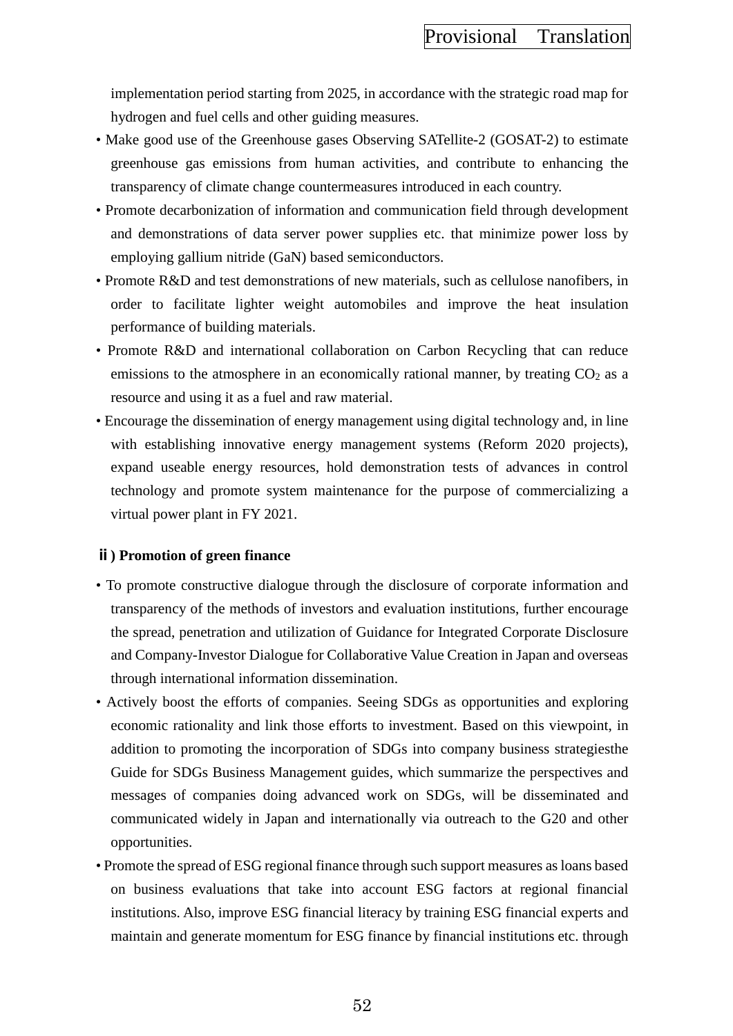implementation period starting from 2025, in accordance with the strategic road map for hydrogen and fuel cells and other guiding measures.

- Make good use of the Greenhouse gases Observing SATellite-2 (GOSAT-2) to estimate greenhouse gas emissions from human activities, and contribute to enhancing the transparency of climate change countermeasures introduced in each country.
- Promote decarbonization of information and communication field through development and demonstrations of data server power supplies etc. that minimize power loss by employing gallium nitride (GaN) based semiconductors.
- Promote R&D and test demonstrations of new materials, such as cellulose nanofibers, in order to facilitate lighter weight automobiles and improve the heat insulation performance of building materials.
- Promote R&D and international collaboration on Carbon Recycling that can reduce emissions to the atmosphere in an economically rational manner, by treating $CO_2$ as a resource and using it as a fuel and raw material.
- Encourage the dissemination of energy management using digital technology and, in line with establishing innovative energy management systems (Reform 2020 projects), expand useable energy resources, hold demonstration tests of advances in control technology and promote system maintenance for the purpose of commercializing a virtual power plant in FY 2021.

**ⅱ) Promotion of green finance**

- To promote constructive dialogue through the disclosure of corporate information and transparency of the methods of investors and evaluation institutions, further encourage the spread, penetration and utilization of Guidance for Integrated Corporate Disclosure and Company-Investor Dialogue for Collaborative Value Creation in Japan and overseas through international information dissemination.
- Actively boost the efforts of companies. Seeing SDGs as opportunities and exploring economic rationality and link those efforts to investment. Based on this viewpoint, in addition to promoting the incorporation of SDGs into company business strategiesthe Guide for SDGs Business Management guides, which summarize the perspectives and messages of companies doing advanced work on SDGs, will be disseminated and communicated widely in Japan and internationally via outreach to the G20 and other opportunities.
- Promote the spread of ESG regional finance through such support measures as loans based on business evaluations that take into account ESG factors at regional financial institutions. Also, improve ESG financial literacy by training ESG financial experts and maintain and generate momentum for ESG finance by financial institutions etc. through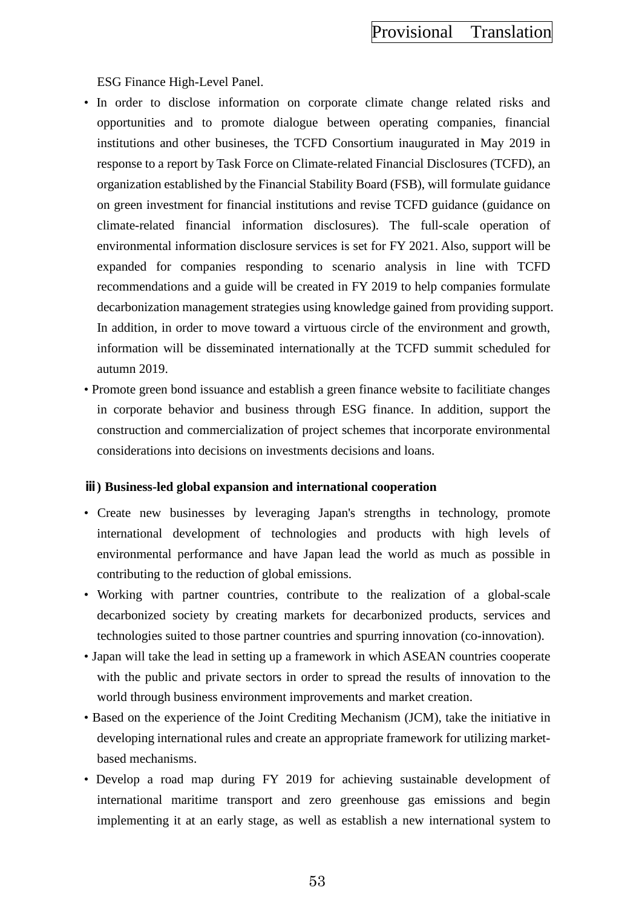ESG Finance High-Level Panel.

- In order to disclose information on corporate climate change related risks and opportunities and to promote dialogue between operating companies, financial institutions and other busineses, the TCFD Consortium inaugurated in May 2019 in response to a report by Task Force on Climate-related Financial Disclosures (TCFD), an organization established by the Financial Stability Board (FSB), will formulate guidance on green investment for financial institutions and revise TCFD guidance (guidance on climate-related financial information disclosures). The full-scale operation of environmental information disclosure services is set for FY 2021. Also, support will be expanded for companies responding to scenario analysis in line with TCFD recommendations and a guide will be created in FY 2019 to help companies formulate decarbonization management strategies using knowledge gained from providing support. In addition, in order to move toward a virtuous circle of the environment and growth, information will be disseminated internationally at the TCFD summit scheduled for autumn 2019.
- Promote green bond issuance and establish a green finance website to facilitiate changes in corporate behavior and business through ESG finance. In addition, support the construction and commercialization of project schemes that incorporate environmental considerations into decisions on investments decisions and loans.

**ⅲ) Business-led global expansion and international cooperation**

- Create new businesses by leveraging Japan's strengths in technology, promote international development of technologies and products with high levels of environmental performance and have Japan lead the world as much as possible in contributing to the reduction of global emissions.
- Working with partner countries, contribute to the realization of a global-scale decarbonized society by creating markets for decarbonized products, services and technologies suited to those partner countries and spurring innovation (co-innovation).
- Japan will take the lead in setting up a framework in which ASEAN countries cooperate with the public and private sectors in order to spread the results of innovation to the world through business environment improvements and market creation.
- Based on the experience of the Joint Crediting Mechanism (JCM), take the initiative in developing international rules and create an appropriate framework for utilizing market-based mechanisms.
- Develop a road map during FY 2019 for achieving sustainable development of international maritime transport and zero greenhouse gas emissions and begin implementing it at an early stage, as well as establish a new international system to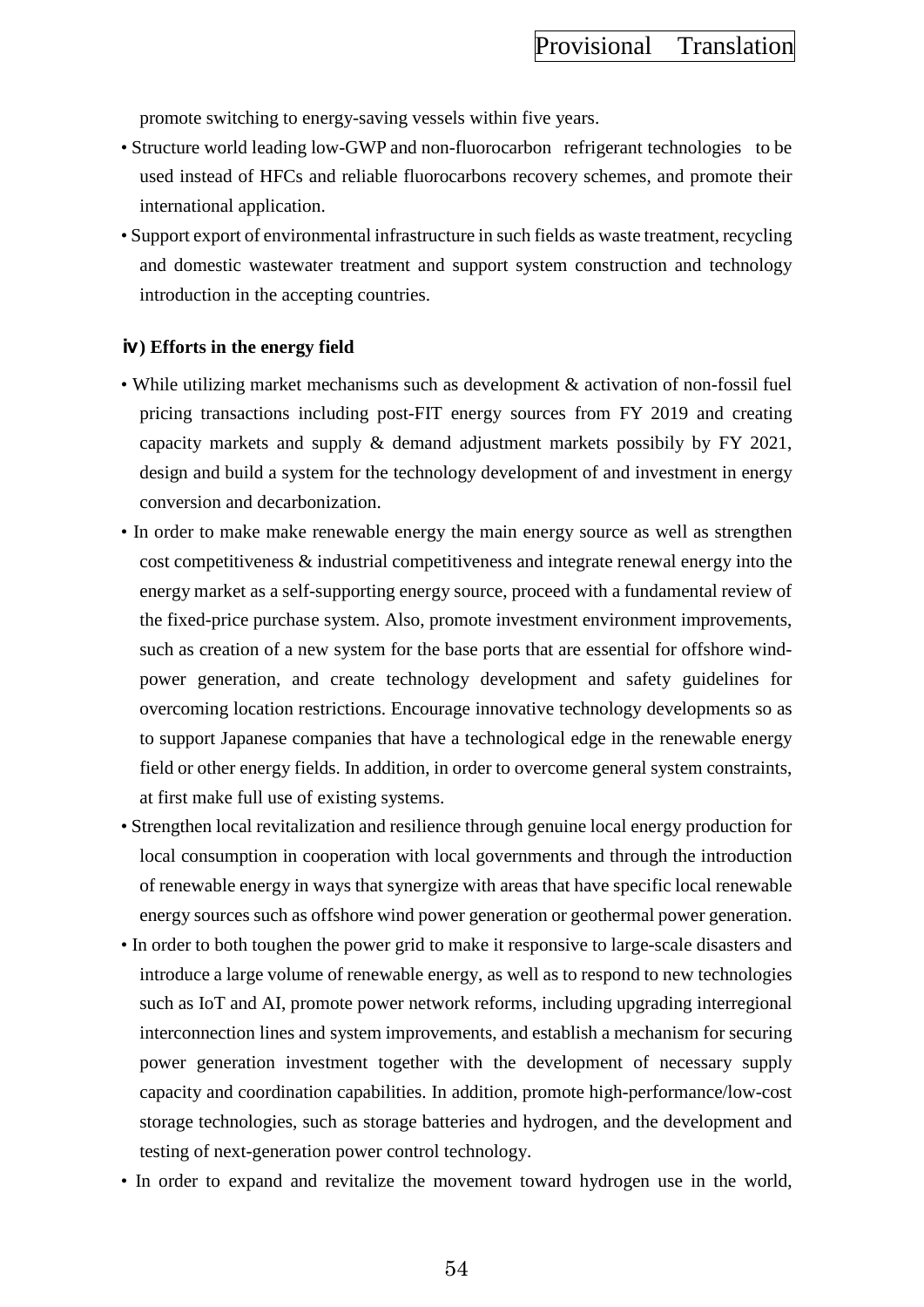promote switching to energy-saving vessels within five years.

- Structure world leading low-GWP and non-fluorocarbon refrigerant technologies to be used instead of HFCs and reliable fluorocarbons recovery schemes, and promote their international application.
- Support export of environmental infrastructure in such fields as waste treatment, recycling and domestic wastewater treatment and support system construction and technology introduction in the accepting countries.

**ⅳ) Efforts in the energy field**

- While utilizing market mechanisms such as development & activation of non-fossil fuel pricing transactions including post-FIT energy sources from FY 2019 and creating capacity markets and supply & demand adjustment markets possibily by FY 2021, design and build a system for the technology development of and investment in energy conversion and decarbonization.
- In order to make make renewable energy the main energy source as well as strengthen cost competitiveness & industrial competitiveness and integrate renewal energy into the energy market as a self-supporting energy source, proceed with a fundamental review of the fixed-price purchase system. Also, promote investment environment improvements, such as creation of a new system for the base ports that are essential for offshore wind-power generation, and create technology development and safety guidelines for overcoming location restrictions. Encourage innovative technology developments so as to support Japanese companies that have a technological edge in the renewable energy field or other energy fields. In addition, in order to overcome general system constraints, at first make full use of existing systems.
- Strengthen local revitalization and resilience through genuine local energy production for local consumption in cooperation with local governments and through the introduction of renewable energy in ways that synergize with areas that have specific local renewable energy sources such as offshore wind power generation or geothermal power generation.
- In order to both toughen the power grid to make it responsive to large-scale disasters and introduce a large volume of renewable energy, as well as to respond to new technologies such as IoT and AI, promote power network reforms, including upgrading interregional interconnection lines and system improvements, and establish a mechanism for securing power generation investment together with the development of necessary supply capacity and coordination capabilities. In addition, promote high-performance/low-cost storage technologies, such as storage batteries and hydrogen, and the development and testing of next-generation power control technology.
- In order to expand and revitalize the movement toward hydrogen use in the world,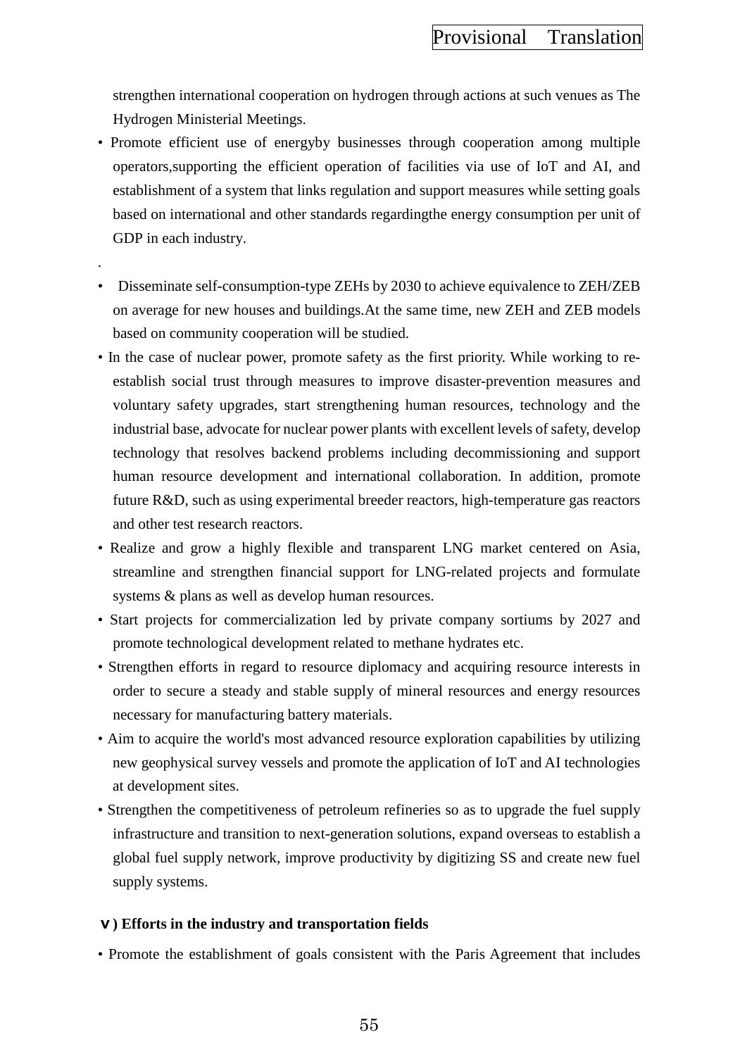strengthen international cooperation on hydrogen through actions at such venues as The Hydrogen Ministerial Meetings.

- Promote efficient use of energyby businesses through cooperation among multiple operators,supporting the efficient operation of facilities via use of IoT and AI, and establishment of a system that links regulation and support measures while setting goals based on international and other standards regardingthe energy consumption per unit of GDP in each industry.

.

- Disseminate self-consumption-type ZEHs by 2030 to achieve equivalence to ZEH/ZEB on average for new houses and buildings.At the same time, new ZEH and ZEB models based on community cooperation will be studied.
- In the case of nuclear power, promote safety as the first priority. While working to re-establish social trust through measures to improve disaster-prevention measures and voluntary safety upgrades, start strengthening human resources, technology and the industrial base, advocate for nuclear power plants with excellent levels of safety, develop technology that resolves backend problems including decommissioning and support human resource development and international collaboration. In addition, promote future R&D, such as using experimental breeder reactors, high-temperature gas reactors and other test research reactors.
- Realize and grow a highly flexible and transparent LNG market centered on Asia, streamline and strengthen financial support for LNG-related projects and formulate systems & plans as well as develop human resources.
- Start projects for commercialization led by private company sortiums by 2027 and promote technological development related to methane hydrates etc.
- Strengthen efforts in regard to resource diplomacy and acquiring resource interests in order to secure a steady and stable supply of mineral resources and energy resources necessary for manufacturing battery materials.
- Aim to acquire the world's most advanced resource exploration capabilities by utilizing new geophysical survey vessels and promote the application of IoT and AI technologies at development sites.
- Strengthen the competitiveness of petroleum refineries so as to upgrade the fuel supply infrastructure and transition to next-generation solutions, expand overseas to establish a global fuel supply network, improve productivity by digitizing SS and create new fuel supply systems.

**ｖ) Efforts in the industry and transportation fields**

- Promote the establishment of goals consistent with the Paris Agreement that includes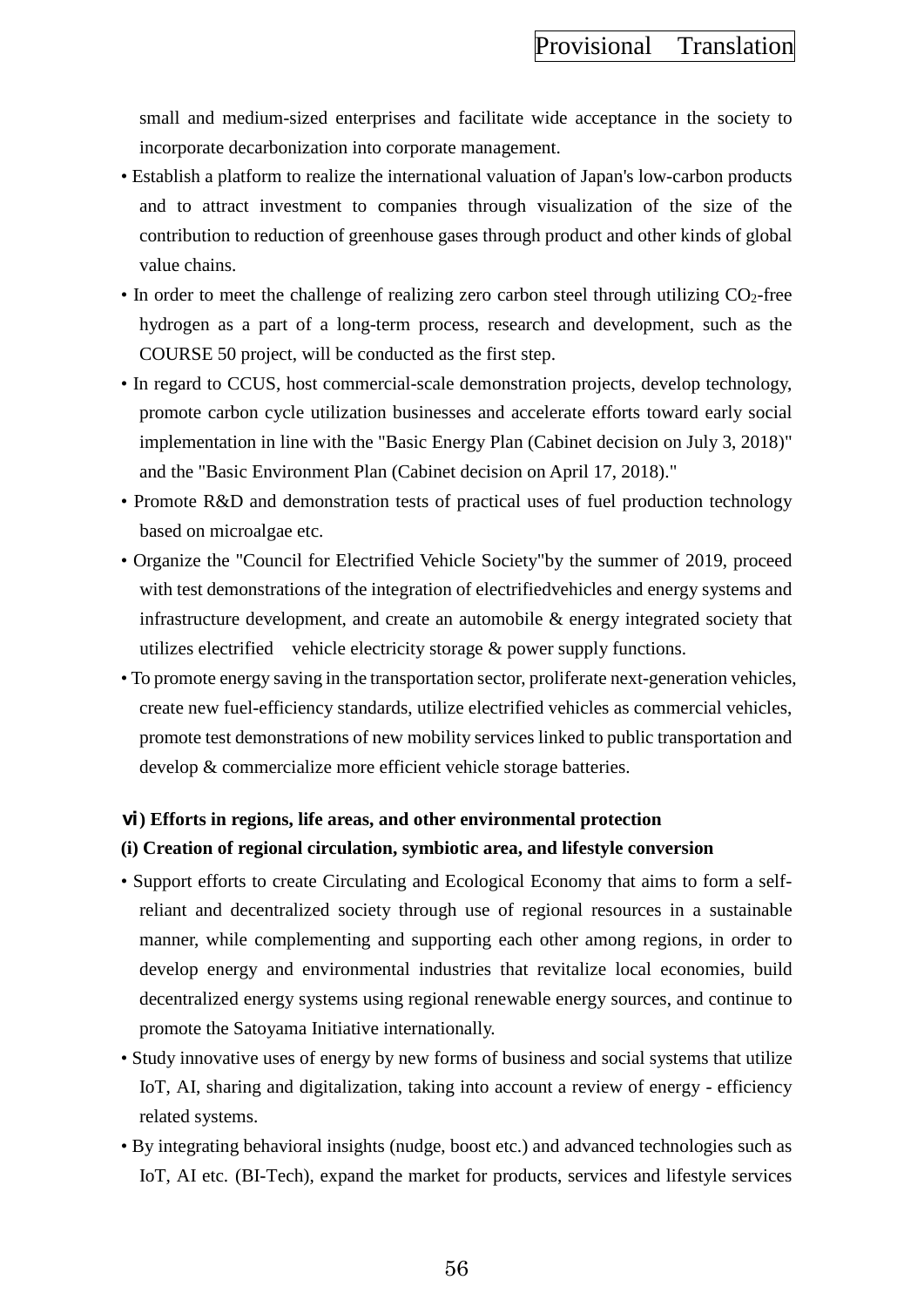small and medium-sized enterprises and facilitate wide acceptance in the society to incorporate decarbonization into corporate management.

- Establish a platform to realize the international valuation of Japan's low-carbon products and to attract investment to companies through visualization of the size of the contribution to reduction of greenhouse gases through product and other kinds of global value chains.
- In order to meet the challenge of realizing zero carbon steel through utilizing $CO_2$-free hydrogen as a part of a long-term process, research and development, such as the COURSE 50 project, will be conducted as the first step.
- In regard to CCUS, host commercial-scale demonstration projects, develop technology, promote carbon cycle utilization businesses and accelerate efforts toward early social implementation in line with the "Basic Energy Plan (Cabinet decision on July 3, 2018)" and the "Basic Environment Plan (Cabinet decision on April 17, 2018)."
- Promote R&D and demonstration tests of practical uses of fuel production technology based on microalgae etc.
- Organize the "Council for Electrified Vehicle Society"by the summer of 2019, proceed with test demonstrations of the integration of electrifiedvehicles and energy systems and infrastructure development, and create an automobile & energy integrated society that utilizes electrified vehicle electricity storage & power supply functions.
- To promote energy saving in the transportation sector, proliferate next-generation vehicles, create new fuel-efficiency standards, utilize electrified vehicles as commercial vehicles, promote test demonstrations of new mobility services linked to public transportation and develop & commercialize more efficient vehicle storage batteries.

**ⅵ) Efforts in regions, life areas, and other environmental protection**

**(i) Creation of regional circulation, symbiotic area, and lifestyle conversion**

- Support efforts to create Circulating and Ecological Economy that aims to form a self-reliant and decentralized society through use of regional resources in a sustainable manner, while complementing and supporting each other among regions, in order to develop energy and environmental industries that revitalize local economies, build decentralized energy systems using regional renewable energy sources, and continue to promote the Satoyama Initiative internationally.
- Study innovative uses of energy by new forms of business and social systems that utilize IoT, AI, sharing and digitalization, taking into account a review of energy - efficiency related systems.
- By integrating behavioral insights (nudge, boost etc.) and advanced technologies such as IoT, AI etc. (BI-Tech), expand the market for products, services and lifestyle services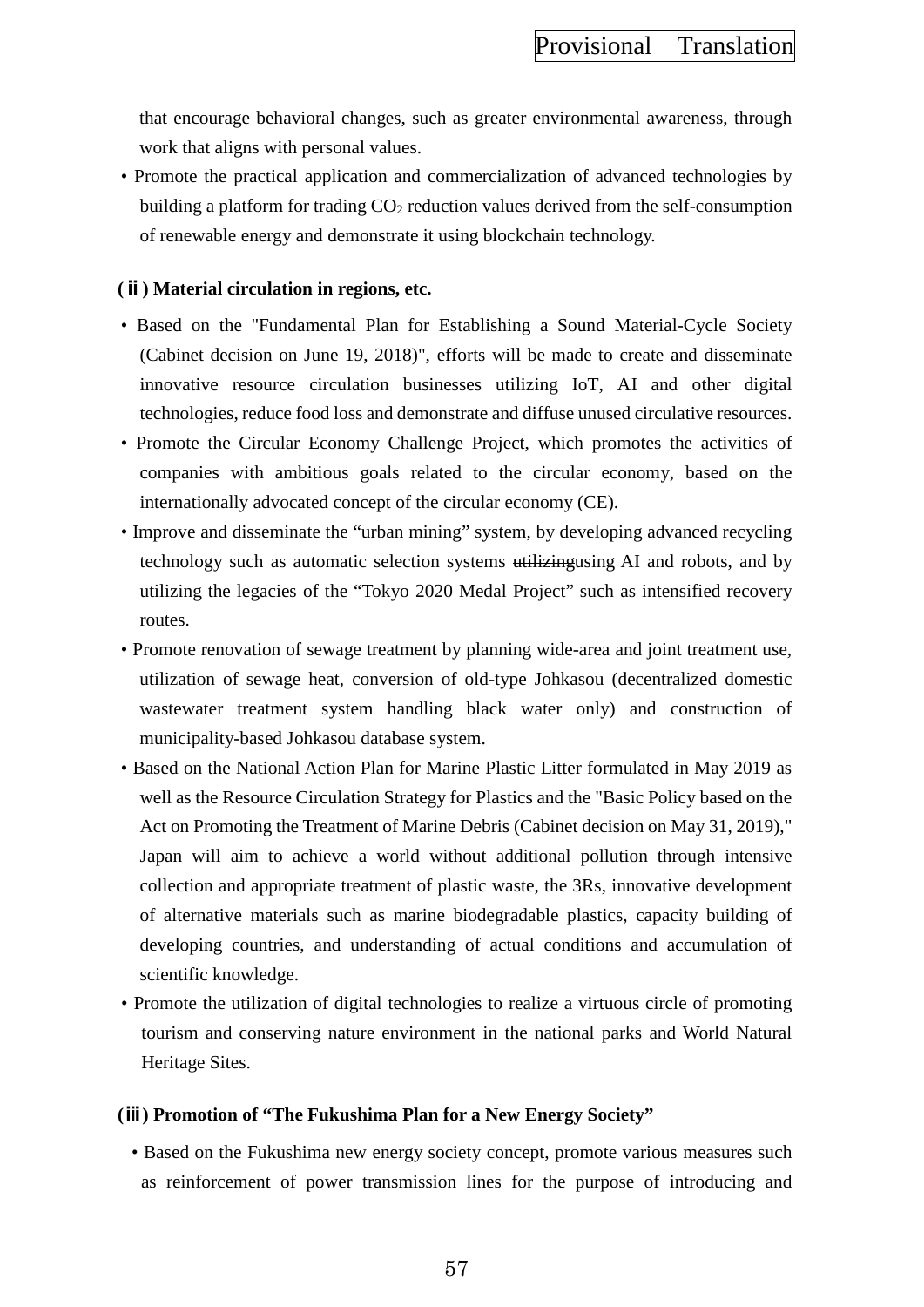that encourage behavioral changes, such as greater environmental awareness, through work that aligns with personal values.

- Promote the practical application and commercialization of advanced technologies by building a platform for trading $CO_2$ reduction values derived from the self-consumption of renewable energy and demonstrate it using blockchain technology.

**(ⅱ) Material circulation in regions, etc.**

- Based on the "Fundamental Plan for Establishing a Sound Material-Cycle Society (Cabinet decision on June 19, 2018)", efforts will be made to create and disseminate innovative resource circulation businesses utilizing IoT, AI and other digital technologies, reduce food loss and demonstrate and diffuse unused circulative resources.
- Promote the Circular Economy Challenge Project, which promotes the activities of companies with ambitious goals related to the circular economy, based on the internationally advocated concept of the circular economy (CE).
- Improve and disseminate the “urban mining” system, by developing advanced recycling technology such as automatic selection systems ~~utilizing~~using AI and robots, and by utilizing the legacies of the “Tokyo 2020 Medal Project” such as intensified recovery routes.
- Promote renovation of sewage treatment by planning wide-area and joint treatment use, utilization of sewage heat, conversion of old-type Johkasou (decentralized domestic wastewater treatment system handling black water only) and construction of municipality-based Johkasou database system.
- Based on the National Action Plan for Marine Plastic Litter formulated in May 2019 as well as the Resource Circulation Strategy for Plastics and the "Basic Policy based on the Act on Promoting the Treatment of Marine Debris (Cabinet decision on May 31, 2019)," Japan will aim to achieve a world without additional pollution through intensive collection and appropriate treatment of plastic waste, the 3Rs, innovative development of alternative materials such as marine biodegradable plastics, capacity building of developing countries, and understanding of actual conditions and accumulation of scientific knowledge.
- Promote the utilization of digital technologies to realize a virtuous circle of promoting tourism and conserving nature environment in the national parks and World Natural Heritage Sites.

**(ⅲ) Promotion of “The Fukushima Plan for a New Energy Society”**

- Based on the Fukushima new energy society concept, promote various measures such as reinforcement of power transmission lines for the purpose of introducing and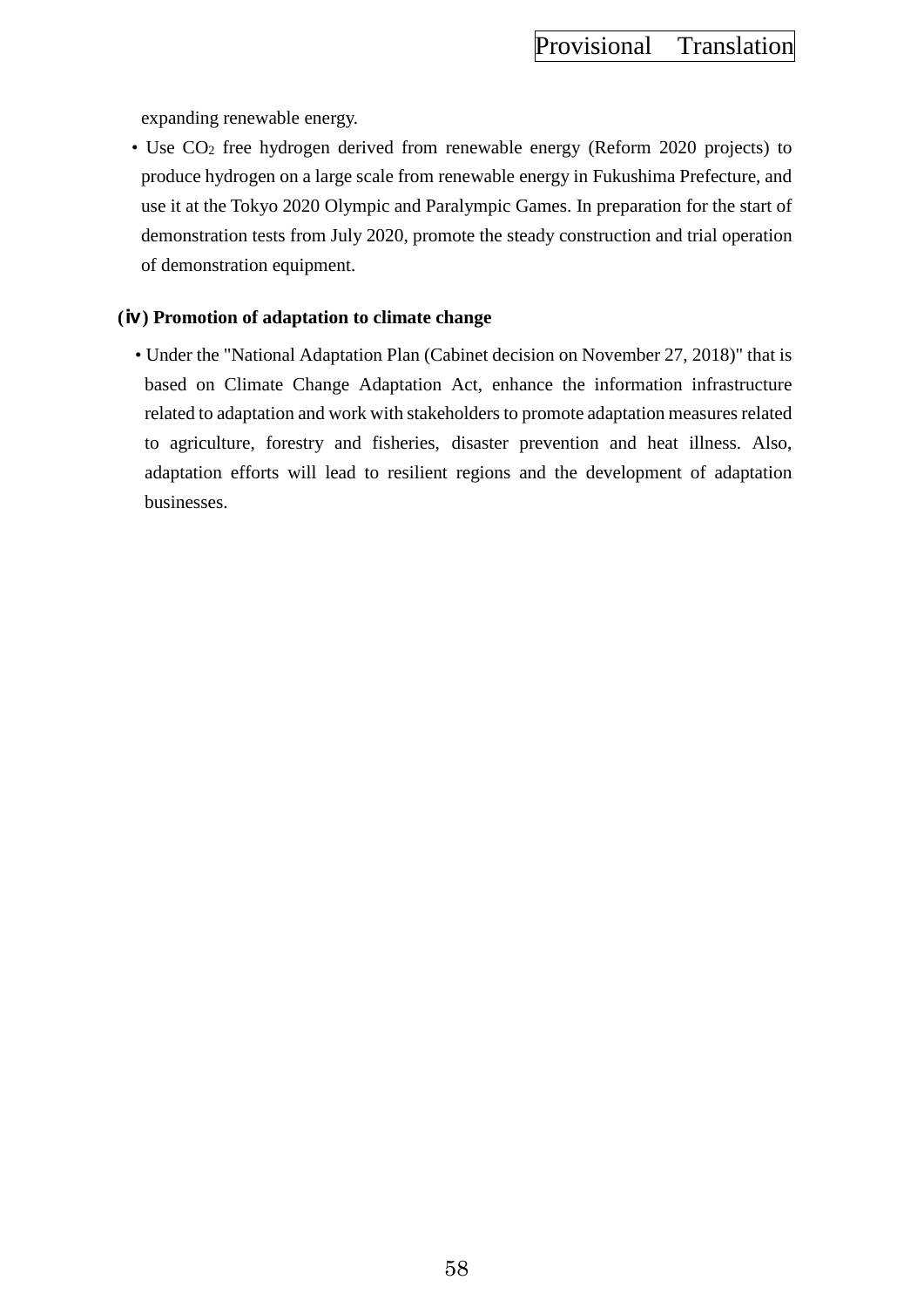expanding renewable energy.

- Use $CO_2$ free hydrogen derived from renewable energy (Reform 2020 projects) to produce hydrogen on a large scale from renewable energy in Fukushima Prefecture, and use it at the Tokyo 2020 Olympic and Paralympic Games. In preparation for the start of demonstration tests from July 2020, promote the steady construction and trial operation of demonstration equipment.

**(ⅳ) Promotion of adaptation to climate change**

- Under the "National Adaptation Plan (Cabinet decision on November 27, 2018)" that is based on Climate Change Adaptation Act, enhance the information infrastructure related to adaptation and work with stakeholders to promote adaptation measures related to agriculture, forestry and fisheries, disaster prevention and heat illness. Also, adaptation efforts will lead to resilient regions and the development of adaptation businesses.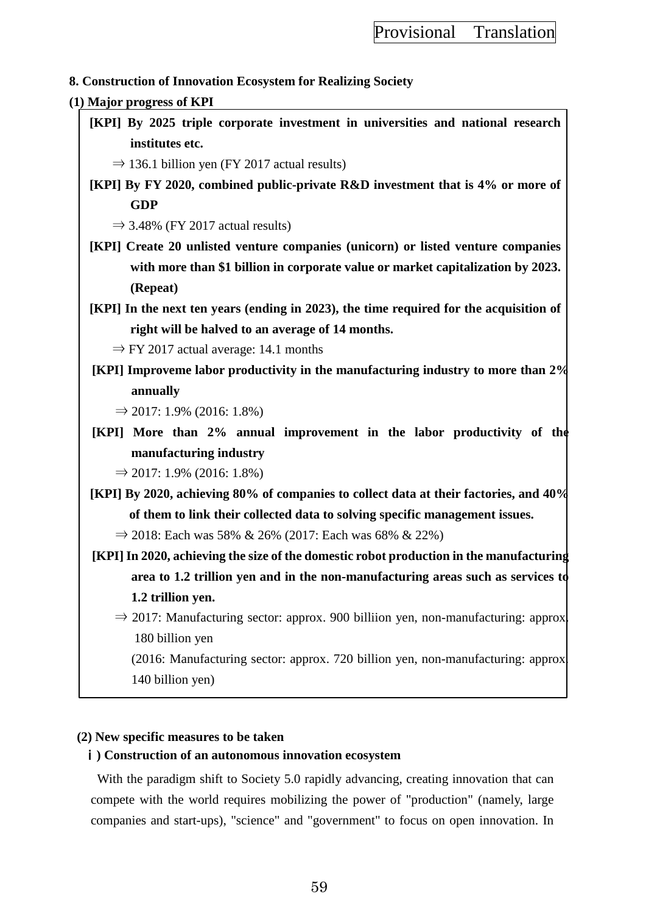**8. Construction of Innovation Ecosystem for Realizing Society**

**(1) Major progress of KPI**

**[KPI] By 2025 triple corporate investment in universities and national research institutes etc.**

⇒ 136.1 billion yen (FY 2017 actual results)

**[KPI] By FY 2020, combined public-private R&D investment that is 4% or more of GDP**

⇒ 3.48% (FY 2017 actual results)

**[KPI] Create 20 unlisted venture companies (unicorn) or listed venture companies with more than $1 billion in corporate value or market capitalization by 2023. (Repeat)**

**[KPI] In the next ten years (ending in 2023), the time required for the acquisition of right will be halved to an average of 14 months.**

⇒ FY 2017 actual average: 14.1 months

**[KPI] Improveme labor productivity in the manufacturing industry to more than 2% annually**

⇒ 2017: 1.9% (2016: 1.8%)

**[KPI] More than 2% annual improvement in the labor productivity of the manufacturing industry**

⇒ 2017: 1.9% (2016: 1.8%)

**[KPI] By 2020, achieving 80% of companies to collect data at their factories, and 40% of them to link their collected data to solving specific management issues.**

⇒ 2018: Each was 58% & 26% (2017: Each was 68% & 22%)

**[KPI] In 2020, achieving the size of the domestic robot production in the manufacturing area to 1.2 trillion yen and in the non-manufacturing areas such as services to 1.2 trillion yen.**

⇒ 2017: Manufacturing sector: approx. 900 billiion yen, non-manufacturing: approx. 180 billion yen

(2016: Manufacturing sector: approx. 720 billion yen, non-manufacturing: approx. 140 billion yen)

**(2) New specific measures to be taken**

**ⅰ) Construction of an autonomous innovation ecosystem**

With the paradigm shift to Society 5.0 rapidly advancing, creating innovation that can compete with the world requires mobilizing the power of "production" (namely, large companies and start-ups), "science" and "government" to focus on open innovation. In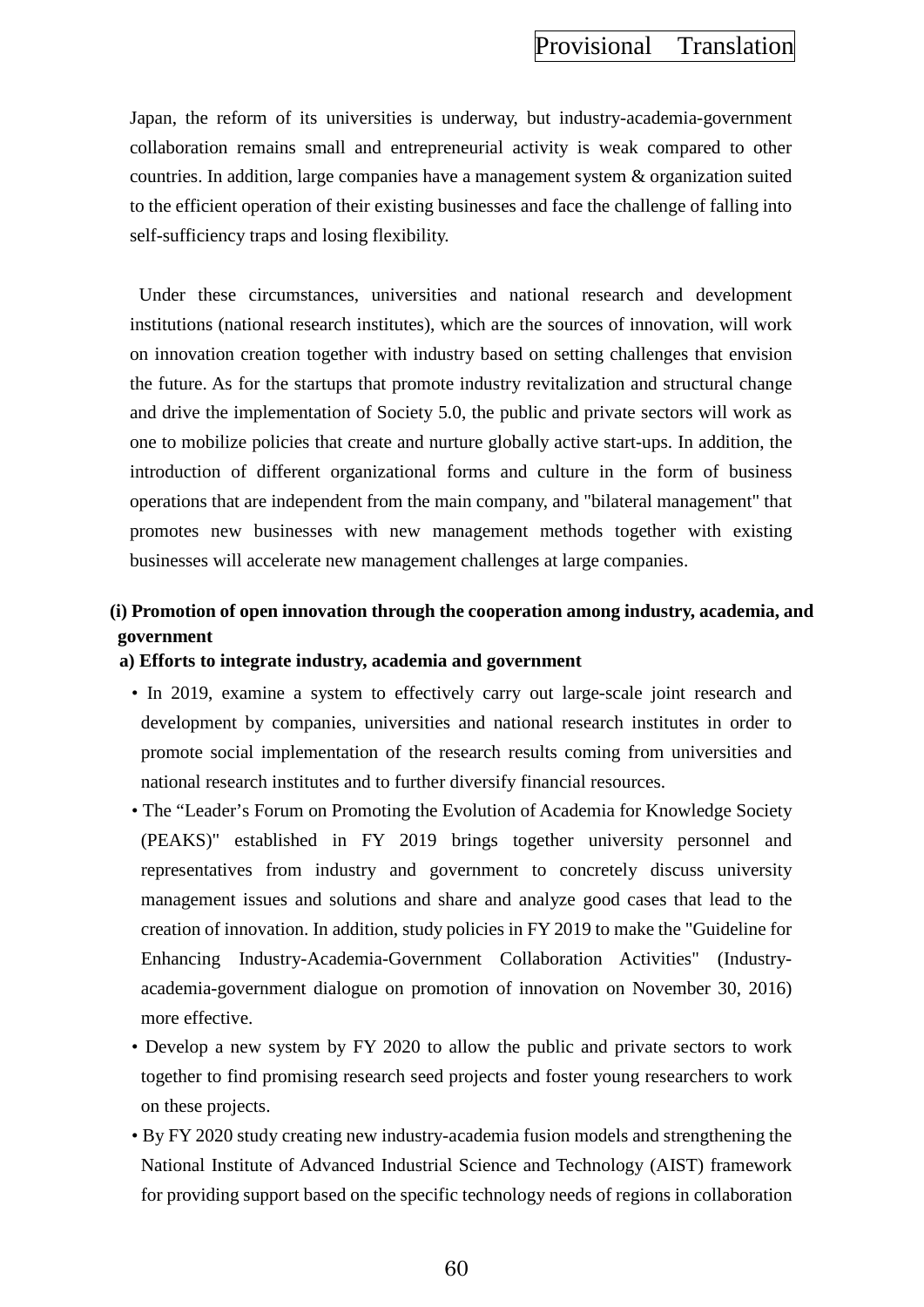Japan, the reform of its universities is underway, but industry-academia-government collaboration remains small and entrepreneurial activity is weak compared to other countries. In addition, large companies have a management system & organization suited to the efficient operation of their existing businesses and face the challenge of falling into self-sufficiency traps and losing flexibility.

Under these circumstances, universities and national research and development institutions (national research institutes), which are the sources of innovation, will work on innovation creation together with industry based on setting challenges that envision the future. As for the startups that promote industry revitalization and structural change and drive the implementation of Society 5.0, the public and private sectors will work as one to mobilize policies that create and nurture globally active start-ups. In addition, the introduction of different organizational forms and culture in the form of business operations that are independent from the main company, and "bilateral management" that promotes new businesses with new management methods together with existing businesses will accelerate new management challenges at large companies.

**(i) Promotion of open innovation through the cooperation among industry, academia, and government**

**a) Efforts to integrate industry, academia and government**

- In 2019, examine a system to effectively carry out large-scale joint research and development by companies, universities and national research institutes in order to promote social implementation of the research results coming from universities and national research institutes and to further diversify financial resources.
- The “Leader’s Forum on Promoting the Evolution of Academia for Knowledge Society (PEAKS)" established in FY 2019 brings together university personnel and representatives from industry and government to concretely discuss university management issues and solutions and share and analyze good cases that lead to the creation of innovation. In addition, study policies in FY 2019 to make the "Guideline for Enhancing Industry-Academia-Government Collaboration Activities" (Industry-academia-government dialogue on promotion of innovation on November 30, 2016) more effective.
- Develop a new system by FY 2020 to allow the public and private sectors to work together to find promising research seed projects and foster young researchers to work on these projects.
- By FY 2020 study creating new industry-academia fusion models and strengthening the National Institute of Advanced Industrial Science and Technology (AIST) framework for providing support based on the specific technology needs of regions in collaboration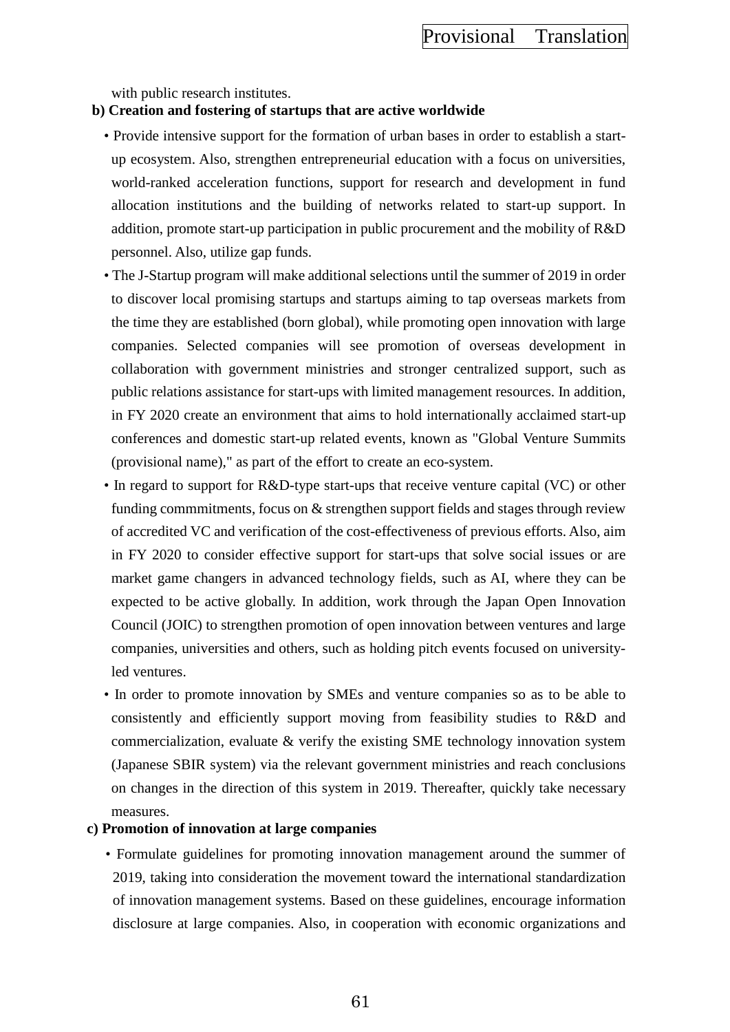with public research institutes.

**b) Creation and fostering of startups that are active worldwide**

• Provide intensive support for the formation of urban bases in order to establish a start-up ecosystem. Also, strengthen entrepreneurial education with a focus on universities, world-ranked acceleration functions, support for research and development in fund allocation institutions and the building of networks related to start-up support. In addition, promote start-up participation in public procurement and the mobility of R&D personnel. Also, utilize gap funds.

• The J-Startup program will make additional selections until the summer of 2019 in order to discover local promising startups and startups aiming to tap overseas markets from the time they are established (born global), while promoting open innovation with large companies. Selected companies will see promotion of overseas development in collaboration with government ministries and stronger centralized support, such as public relations assistance for start-ups with limited management resources. In addition, in FY 2020 create an environment that aims to hold internationally acclaimed start-up conferences and domestic start-up related events, known as "Global Venture Summits (provisional name)," as part of the effort to create an eco-system.

• In regard to support for R&D-type start-ups that receive venture capital (VC) or other funding commmitments, focus on & strengthen support fields and stages through review of accredited VC and verification of the cost-effectiveness of previous efforts. Also, aim in FY 2020 to consider effective support for start-ups that solve social issues or are market game changers in advanced technology fields, such as AI, where they can be expected to be active globally. In addition, work through the Japan Open Innovation Council (JOIC) to strengthen promotion of open innovation between ventures and large companies, universities and others, such as holding pitch events focused on university-led ventures.

• In order to promote innovation by SMEs and venture companies so as to be able to consistently and efficiently support moving from feasibility studies to R&D and commercialization, evaluate & verify the existing SME technology innovation system (Japanese SBIR system) via the relevant government ministries and reach conclusions on changes in the direction of this system in 2019. Thereafter, quickly take necessary measures.

**c) Promotion of innovation at large companies**

• Formulate guidelines for promoting innovation management around the summer of 2019, taking into consideration the movement toward the international standardization of innovation management systems. Based on these guidelines, encourage information disclosure at large companies. Also, in cooperation with economic organizations and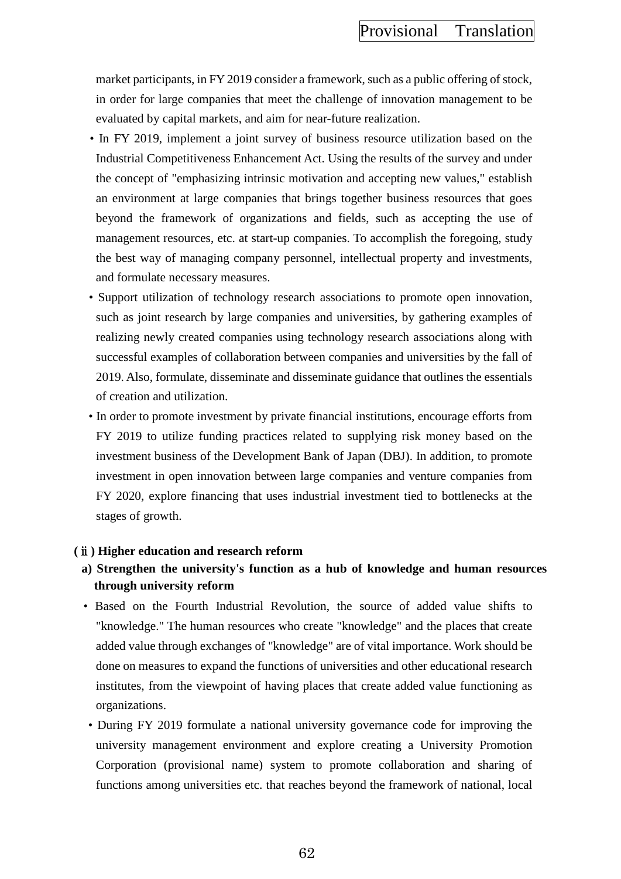market participants, in FY 2019 consider a framework, such as a public offering of stock, in order for large companies that meet the challenge of innovation management to be evaluated by capital markets, and aim for near-future realization.

- In FY 2019, implement a joint survey of business resource utilization based on the Industrial Competitiveness Enhancement Act. Using the results of the survey and under the concept of "emphasizing intrinsic motivation and accepting new values," establish an environment at large companies that brings together business resources that goes beyond the framework of organizations and fields, such as accepting the use of management resources, etc. at start-up companies. To accomplish the foregoing, study the best way of managing company personnel, intellectual property and investments, and formulate necessary measures.
- Support utilization of technology research associations to promote open innovation, such as joint research by large companies and universities, by gathering examples of realizing newly created companies using technology research associations along with successful examples of collaboration between companies and universities by the fall of 2019. Also, formulate, disseminate and disseminate guidance that outlines the essentials of creation and utilization.
- In order to promote investment by private financial institutions, encourage efforts from FY 2019 to utilize funding practices related to supplying risk money based on the investment business of the Development Bank of Japan (DBJ). In addition, to promote investment in open innovation between large companies and venture companies from FY 2020, explore financing that uses industrial investment tied to bottlenecks at the stages of growth.

**(ⅱ) Higher education and research reform**

**a) Strengthen the university's function as a hub of knowledge and human resources through university reform**

- Based on the Fourth Industrial Revolution, the source of added value shifts to "knowledge." The human resources who create "knowledge" and the places that create added value through exchanges of "knowledge" are of vital importance. Work should be done on measures to expand the functions of universities and other educational research institutes, from the viewpoint of having places that create added value functioning as organizations.
- During FY 2019 formulate a national university governance code for improving the university management environment and explore creating a University Promotion Corporation (provisional name) system to promote collaboration and sharing of functions among universities etc. that reaches beyond the framework of national, local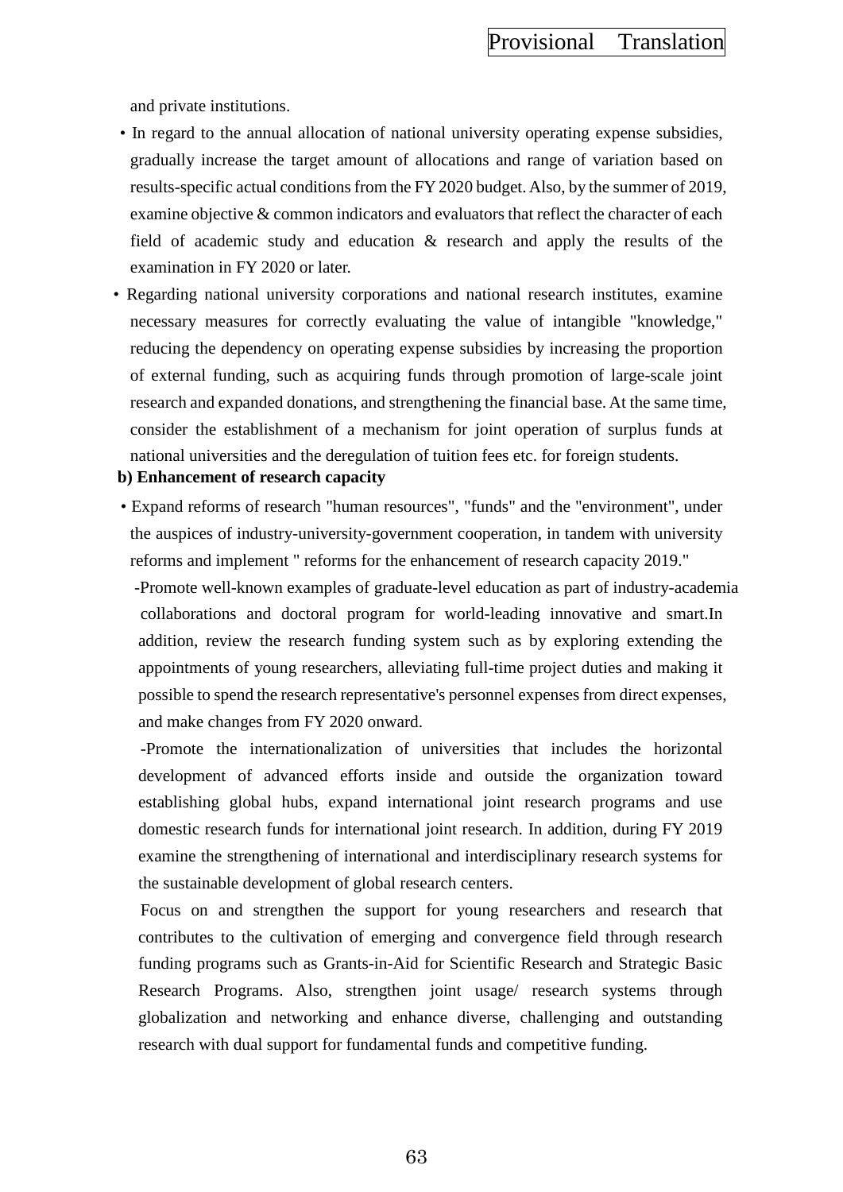and private institutions.

- In regard to the annual allocation of national university operating expense subsidies, gradually increase the target amount of allocations and range of variation based on results-specific actual conditions from the FY 2020 budget. Also, by the summer of 2019, examine objective & common indicators and evaluators that reflect the character of each field of academic study and education & research and apply the results of the examination in FY 2020 or later.
- Regarding national university corporations and national research institutes, examine necessary measures for correctly evaluating the value of intangible "knowledge," reducing the dependency on operating expense subsidies by increasing the proportion of external funding, such as acquiring funds through promotion of large-scale joint research and expanded donations, and strengthening the financial base. At the same time, consider the establishment of a mechanism for joint operation of surplus funds at national universities and the deregulation of tuition fees etc. for foreign students.

**b) Enhancement of research capacity**

- Expand reforms of research "human resources", "funds" and the "environment", under the auspices of industry-university-government cooperation, in tandem with university reforms and implement " reforms for the enhancement of research capacity 2019."

  -Promote well-known examples of graduate-level education as part of industry-academia collaborations and doctoral program for world-leading innovative and smart.In addition, review the research funding system such as by exploring extending the appointments of young researchers, alleviating full-time project duties and making it possible to spend the research representative's personnel expenses from direct expenses, and make changes from FY 2020 onward.

  -Promote the internationalization of universities that includes the horizontal development of advanced efforts inside and outside the organization toward establishing global hubs, expand international joint research programs and use domestic research funds for international joint research. In addition, during FY 2019 examine the strengthening of international and interdisciplinary research systems for the sustainable development of global research centers.

  Focus on and strengthen the support for young researchers and research that contributes to the cultivation of emerging and convergence field through research funding programs such as Grants-in-Aid for Scientific Research and Strategic Basic Research Programs. Also, strengthen joint usage/ research systems through globalization and networking and enhance diverse, challenging and outstanding research with dual support for fundamental funds and competitive funding.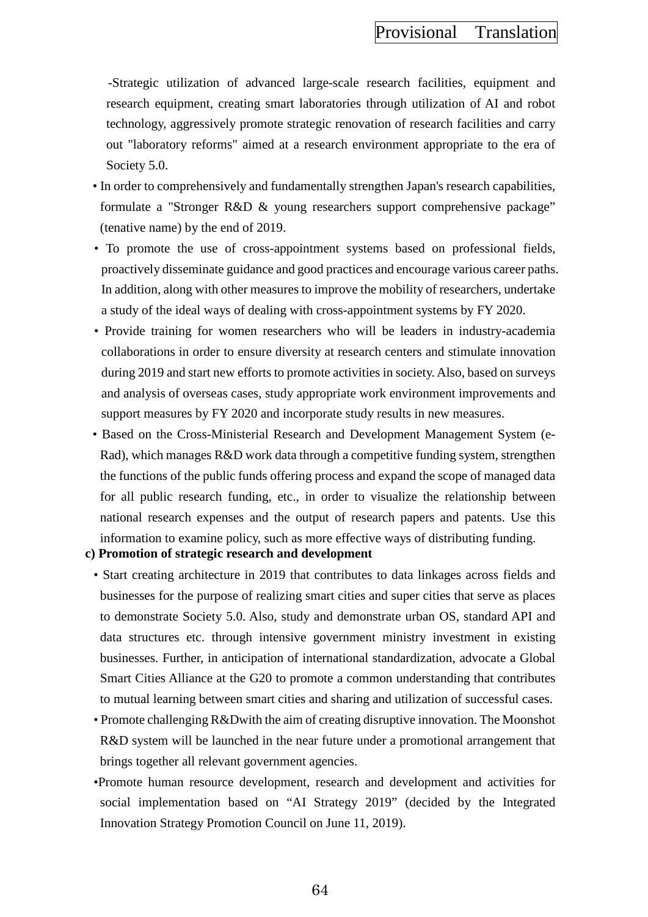-Strategic utilization of advanced large-scale research facilities, equipment and research equipment, creating smart laboratories through utilization of AI and robot technology, aggressively promote strategic renovation of research facilities and carry out "laboratory reforms" aimed at a research environment appropriate to the era of Society 5.0.

- In order to comprehensively and fundamentally strengthen Japan's research capabilities, formulate a "Stronger R&D & young researchers support comprehensive package" (tenative name) by the end of 2019.
- To promote the use of cross-appointment systems based on professional fields, proactively disseminate guidance and good practices and encourage various career paths. In addition, along with other measures to improve the mobility of researchers, undertake a study of the ideal ways of dealing with cross-appointment systems by FY 2020.
- Provide training for women researchers who will be leaders in industry-academia collaborations in order to ensure diversity at research centers and stimulate innovation during 2019 and start new efforts to promote activities in society. Also, based on surveys and analysis of overseas cases, study appropriate work environment improvements and support measures by FY 2020 and incorporate study results in new measures.
- Based on the Cross-Ministerial Research and Development Management System (e-Rad), which manages R&D work data through a competitive funding system, strengthen the functions of the public funds offering process and expand the scope of managed data for all public research funding, etc., in order to visualize the relationship between national research expenses and the output of research papers and patents. Use this information to examine policy, such as more effective ways of distributing funding.

**c) Promotion of strategic research and development**

- Start creating architecture in 2019 that contributes to data linkages across fields and businesses for the purpose of realizing smart cities and super cities that serve as places to demonstrate Society 5.0. Also, study and demonstrate urban OS, standard API and data structures etc. through intensive government ministry investment in existing businesses. Further, in anticipation of international standardization, advocate a Global Smart Cities Alliance at the G20 to promote a common understanding that contributes to mutual learning between smart cities and sharing and utilization of successful cases.
- Promote challenging R&Dwith the aim of creating disruptive innovation. The Moonshot R&D system will be launched in the near future under a promotional arrangement that brings together all relevant government agencies.
- Promote human resource development, research and development and activities for social implementation based on “AI Strategy 2019” (decided by the Integrated Innovation Strategy Promotion Council on June 11, 2019).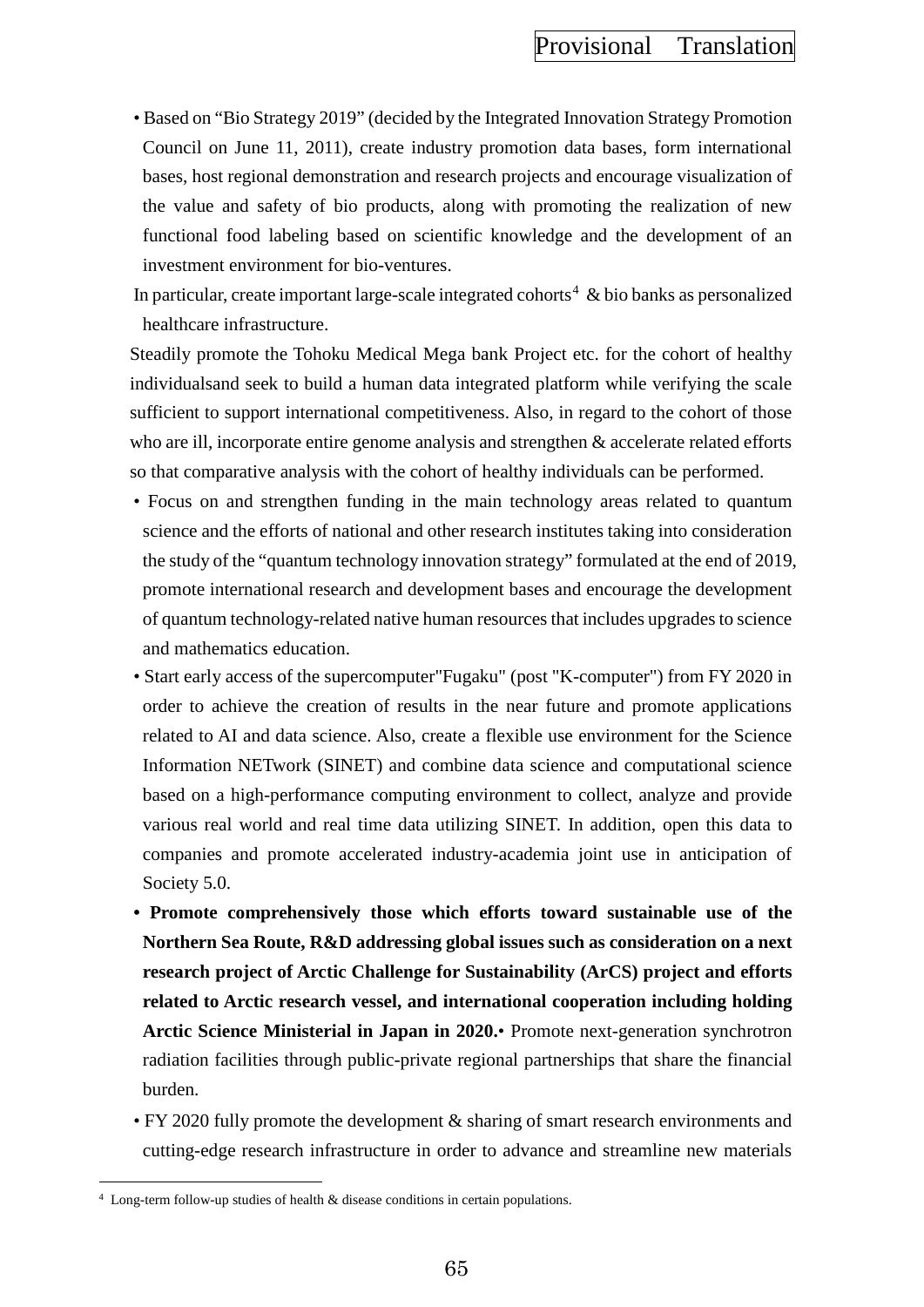- Based on "Bio Strategy 2019" (decided by the Integrated Innovation Strategy Promotion Council on June 11, 2011), create industry promotion data bases, form international bases, host regional demonstration and research projects and encourage visualization of the value and safety of bio products, along with promoting the realization of new functional food labeling based on scientific knowledge and the development of an investment environment for bio-ventures.

  In particular, create important large-scale integrated cohorts[4] & bio banks as personalized healthcare infrastructure.

  Steadily promote the Tohoku Medical Mega bank Project etc. for the cohort of healthy individualsand seek to build a human data integrated platform while verifying the scale sufficient to support international competitiveness. Also, in regard to the cohort of those who are ill, incorporate entire genome analysis and strengthen & accelerate related efforts so that comparative analysis with the cohort of healthy individuals can be performed.

- Focus on and strengthen funding in the main technology areas related to quantum science and the efforts of national and other research institutes taking into consideration the study of the "quantum technology innovation strategy" formulated at the end of 2019, promote international research and development bases and encourage the development of quantum technology-related native human resources that includes upgrades to science and mathematics education.
- Start early access of the supercomputer"Fugaku" (post "K-computer") from FY 2020 in order to achieve the creation of results in the near future and promote applications related to AI and data science. Also, create a flexible use environment for the Science Information NETwork (SINET) and combine data science and computational science based on a high-performance computing environment to collect, analyze and provide various real world and real time data utilizing SINET. In addition, open this data to companies and promote accelerated industry-academia joint use in anticipation of Society 5.0.
- **Promote comprehensively those which efforts toward sustainable use of the Northern Sea Route, R&D addressing global issues such as consideration on a next research project of Arctic Challenge for Sustainability (ArCS) project and efforts related to Arctic research vessel, and international cooperation including holding Arctic Science Ministerial in Japan in 2020.**• Promote next-generation synchrotron radiation facilities through public-private regional partnerships that share the financial burden.
- FY 2020 fully promote the development & sharing of smart research environments and cutting-edge research infrastructure in order to advance and streamline new materials

[4] Long-term follow-up studies of health & disease conditions in certain populations.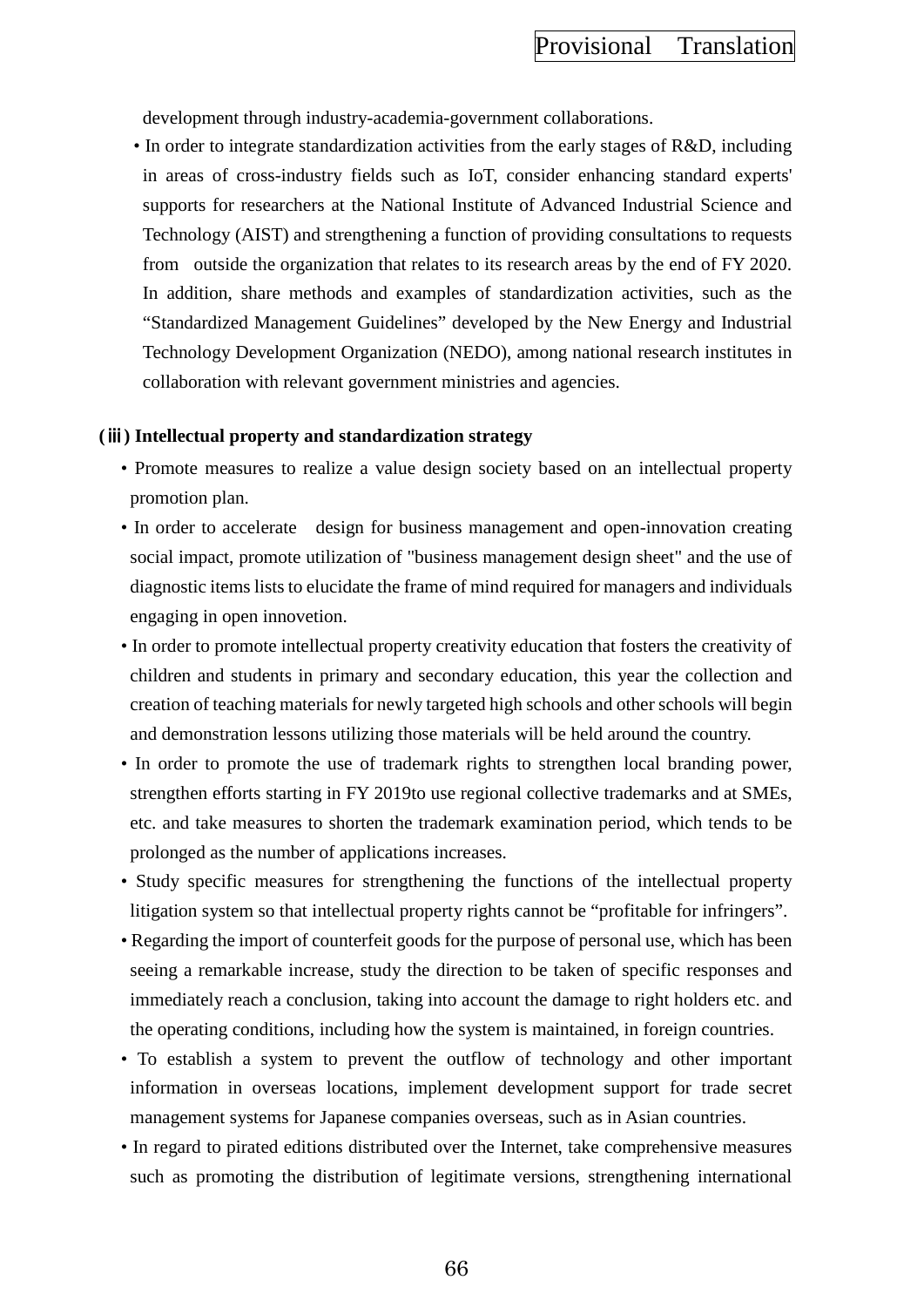development through industry-academia-government collaborations.

- In order to integrate standardization activities from the early stages of R&D, including in areas of cross-industry fields such as IoT, consider enhancing standard experts' supports for researchers at the National Institute of Advanced Industrial Science and Technology (AIST) and strengthening a function of providing consultations to requests from outside the organization that relates to its research areas by the end of FY 2020. In addition, share methods and examples of standardization activities, such as the "Standardized Management Guidelines" developed by the New Energy and Industrial Technology Development Organization (NEDO), among national research institutes in collaboration with relevant government ministries and agencies.

**(ⅲ) Intellectual property and standardization strategy**

- Promote measures to realize a value design society based on an intellectual property promotion plan.
- In order to accelerate design for business management and open-innovation creating social impact, promote utilization of "business management design sheet" and the use of diagnostic items lists to elucidate the frame of mind required for managers and individuals engaging in open innovetion.
- In order to promote intellectual property creativity education that fosters the creativity of children and students in primary and secondary education, this year the collection and creation of teaching materials for newly targeted high schools and other schools will begin and demonstration lessons utilizing those materials will be held around the country.
- In order to promote the use of trademark rights to strengthen local branding power, strengthen efforts starting in FY 2019to use regional collective trademarks and at SMEs, etc. and take measures to shorten the trademark examination period, which tends to be prolonged as the number of applications increases.
- Study specific measures for strengthening the functions of the intellectual property litigation system so that intellectual property rights cannot be "profitable for infringers".
- Regarding the import of counterfeit goods for the purpose of personal use, which has been seeing a remarkable increase, study the direction to be taken of specific responses and immediately reach a conclusion, taking into account the damage to right holders etc. and the operating conditions, including how the system is maintained, in foreign countries.
- To establish a system to prevent the outflow of technology and other important information in overseas locations, implement development support for trade secret management systems for Japanese companies overseas, such as in Asian countries.
- In regard to pirated editions distributed over the Internet, take comprehensive measures such as promoting the distribution of legitimate versions, strengthening international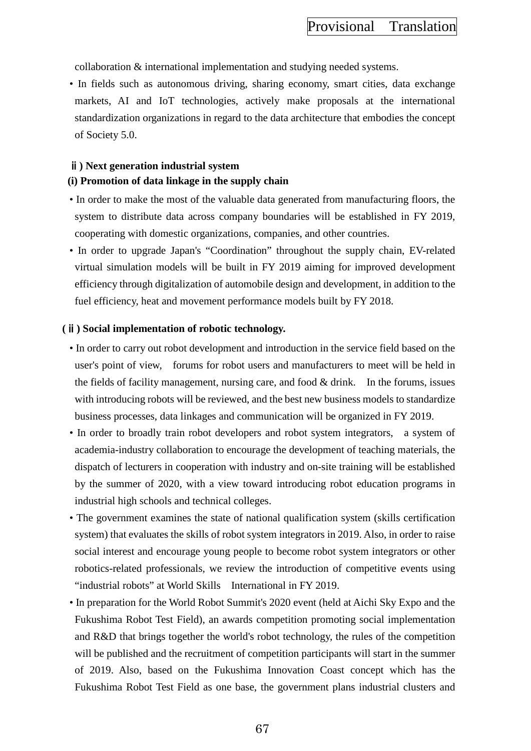collaboration & international implementation and studying needed systems.

- In fields such as autonomous driving, sharing economy, smart cities, data exchange markets, AI and IoT technologies, actively make proposals at the international standardization organizations in regard to the data architecture that embodies the concept of Society 5.0.

**ⅱ) Next generation industrial system**

**(i) Promotion of data linkage in the supply chain**

- In order to make the most of the valuable data generated from manufacturing floors, the system to distribute data across company boundaries will be established in FY 2019, cooperating with domestic organizations, companies, and other countries.
- In order to upgrade Japan's "Coordination" throughout the supply chain, EV-related virtual simulation models will be built in FY 2019 aiming for improved development efficiency through digitalization of automobile design and development, in addition to the fuel efficiency, heat and movement performance models built by FY 2018.

**(ⅱ) Social implementation of robotic technology.**

- In order to carry out robot development and introduction in the service field based on the user's point of view, forums for robot users and manufacturers to meet will be held in the fields of facility management, nursing care, and food & drink. In the forums, issues with introducing robots will be reviewed, and the best new business models to standardize business processes, data linkages and communication will be organized in FY 2019.
- In order to broadly train robot developers and robot system integrators, a system of academia-industry collaboration to encourage the development of teaching materials, the dispatch of lecturers in cooperation with industry and on-site training will be established by the summer of 2020, with a view toward introducing robot education programs in industrial high schools and technical colleges.
- The government examines the state of national qualification system (skills certification system) that evaluates the skills of robot system integrators in 2019. Also, in order to raise social interest and encourage young people to become robot system integrators or other robotics-related professionals, we review the introduction of competitive events using "industrial robots" at World Skills International in FY 2019.
- In preparation for the World Robot Summit's 2020 event (held at Aichi Sky Expo and the Fukushima Robot Test Field), an awards competition promoting social implementation and R&D that brings together the world's robot technology, the rules of the competition will be published and the recruitment of competition participants will start in the summer of 2019. Also, based on the Fukushima Innovation Coast concept which has the Fukushima Robot Test Field as one base, the government plans industrial clusters and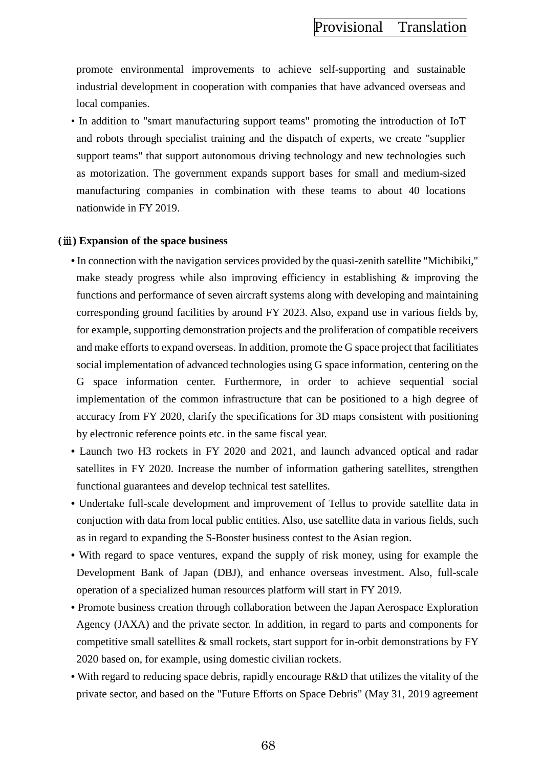promote environmental improvements to achieve self-supporting and sustainable industrial development in cooperation with companies that have advanced overseas and local companies.

- In addition to "smart manufacturing support teams" promoting the introduction of IoT and robots through specialist training and the dispatch of experts, we create "supplier support teams" that support autonomous driving technology and new technologies such as motorization. The government expands support bases for small and medium-sized manufacturing companies in combination with these teams to about 40 locations nationwide in FY 2019.

**(ⅲ) Expansion of the space business**

- In connection with the navigation services provided by the quasi-zenith satellite "Michibiki," make steady progress while also improving efficiency in establishing & improving the functions and performance of seven aircraft systems along with developing and maintaining corresponding ground facilities by around FY 2023. Also, expand use in various fields by, for example, supporting demonstration projects and the proliferation of compatible receivers and make efforts to expand overseas. In addition, promote the G space project that facilitiates social implementation of advanced technologies using G space information, centering on the G space information center. Furthermore, in order to achieve sequential social implementation of the common infrastructure that can be positioned to a high degree of accuracy from FY 2020, clarify the specifications for 3D maps consistent with positioning by electronic reference points etc. in the same fiscal year.
- Launch two H3 rockets in FY 2020 and 2021, and launch advanced optical and radar satellites in FY 2020. Increase the number of information gathering satellites, strengthen functional guarantees and develop technical test satellites.
- Undertake full-scale development and improvement of Tellus to provide satellite data in conjuction with data from local public entities. Also, use satellite data in various fields, such as in regard to expanding the S-Booster business contest to the Asian region.
- With regard to space ventures, expand the supply of risk money, using for example the Development Bank of Japan (DBJ), and enhance overseas investment. Also, full-scale operation of a specialized human resources platform will start in FY 2019.
- Promote business creation through collaboration between the Japan Aerospace Exploration Agency (JAXA) and the private sector. In addition, in regard to parts and components for competitive small satellites & small rockets, start support for in-orbit demonstrations by FY 2020 based on, for example, using domestic civilian rockets.
- With regard to reducing space debris, rapidly encourage R&D that utilizes the vitality of the private sector, and based on the "Future Efforts on Space Debris" (May 31, 2019 agreement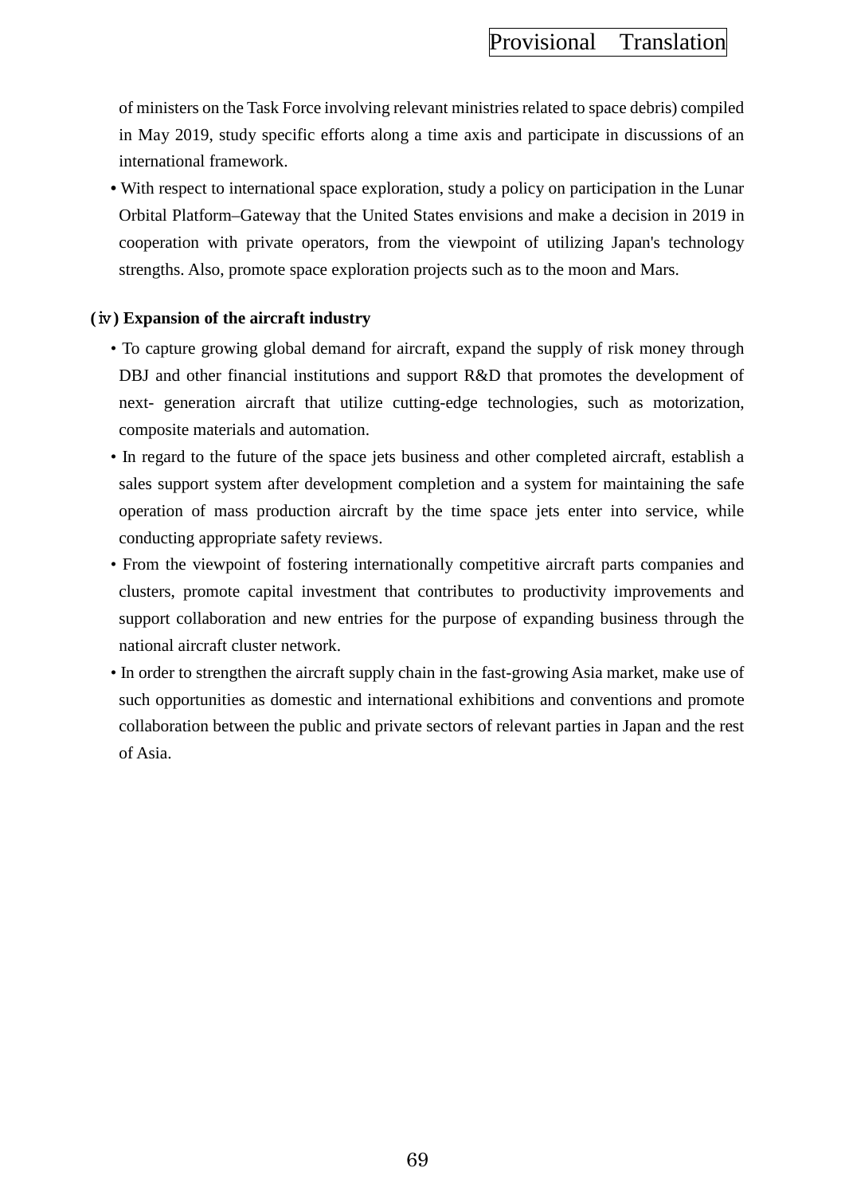of ministers on the Task Force involving relevant ministries related to space debris) compiled in May 2019, study specific efforts along a time axis and participate in discussions of an international framework.

- With respect to international space exploration, study a policy on participation in the Lunar Orbital Platform–Gateway that the United States envisions and make a decision in 2019 in cooperation with private operators, from the viewpoint of utilizing Japan's technology strengths. Also, promote space exploration projects such as to the moon and Mars.

**(ⅳ) Expansion of the aircraft industry**

- To capture growing global demand for aircraft, expand the supply of risk money through DBJ and other financial institutions and support R&D that promotes the development of next- generation aircraft that utilize cutting-edge technologies, such as motorization, composite materials and automation.
- In regard to the future of the space jets business and other completed aircraft, establish a sales support system after development completion and a system for maintaining the safe operation of mass production aircraft by the time space jets enter into service, while conducting appropriate safety reviews.
- From the viewpoint of fostering internationally competitive aircraft parts companies and clusters, promote capital investment that contributes to productivity improvements and support collaboration and new entries for the purpose of expanding business through the national aircraft cluster network.
- In order to strengthen the aircraft supply chain in the fast-growing Asia market, make use of such opportunities as domestic and international exhibitions and conventions and promote collaboration between the public and private sectors of relevant parties in Japan and the rest of Asia.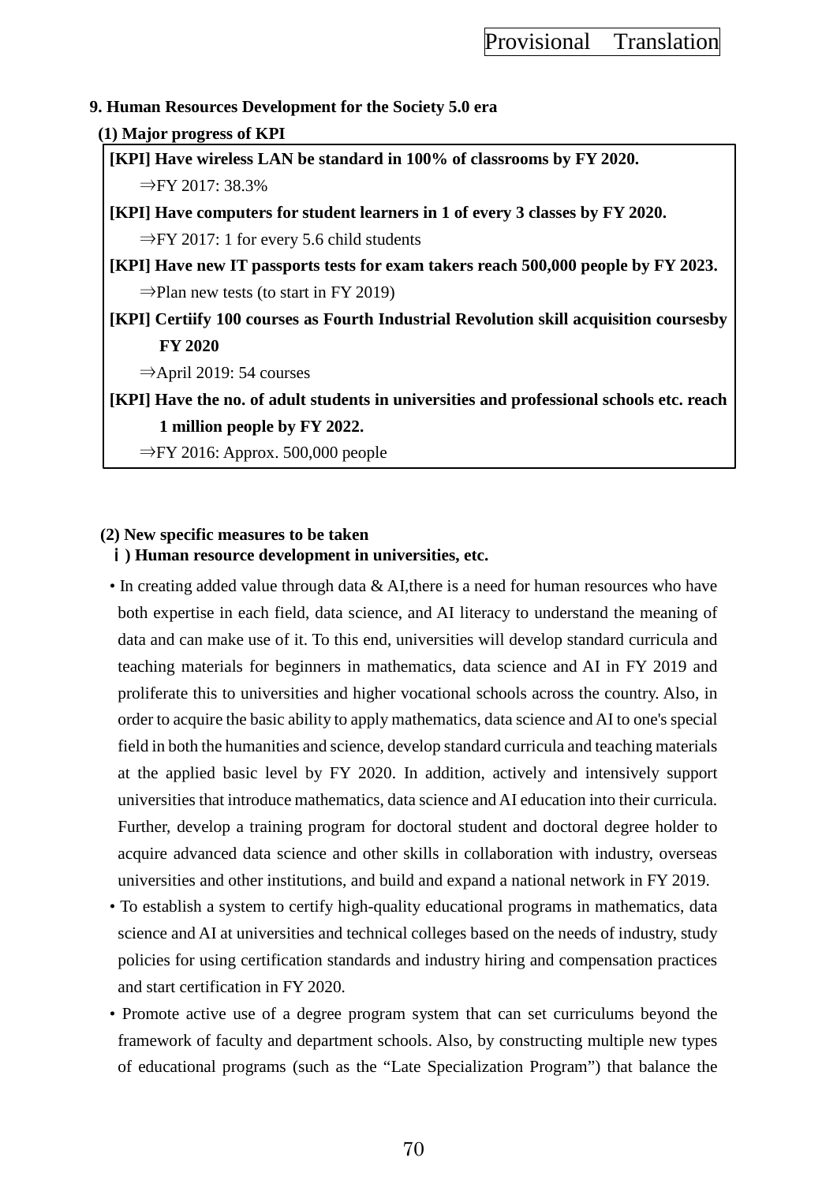Provisional Translation

**9. Human Resources Development for the Society 5.0 era**

**(1) Major progress of KPI**

**[KPI] Have wireless LAN be standard in 100% of classrooms by FY 2020.**

⇒FY 2017: 38.3%

**[KPI] Have computers for student learners in 1 of every 3 classes by FY 2020.**

⇒FY 2017: 1 for every 5.6 child students

**[KPI] Have new IT passports tests for exam takers reach 500,000 people by FY 2023.**

⇒Plan new tests (to start in FY 2019)

**[KPI] Certiify 100 courses as Fourth Industrial Revolution skill acquisition coursesby FY 2020**

⇒April 2019: 54 courses

**[KPI] Have the no. of adult students in universities and professional schools etc. reach 1 million people by FY 2022.**

⇒FY 2016: Approx. 500,000 people

**(2) New specific measures to be taken**

**ⅰ) Human resource development in universities, etc.**

- In creating added value through data & AI,there is a need for human resources who have both expertise in each field, data science, and AI literacy to understand the meaning of data and can make use of it. To this end, universities will develop standard curricula and teaching materials for beginners in mathematics, data science and AI in FY 2019 and proliferate this to universities and higher vocational schools across the country. Also, in order to acquire the basic ability to apply mathematics, data science and AI to one's special field in both the humanities and science, develop standard curricula and teaching materials at the applied basic level by FY 2020. In addition, actively and intensively support universities that introduce mathematics, data science and AI education into their curricula. Further, develop a training program for doctoral student and doctoral degree holder to acquire advanced data science and other skills in collaboration with industry, overseas universities and other institutions, and build and expand a national network in FY 2019.
- To establish a system to certify high-quality educational programs in mathematics, data science and AI at universities and technical colleges based on the needs of industry, study policies for using certification standards and industry hiring and compensation practices and start certification in FY 2020.
- Promote active use of a degree program system that can set curriculums beyond the framework of faculty and department schools. Also, by constructing multiple new types of educational programs (such as the "Late Specialization Program") that balance the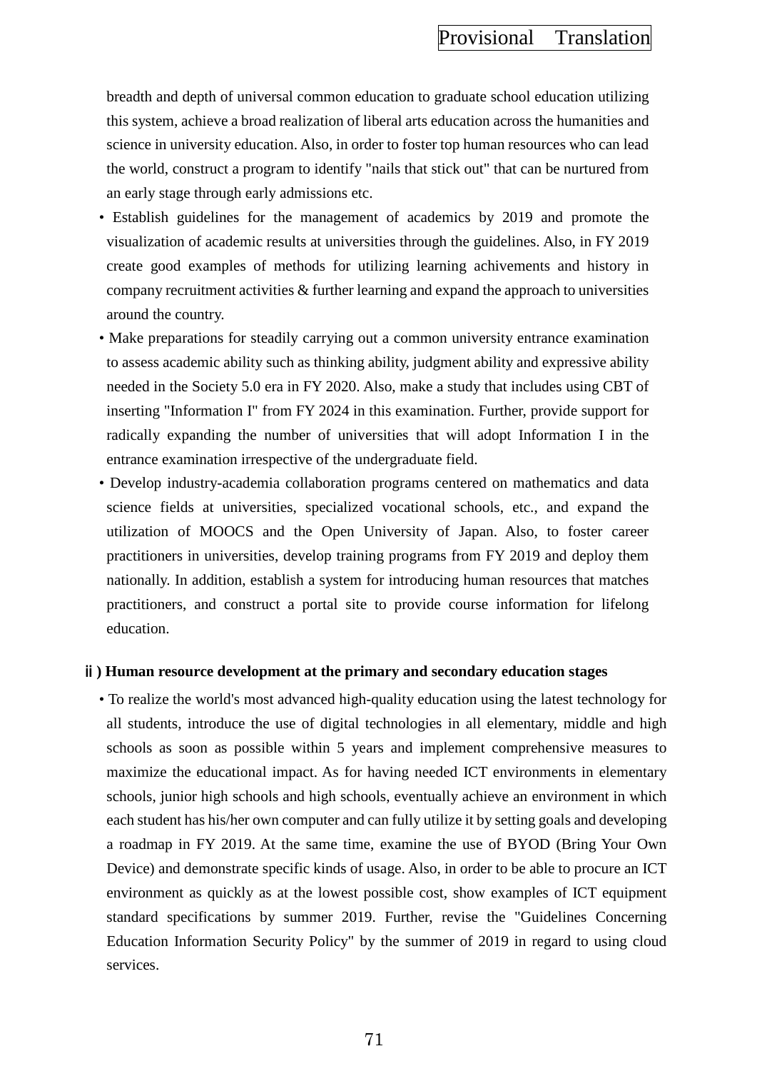breadth and depth of universal common education to graduate school education utilizing this system, achieve a broad realization of liberal arts education across the humanities and science in university education. Also, in order to foster top human resources who can lead the world, construct a program to identify "nails that stick out" that can be nurtured from an early stage through early admissions etc.

- Establish guidelines for the management of academics by 2019 and promote the visualization of academic results at universities through the guidelines. Also, in FY 2019 create good examples of methods for utilizing learning achivements and history in company recruitment activities & further learning and expand the approach to universities around the country.
- Make preparations for steadily carrying out a common university entrance examination to assess academic ability such as thinking ability, judgment ability and expressive ability needed in the Society 5.0 era in FY 2020. Also, make a study that includes using CBT of inserting "Information I" from FY 2024 in this examination. Further, provide support for radically expanding the number of universities that will adopt Information I in the entrance examination irrespective of the undergraduate field.
- Develop industry-academia collaboration programs centered on mathematics and data science fields at universities, specialized vocational schools, etc., and expand the utilization of MOOCS and the Open University of Japan. Also, to foster career practitioners in universities, develop training programs from FY 2019 and deploy them nationally. In addition, establish a system for introducing human resources that matches practitioners, and construct a portal site to provide course information for lifelong education.

**ⅱ) Human resource development at the primary and secondary education stages**

- To realize the world's most advanced high-quality education using the latest technology for all students, introduce the use of digital technologies in all elementary, middle and high schools as soon as possible within 5 years and implement comprehensive measures to maximize the educational impact. As for having needed ICT environments in elementary schools, junior high schools and high schools, eventually achieve an environment in which each student has his/her own computer and can fully utilize it by setting goals and developing a roadmap in FY 2019. At the same time, examine the use of BYOD (Bring Your Own Device) and demonstrate specific kinds of usage. Also, in order to be able to procure an ICT environment as quickly as at the lowest possible cost, show examples of ICT equipment standard specifications by summer 2019. Further, revise the "Guidelines Concerning Education Information Security Policy" by the summer of 2019 in regard to using cloud services.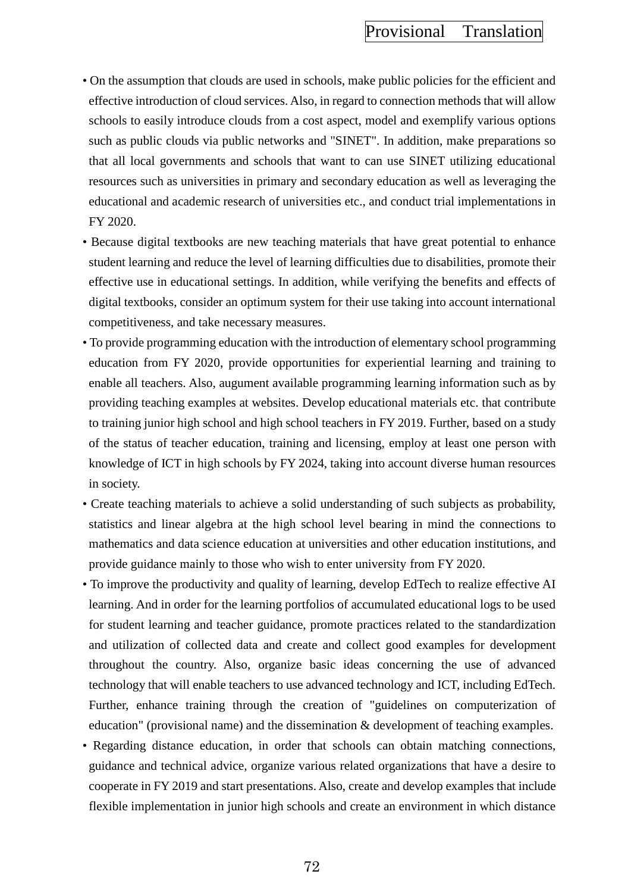- On the assumption that clouds are used in schools, make public policies for the efficient and effective introduction of cloud services. Also, in regard to connection methods that will allow schools to easily introduce clouds from a cost aspect, model and exemplify various options such as public clouds via public networks and "SINET". In addition, make preparations so that all local governments and schools that want to can use SINET utilizing educational resources such as universities in primary and secondary education as well as leveraging the educational and academic research of universities etc., and conduct trial implementations in FY 2020.
- Because digital textbooks are new teaching materials that have great potential to enhance student learning and reduce the level of learning difficulties due to disabilities, promote their effective use in educational settings. In addition, while verifying the benefits and effects of digital textbooks, consider an optimum system for their use taking into account international competitiveness, and take necessary measures.
- To provide programming education with the introduction of elementary school programming education from FY 2020, provide opportunities for experiential learning and training to enable all teachers. Also, augument available programming learning information such as by providing teaching examples at websites. Develop educational materials etc. that contribute to training junior high school and high school teachers in FY 2019. Further, based on a study of the status of teacher education, training and licensing, employ at least one person with knowledge of ICT in high schools by FY 2024, taking into account diverse human resources in society.
- Create teaching materials to achieve a solid understanding of such subjects as probability, statistics and linear algebra at the high school level bearing in mind the connections to mathematics and data science education at universities and other education institutions, and provide guidance mainly to those who wish to enter university from FY 2020.
- To improve the productivity and quality of learning, develop EdTech to realize effective AI learning. And in order for the learning portfolios of accumulated educational logs to be used for student learning and teacher guidance, promote practices related to the standardization and utilization of collected data and create and collect good examples for development throughout the country. Also, organize basic ideas concerning the use of advanced technology that will enable teachers to use advanced technology and ICT, including EdTech. Further, enhance training through the creation of "guidelines on computerization of education" (provisional name) and the dissemination & development of teaching examples.
- Regarding distance education, in order that schools can obtain matching connections, guidance and technical advice, organize various related organizations that have a desire to cooperate in FY 2019 and start presentations. Also, create and develop examples that include flexible implementation in junior high schools and create an environment in which distance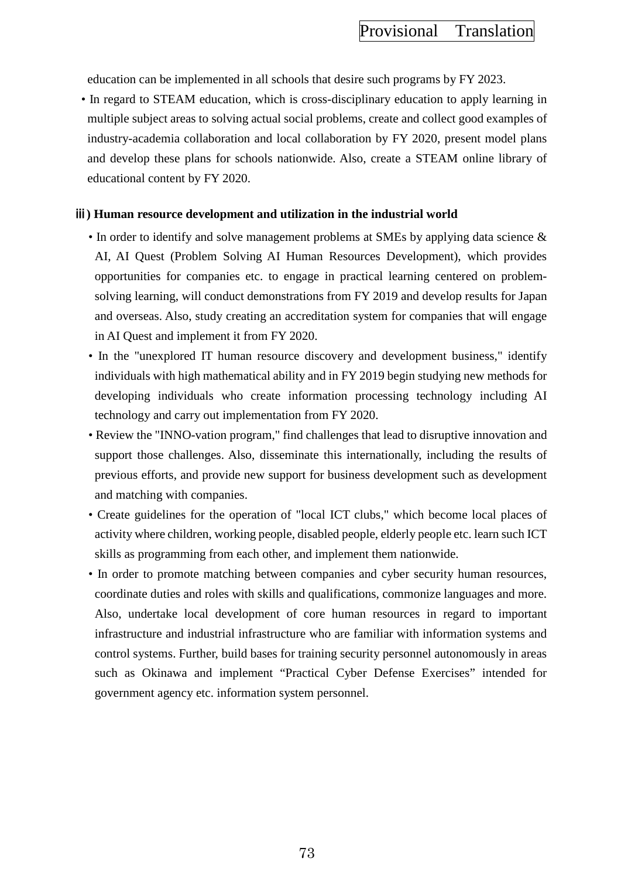education can be implemented in all schools that desire such programs by FY 2023.

- In regard to STEAM education, which is cross-disciplinary education to apply learning in multiple subject areas to solving actual social problems, create and collect good examples of industry-academia collaboration and local collaboration by FY 2020, present model plans and develop these plans for schools nationwide. Also, create a STEAM online library of educational content by FY 2020.

### ⅲ) Human resource development and utilization in the industrial world

- In order to identify and solve management problems at SMEs by applying data science & AI, AI Quest (Problem Solving AI Human Resources Development), which provides opportunities for companies etc. to engage in practical learning centered on problem-solving learning, will conduct demonstrations from FY 2019 and develop results for Japan and overseas. Also, study creating an accreditation system for companies that will engage in AI Quest and implement it from FY 2020.
- In the "unexplored IT human resource discovery and development business," identify individuals with high mathematical ability and in FY 2019 begin studying new methods for developing individuals who create information processing technology including AI technology and carry out implementation from FY 2020.
- Review the "INNO-vation program," find challenges that lead to disruptive innovation and support those challenges. Also, disseminate this internationally, including the results of previous efforts, and provide new support for business development such as development and matching with companies.
- Create guidelines for the operation of "local ICT clubs," which become local places of activity where children, working people, disabled people, elderly people etc. learn such ICT skills as programming from each other, and implement them nationwide.
- In order to promote matching between companies and cyber security human resources, coordinate duties and roles with skills and qualifications, commonize languages and more. Also, undertake local development of core human resources in regard to important infrastructure and industrial infrastructure who are familiar with information systems and control systems. Further, build bases for training security personnel autonomously in areas such as Okinawa and implement “Practical Cyber Defense Exercises” intended for government agency etc. information system personnel.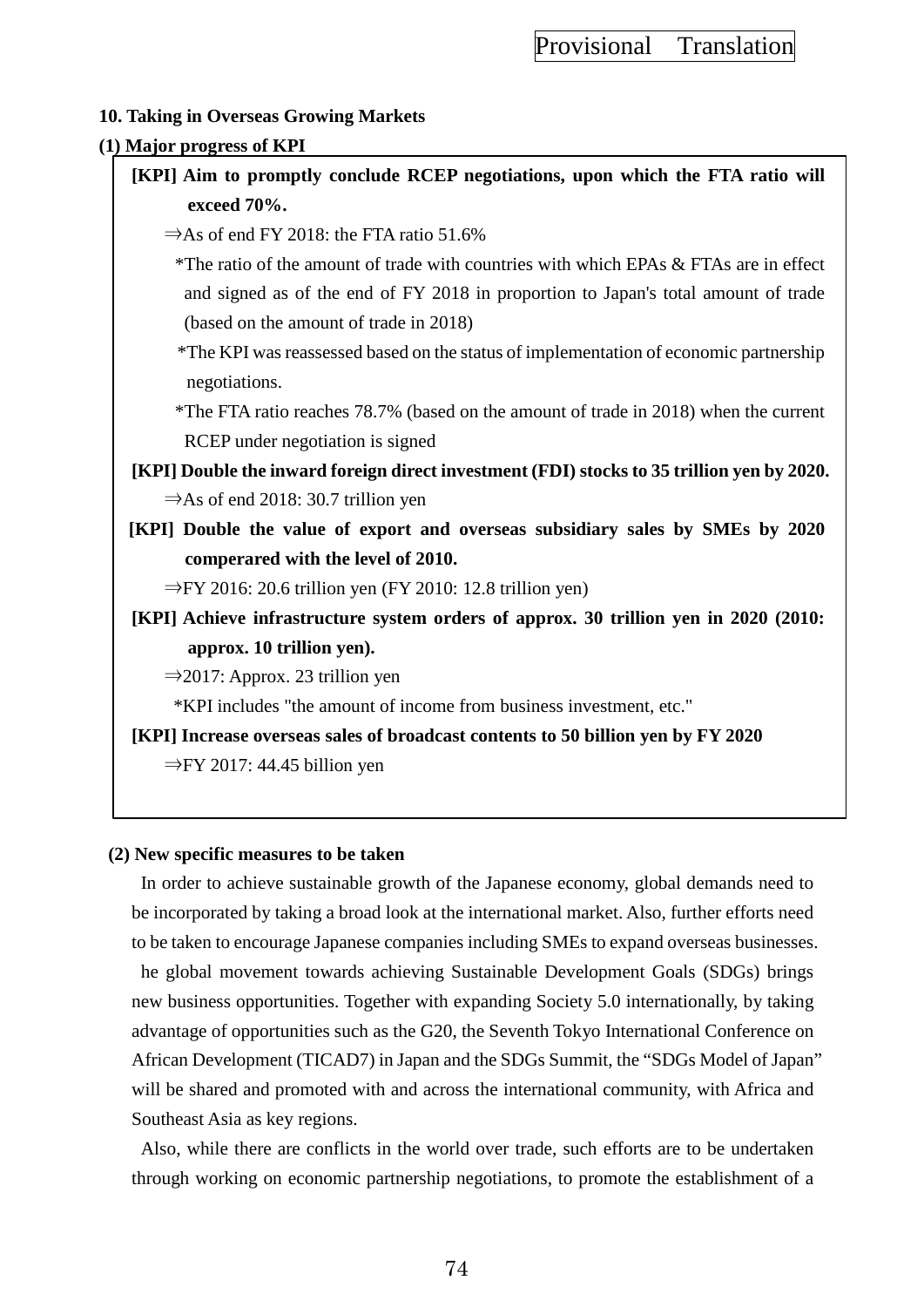**10. Taking in Overseas Growing Markets**

**(1) Major progress of KPI**

**[KPI] Aim to promptly conclude RCEP negotiations, upon which the FTA ratio will exceed 70%.**

⇒As of end FY 2018: the FTA ratio 51.6%

*The ratio of the amount of trade with countries with which EPAs & FTAs are in effect and signed as of the end of FY 2018 in proportion to Japan's total amount of trade (based on the amount of trade in 2018)

*The KPI was reassessed based on the status of implementation of economic partnership negotiations.

*The FTA ratio reaches 78.7% (based on the amount of trade in 2018) when the current RCEP under negotiation is signed

**[KPI] Double the inward foreign direct investment (FDI) stocks to 35 trillion yen by 2020.**

⇒As of end 2018: 30.7 trillion yen

**[KPI] Double the value of export and overseas subsidiary sales by SMEs by 2020 comperared with the level of 2010.**

⇒FY 2016: 20.6 trillion yen (FY 2010: 12.8 trillion yen)

**[KPI] Achieve infrastructure system orders of approx. 30 trillion yen in 2020 (2010: approx. 10 trillion yen).**

⇒2017: Approx. 23 trillion yen

*KPI includes "the amount of income from business investment, etc."

**[KPI] Increase overseas sales of broadcast contents to 50 billion yen by FY 2020**

⇒FY 2017: 44.45 billion yen

**(2) New specific measures to be taken**

In order to achieve sustainable growth of the Japanese economy, global demands need to be incorporated by taking a broad look at the international market. Also, further efforts need to be taken to encourage Japanese companies including SMEs to expand overseas businesses.

he global movement towards achieving Sustainable Development Goals (SDGs) brings new business opportunities. Together with expanding Society 5.0 internationally, by taking advantage of opportunities such as the G20, the Seventh Tokyo International Conference on African Development (TICAD7) in Japan and the SDGs Summit, the “SDGs Model of Japan” will be shared and promoted with and across the international community, with Africa and Southeast Asia as key regions.

Also, while there are conflicts in the world over trade, such efforts are to be undertaken through working on economic partnership negotiations, to promote the establishment of a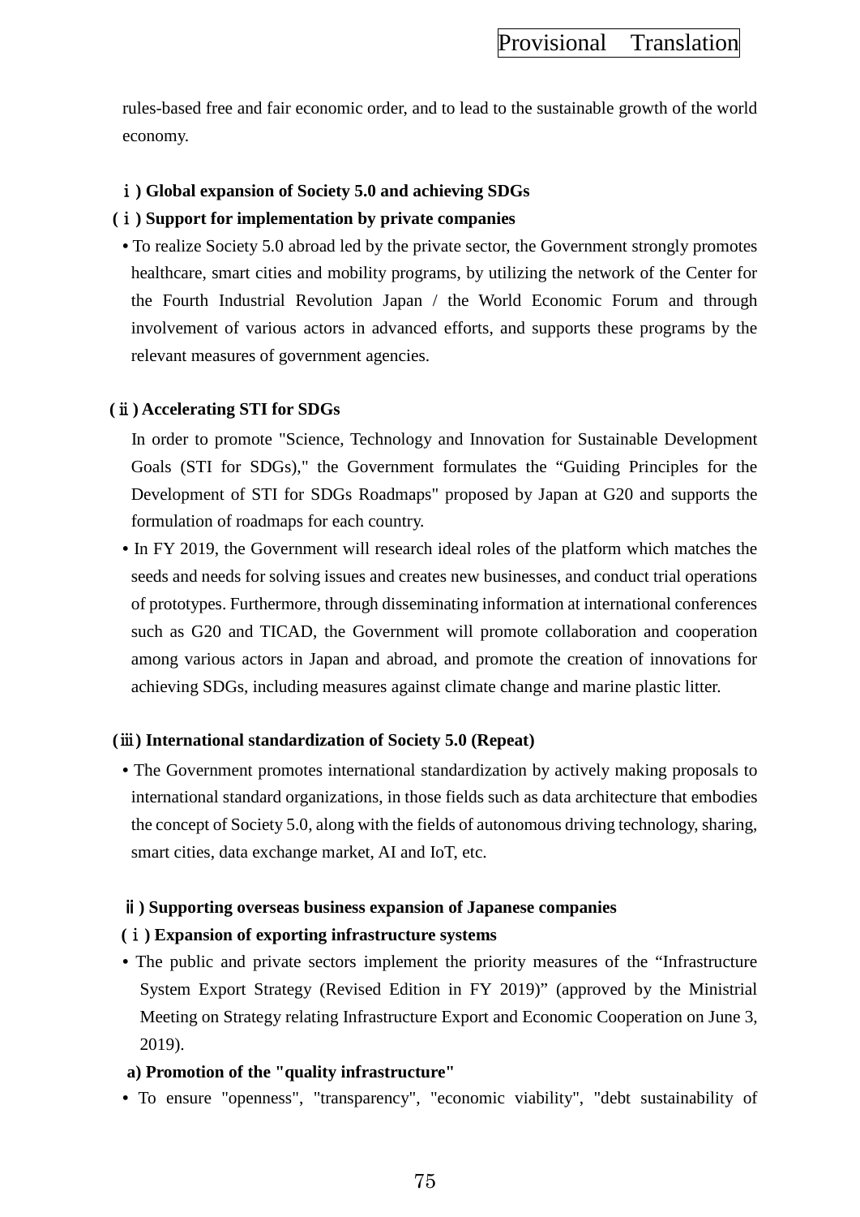rules-based free and fair economic order, and to lead to the sustainable growth of the world economy.

**ⅰ) Global expansion of Society 5.0 and achieving SDGs**

**(ⅰ) Support for implementation by private companies**

- To realize Society 5.0 abroad led by the private sector, the Government strongly promotes healthcare, smart cities and mobility programs, by utilizing the network of the Center for the Fourth Industrial Revolution Japan / the World Economic Forum and through involvement of various actors in advanced efforts, and supports these programs by the relevant measures of government agencies.

**(ⅱ) Accelerating STI for SDGs**

In order to promote "Science, Technology and Innovation for Sustainable Development Goals (STI for SDGs)," the Government formulates the "Guiding Principles for the Development of STI for SDGs Roadmaps" proposed by Japan at G20 and supports the formulation of roadmaps for each country.

- In FY 2019, the Government will research ideal roles of the platform which matches the seeds and needs for solving issues and creates new businesses, and conduct trial operations of prototypes. Furthermore, through disseminating information at international conferences such as G20 and TICAD, the Government will promote collaboration and cooperation among various actors in Japan and abroad, and promote the creation of innovations for achieving SDGs, including measures against climate change and marine plastic litter.

**(ⅲ) International standardization of Society 5.0 (Repeat)**

- The Government promotes international standardization by actively making proposals to international standard organizations, in those fields such as data architecture that embodies the concept of Society 5.0, along with the fields of autonomous driving technology, sharing, smart cities, data exchange market, AI and IoT, etc.

**ⅱ) Supporting overseas business expansion of Japanese companies**

**(ⅰ) Expansion of exporting infrastructure systems**

- The public and private sectors implement the priority measures of the "Infrastructure System Export Strategy (Revised Edition in FY 2019)" (approved by the Ministrial Meeting on Strategy relating Infrastructure Export and Economic Cooperation on June 3, 2019).

**a) Promotion of the "quality infrastructure"**

- To ensure "openness", "transparency", "economic viability", "debt sustainability of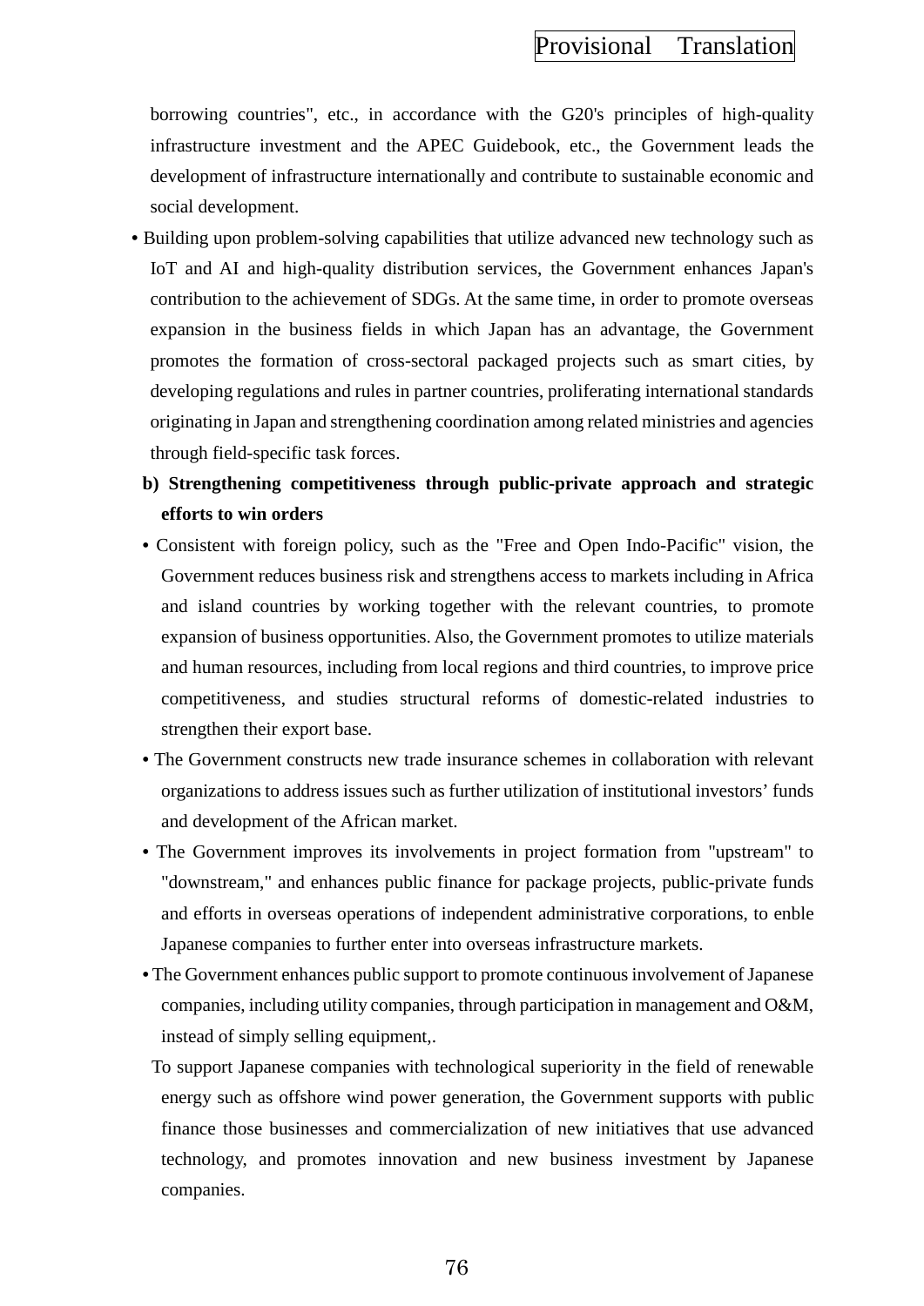borrowing countries", etc., in accordance with the G20's principles of high-quality infrastructure investment and the APEC Guidebook, etc., the Government leads the development of infrastructure internationally and contribute to sustainable economic and social development.

- Building upon problem-solving capabilities that utilize advanced new technology such as IoT and AI and high-quality distribution services, the Government enhances Japan's contribution to the achievement of SDGs. At the same time, in order to promote overseas expansion in the business fields in which Japan has an advantage, the Government promotes the formation of cross-sectoral packaged projects such as smart cities, by developing regulations and rules in partner countries, proliferating international standards originating in Japan and strengthening coordination among related ministries and agencies through field-specific task forces.

**b) Strengthening competitiveness through public-private approach and strategic efforts to win orders**

- Consistent with foreign policy, such as the "Free and Open Indo-Pacific" vision, the Government reduces business risk and strengthens access to markets including in Africa and island countries by working together with the relevant countries, to promote expansion of business opportunities. Also, the Government promotes to utilize materials and human resources, including from local regions and third countries, to improve price competitiveness, and studies structural reforms of domestic-related industries to strengthen their export base.
- The Government constructs new trade insurance schemes in collaboration with relevant organizations to address issues such as further utilization of institutional investors' funds and development of the African market.
- The Government improves its involvements in project formation from "upstream" to "downstream," and enhances public finance for package projects, public-private funds and efforts in overseas operations of independent administrative corporations, to enble Japanese companies to further enter into overseas infrastructure markets.
- The Government enhances public support to promote continuous involvement of Japanese companies, including utility companies, through participation in management and O&M, instead of simply selling equipment,.

  To support Japanese companies with technological superiority in the field of renewable energy such as offshore wind power generation, the Government supports with public finance those businesses and commercialization of new initiatives that use advanced technology, and promotes innovation and new business investment by Japanese companies.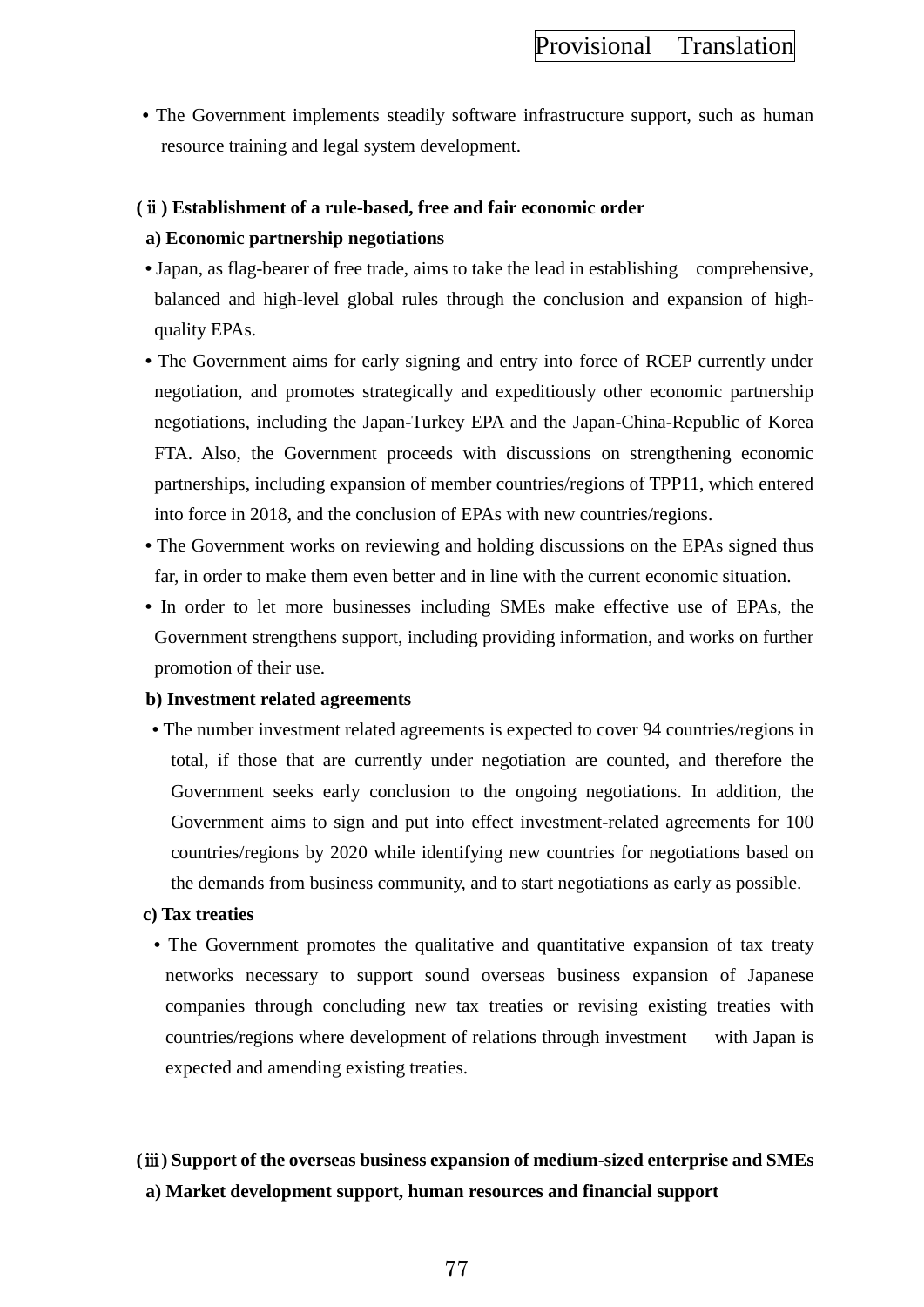- The Government implements steadily software infrastructure support, such as human resource training and legal system development.

**(ⅱ) Establishment of a rule-based, free and fair economic order**

**a) Economic partnership negotiations**

- Japan, as flag-bearer of free trade, aims to take the lead in establishing comprehensive, balanced and high-level global rules through the conclusion and expansion of high-quality EPAs.
- The Government aims for early signing and entry into force of RCEP currently under negotiation, and promotes strategically and expeditiously other economic partnership negotiations, including the Japan-Turkey EPA and the Japan-China-Republic of Korea FTA. Also, the Government proceeds with discussions on strengthening economic partnerships, including expansion of member countries/regions of TPP11, which entered into force in 2018, and the conclusion of EPAs with new countries/regions.
- The Government works on reviewing and holding discussions on the EPAs signed thus far, in order to make them even better and in line with the current economic situation.
- In order to let more businesses including SMEs make effective use of EPAs, the Government strengthens support, including providing information, and works on further promotion of their use.

**b) Investment related agreements**

- The number investment related agreements is expected to cover 94 countries/regions in total, if those that are currently under negotiation are counted, and therefore the Government seeks early conclusion to the ongoing negotiations. In addition, the Government aims to sign and put into effect investment-related agreements for 100 countries/regions by 2020 while identifying new countries for negotiations based on the demands from business community, and to start negotiations as early as possible.

**c) Tax treaties**

- The Government promotes the qualitative and quantitative expansion of tax treaty networks necessary to support sound overseas business expansion of Japanese companies through concluding new tax treaties or revising existing treaties with countries/regions where development of relations through investment with Japan is expected and amending existing treaties.

**(ⅲ) Support of the overseas business expansion of medium-sized enterprise and SMEs**

**a) Market development support, human resources and financial support**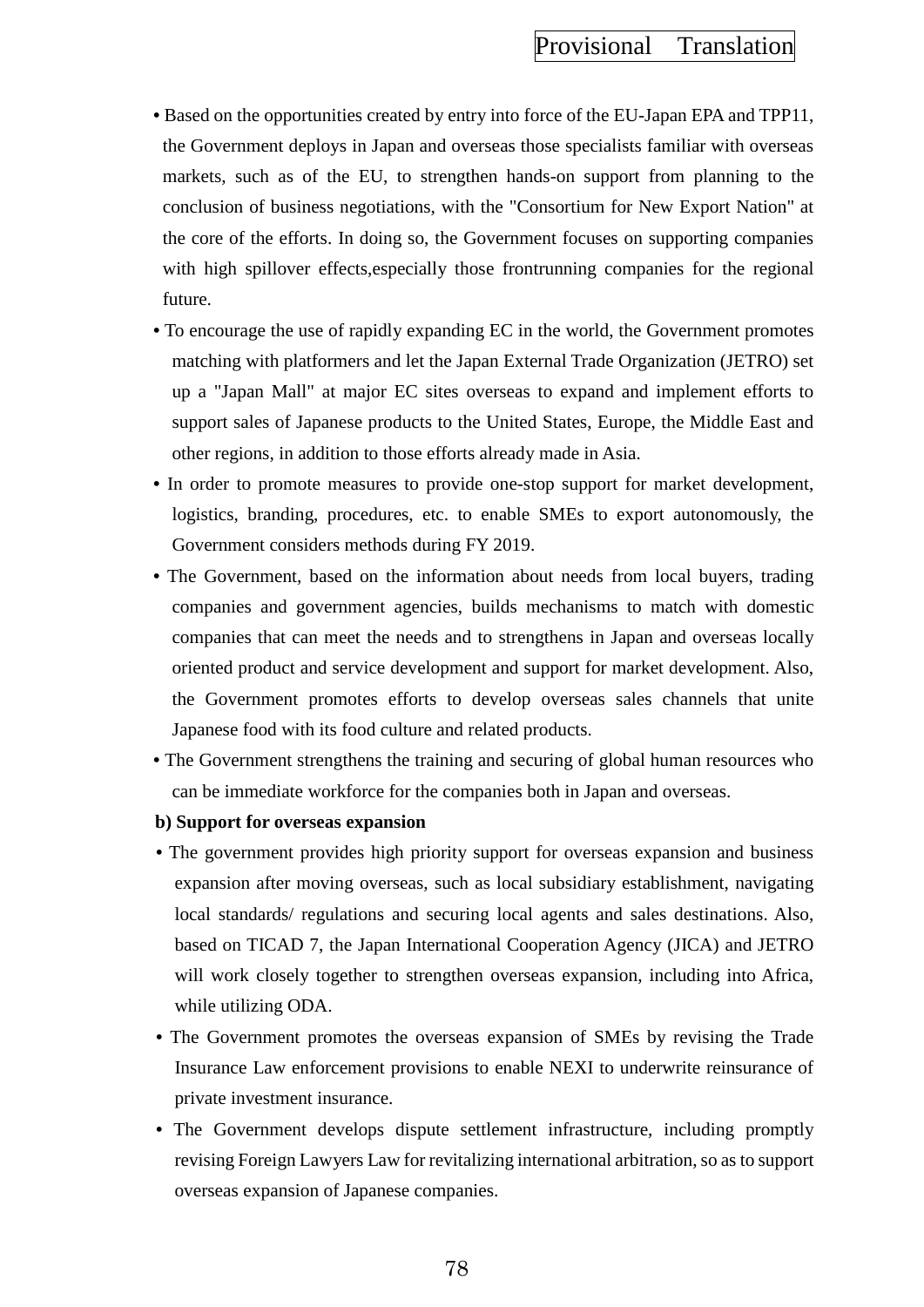- Based on the opportunities created by entry into force of the EU-Japan EPA and TPP11, the Government deploys in Japan and overseas those specialists familiar with overseas markets, such as of the EU, to strengthen hands-on support from planning to the conclusion of business negotiations, with the "Consortium for New Export Nation" at the core of the efforts. In doing so, the Government focuses on supporting companies with high spillover effects,especially those frontrunning companies for the regional future.
- To encourage the use of rapidly expanding EC in the world, the Government promotes matching with platformers and let the Japan External Trade Organization (JETRO) set up a "Japan Mall" at major EC sites overseas to expand and implement efforts to support sales of Japanese products to the United States, Europe, the Middle East and other regions, in addition to those efforts already made in Asia.
- In order to promote measures to provide one-stop support for market development, logistics, branding, procedures, etc. to enable SMEs to export autonomously, the Government considers methods during FY 2019.
- The Government, based on the information about needs from local buyers, trading companies and government agencies, builds mechanisms to match with domestic companies that can meet the needs and to strengthens in Japan and overseas locally oriented product and service development and support for market development. Also, the Government promotes efforts to develop overseas sales channels that unite Japanese food with its food culture and related products.
- The Government strengthens the training and securing of global human resources who can be immediate workforce for the companies both in Japan and overseas.

**b) Support for overseas expansion**

- The government provides high priority support for overseas expansion and business expansion after moving overseas, such as local subsidiary establishment, navigating local standards/ regulations and securing local agents and sales destinations. Also, based on TICAD 7, the Japan International Cooperation Agency (JICA) and JETRO will work closely together to strengthen overseas expansion, including into Africa, while utilizing ODA.
- The Government promotes the overseas expansion of SMEs by revising the Trade Insurance Law enforcement provisions to enable NEXI to underwrite reinsurance of private investment insurance.
- The Government develops dispute settlement infrastructure, including promptly revising Foreign Lawyers Law for revitalizing international arbitration, so as to support overseas expansion of Japanese companies.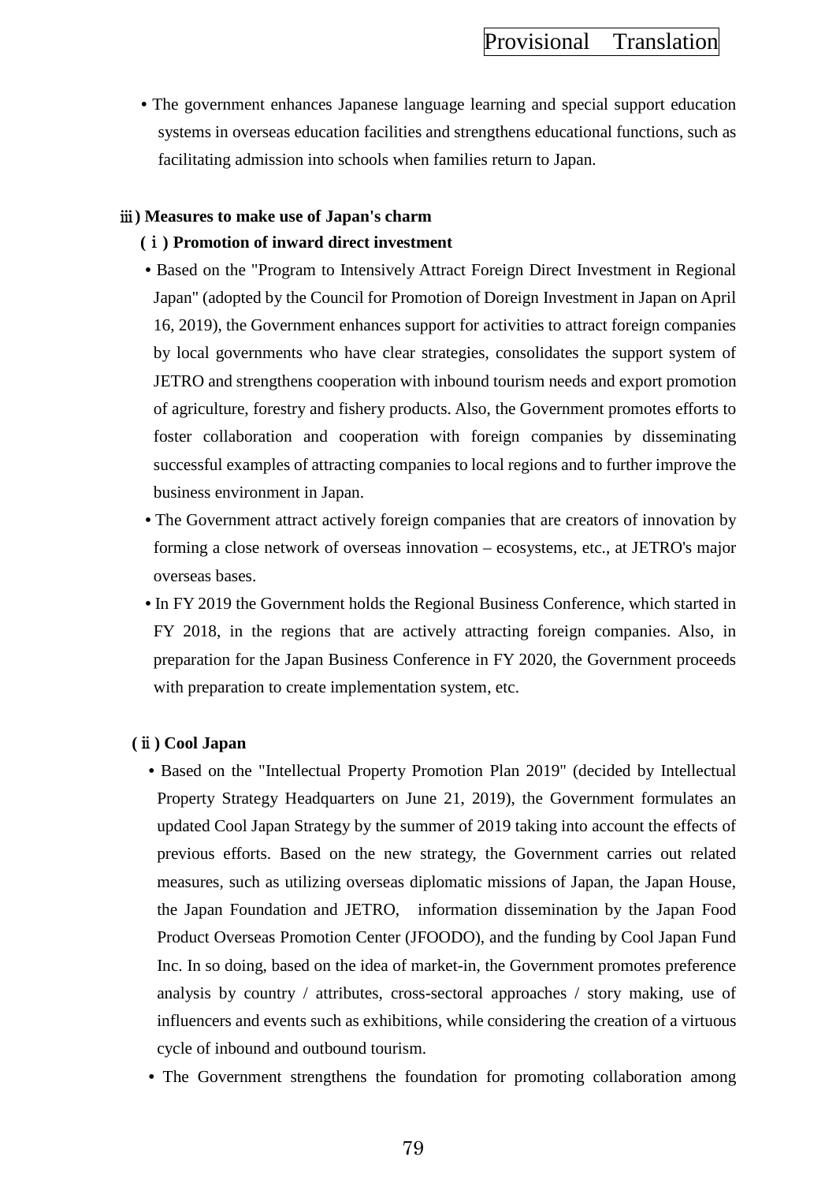- The government enhances Japanese language learning and special support education systems in overseas education facilities and strengthens educational functions, such as facilitating admission into schools when families return to Japan.

**ⅲ) Measures to make use of Japan's charm**

**(ⅰ) Promotion of inward direct investment**

- Based on the "Program to Intensively Attract Foreign Direct Investment in Regional Japan" (adopted by the Council for Promotion of Doreign Investment in Japan on April 16, 2019), the Government enhances support for activities to attract foreign companies by local governments who have clear strategies, consolidates the support system of JETRO and strengthens cooperation with inbound tourism needs and export promotion of agriculture, forestry and fishery products. Also, the Government promotes efforts to foster collaboration and cooperation with foreign companies by disseminating successful examples of attracting companies to local regions and to further improve the business environment in Japan.
- The Government attract actively foreign companies that are creators of innovation by forming a close network of overseas innovation – ecosystems, etc., at JETRO's major overseas bases.
- In FY 2019 the Government holds the Regional Business Conference, which started in FY 2018, in the regions that are actively attracting foreign companies. Also, in preparation for the Japan Business Conference in FY 2020, the Government proceeds with preparation to create implementation system, etc.

**(ⅱ) Cool Japan**

- Based on the "Intellectual Property Promotion Plan 2019" (decided by Intellectual Property Strategy Headquarters on June 21, 2019), the Government formulates an updated Cool Japan Strategy by the summer of 2019 taking into account the effects of previous efforts. Based on the new strategy, the Government carries out related measures, such as utilizing overseas diplomatic missions of Japan, the Japan House, the Japan Foundation and JETRO, information dissemination by the Japan Food Product Overseas Promotion Center (JFOODO), and the funding by Cool Japan Fund Inc. In so doing, based on the idea of market-in, the Government promotes preference analysis by country / attributes, cross-sectoral approaches / story making, use of influencers and events such as exhibitions, while considering the creation of a virtuous cycle of inbound and outbound tourism.
- The Government strengthens the foundation for promoting collaboration among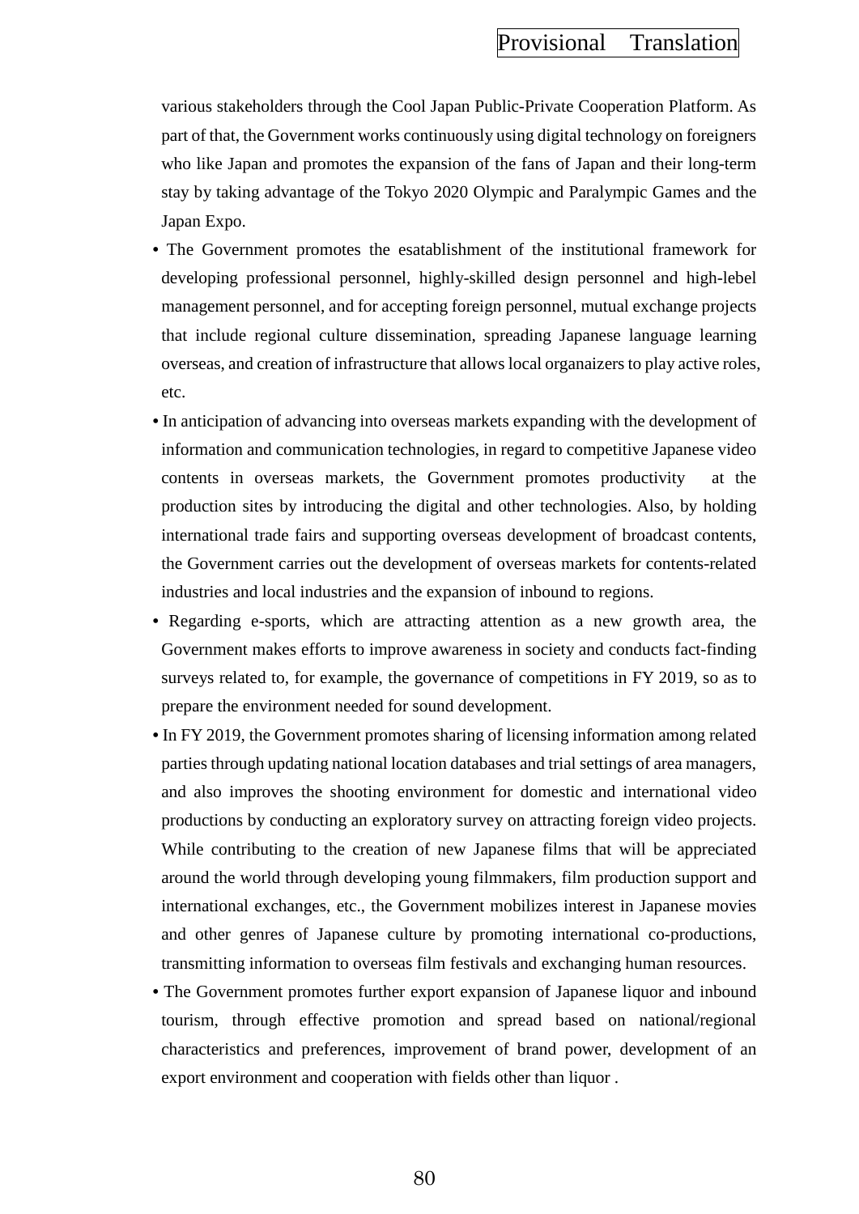various stakeholders through the Cool Japan Public-Private Cooperation Platform. As part of that, the Government works continuously using digital technology on foreigners who like Japan and promotes the expansion of the fans of Japan and their long-term stay by taking advantage of the Tokyo 2020 Olympic and Paralympic Games and the Japan Expo.

- The Government promotes the esatablishment of the institutional framework for developing professional personnel, highly-skilled design personnel and high-lebel management personnel, and for accepting foreign personnel, mutual exchange projects that include regional culture dissemination, spreading Japanese language learning overseas, and creation of infrastructure that allows local organaizers to play active roles, etc.
- In anticipation of advancing into overseas markets expanding with the development of information and communication technologies, in regard to competitive Japanese video contents in overseas markets, the Government promotes productivity at the production sites by introducing the digital and other technologies. Also, by holding international trade fairs and supporting overseas development of broadcast contents, the Government carries out the development of overseas markets for contents-related industries and local industries and the expansion of inbound to regions.
- Regarding e-sports, which are attracting attention as a new growth area, the Government makes efforts to improve awareness in society and conducts fact-finding surveys related to, for example, the governance of competitions in FY 2019, so as to prepare the environment needed for sound development.
- In FY 2019, the Government promotes sharing of licensing information among related parties through updating national location databases and trial settings of area managers, and also improves the shooting environment for domestic and international video productions by conducting an exploratory survey on attracting foreign video projects. While contributing to the creation of new Japanese films that will be appreciated around the world through developing young filmmakers, film production support and international exchanges, etc., the Government mobilizes interest in Japanese movies and other genres of Japanese culture by promoting international co-productions, transmitting information to overseas film festivals and exchanging human resources.
- The Government promotes further export expansion of Japanese liquor and inbound tourism, through effective promotion and spread based on national/regional characteristics and preferences, improvement of brand power, development of an export environment and cooperation with fields other than liquor .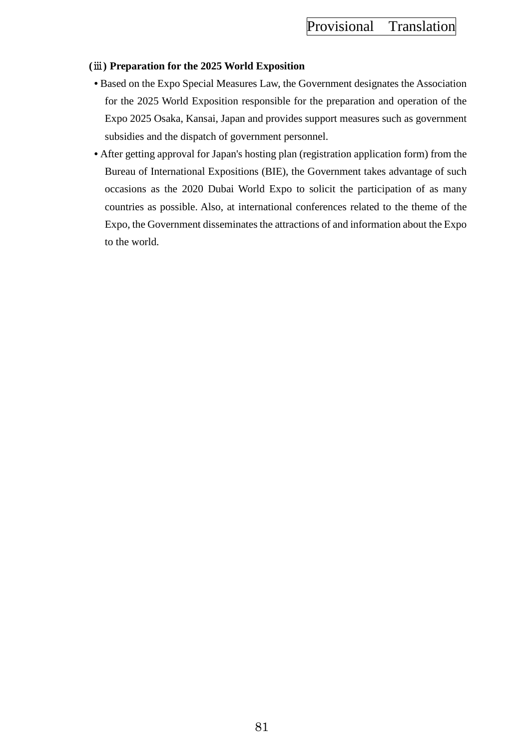**(ⅲ) Preparation for the 2025 World Exposition**

- Based on the Expo Special Measures Law, the Government designates the Association for the 2025 World Exposition responsible for the preparation and operation of the Expo 2025 Osaka, Kansai, Japan and provides support measures such as government subsidies and the dispatch of government personnel.
- After getting approval for Japan's hosting plan (registration application form) from the Bureau of International Expositions (BIE), the Government takes advantage of such occasions as the 2020 Dubai World Expo to solicit the participation of as many countries as possible. Also, at international conferences related to the theme of the Expo, the Government disseminates the attractions of and information about the Expo to the world.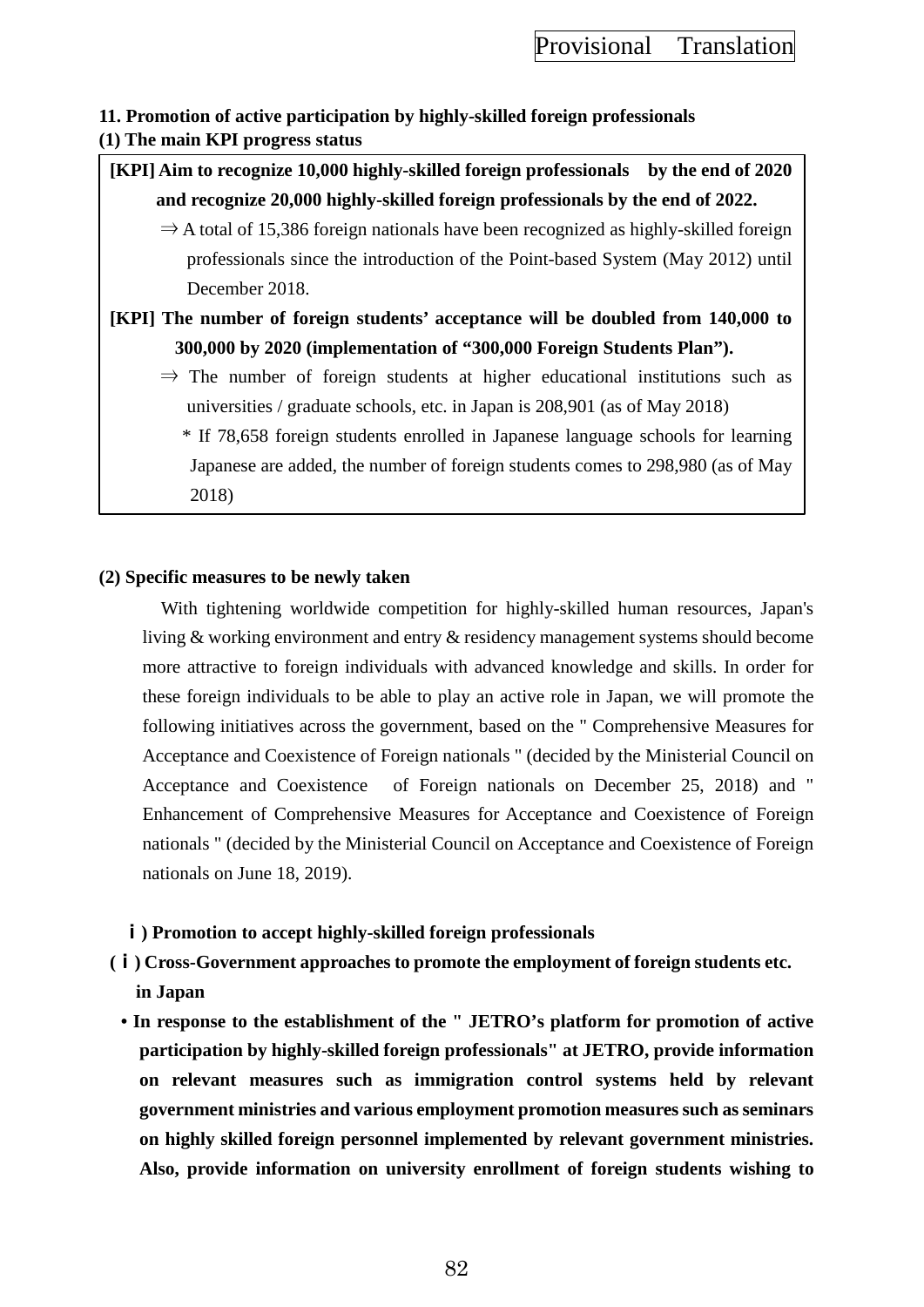Provisional Translation

**11. Promotion of active participation by highly-skilled foreign professionals**

**(1) The main KPI progress status**

**[KPI] Aim to recognize 10,000 highly-skilled foreign professionals by the end of 2020 and recognize 20,000 highly-skilled foreign professionals by the end of 2022.**

⇒ A total of 15,386 foreign nationals have been recognized as highly-skilled foreign professionals since the introduction of the Point-based System (May 2012) until December 2018.

**[KPI] The number of foreign students' acceptance will be doubled from 140,000 to 300,000 by 2020 (implementation of "300,000 Foreign Students Plan").**

⇒ The number of foreign students at higher educational institutions such as universities / graduate schools, etc. in Japan is 208,901 (as of May 2018)

* If 78,658 foreign students enrolled in Japanese language schools for learning Japanese are added, the number of foreign students comes to 298,980 (as of May 2018)

**(2) Specific measures to be newly taken**

With tightening worldwide competition for highly-skilled human resources, Japan's living & working environment and entry & residency management systems should become more attractive to foreign individuals with advanced knowledge and skills. In order for these foreign individuals to be able to play an active role in Japan, we will promote the following initiatives across the government, based on the " Comprehensive Measures for Acceptance and Coexistence of Foreign nationals " (decided by the Ministerial Council on Acceptance and Coexistence of Foreign nationals on December 25, 2018) and " Enhancement of Comprehensive Measures for Acceptance and Coexistence of Foreign nationals " (decided by the Ministerial Council on Acceptance and Coexistence of Foreign nationals on June 18, 2019).

**ⅰ) Promotion to accept highly-skilled foreign professionals**

**(ⅰ) Cross-Government approaches to promote the employment of foreign students etc. in Japan**

- **In response to the establishment of the " JETRO's platform for promotion of active participation by highly-skilled foreign professionals" at JETRO, provide information on relevant measures such as immigration control systems held by relevant government ministries and various employment promotion measures such as seminars on highly skilled foreign personnel implemented by relevant government ministries. Also, provide information on university enrollment of foreign students wishing to**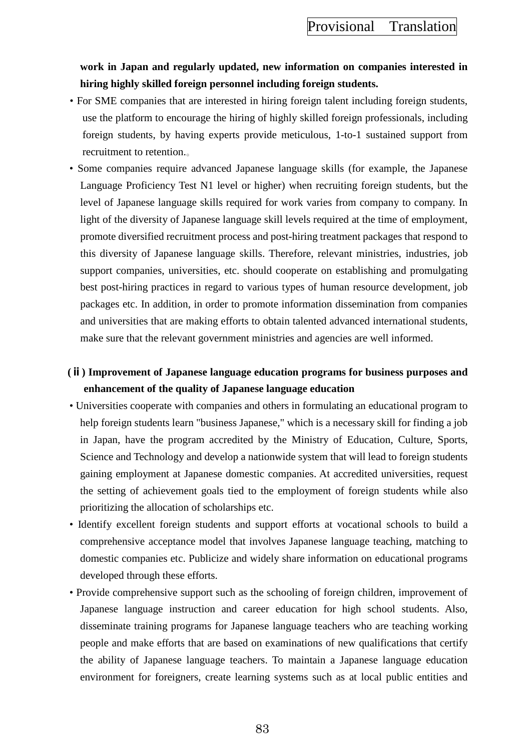**work in Japan and regularly updated, new information on companies interested in hiring highly skilled foreign personnel including foreign students.**

- For SME companies that are interested in hiring foreign talent including foreign students, use the platform to encourage the hiring of highly skilled foreign professionals, including foreign students, by having experts provide meticulous, 1-to-1 sustained support from recruitment to retention.
- Some companies require advanced Japanese language skills (for example, the Japanese Language Proficiency Test N1 level or higher) when recruiting foreign students, but the level of Japanese language skills required for work varies from company to company. In light of the diversity of Japanese language skill levels required at the time of employment, promote diversified recruitment process and post-hiring treatment packages that respond to this diversity of Japanese language skills. Therefore, relevant ministries, industries, job support companies, universities, etc. should cooperate on establishing and promulgating best post-hiring practices in regard to various types of human resource development, job packages etc. In addition, in order to promote information dissemination from companies and universities that are making efforts to obtain talented advanced international students, make sure that the relevant government ministries and agencies are well informed.

**(ⅱ) Improvement of Japanese language education programs for business purposes and enhancement of the quality of Japanese language education**

- Universities cooperate with companies and others in formulating an educational program to help foreign students learn "business Japanese," which is a necessary skill for finding a job in Japan, have the program accredited by the Ministry of Education, Culture, Sports, Science and Technology and develop a nationwide system that will lead to foreign students gaining employment at Japanese domestic companies. At accredited universities, request the setting of achievement goals tied to the employment of foreign students while also prioritizing the allocation of scholarships etc.
- Identify excellent foreign students and support efforts at vocational schools to build a comprehensive acceptance model that involves Japanese language teaching, matching to domestic companies etc. Publicize and widely share information on educational programs developed through these efforts.
- Provide comprehensive support such as the schooling of foreign children, improvement of Japanese language instruction and career education for high school students. Also, disseminate training programs for Japanese language teachers who are teaching working people and make efforts that are based on examinations of new qualifications that certify the ability of Japanese language teachers. To maintain a Japanese language education environment for foreigners, create learning systems such as at local public entities and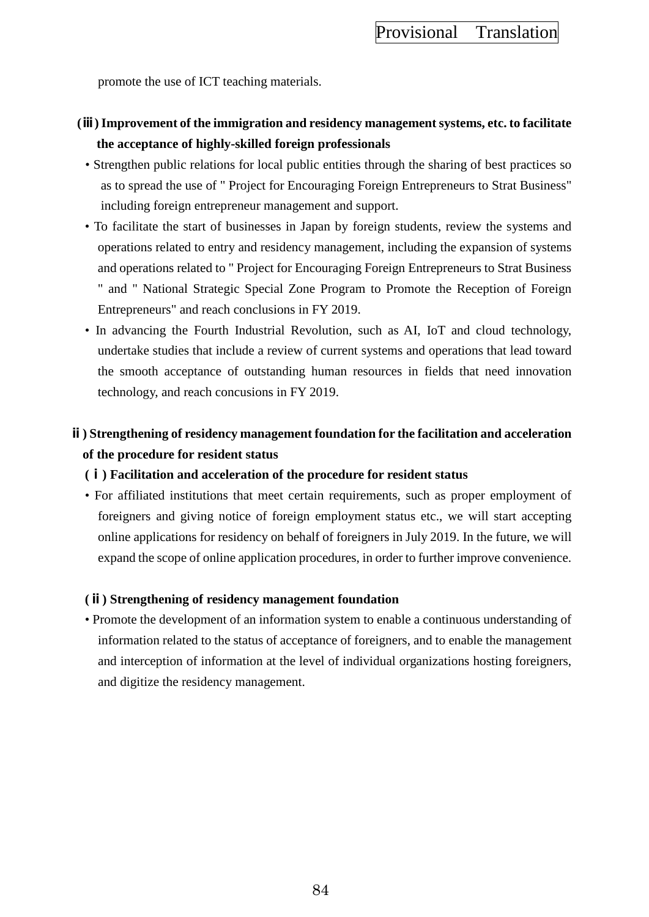promote the use of ICT teaching materials.

**(ⅲ) Improvement of the immigration and residency management systems, etc. to facilitate the acceptance of highly-skilled foreign professionals**

- Strengthen public relations for local public entities through the sharing of best practices so as to spread the use of " Project for Encouraging Foreign Entrepreneurs to Strat Business" including foreign entrepreneur management and support.
- To facilitate the start of businesses in Japan by foreign students, review the systems and operations related to entry and residency management, including the expansion of systems and operations related to " Project for Encouraging Foreign Entrepreneurs to Strat Business " and " National Strategic Special Zone Program to Promote the Reception of Foreign Entrepreneurs" and reach conclusions in FY 2019.
- In advancing the Fourth Industrial Revolution, such as AI, IoT and cloud technology, undertake studies that include a review of current systems and operations that lead toward the smooth acceptance of outstanding human resources in fields that need innovation technology, and reach concusions in FY 2019.

**ⅱ) Strengthening of residency management foundation for the facilitation and acceleration of the procedure for resident status**

**(ⅰ) Facilitation and acceleration of the procedure for resident status**

- For affiliated institutions that meet certain requirements, such as proper employment of foreigners and giving notice of foreign employment status etc., we will start accepting online applications for residency on behalf of foreigners in July 2019. In the future, we will expand the scope of online application procedures, in order to further improve convenience.

**(ⅱ) Strengthening of residency management foundation**

- Promote the development of an information system to enable a continuous understanding of information related to the status of acceptance of foreigners, and to enable the management and interception of information at the level of individual organizations hosting foreigners, and digitize the residency management.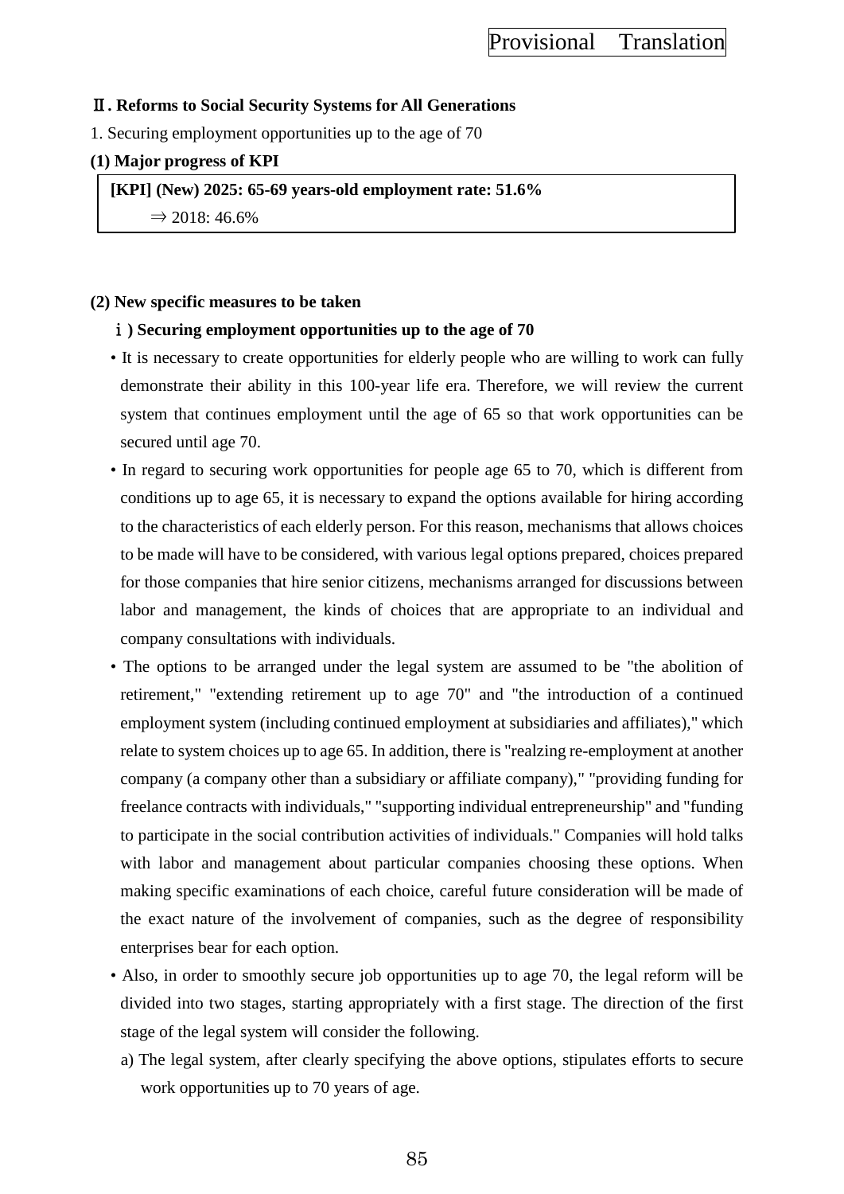Provisional Translation

**Ⅱ. Reforms to Social Security Systems for All Generations**

1. Securing employment opportunities up to the age of 70

**(1) Major progress of KPI**

> **[KPI] (New) 2025: 65-69 years-old employment rate: 51.6%**
> ⇒ 2018: 46.6%

**(2) New specific measures to be taken**

**ⅰ) Securing employment opportunities up to the age of 70**

- It is necessary to create opportunities for elderly people who are willing to work can fully demonstrate their ability in this 100-year life era. Therefore, we will review the current system that continues employment until the age of 65 so that work opportunities can be secured until age 70.
- In regard to securing work opportunities for people age 65 to 70, which is different from conditions up to age 65, it is necessary to expand the options available for hiring according to the characteristics of each elderly person. For this reason, mechanisms that allows choices to be made will have to be considered, with various legal options prepared, choices prepared for those companies that hire senior citizens, mechanisms arranged for discussions between labor and management, the kinds of choices that are appropriate to an individual and company consultations with individuals.
- The options to be arranged under the legal system are assumed to be "the abolition of retirement," "extending retirement up to age 70" and "the introduction of a continued employment system (including continued employment at subsidiaries and affiliates)," which relate to system choices up to age 65. In addition, there is "realzing re-employment at another company (a company other than a subsidiary or affiliate company)," "providing funding for freelance contracts with individuals," "supporting individual entrepreneurship" and "funding to participate in the social contribution activities of individuals." Companies will hold talks with labor and management about particular companies choosing these options. When making specific examinations of each choice, careful future consideration will be made of the exact nature of the involvement of companies, such as the degree of responsibility enterprises bear for each option.
- Also, in order to smoothly secure job opportunities up to age 70, the legal reform will be divided into two stages, starting appropriately with a first stage. The direction of the first stage of the legal system will consider the following.
  - a) The legal system, after clearly specifying the above options, stipulates efforts to secure work opportunities up to 70 years of age.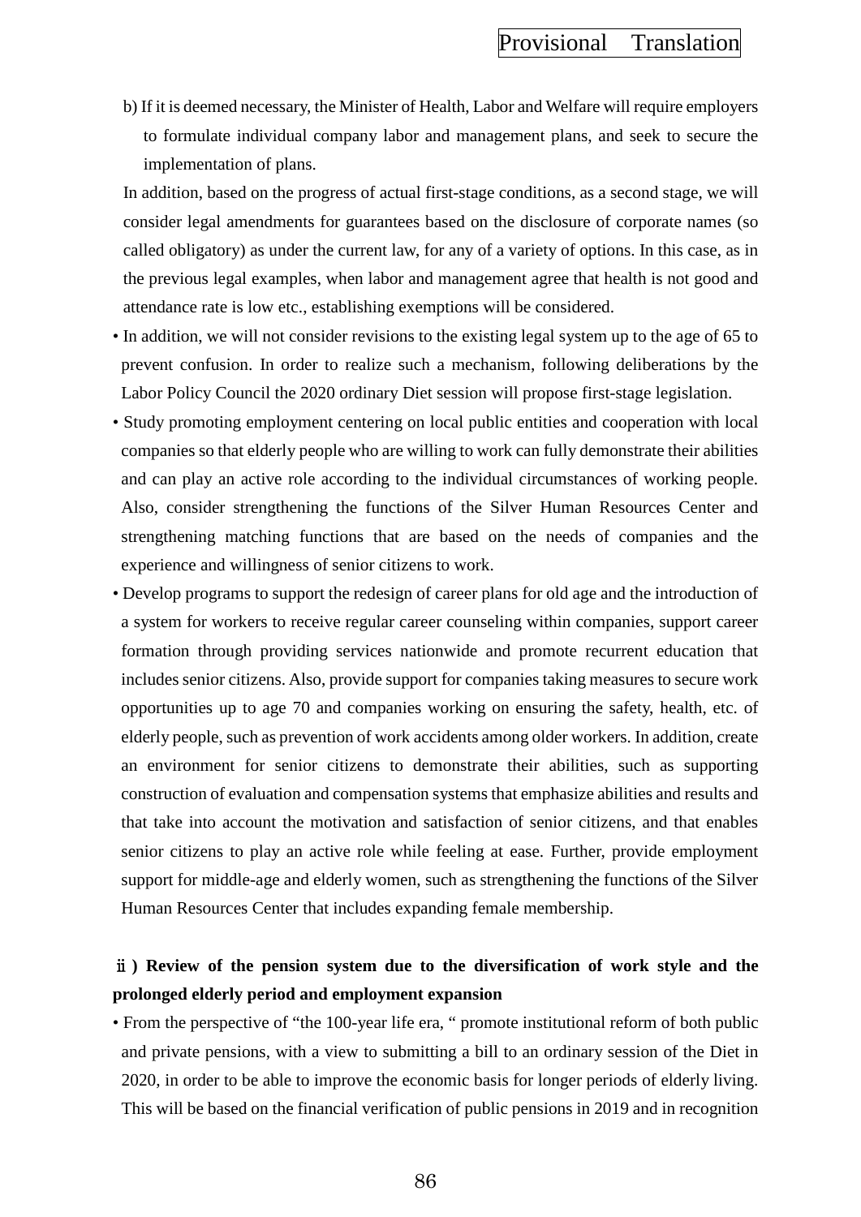b) If it is deemed necessary, the Minister of Health, Labor and Welfare will require employers to formulate individual company labor and management plans, and seek to secure the implementation of plans.

In addition, based on the progress of actual first-stage conditions, as a second stage, we will consider legal amendments for guarantees based on the disclosure of corporate names (so called obligatory) as under the current law, for any of a variety of options. In this case, as in the previous legal examples, when labor and management agree that health is not good and attendance rate is low etc., establishing exemptions will be considered.

- In addition, we will not consider revisions to the existing legal system up to the age of 65 to prevent confusion. In order to realize such a mechanism, following deliberations by the Labor Policy Council the 2020 ordinary Diet session will propose first-stage legislation.
- Study promoting employment centering on local public entities and cooperation with local companies so that elderly people who are willing to work can fully demonstrate their abilities and can play an active role according to the individual circumstances of working people. Also, consider strengthening the functions of the Silver Human Resources Center and strengthening matching functions that are based on the needs of companies and the experience and willingness of senior citizens to work.
- Develop programs to support the redesign of career plans for old age and the introduction of a system for workers to receive regular career counseling within companies, support career formation through providing services nationwide and promote recurrent education that includes senior citizens. Also, provide support for companies taking measures to secure work opportunities up to age 70 and companies working on ensuring the safety, health, etc. of elderly people, such as prevention of work accidents among older workers. In addition, create an environment for senior citizens to demonstrate their abilities, such as supporting construction of evaluation and compensation systems that emphasize abilities and results and that take into account the motivation and satisfaction of senior citizens, and that enables senior citizens to play an active role while feeling at ease. Further, provide employment support for middle-age and elderly women, such as strengthening the functions of the Silver Human Resources Center that includes expanding female membership.

**ⅱ) Review of the pension system due to the diversification of work style and the prolonged elderly period and employment expansion**

- From the perspective of “the 100-year life era, “ promote institutional reform of both public and private pensions, with a view to submitting a bill to an ordinary session of the Diet in 2020, in order to be able to improve the economic basis for longer periods of elderly living. This will be based on the financial verification of public pensions in 2019 and in recognition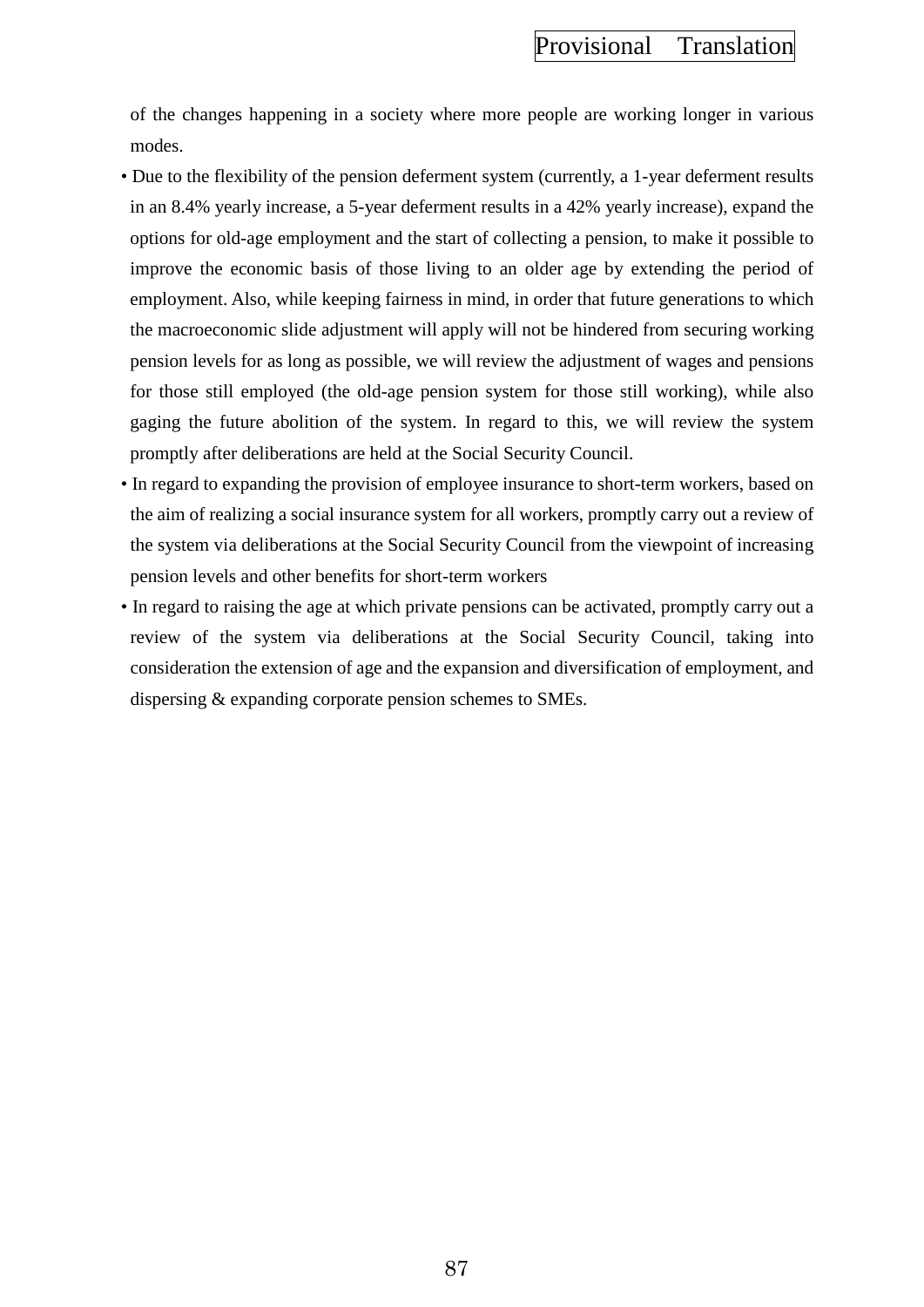of the changes happening in a society where more people are working longer in various modes.

- Due to the flexibility of the pension deferment system (currently, a 1-year deferment results in an 8.4% yearly increase, a 5-year deferment results in a 42% yearly increase), expand the options for old-age employment and the start of collecting a pension, to make it possible to improve the economic basis of those living to an older age by extending the period of employment. Also, while keeping fairness in mind, in order that future generations to which the macroeconomic slide adjustment will apply will not be hindered from securing working pension levels for as long as possible, we will review the adjustment of wages and pensions for those still employed (the old-age pension system for those still working), while also gaging the future abolition of the system. In regard to this, we will review the system promptly after deliberations are held at the Social Security Council.
- In regard to expanding the provision of employee insurance to short-term workers, based on the aim of realizing a social insurance system for all workers, promptly carry out a review of the system via deliberations at the Social Security Council from the viewpoint of increasing pension levels and other benefits for short-term workers
- In regard to raising the age at which private pensions can be activated, promptly carry out a review of the system via deliberations at the Social Security Council, taking into consideration the extension of age and the expansion and diversification of employment, and dispersing & expanding corporate pension schemes to SMEs.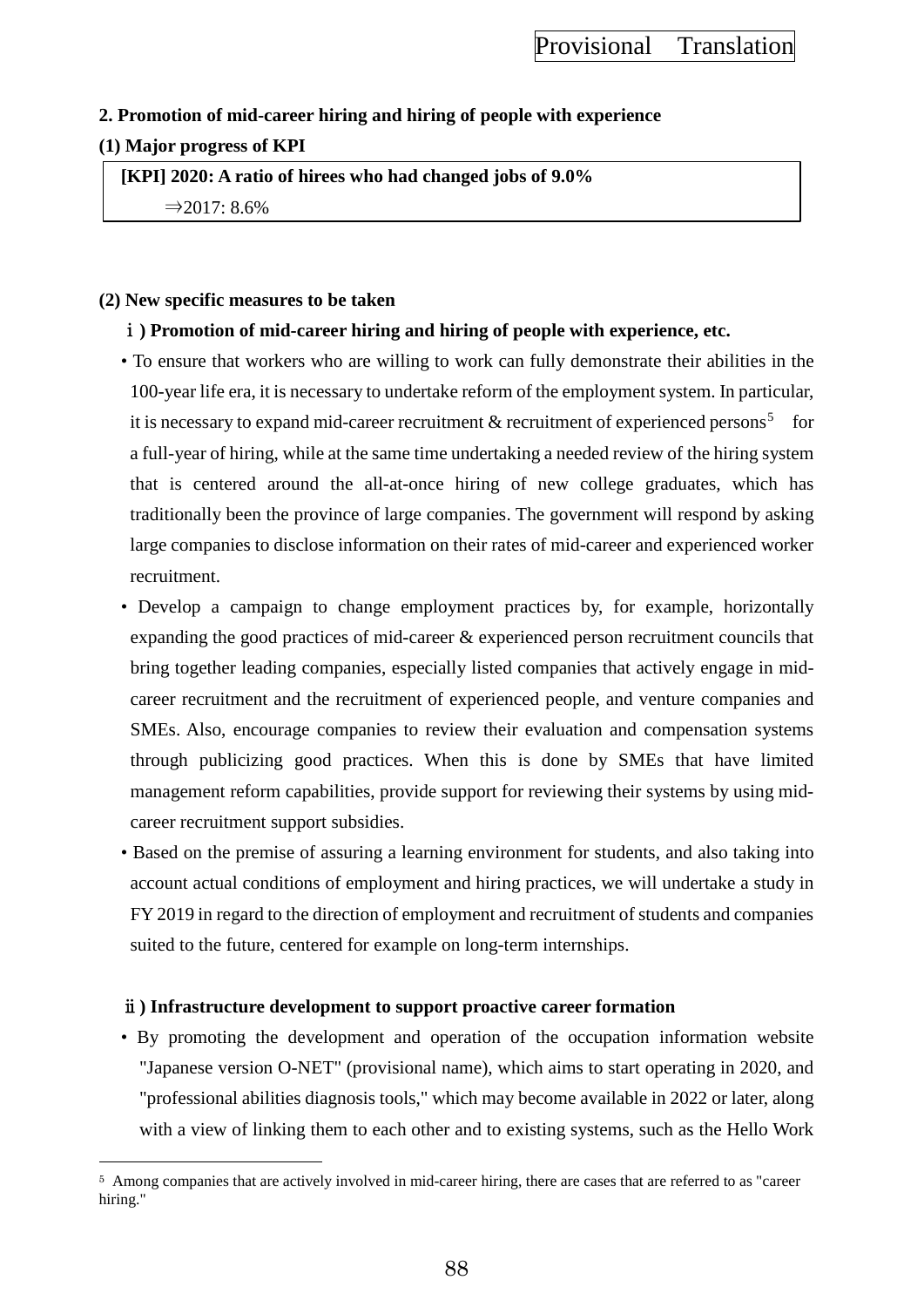Provisional Translation

**2. Promotion of mid-career hiring and hiring of people with experience**

**(1) Major progress of KPI**

> **[KPI] 2020: A ratio of hirees who had changed jobs of 9.0%**
> ⇒2017: 8.6%

**(2) New specific measures to be taken**

**ⅰ) Promotion of mid-career hiring and hiring of people with experience, etc.**

- To ensure that workers who are willing to work can fully demonstrate their abilities in the 100-year life era, it is necessary to undertake reform of the employment system. In particular, it is necessary to expand mid-career recruitment & recruitment of experienced persons[5] for a full-year of hiring, while at the same time undertaking a needed review of the hiring system that is centered around the all-at-once hiring of new college graduates, which has traditionally been the province of large companies. The government will respond by asking large companies to disclose information on their rates of mid-career and experienced worker recruitment.
- Develop a campaign to change employment practices by, for example, horizontally expanding the good practices of mid-career & experienced person recruitment councils that bring together leading companies, especially listed companies that actively engage in mid-career recruitment and the recruitment of experienced people, and venture companies and SMEs. Also, encourage companies to review their evaluation and compensation systems through publicizing good practices. When this is done by SMEs that have limited management reform capabilities, provide support for reviewing their systems by using mid-career recruitment support subsidies.
- Based on the premise of assuring a learning environment for students, and also taking into account actual conditions of employment and hiring practices, we will undertake a study in FY 2019 in regard to the direction of employment and recruitment of students and companies suited to the future, centered for example on long-term internships.

**ⅱ) Infrastructure development to support proactive career formation**

- By promoting the development and operation of the occupation information website "Japanese version O-NET" (provisional name), which aims to start operating in 2020, and "professional abilities diagnosis tools," which may become available in 2022 or later, along with a view of linking them to each other and to existing systems, such as the Hello Work

---

[5] Among companies that are actively involved in mid-career hiring, there are cases that are referred to as "career hiring."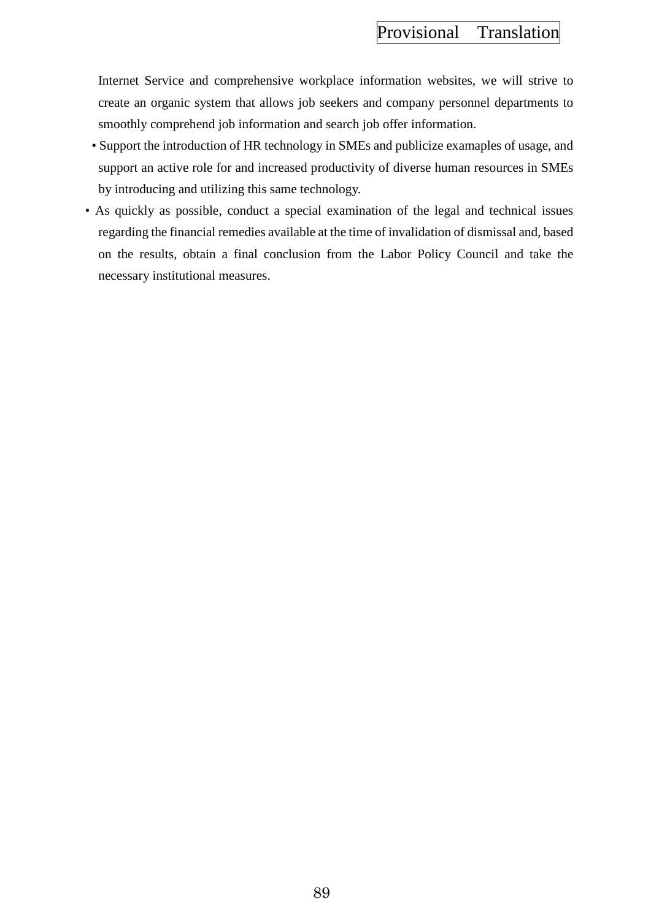Internet Service and comprehensive workplace information websites, we will strive to create an organic system that allows job seekers and company personnel departments to smoothly comprehend job information and search job offer information.

- Support the introduction of HR technology in SMEs and publicize examaples of usage, and support an active role for and increased productivity of diverse human resources in SMEs by introducing and utilizing this same technology.
- As quickly as possible, conduct a special examination of the legal and technical issues regarding the financial remedies available at the time of invalidation of dismissal and, based on the results, obtain a final conclusion from the Labor Policy Council and take the necessary institutional measures.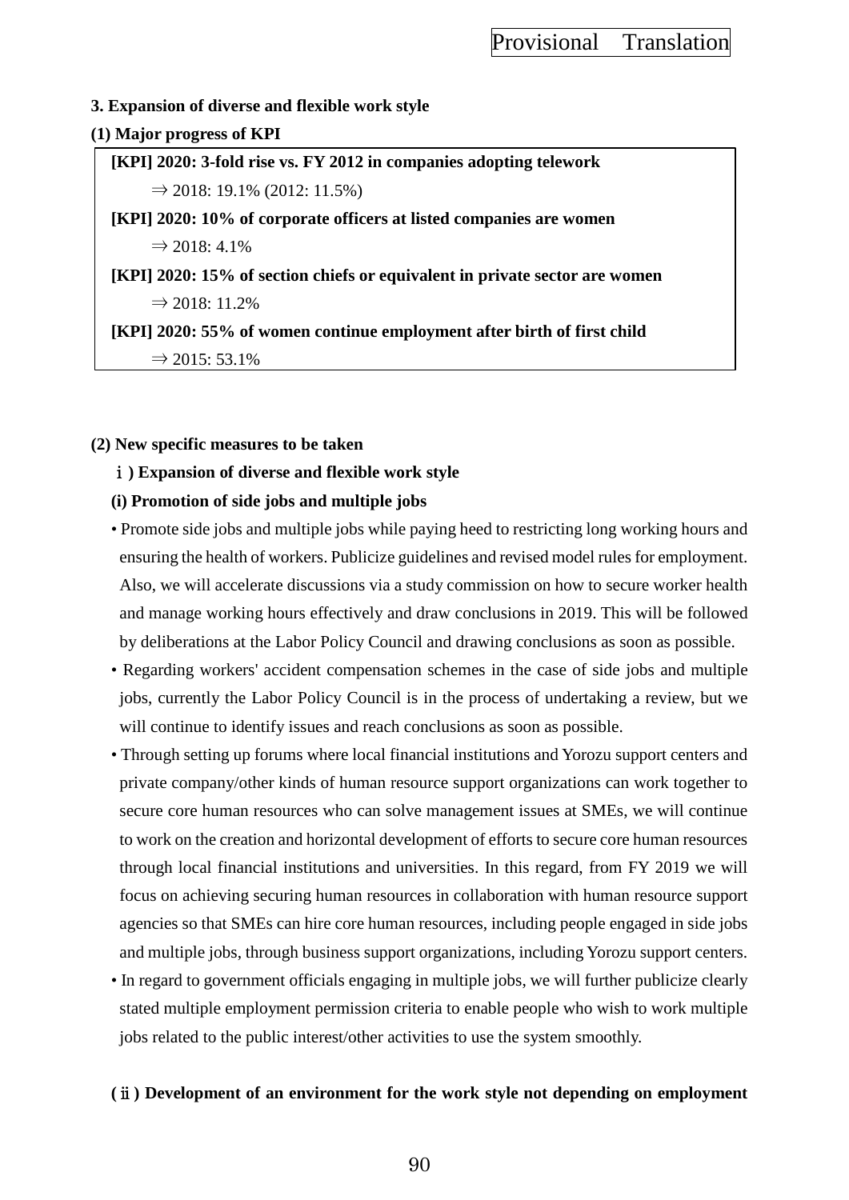**3. Expansion of diverse and flexible work style**

**(1) Major progress of KPI**

**[KPI] 2020: 3-fold rise vs. FY 2012 in companies adopting telework**

⇒ 2018: 19.1% (2012: 11.5%)

**[KPI] 2020: 10% of corporate officers at listed companies are women**

⇒ 2018: 4.1%

**[KPI] 2020: 15% of section chiefs or equivalent in private sector are women**

⇒ 2018: 11.2%

**[KPI] 2020: 55% of women continue employment after birth of first child**

⇒ 2015: 53.1%

**(2) New specific measures to be taken**

**ⅰ) Expansion of diverse and flexible work style**

**(i) Promotion of side jobs and multiple jobs**

- Promote side jobs and multiple jobs while paying heed to restricting long working hours and ensuring the health of workers. Publicize guidelines and revised model rules for employment. Also, we will accelerate discussions via a study commission on how to secure worker health and manage working hours effectively and draw conclusions in 2019. This will be followed by deliberations at the Labor Policy Council and drawing conclusions as soon as possible.
- Regarding workers' accident compensation schemes in the case of side jobs and multiple jobs, currently the Labor Policy Council is in the process of undertaking a review, but we will continue to identify issues and reach conclusions as soon as possible.
- Through setting up forums where local financial institutions and Yorozu support centers and private company/other kinds of human resource support organizations can work together to secure core human resources who can solve management issues at SMEs, we will continue to work on the creation and horizontal development of efforts to secure core human resources through local financial institutions and universities. In this regard, from FY 2019 we will focus on achieving securing human resources in collaboration with human resource support agencies so that SMEs can hire core human resources, including people engaged in side jobs and multiple jobs, through business support organizations, including Yorozu support centers.
- In regard to government officials engaging in multiple jobs, we will further publicize clearly stated multiple employment permission criteria to enable people who wish to work multiple jobs related to the public interest/other activities to use the system smoothly.

**(ⅱ) Development of an environment for the work style not depending on employment**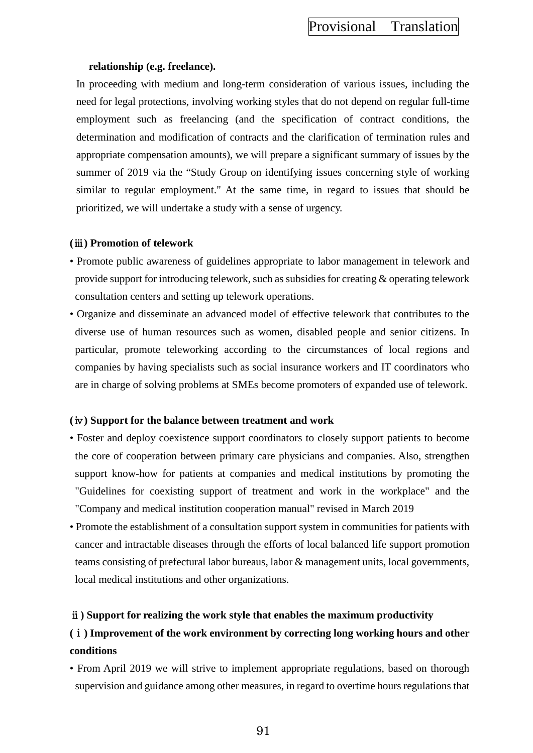**relationship (e.g. freelance).**

In proceeding with medium and long-term consideration of various issues, including the need for legal protections, involving working styles that do not depend on regular full-time employment such as freelancing (and the specification of contract conditions, the determination and modification of contracts and the clarification of termination rules and appropriate compensation amounts), we will prepare a significant summary of issues by the summer of 2019 via the “Study Group on identifying issues concerning style of working similar to regular employment." At the same time, in regard to issues that should be prioritized, we will undertake a study with a sense of urgency.

**(ⅲ) Promotion of telework**

- Promote public awareness of guidelines appropriate to labor management in telework and provide support for introducing telework, such as subsidies for creating & operating telework consultation centers and setting up telework operations.
- Organize and disseminate an advanced model of effective telework that contributes to the diverse use of human resources such as women, disabled people and senior citizens. In particular, promote teleworking according to the circumstances of local regions and companies by having specialists such as social insurance workers and IT coordinators who are in charge of solving problems at SMEs become promoters of expanded use of telework.

**(ⅳ) Support for the balance between treatment and work**

- Foster and deploy coexistence support coordinators to closely support patients to become the core of cooperation between primary care physicians and companies. Also, strengthen support know-how for patients at companies and medical institutions by promoting the "Guidelines for coexisting support of treatment and work in the workplace" and the "Company and medical institution cooperation manual" revised in March 2019
- Promote the establishment of a consultation support system in communities for patients with cancer and intractable diseases through the efforts of local balanced life support promotion teams consisting of prefectural labor bureaus, labor & management units, local governments, local medical institutions and other organizations.

**ⅱ) Support for realizing the work style that enables the maximum productivity**

**(ⅰ) Improvement of the work environment by correcting long working hours and other conditions**

- From April 2019 we will strive to implement appropriate regulations, based on thorough supervision and guidance among other measures, in regard to overtime hours regulations that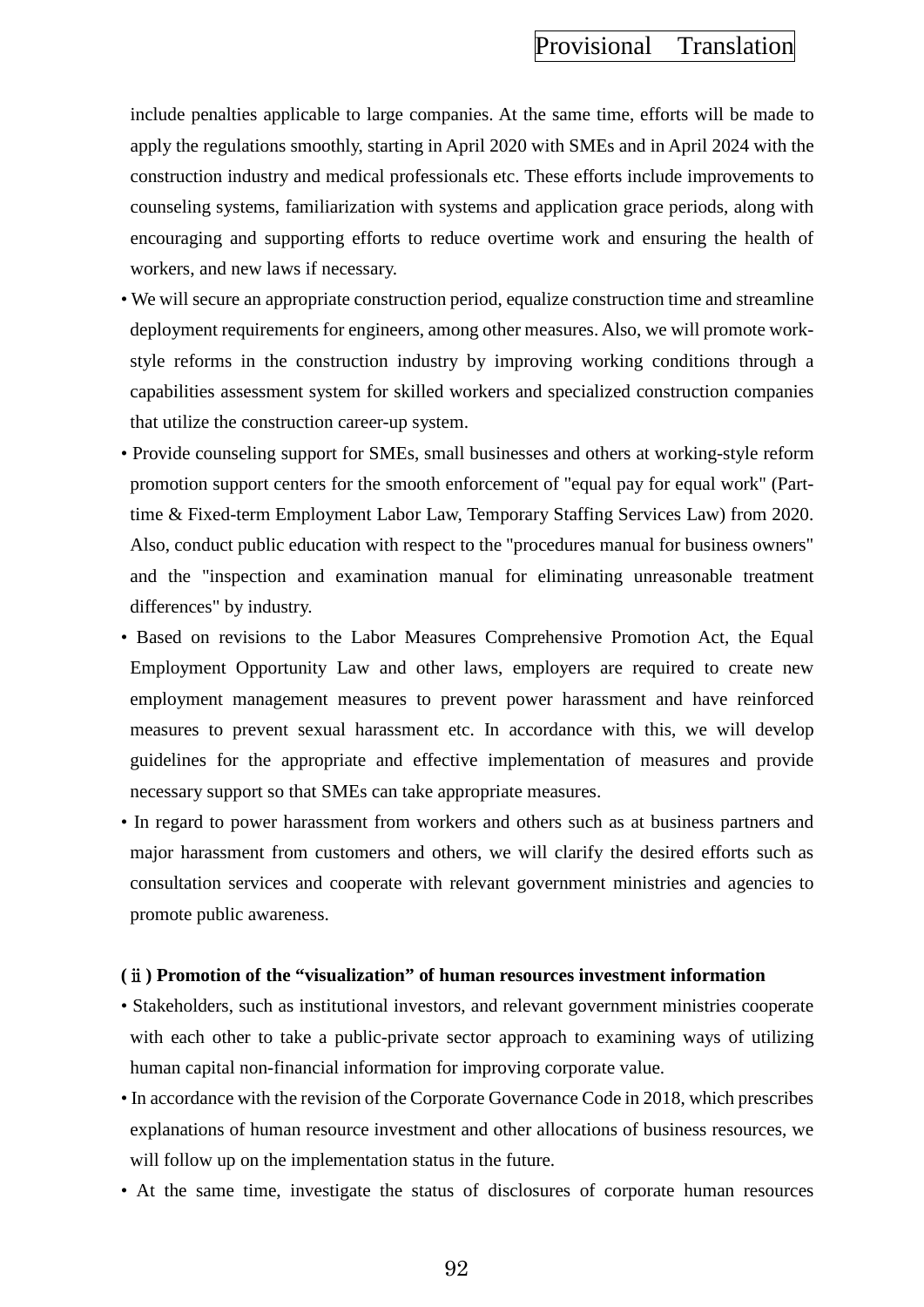include penalties applicable to large companies. At the same time, efforts will be made to apply the regulations smoothly, starting in April 2020 with SMEs and in April 2024 with the construction industry and medical professionals etc. These efforts include improvements to counseling systems, familiarization with systems and application grace periods, along with encouraging and supporting efforts to reduce overtime work and ensuring the health of workers, and new laws if necessary.

- We will secure an appropriate construction period, equalize construction time and streamline deployment requirements for engineers, among other measures. Also, we will promote work-style reforms in the construction industry by improving working conditions through a capabilities assessment system for skilled workers and specialized construction companies that utilize the construction career-up system.
- Provide counseling support for SMEs, small businesses and others at working-style reform promotion support centers for the smooth enforcement of "equal pay for equal work" (Part-time & Fixed-term Employment Labor Law, Temporary Staffing Services Law) from 2020. Also, conduct public education with respect to the "procedures manual for business owners" and the "inspection and examination manual for eliminating unreasonable treatment differences" by industry.
- Based on revisions to the Labor Measures Comprehensive Promotion Act, the Equal Employment Opportunity Law and other laws, employers are required to create new employment management measures to prevent power harassment and have reinforced measures to prevent sexual harassment etc. In accordance with this, we will develop guidelines for the appropriate and effective implementation of measures and provide necessary support so that SMEs can take appropriate measures.
- In regard to power harassment from workers and others such as at business partners and major harassment from customers and others, we will clarify the desired efforts such as consultation services and cooperate with relevant government ministries and agencies to promote public awareness.

**(ⅱ) Promotion of the “visualization” of human resources investment information**

- Stakeholders, such as institutional investors, and relevant government ministries cooperate with each other to take a public-private sector approach to examining ways of utilizing human capital non-financial information for improving corporate value.
- In accordance with the revision of the Corporate Governance Code in 2018, which prescribes explanations of human resource investment and other allocations of business resources, we will follow up on the implementation status in the future.
- At the same time, investigate the status of disclosures of corporate human resources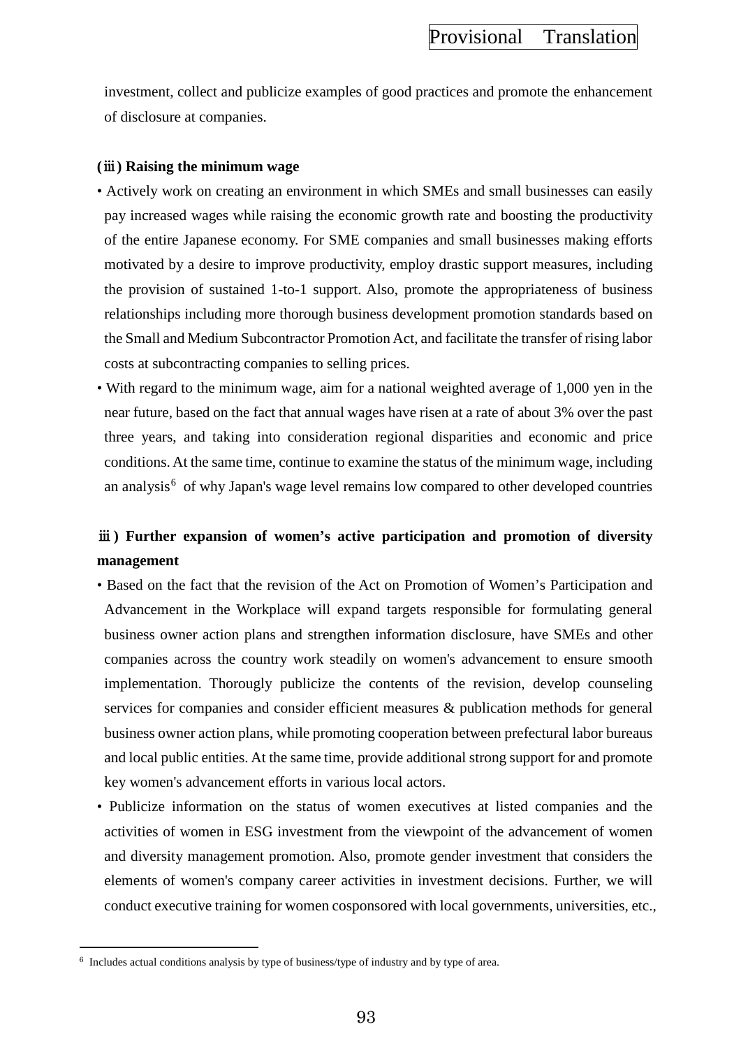investment, collect and publicize examples of good practices and promote the enhancement of disclosure at companies.

**(ⅲ) Raising the minimum wage**

- Actively work on creating an environment in which SMEs and small businesses can easily pay increased wages while raising the economic growth rate and boosting the productivity of the entire Japanese economy. For SME companies and small businesses making efforts motivated by a desire to improve productivity, employ drastic support measures, including the provision of sustained 1-to-1 support. Also, promote the appropriateness of business relationships including more thorough business development promotion standards based on the Small and Medium Subcontractor Promotion Act, and facilitate the transfer of rising labor costs at subcontracting companies to selling prices.
- With regard to the minimum wage, aim for a national weighted average of 1,000 yen in the near future, based on the fact that annual wages have risen at a rate of about 3% over the past three years, and taking into consideration regional disparities and economic and price conditions. At the same time, continue to examine the status of the minimum wage, including an analysis[6] of why Japan's wage level remains low compared to other developed countries

**ⅲ) Further expansion of women's active participation and promotion of diversity management**

- Based on the fact that the revision of the Act on Promotion of Women's Participation and Advancement in the Workplace will expand targets responsible for formulating general business owner action plans and strengthen information disclosure, have SMEs and other companies across the country work steadily on women's advancement to ensure smooth implementation. Thoroughly publicize the contents of the revision, develop counseling services for companies and consider efficient measures & publication methods for general business owner action plans, while promoting cooperation between prefectural labor bureaus and local public entities. At the same time, provide additional strong support for and promote key women's advancement efforts in various local actors.
- Publicize information on the status of women executives at listed companies and the activities of women in ESG investment from the viewpoint of the advancement of women and diversity management promotion. Also, promote gender investment that considers the elements of women's company career activities in investment decisions. Further, we will conduct executive training for women cosponsored with local governments, universities, etc.,

---

[6] Includes actual conditions analysis by type of business/type of industry and by type of area.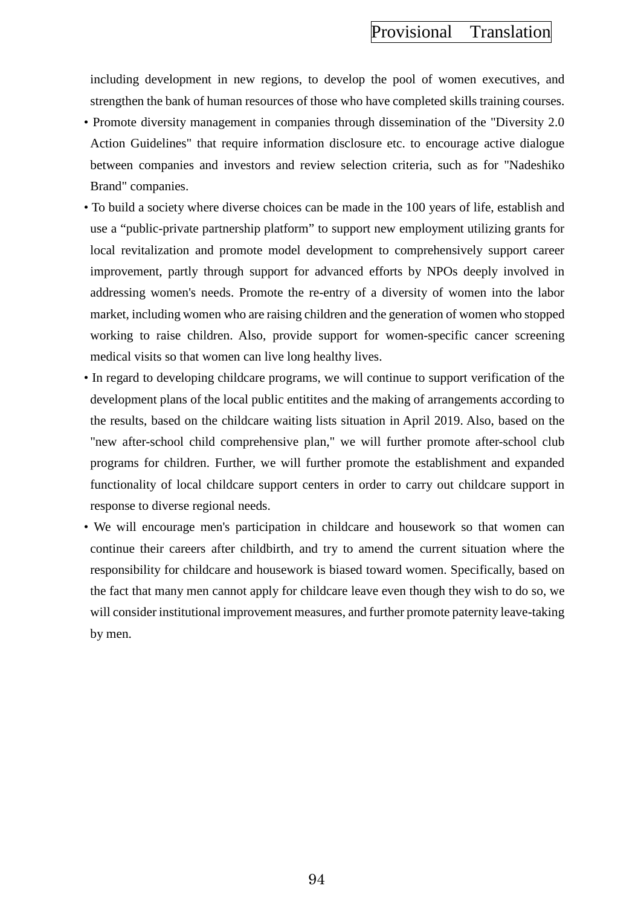including development in new regions, to develop the pool of women executives, and strengthen the bank of human resources of those who have completed skills training courses.

- Promote diversity management in companies through dissemination of the "Diversity 2.0 Action Guidelines" that require information disclosure etc. to encourage active dialogue between companies and investors and review selection criteria, such as for "Nadeshiko Brand" companies.
- To build a society where diverse choices can be made in the 100 years of life, establish and use a “public-private partnership platform” to support new employment utilizing grants for local revitalization and promote model development to comprehensively support career improvement, partly through support for advanced efforts by NPOs deeply involved in addressing women's needs. Promote the re-entry of a diversity of women into the labor market, including women who are raising children and the generation of women who stopped working to raise children. Also, provide support for women-specific cancer screening medical visits so that women can live long healthy lives.
- In regard to developing childcare programs, we will continue to support verification of the development plans of the local public entitites and the making of arrangements according to the results, based on the childcare waiting lists situation in April 2019. Also, based on the "new after-school child comprehensive plan," we will further promote after-school club programs for children. Further, we will further promote the establishment and expanded functionality of local childcare support centers in order to carry out childcare support in response to diverse regional needs.
- We will encourage men's participation in childcare and housework so that women can continue their careers after childbirth, and try to amend the current situation where the responsibility for childcare and housework is biased toward women. Specifically, based on the fact that many men cannot apply for childcare leave even though they wish to do so, we will consider institutional improvement measures, and further promote paternity leave-taking by men.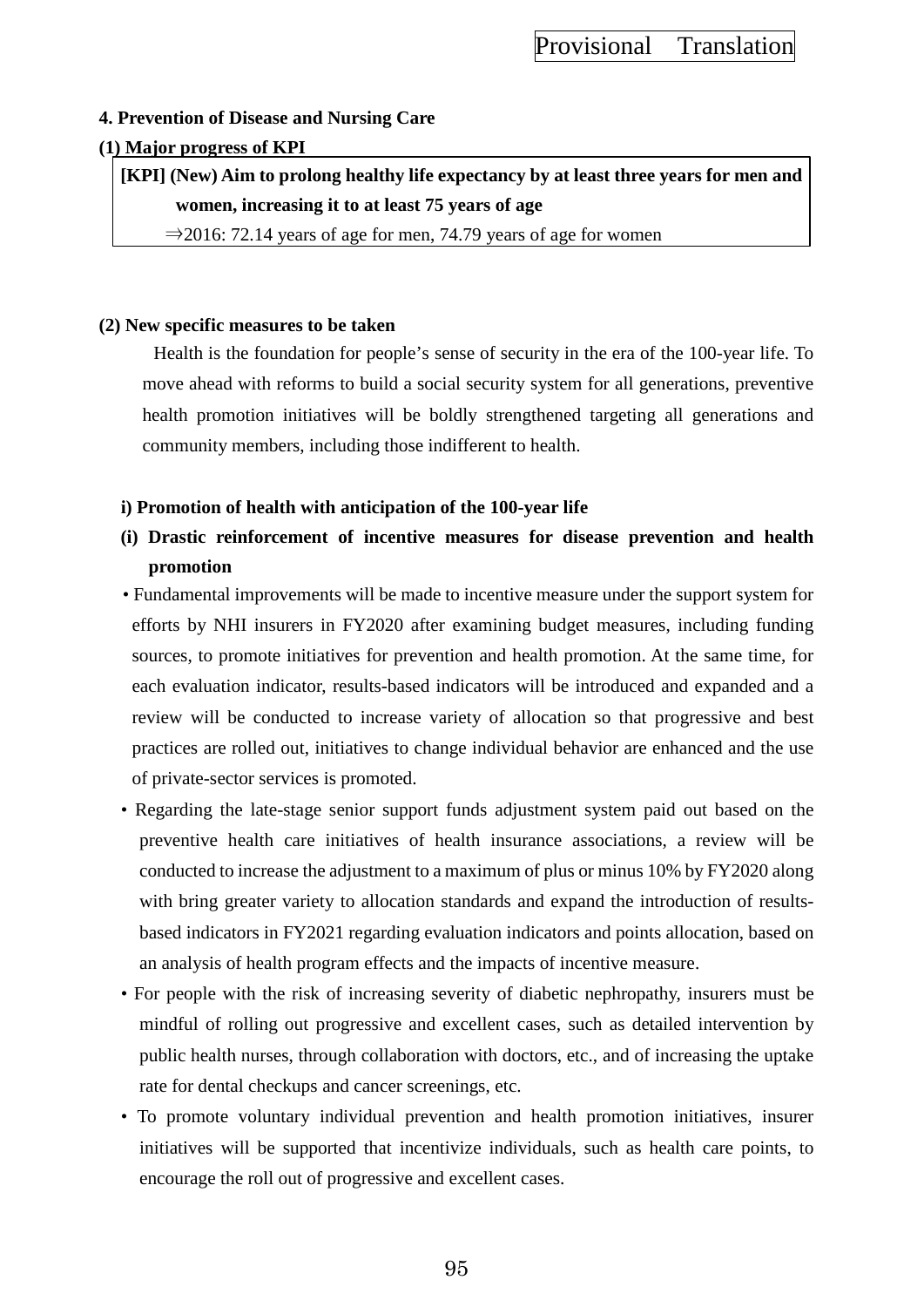**4. Prevention of Disease and Nursing Care**

**(1) Major progress of KPI**

**[KPI] (New) Aim to prolong healthy life expectancy by at least three years for men and women, increasing it to at least 75 years of age**

⇒2016: 72.14 years of age for men, 74.79 years of age for women

**(2) New specific measures to be taken**

Health is the foundation for people's sense of security in the era of the 100-year life. To move ahead with reforms to build a social security system for all generations, preventive health promotion initiatives will be boldly strengthened targeting all generations and community members, including those indifferent to health.

**i) Promotion of health with anticipation of the 100-year life**

**(i) Drastic reinforcement of incentive measures for disease prevention and health promotion**

- Fundamental improvements will be made to incentive measure under the support system for efforts by NHI insurers in FY2020 after examining budget measures, including funding sources, to promote initiatives for prevention and health promotion. At the same time, for each evaluation indicator, results-based indicators will be introduced and expanded and a review will be conducted to increase variety of allocation so that progressive and best practices are rolled out, initiatives to change individual behavior are enhanced and the use of private-sector services is promoted.
- Regarding the late-stage senior support funds adjustment system paid out based on the preventive health care initiatives of health insurance associations, a review will be conducted to increase the adjustment to a maximum of plus or minus 10% by FY2020 along with bring greater variety to allocation standards and expand the introduction of results-based indicators in FY2021 regarding evaluation indicators and points allocation, based on an analysis of health program effects and the impacts of incentive measure.
- For people with the risk of increasing severity of diabetic nephropathy, insurers must be mindful of rolling out progressive and excellent cases, such as detailed intervention by public health nurses, through collaboration with doctors, etc., and of increasing the uptake rate for dental checkups and cancer screenings, etc.
- To promote voluntary individual prevention and health promotion initiatives, insurer initiatives will be supported that incentivize individuals, such as health care points, to encourage the roll out of progressive and excellent cases.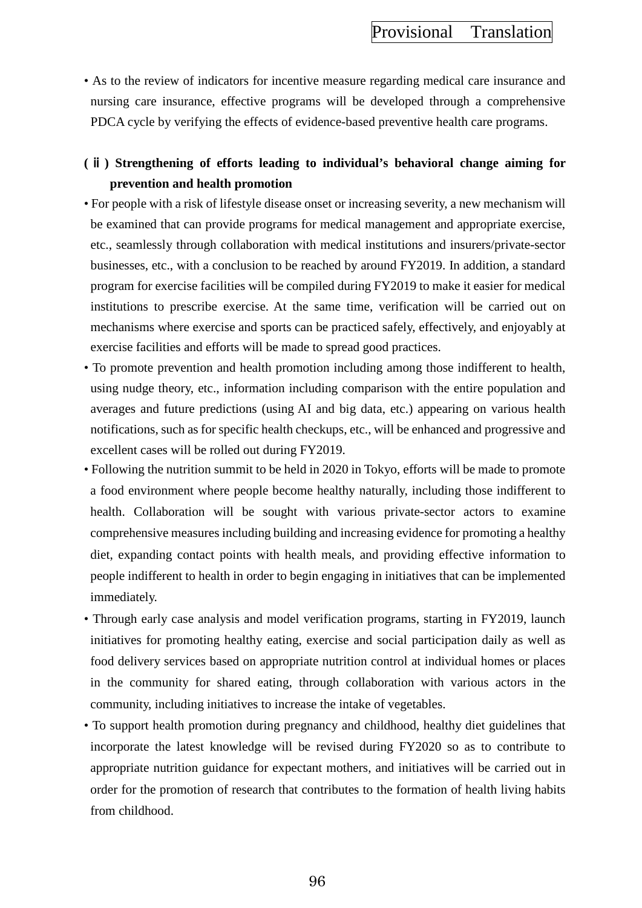- As to the review of indicators for incentive measure regarding medical care insurance and nursing care insurance, effective programs will be developed through a comprehensive PDCA cycle by verifying the effects of evidence-based preventive health care programs.

**(ⅱ) Strengthening of efforts leading to individual's behavioral change aiming for prevention and health promotion**

- For people with a risk of lifestyle disease onset or increasing severity, a new mechanism will be examined that can provide programs for medical management and appropriate exercise, etc., seamlessly through collaboration with medical institutions and insurers/private-sector businesses, etc., with a conclusion to be reached by around FY2019. In addition, a standard program for exercise facilities will be compiled during FY2019 to make it easier for medical institutions to prescribe exercise. At the same time, verification will be carried out on mechanisms where exercise and sports can be practiced safely, effectively, and enjoyably at exercise facilities and efforts will be made to spread good practices.
- To promote prevention and health promotion including among those indifferent to health, using nudge theory, etc., information including comparison with the entire population and averages and future predictions (using AI and big data, etc.) appearing on various health notifications, such as for specific health checkups, etc., will be enhanced and progressive and excellent cases will be rolled out during FY2019.
- Following the nutrition summit to be held in 2020 in Tokyo, efforts will be made to promote a food environment where people become healthy naturally, including those indifferent to health. Collaboration will be sought with various private-sector actors to examine comprehensive measures including building and increasing evidence for promoting a healthy diet, expanding contact points with health meals, and providing effective information to people indifferent to health in order to begin engaging in initiatives that can be implemented immediately.
- Through early case analysis and model verification programs, starting in FY2019, launch initiatives for promoting healthy eating, exercise and social participation daily as well as food delivery services based on appropriate nutrition control at individual homes or places in the community for shared eating, through collaboration with various actors in the community, including initiatives to increase the intake of vegetables.
- To support health promotion during pregnancy and childhood, healthy diet guidelines that incorporate the latest knowledge will be revised during FY2020 so as to contribute to appropriate nutrition guidance for expectant mothers, and initiatives will be carried out in order for the promotion of research that contributes to the formation of health living habits from childhood.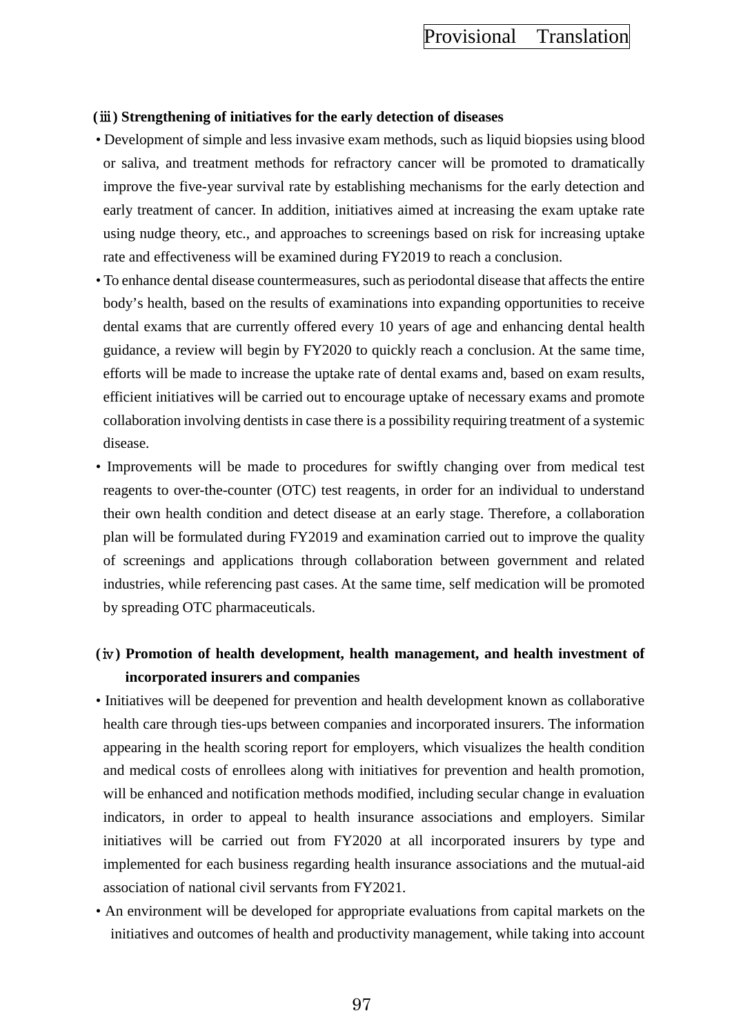**(ⅲ) Strengthening of initiatives for the early detection of diseases**

- Development of simple and less invasive exam methods, such as liquid biopsies using blood or saliva, and treatment methods for refractory cancer will be promoted to dramatically improve the five-year survival rate by establishing mechanisms for the early detection and early treatment of cancer. In addition, initiatives aimed at increasing the exam uptake rate using nudge theory, etc., and approaches to screenings based on risk for increasing uptake rate and effectiveness will be examined during FY2019 to reach a conclusion.
- To enhance dental disease countermeasures, such as periodontal disease that affects the entire body's health, based on the results of examinations into expanding opportunities to receive dental exams that are currently offered every 10 years of age and enhancing dental health guidance, a review will begin by FY2020 to quickly reach a conclusion. At the same time, efforts will be made to increase the uptake rate of dental exams and, based on exam results, efficient initiatives will be carried out to encourage uptake of necessary exams and promote collaboration involving dentists in case there is a possibility requiring treatment of a systemic disease.
- Improvements will be made to procedures for swiftly changing over from medical test reagents to over-the-counter (OTC) test reagents, in order for an individual to understand their own health condition and detect disease at an early stage. Therefore, a collaboration plan will be formulated during FY2019 and examination carried out to improve the quality of screenings and applications through collaboration between government and related industries, while referencing past cases. At the same time, self medication will be promoted by spreading OTC pharmaceuticals.

**(ⅳ) Promotion of health development, health management, and health investment of incorporated insurers and companies**

- Initiatives will be deepened for prevention and health development known as collaborative health care through ties-ups between companies and incorporated insurers. The information appearing in the health scoring report for employers, which visualizes the health condition and medical costs of enrollees along with initiatives for prevention and health promotion, will be enhanced and notification methods modified, including secular change in evaluation indicators, in order to appeal to health insurance associations and employers. Similar initiatives will be carried out from FY2020 at all incorporated insurers by type and implemented for each business regarding health insurance associations and the mutual-aid association of national civil servants from FY2021.
- An environment will be developed for appropriate evaluations from capital markets on the initiatives and outcomes of health and productivity management, while taking into account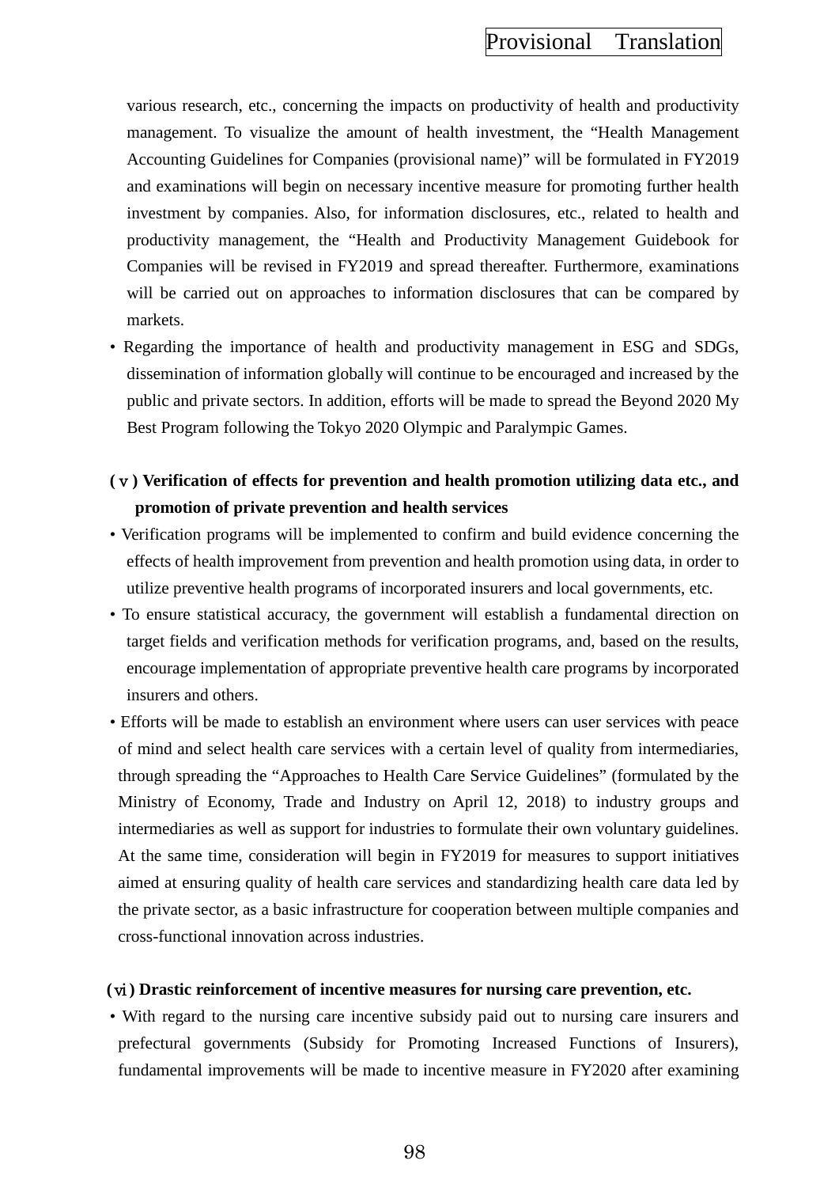various research, etc., concerning the impacts on productivity of health and productivity management. To visualize the amount of health investment, the “Health Management Accounting Guidelines for Companies (provisional name)” will be formulated in FY2019 and examinations will begin on necessary incentive measure for promoting further health investment by companies. Also, for information disclosures, etc., related to health and productivity management, the “Health and Productivity Management Guidebook for Companies will be revised in FY2019 and spread thereafter. Furthermore, examinations will be carried out on approaches to information disclosures that can be compared by markets.

- Regarding the importance of health and productivity management in ESG and SDGs, dissemination of information globally will continue to be encouraged and increased by the public and private sectors. In addition, efforts will be made to spread the Beyond 2020 My Best Program following the Tokyo 2020 Olympic and Paralympic Games.

**(ⅴ) Verification of effects for prevention and health promotion utilizing data etc., and promotion of private prevention and health services**

- Verification programs will be implemented to confirm and build evidence concerning the effects of health improvement from prevention and health promotion using data, in order to utilize preventive health programs of incorporated insurers and local governments, etc.
- To ensure statistical accuracy, the government will establish a fundamental direction on target fields and verification methods for verification programs, and, based on the results, encourage implementation of appropriate preventive health care programs by incorporated insurers and others.
- Efforts will be made to establish an environment where users can user services with peace of mind and select health care services with a certain level of quality from intermediaries, through spreading the “Approaches to Health Care Service Guidelines” (formulated by the Ministry of Economy, Trade and Industry on April 12, 2018) to industry groups and intermediaries as well as support for industries to formulate their own voluntary guidelines. At the same time, consideration will begin in FY2019 for measures to support initiatives aimed at ensuring quality of health care services and standardizing health care data led by the private sector, as a basic infrastructure for cooperation between multiple companies and cross-functional innovation across industries.

**(ⅵ) Drastic reinforcement of incentive measures for nursing care prevention, etc.**

- With regard to the nursing care incentive subsidy paid out to nursing care insurers and prefectural governments (Subsidy for Promoting Increased Functions of Insurers), fundamental improvements will be made to incentive measure in FY2020 after examining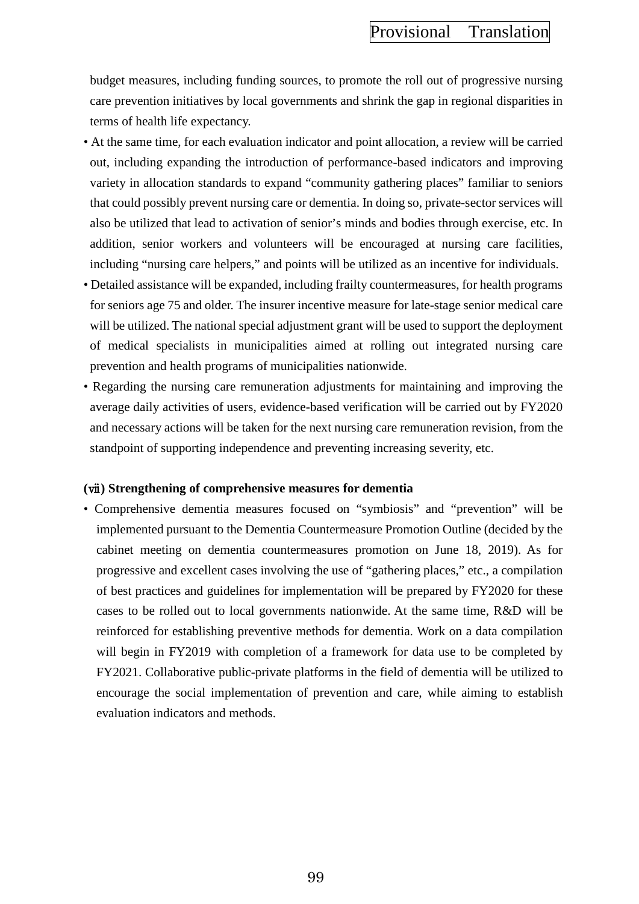budget measures, including funding sources, to promote the roll out of progressive nursing care prevention initiatives by local governments and shrink the gap in regional disparities in terms of health life expectancy.

- At the same time, for each evaluation indicator and point allocation, a review will be carried out, including expanding the introduction of performance-based indicators and improving variety in allocation standards to expand “community gathering places” familiar to seniors that could possibly prevent nursing care or dementia. In doing so, private-sector services will also be utilized that lead to activation of senior’s minds and bodies through exercise, etc. In addition, senior workers and volunteers will be encouraged at nursing care facilities, including “nursing care helpers,” and points will be utilized as an incentive for individuals.
- Detailed assistance will be expanded, including frailty countermeasures, for health programs for seniors age 75 and older. The insurer incentive measure for late-stage senior medical care will be utilized. The national special adjustment grant will be used to support the deployment of medical specialists in municipalities aimed at rolling out integrated nursing care prevention and health programs of municipalities nationwide.
- Regarding the nursing care remuneration adjustments for maintaining and improving the average daily activities of users, evidence-based verification will be carried out by FY2020 and necessary actions will be taken for the next nursing care remuneration revision, from the standpoint of supporting independence and preventing increasing severity, etc.

**(ⅶ) Strengthening of comprehensive measures for dementia**

- Comprehensive dementia measures focused on “symbiosis” and “prevention” will be implemented pursuant to the Dementia Countermeasure Promotion Outline (decided by the cabinet meeting on dementia countermeasures promotion on June 18, 2019). As for progressive and excellent cases involving the use of “gathering places,” etc., a compilation of best practices and guidelines for implementation will be prepared by FY2020 for these cases to be rolled out to local governments nationwide. At the same time, R&D will be reinforced for establishing preventive methods for dementia. Work on a data compilation will begin in FY2019 with completion of a framework for data use to be completed by FY2021. Collaborative public-private platforms in the field of dementia will be utilized to encourage the social implementation of prevention and care, while aiming to establish evaluation indicators and methods.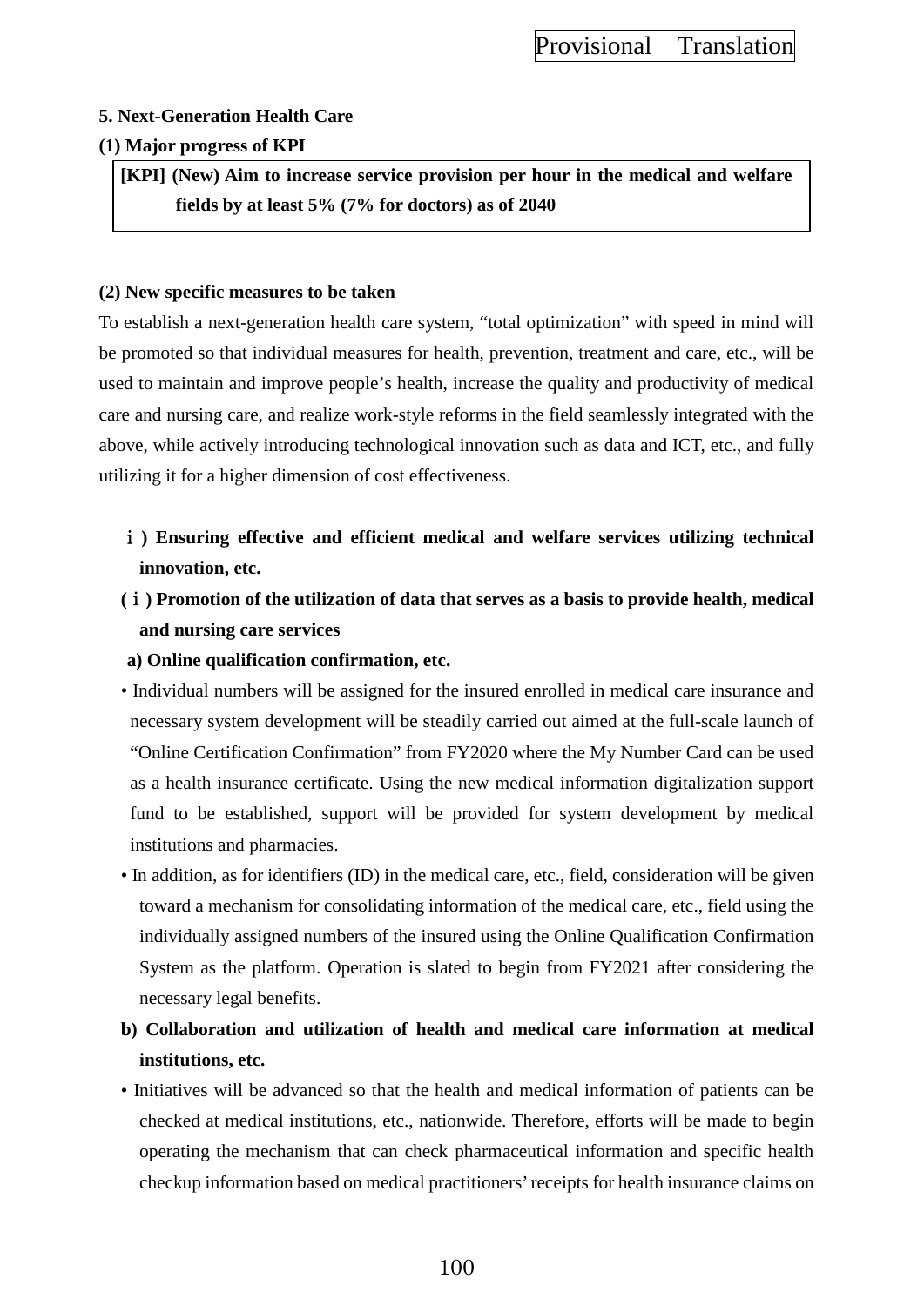**5. Next-Generation Health Care**

**(1) Major progress of KPI**

> **[KPI] (New) Aim to increase service provision per hour in the medical and welfare fields by at least 5% (7% for doctors) as of 2040**

**(2) New specific measures to be taken**

To establish a next-generation health care system, "total optimization" with speed in mind will be promoted so that individual measures for health, prevention, treatment and care, etc., will be used to maintain and improve people's health, increase the quality and productivity of medical care and nursing care, and realize work-style reforms in the field seamlessly integrated with the above, while actively introducing technological innovation such as data and ICT, etc., and fully utilizing it for a higher dimension of cost effectiveness.

**ⅰ) Ensuring effective and efficient medical and welfare services utilizing technical innovation, etc.**

**(ⅰ) Promotion of the utilization of data that serves as a basis to provide health, medical and nursing care services**

**a) Online qualification confirmation, etc.**

- Individual numbers will be assigned for the insured enrolled in medical care insurance and necessary system development will be steadily carried out aimed at the full-scale launch of "Online Certification Confirmation" from FY2020 where the My Number Card can be used as a health insurance certificate. Using the new medical information digitalization support fund to be established, support will be provided for system development by medical institutions and pharmacies.
- In addition, as for identifiers (ID) in the medical care, etc., field, consideration will be given toward a mechanism for consolidating information of the medical care, etc., field using the individually assigned numbers of the insured using the Online Qualification Confirmation System as the platform. Operation is slated to begin from FY2021 after considering the necessary legal benefits.

**b) Collaboration and utilization of health and medical care information at medical institutions, etc.**

- Initiatives will be advanced so that the health and medical information of patients can be checked at medical institutions, etc., nationwide. Therefore, efforts will be made to begin operating the mechanism that can check pharmaceutical information and specific health checkup information based on medical practitioners' receipts for health insurance claims on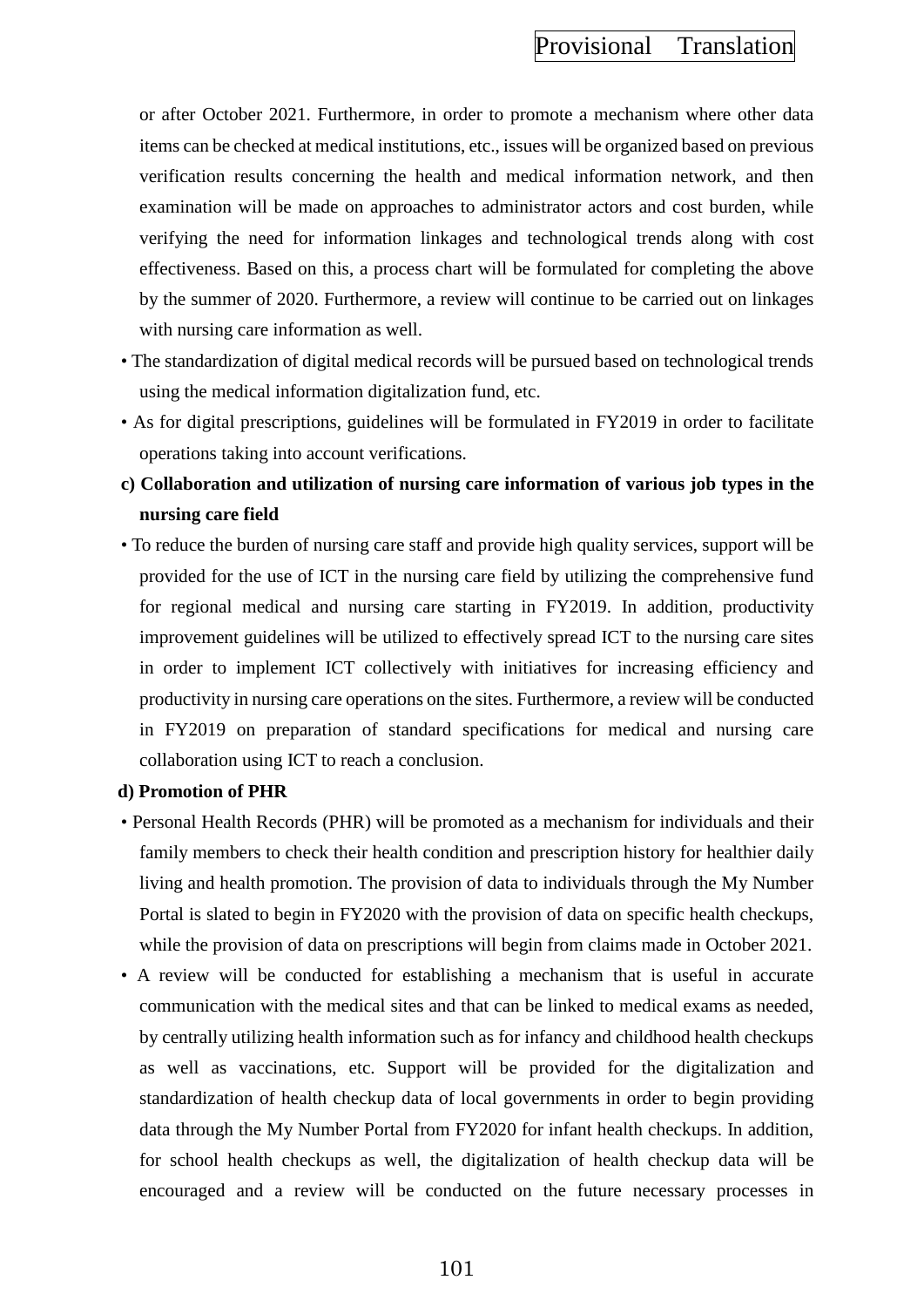or after October 2021. Furthermore, in order to promote a mechanism where other data items can be checked at medical institutions, etc., issues will be organized based on previous verification results concerning the health and medical information network, and then examination will be made on approaches to administrator actors and cost burden, while verifying the need for information linkages and technological trends along with cost effectiveness. Based on this, a process chart will be formulated for completing the above by the summer of 2020. Furthermore, a review will continue to be carried out on linkages with nursing care information as well.

- The standardization of digital medical records will be pursued based on technological trends using the medical information digitalization fund, etc.
- As for digital prescriptions, guidelines will be formulated in FY2019 in order to facilitate operations taking into account verifications.

**c) Collaboration and utilization of nursing care information of various job types in the nursing care field**

- To reduce the burden of nursing care staff and provide high quality services, support will be provided for the use of ICT in the nursing care field by utilizing the comprehensive fund for regional medical and nursing care starting in FY2019. In addition, productivity improvement guidelines will be utilized to effectively spread ICT to the nursing care sites in order to implement ICT collectively with initiatives for increasing efficiency and productivity in nursing care operations on the sites. Furthermore, a review will be conducted in FY2019 on preparation of standard specifications for medical and nursing care collaboration using ICT to reach a conclusion.

**d) Promotion of PHR**

- Personal Health Records (PHR) will be promoted as a mechanism for individuals and their family members to check their health condition and prescription history for healthier daily living and health promotion. The provision of data to individuals through the My Number Portal is slated to begin in FY2020 with the provision of data on specific health checkups, while the provision of data on prescriptions will begin from claims made in October 2021.
- A review will be conducted for establishing a mechanism that is useful in accurate communication with the medical sites and that can be linked to medical exams as needed, by centrally utilizing health information such as for infancy and childhood health checkups as well as vaccinations, etc. Support will be provided for the digitalization and standardization of health checkup data of local governments in order to begin providing data through the My Number Portal from FY2020 for infant health checkups. In addition, for school health checkups as well, the digitalization of health checkup data will be encouraged and a review will be conducted on the future necessary processes in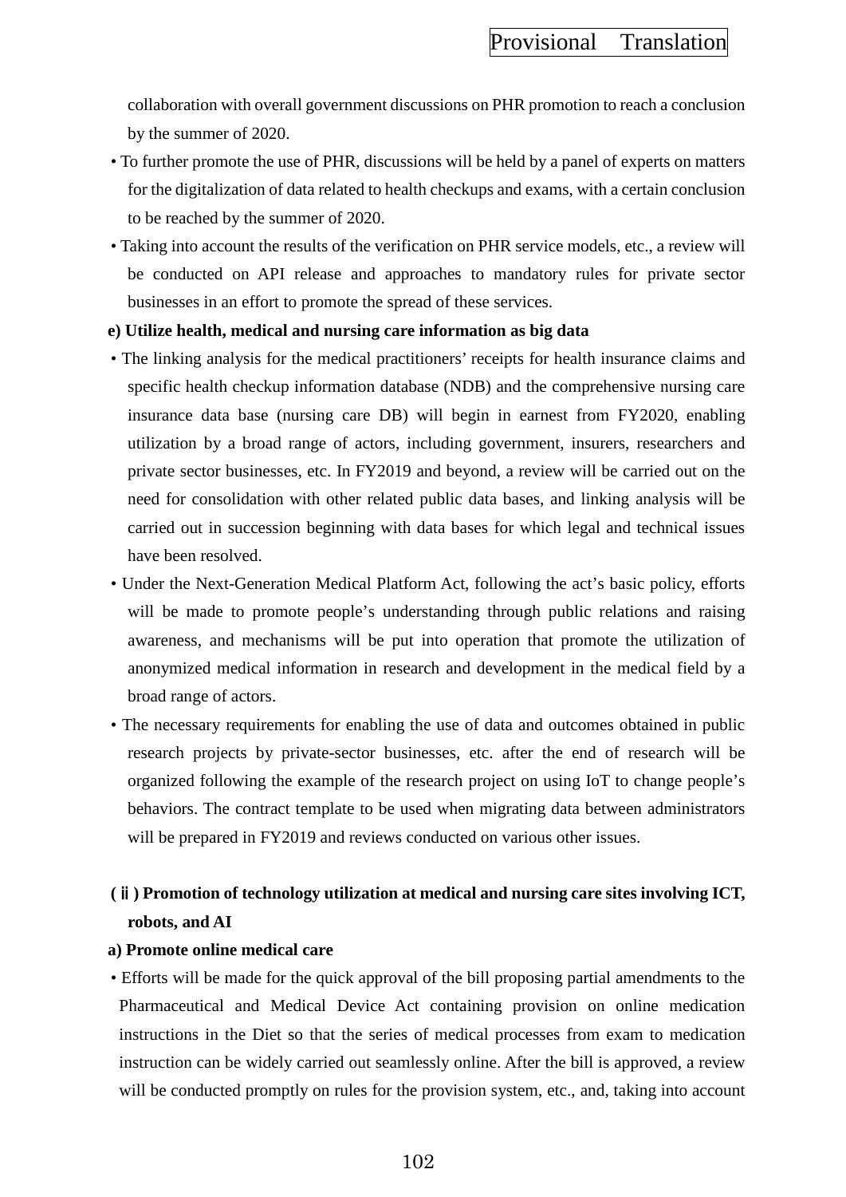collaboration with overall government discussions on PHR promotion to reach a conclusion by the summer of 2020.

- To further promote the use of PHR, discussions will be held by a panel of experts on matters for the digitalization of data related to health checkups and exams, with a certain conclusion to be reached by the summer of 2020.
- Taking into account the results of the verification on PHR service models, etc., a review will be conducted on API release and approaches to mandatory rules for private sector businesses in an effort to promote the spread of these services.

**e) Utilize health, medical and nursing care information as big data**

- The linking analysis for the medical practitioners' receipts for health insurance claims and specific health checkup information database (NDB) and the comprehensive nursing care insurance data base (nursing care DB) will begin in earnest from FY2020, enabling utilization by a broad range of actors, including government, insurers, researchers and private sector businesses, etc. In FY2019 and beyond, a review will be carried out on the need for consolidation with other related public data bases, and linking analysis will be carried out in succession beginning with data bases for which legal and technical issues have been resolved.
- Under the Next-Generation Medical Platform Act, following the act's basic policy, efforts will be made to promote people's understanding through public relations and raising awareness, and mechanisms will be put into operation that promote the utilization of anonymized medical information in research and development in the medical field by a broad range of actors.
- The necessary requirements for enabling the use of data and outcomes obtained in public research projects by private-sector businesses, etc. after the end of research will be organized following the example of the research project on using IoT to change people's behaviors. The contract template to be used when migrating data between administrators will be prepared in FY2019 and reviews conducted on various other issues.

**(ⅱ) Promotion of technology utilization at medical and nursing care sites involving ICT, robots, and AI**

**a) Promote online medical care**

- Efforts will be made for the quick approval of the bill proposing partial amendments to the Pharmaceutical and Medical Device Act containing provision on online medication instructions in the Diet so that the series of medical processes from exam to medication instruction can be widely carried out seamlessly online. After the bill is approved, a review will be conducted promptly on rules for the provision system, etc., and, taking into account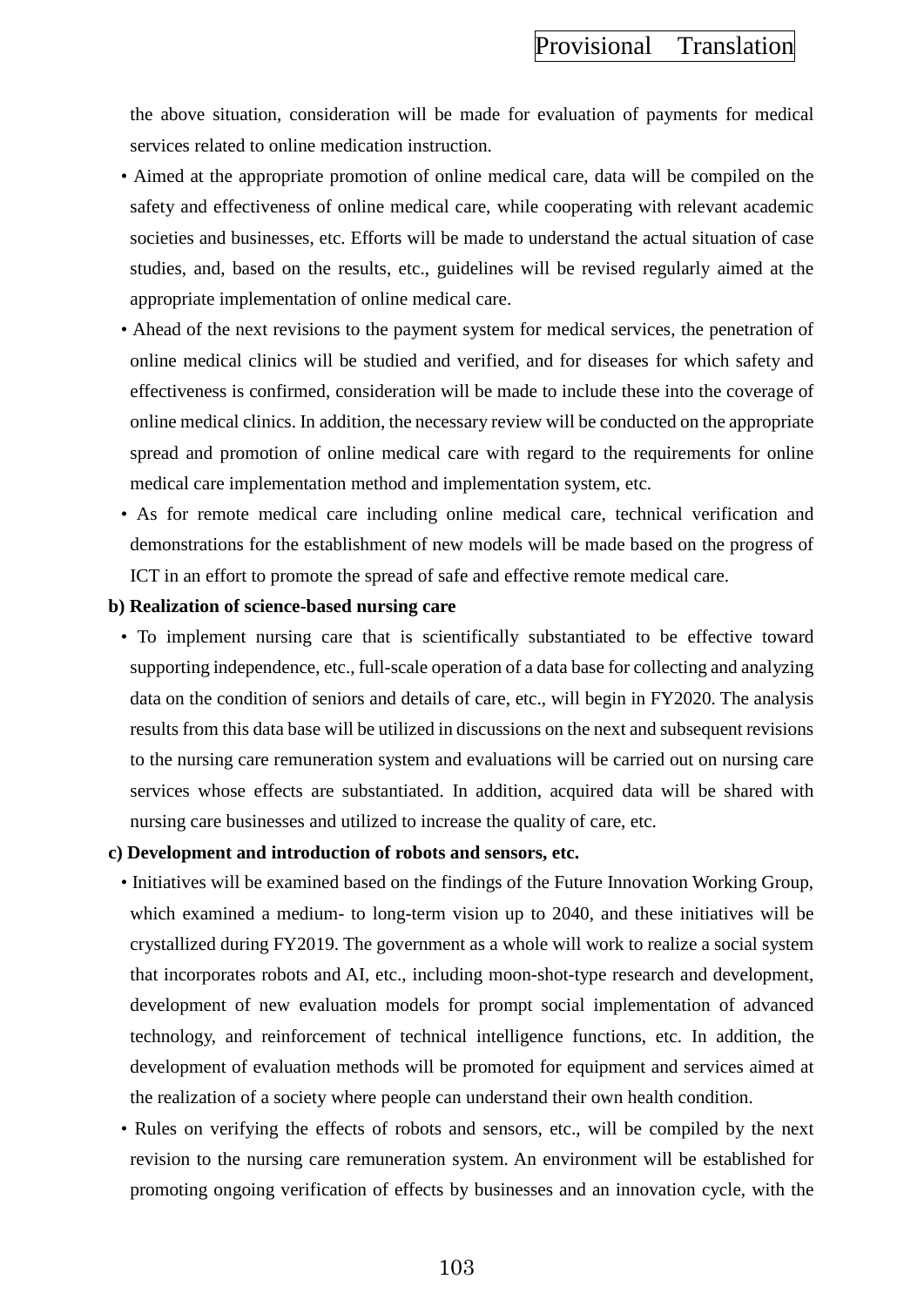the above situation, consideration will be made for evaluation of payments for medical services related to online medication instruction.

- Aimed at the appropriate promotion of online medical care, data will be compiled on the safety and effectiveness of online medical care, while cooperating with relevant academic societies and businesses, etc. Efforts will be made to understand the actual situation of case studies, and, based on the results, etc., guidelines will be revised regularly aimed at the appropriate implementation of online medical care.
- Ahead of the next revisions to the payment system for medical services, the penetration of online medical clinics will be studied and verified, and for diseases for which safety and effectiveness is confirmed, consideration will be made to include these into the coverage of online medical clinics. In addition, the necessary review will be conducted on the appropriate spread and promotion of online medical care with regard to the requirements for online medical care implementation method and implementation system, etc.
- As for remote medical care including online medical care, technical verification and demonstrations for the establishment of new models will be made based on the progress of ICT in an effort to promote the spread of safe and effective remote medical care.

**b) Realization of science-based nursing care**

- To implement nursing care that is scientifically substantiated to be effective toward supporting independence, etc., full-scale operation of a data base for collecting and analyzing data on the condition of seniors and details of care, etc., will begin in FY2020. The analysis results from this data base will be utilized in discussions on the next and subsequent revisions to the nursing care remuneration system and evaluations will be carried out on nursing care services whose effects are substantiated. In addition, acquired data will be shared with nursing care businesses and utilized to increase the quality of care, etc.

**c) Development and introduction of robots and sensors, etc.**

- Initiatives will be examined based on the findings of the Future Innovation Working Group, which examined a medium- to long-term vision up to 2040, and these initiatives will be crystallized during FY2019. The government as a whole will work to realize a social system that incorporates robots and AI, etc., including moon-shot-type research and development, development of new evaluation models for prompt social implementation of advanced technology, and reinforcement of technical intelligence functions, etc. In addition, the development of evaluation methods will be promoted for equipment and services aimed at the realization of a society where people can understand their own health condition.
- Rules on verifying the effects of robots and sensors, etc., will be compiled by the next revision to the nursing care remuneration system. An environment will be established for promoting ongoing verification of effects by businesses and an innovation cycle, with the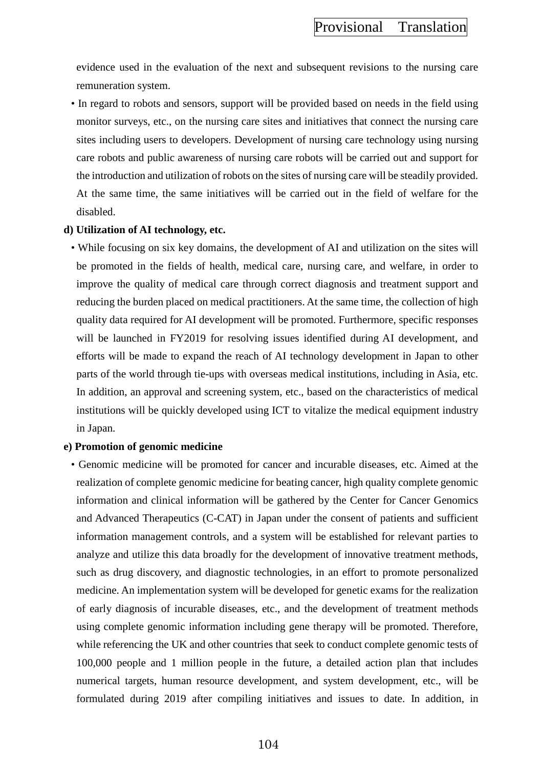evidence used in the evaluation of the next and subsequent revisions to the nursing care remuneration system.

- In regard to robots and sensors, support will be provided based on needs in the field using monitor surveys, etc., on the nursing care sites and initiatives that connect the nursing care sites including users to developers. Development of nursing care technology using nursing care robots and public awareness of nursing care robots will be carried out and support for the introduction and utilization of robots on the sites of nursing care will be steadily provided. At the same time, the same initiatives will be carried out in the field of welfare for the disabled.

**d) Utilization of AI technology, etc.**

- While focusing on six key domains, the development of AI and utilization on the sites will be promoted in the fields of health, medical care, nursing care, and welfare, in order to improve the quality of medical care through correct diagnosis and treatment support and reducing the burden placed on medical practitioners. At the same time, the collection of high quality data required for AI development will be promoted. Furthermore, specific responses will be launched in FY2019 for resolving issues identified during AI development, and efforts will be made to expand the reach of AI technology development in Japan to other parts of the world through tie-ups with overseas medical institutions, including in Asia, etc. In addition, an approval and screening system, etc., based on the characteristics of medical institutions will be quickly developed using ICT to vitalize the medical equipment industry in Japan.

**e) Promotion of genomic medicine**

- Genomic medicine will be promoted for cancer and incurable diseases, etc. Aimed at the realization of complete genomic medicine for beating cancer, high quality complete genomic information and clinical information will be gathered by the Center for Cancer Genomics and Advanced Therapeutics (C-CAT) in Japan under the consent of patients and sufficient information management controls, and a system will be established for relevant parties to analyze and utilize this data broadly for the development of innovative treatment methods, such as drug discovery, and diagnostic technologies, in an effort to promote personalized medicine. An implementation system will be developed for genetic exams for the realization of early diagnosis of incurable diseases, etc., and the development of treatment methods using complete genomic information including gene therapy will be promoted. Therefore, while referencing the UK and other countries that seek to conduct complete genomic tests of 100,000 people and 1 million people in the future, a detailed action plan that includes numerical targets, human resource development, and system development, etc., will be formulated during 2019 after compiling initiatives and issues to date. In addition, in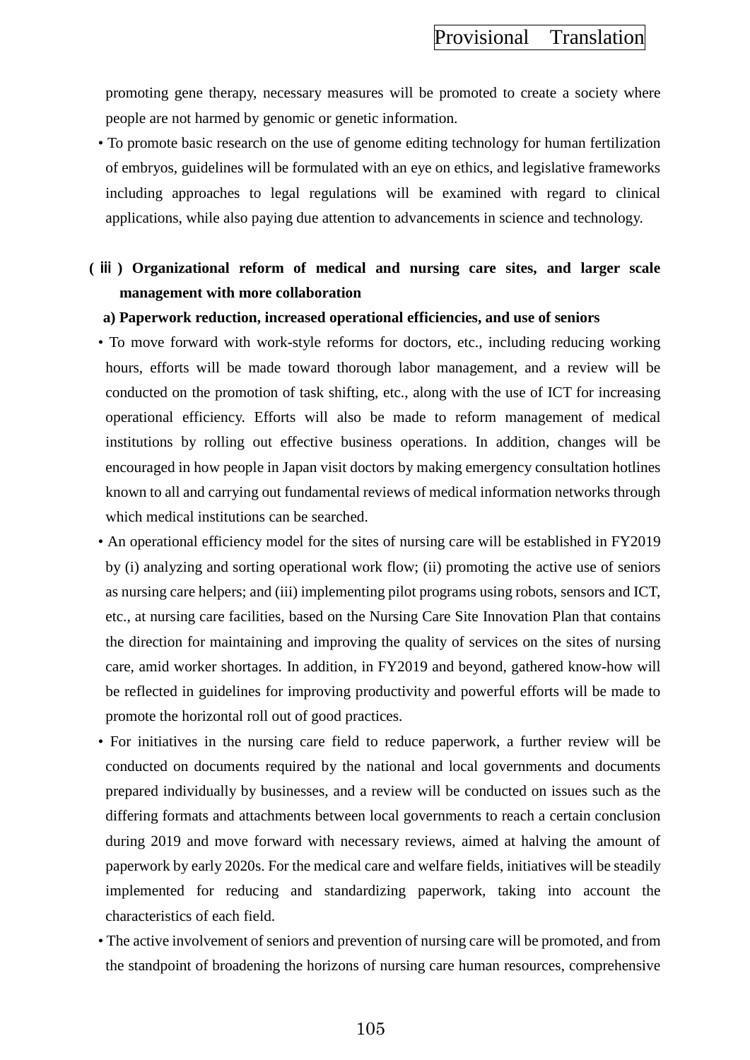promoting gene therapy, necessary measures will be promoted to create a society where people are not harmed by genomic or genetic information.

- To promote basic research on the use of genome editing technology for human fertilization of embryos, guidelines will be formulated with an eye on ethics, and legislative frameworks including approaches to legal regulations will be examined with regard to clinical applications, while also paying due attention to advancements in science and technology.

**(ⅲ) Organizational reform of medical and nursing care sites, and larger scale management with more collaboration**

**a) Paperwork reduction, increased operational efficiencies, and use of seniors**

- To move forward with work-style reforms for doctors, etc., including reducing working hours, efforts will be made toward thorough labor management, and a review will be conducted on the promotion of task shifting, etc., along with the use of ICT for increasing operational efficiency. Efforts will also be made to reform management of medical institutions by rolling out effective business operations. In addition, changes will be encouraged in how people in Japan visit doctors by making emergency consultation hotlines known to all and carrying out fundamental reviews of medical information networks through which medical institutions can be searched.
- An operational efficiency model for the sites of nursing care will be established in FY2019 by (i) analyzing and sorting operational work flow; (ii) promoting the active use of seniors as nursing care helpers; and (iii) implementing pilot programs using robots, sensors and ICT, etc., at nursing care facilities, based on the Nursing Care Site Innovation Plan that contains the direction for maintaining and improving the quality of services on the sites of nursing care, amid worker shortages. In addition, in FY2019 and beyond, gathered know-how will be reflected in guidelines for improving productivity and powerful efforts will be made to promote the horizontal roll out of good practices.
- For initiatives in the nursing care field to reduce paperwork, a further review will be conducted on documents required by the national and local governments and documents prepared individually by businesses, and a review will be conducted on issues such as the differing formats and attachments between local governments to reach a certain conclusion during 2019 and move forward with necessary reviews, aimed at halving the amount of paperwork by early 2020s. For the medical care and welfare fields, initiatives will be steadily implemented for reducing and standardizing paperwork, taking into account the characteristics of each field.
- The active involvement of seniors and prevention of nursing care will be promoted, and from the standpoint of broadening the horizons of nursing care human resources, comprehensive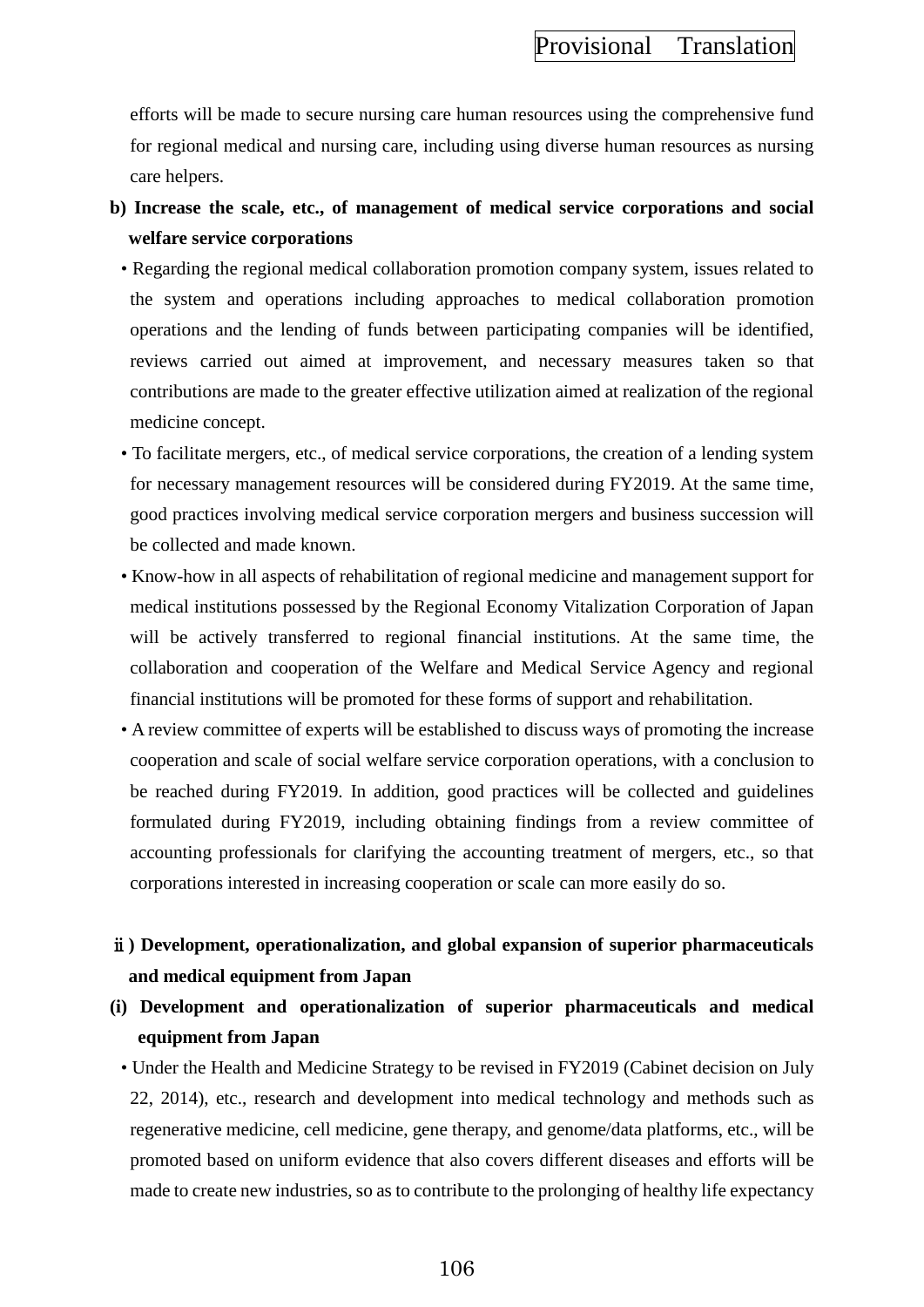efforts will be made to secure nursing care human resources using the comprehensive fund for regional medical and nursing care, including using diverse human resources as nursing care helpers.

**b) Increase the scale, etc., of management of medical service corporations and social welfare service corporations**

- Regarding the regional medical collaboration promotion company system, issues related to the system and operations including approaches to medical collaboration promotion operations and the lending of funds between participating companies will be identified, reviews carried out aimed at improvement, and necessary measures taken so that contributions are made to the greater effective utilization aimed at realization of the regional medicine concept.
- To facilitate mergers, etc., of medical service corporations, the creation of a lending system for necessary management resources will be considered during FY2019. At the same time, good practices involving medical service corporation mergers and business succession will be collected and made known.
- Know-how in all aspects of rehabilitation of regional medicine and management support for medical institutions possessed by the Regional Economy Vitalization Corporation of Japan will be actively transferred to regional financial institutions. At the same time, the collaboration and cooperation of the Welfare and Medical Service Agency and regional financial institutions will be promoted for these forms of support and rehabilitation.
- A review committee of experts will be established to discuss ways of promoting the increase cooperation and scale of social welfare service corporation operations, with a conclusion to be reached during FY2019. In addition, good practices will be collected and guidelines formulated during FY2019, including obtaining findings from a review committee of accounting professionals for clarifying the accounting treatment of mergers, etc., so that corporations interested in increasing cooperation or scale can more easily do so.

**ⅱ) Development, operationalization, and global expansion of superior pharmaceuticals and medical equipment from Japan**

**(i) Development and operationalization of superior pharmaceuticals and medical equipment from Japan**

- Under the Health and Medicine Strategy to be revised in FY2019 (Cabinet decision on July 22, 2014), etc., research and development into medical technology and methods such as regenerative medicine, cell medicine, gene therapy, and genome/data platforms, etc., will be promoted based on uniform evidence that also covers different diseases and efforts will be made to create new industries, so as to contribute to the prolonging of healthy life expectancy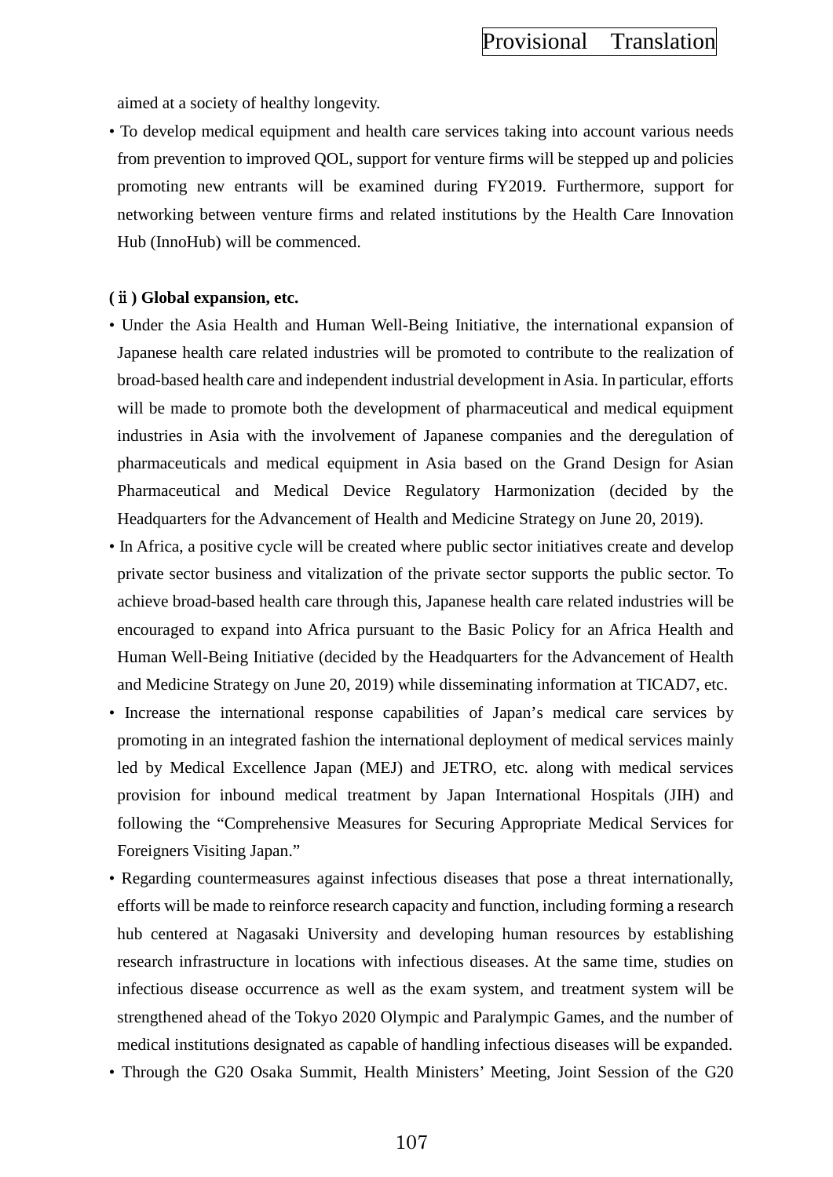aimed at a society of healthy longevity.

- To develop medical equipment and health care services taking into account various needs from prevention to improved QOL, support for venture firms will be stepped up and policies promoting new entrants will be examined during FY2019. Furthermore, support for networking between venture firms and related institutions by the Health Care Innovation Hub (InnoHub) will be commenced.

**( ⅱ ) Global expansion, etc.**

- Under the Asia Health and Human Well-Being Initiative, the international expansion of Japanese health care related industries will be promoted to contribute to the realization of broad-based health care and independent industrial development in Asia. In particular, efforts will be made to promote both the development of pharmaceutical and medical equipment industries in Asia with the involvement of Japanese companies and the deregulation of pharmaceuticals and medical equipment in Asia based on the Grand Design for Asian Pharmaceutical and Medical Device Regulatory Harmonization (decided by the Headquarters for the Advancement of Health and Medicine Strategy on June 20, 2019).
- In Africa, a positive cycle will be created where public sector initiatives create and develop private sector business and vitalization of the private sector supports the public sector. To achieve broad-based health care through this, Japanese health care related industries will be encouraged to expand into Africa pursuant to the Basic Policy for an Africa Health and Human Well-Being Initiative (decided by the Headquarters for the Advancement of Health and Medicine Strategy on June 20, 2019) while disseminating information at TICAD7, etc.
- Increase the international response capabilities of Japan's medical care services by promoting in an integrated fashion the international deployment of medical services mainly led by Medical Excellence Japan (MEJ) and JETRO, etc. along with medical services provision for inbound medical treatment by Japan International Hospitals (JIH) and following the "Comprehensive Measures for Securing Appropriate Medical Services for Foreigners Visiting Japan."
- Regarding countermeasures against infectious diseases that pose a threat internationally, efforts will be made to reinforce research capacity and function, including forming a research hub centered at Nagasaki University and developing human resources by establishing research infrastructure in locations with infectious diseases. At the same time, studies on infectious disease occurrence as well as the exam system, and treatment system will be strengthened ahead of the Tokyo 2020 Olympic and Paralympic Games, and the number of medical institutions designated as capable of handling infectious diseases will be expanded.
- Through the G20 Osaka Summit, Health Ministers' Meeting, Joint Session of the G20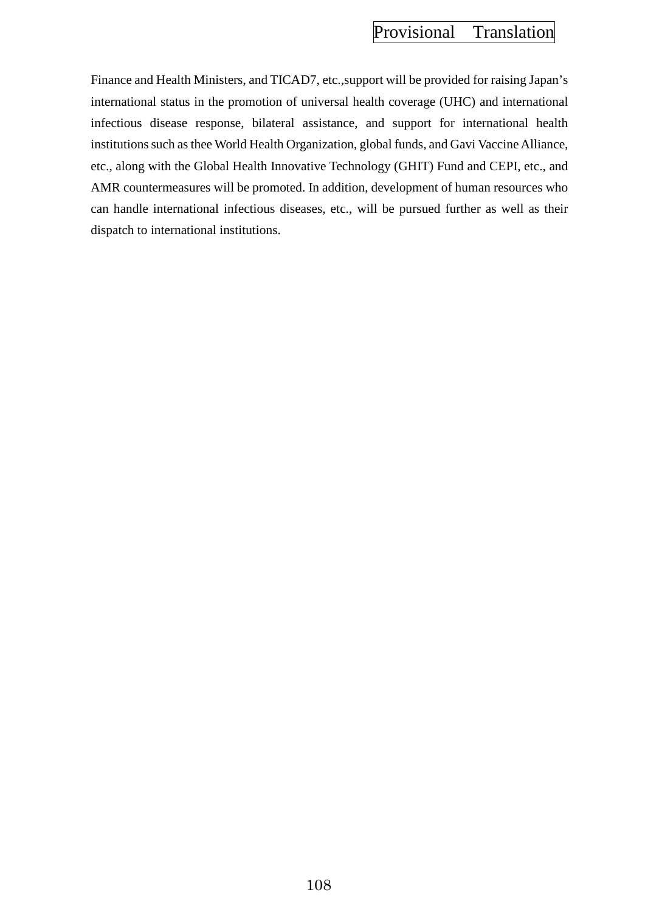Finance and Health Ministers, and TICAD7, etc.,support will be provided for raising Japan's international status in the promotion of universal health coverage (UHC) and international infectious disease response, bilateral assistance, and support for international health institutions such as thee World Health Organization, global funds, and Gavi Vaccine Alliance, etc., along with the Global Health Innovative Technology (GHIT) Fund and CEPI, etc., and AMR countermeasures will be promoted. In addition, development of human resources who can handle international infectious diseases, etc., will be pursued further as well as their dispatch to international institutions.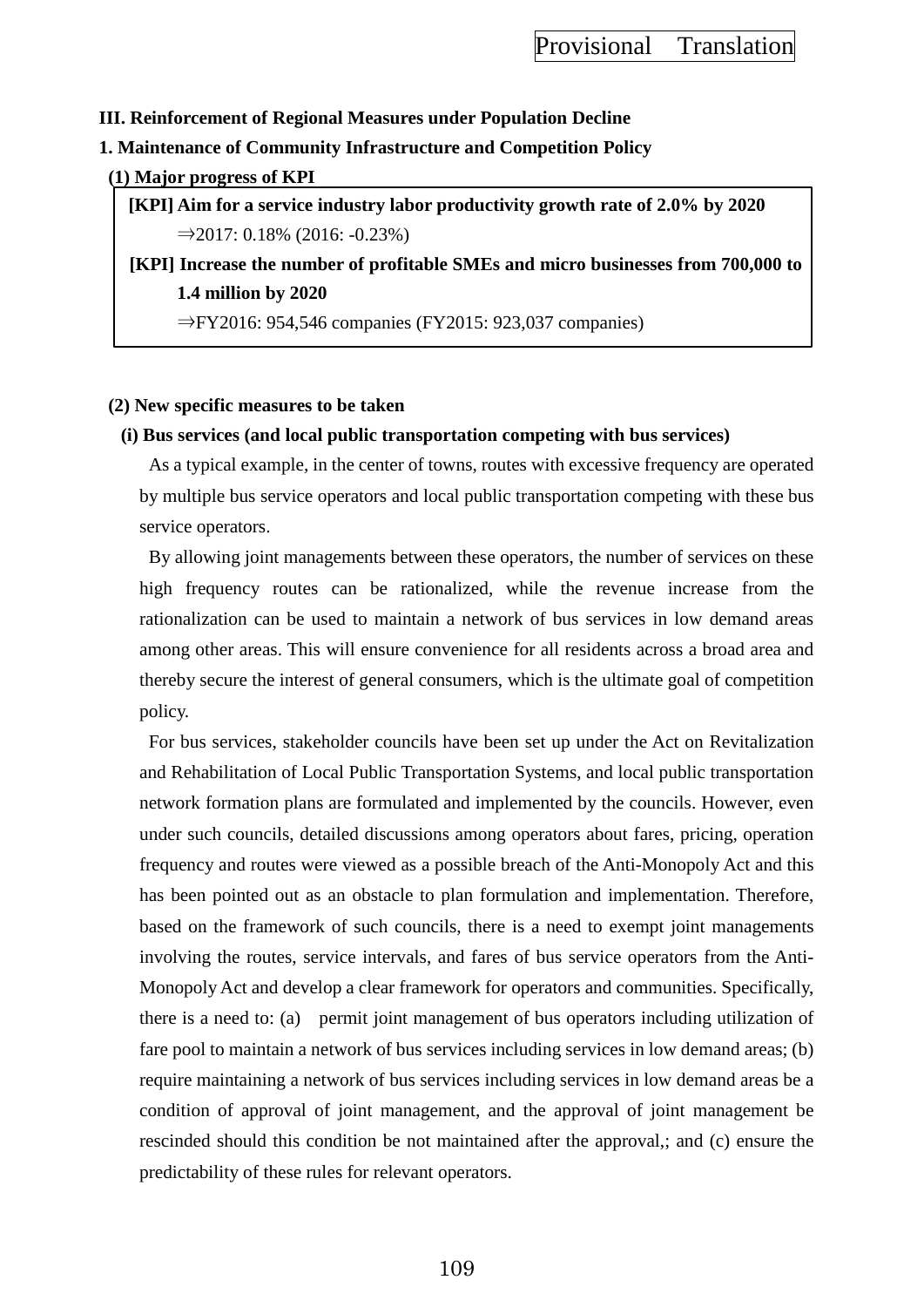**III. Reinforcement of Regional Measures under Population Decline**

**1. Maintenance of Community Infrastructure and Competition Policy**

**(1) Major progress of KPI**

> **[KPI] Aim for a service industry labor productivity growth rate of 2.0% by 2020**
>
> ⇒2017: 0.18% (2016: -0.23%)
>
> **[KPI] Increase the number of profitable SMEs and micro businesses from 700,000 to 1.4 million by 2020**
>
> ⇒FY2016: 954,546 companies (FY2015: 923,037 companies)

**(2) New specific measures to be taken**

**(i) Bus services (and local public transportation competing with bus services)**

As a typical example, in the center of towns, routes with excessive frequency are operated by multiple bus service operators and local public transportation competing with these bus service operators.

By allowing joint managements between these operators, the number of services on these high frequency routes can be rationalized, while the revenue increase from the rationalization can be used to maintain a network of bus services in low demand areas among other areas. This will ensure convenience for all residents across a broad area and thereby secure the interest of general consumers, which is the ultimate goal of competition policy.

For bus services, stakeholder councils have been set up under the Act on Revitalization and Rehabilitation of Local Public Transportation Systems, and local public transportation network formation plans are formulated and implemented by the councils. However, even under such councils, detailed discussions among operators about fares, pricing, operation frequency and routes were viewed as a possible breach of the Anti-Monopoly Act and this has been pointed out as an obstacle to plan formulation and implementation. Therefore, based on the framework of such councils, there is a need to exempt joint managements involving the routes, service intervals, and fares of bus service operators from the Anti-Monopoly Act and develop a clear framework for operators and communities. Specifically, there is a need to: (a) permit joint management of bus operators including utilization of fare pool to maintain a network of bus services including services in low demand areas; (b) require maintaining a network of bus services including services in low demand areas be a condition of approval of joint management, and the approval of joint management be rescinded should this condition be not maintained after the approval,; and (c) ensure the predictability of these rules for relevant operators.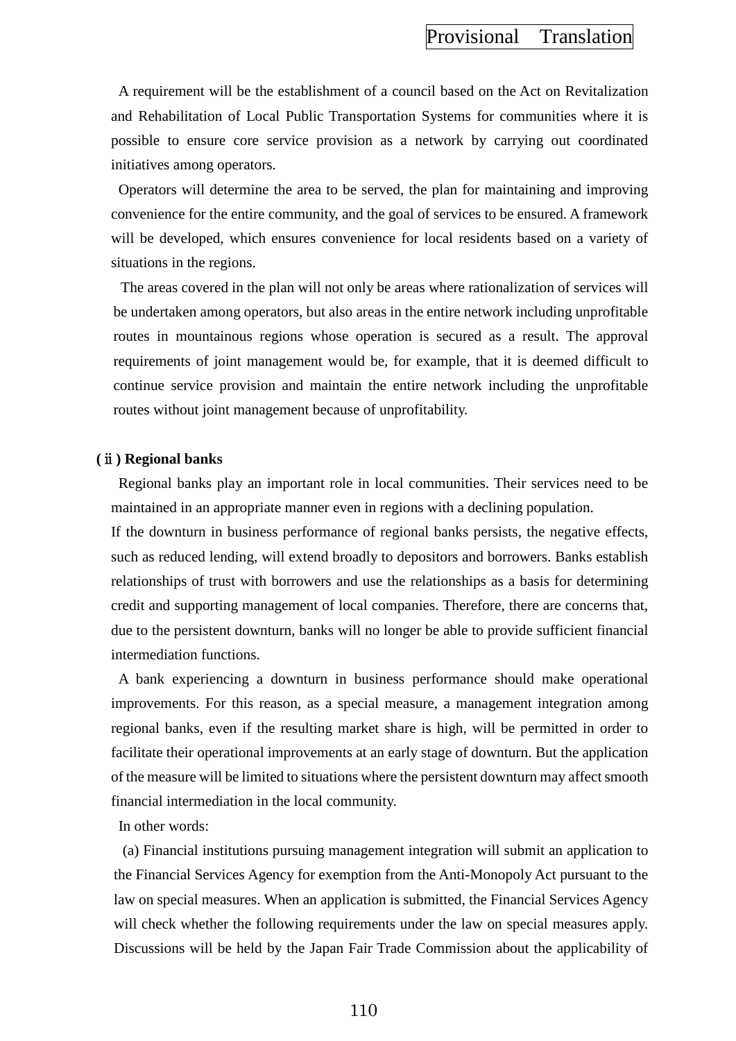A requirement will be the establishment of a council based on the Act on Revitalization and Rehabilitation of Local Public Transportation Systems for communities where it is possible to ensure core service provision as a network by carrying out coordinated initiatives among operators.

Operators will determine the area to be served, the plan for maintaining and improving convenience for the entire community, and the goal of services to be ensured. A framework will be developed, which ensures convenience for local residents based on a variety of situations in the regions.

The areas covered in the plan will not only be areas where rationalization of services will be undertaken among operators, but also areas in the entire network including unprofitable routes in mountainous regions whose operation is secured as a result. The approval requirements of joint management would be, for example, that it is deemed difficult to continue service provision and maintain the entire network including the unprofitable routes without joint management because of unprofitability.

**(ⅱ) Regional banks**

Regional banks play an important role in local communities. Their services need to be maintained in an appropriate manner even in regions with a declining population.

If the downturn in business performance of regional banks persists, the negative effects, such as reduced lending, will extend broadly to depositors and borrowers. Banks establish relationships of trust with borrowers and use the relationships as a basis for determining credit and supporting management of local companies. Therefore, there are concerns that, due to the persistent downturn, banks will no longer be able to provide sufficient financial intermediation functions.

A bank experiencing a downturn in business performance should make operational improvements. For this reason, as a special measure, a management integration among regional banks, even if the resulting market share is high, will be permitted in order to facilitate their operational improvements at an early stage of downturn. But the application of the measure will be limited to situations where the persistent downturn may affect smooth financial intermediation in the local community.

In other words:

(a) Financial institutions pursuing management integration will submit an application to the Financial Services Agency for exemption from the Anti-Monopoly Act pursuant to the law on special measures. When an application is submitted, the Financial Services Agency will check whether the following requirements under the law on special measures apply. Discussions will be held by the Japan Fair Trade Commission about the applicability of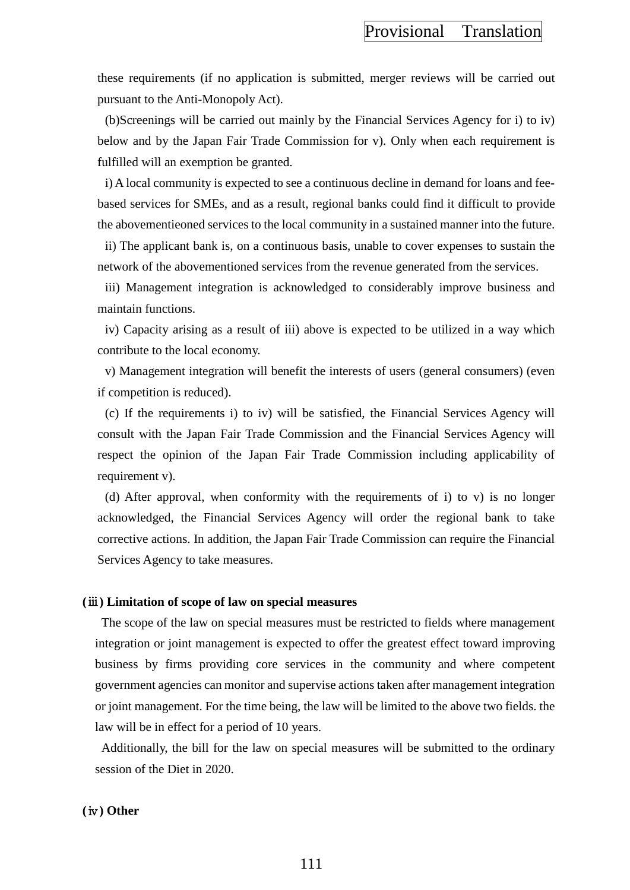these requirements (if no application is submitted, merger reviews will be carried out pursuant to the Anti-Monopoly Act).

(b)Screenings will be carried out mainly by the Financial Services Agency for i) to iv) below and by the Japan Fair Trade Commission for v). Only when each requirement is fulfilled will an exemption be granted.

i) A local community is expected to see a continuous decline in demand for loans and fee-based services for SMEs, and as a result, regional banks could find it difficult to provide the abovementieoned services to the local community in a sustained manner into the future.

ii) The applicant bank is, on a continuous basis, unable to cover expenses to sustain the network of the abovementioned services from the revenue generated from the services.

iii) Management integration is acknowledged to considerably improve business and maintain functions.

iv) Capacity arising as a result of iii) above is expected to be utilized in a way which contribute to the local economy.

v) Management integration will benefit the interests of users (general consumers) (even if competition is reduced).

(c) If the requirements i) to iv) will be satisfied, the Financial Services Agency will consult with the Japan Fair Trade Commission and the Financial Services Agency will respect the opinion of the Japan Fair Trade Commission including applicability of requirement v).

(d) After approval, when conformity with the requirements of i) to v) is no longer acknowledged, the Financial Services Agency will order the regional bank to take corrective actions. In addition, the Japan Fair Trade Commission can require the Financial Services Agency to take measures.

**(ⅲ) Limitation of scope of law on special measures**

The scope of the law on special measures must be restricted to fields where management integration or joint management is expected to offer the greatest effect toward improving business by firms providing core services in the community and where competent government agencies can monitor and supervise actions taken after management integration or joint management. For the time being, the law will be limited to the above two fields. the law will be in effect for a period of 10 years.

Additionally, the bill for the law on special measures will be submitted to the ordinary session of the Diet in 2020.

**(ⅳ) Other**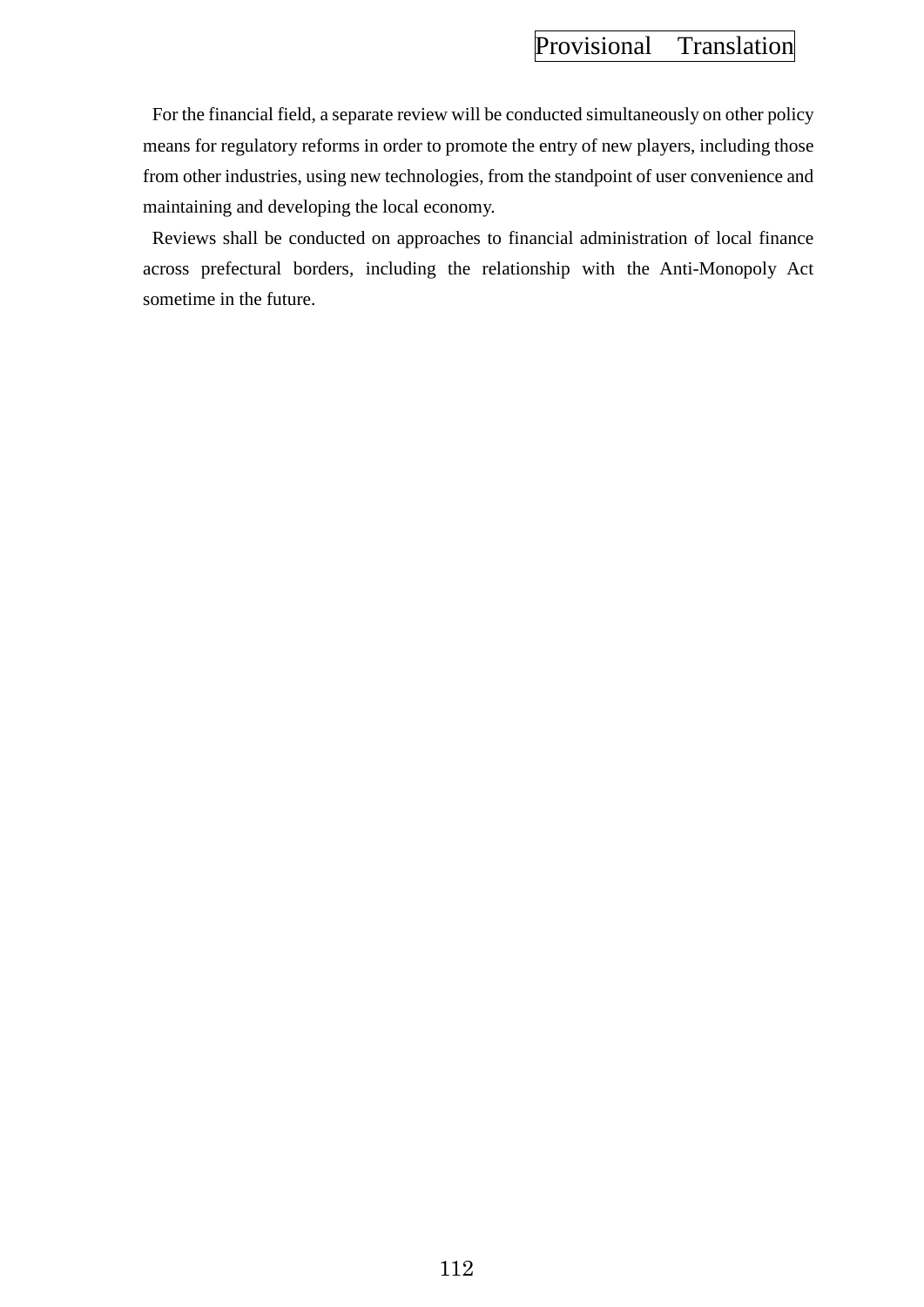For the financial field, a separate review will be conducted simultaneously on other policy means for regulatory reforms in order to promote the entry of new players, including those from other industries, using new technologies, from the standpoint of user convenience and maintaining and developing the local economy.

Reviews shall be conducted on approaches to financial administration of local finance across prefectural borders, including the relationship with the Anti-Monopoly Act sometime in the future.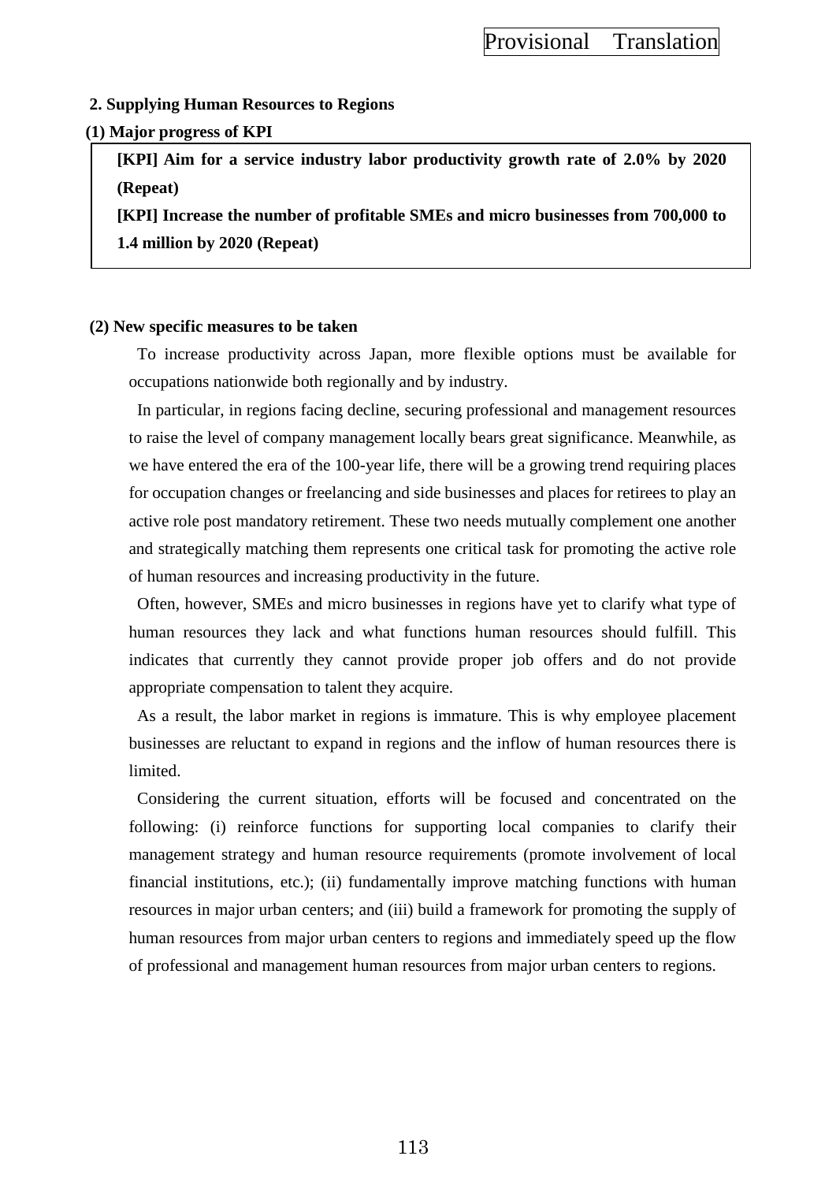## 2. Supplying Human Resources to Regions

### (1) Major progress of KPI

> **[KPI] Aim for a service industry labor productivity growth rate of 2.0% by 2020 (Repeat)**
>
> **[KPI] Increase the number of profitable SMEs and micro businesses from 700,000 to 1.4 million by 2020 (Repeat)**

### (2) New specific measures to be taken

To increase productivity across Japan, more flexible options must be available for occupations nationwide both regionally and by industry.

In particular, in regions facing decline, securing professional and management resources to raise the level of company management locally bears great significance. Meanwhile, as we have entered the era of the 100-year life, there will be a growing trend requiring places for occupation changes or freelancing and side businesses and places for retirees to play an active role post mandatory retirement. These two needs mutually complement one another and strategically matching them represents one critical task for promoting the active role of human resources and increasing productivity in the future.

Often, however, SMEs and micro businesses in regions have yet to clarify what type of human resources they lack and what functions human resources should fulfill. This indicates that currently they cannot provide proper job offers and do not provide appropriate compensation to talent they acquire.

As a result, the labor market in regions is immature. This is why employee placement businesses are reluctant to expand in regions and the inflow of human resources there is limited.

Considering the current situation, efforts will be focused and concentrated on the following: (i) reinforce functions for supporting local companies to clarify their management strategy and human resource requirements (promote involvement of local financial institutions, etc.); (ii) fundamentally improve matching functions with human resources in major urban centers; and (iii) build a framework for promoting the supply of human resources from major urban centers to regions and immediately speed up the flow of professional and management human resources from major urban centers to regions.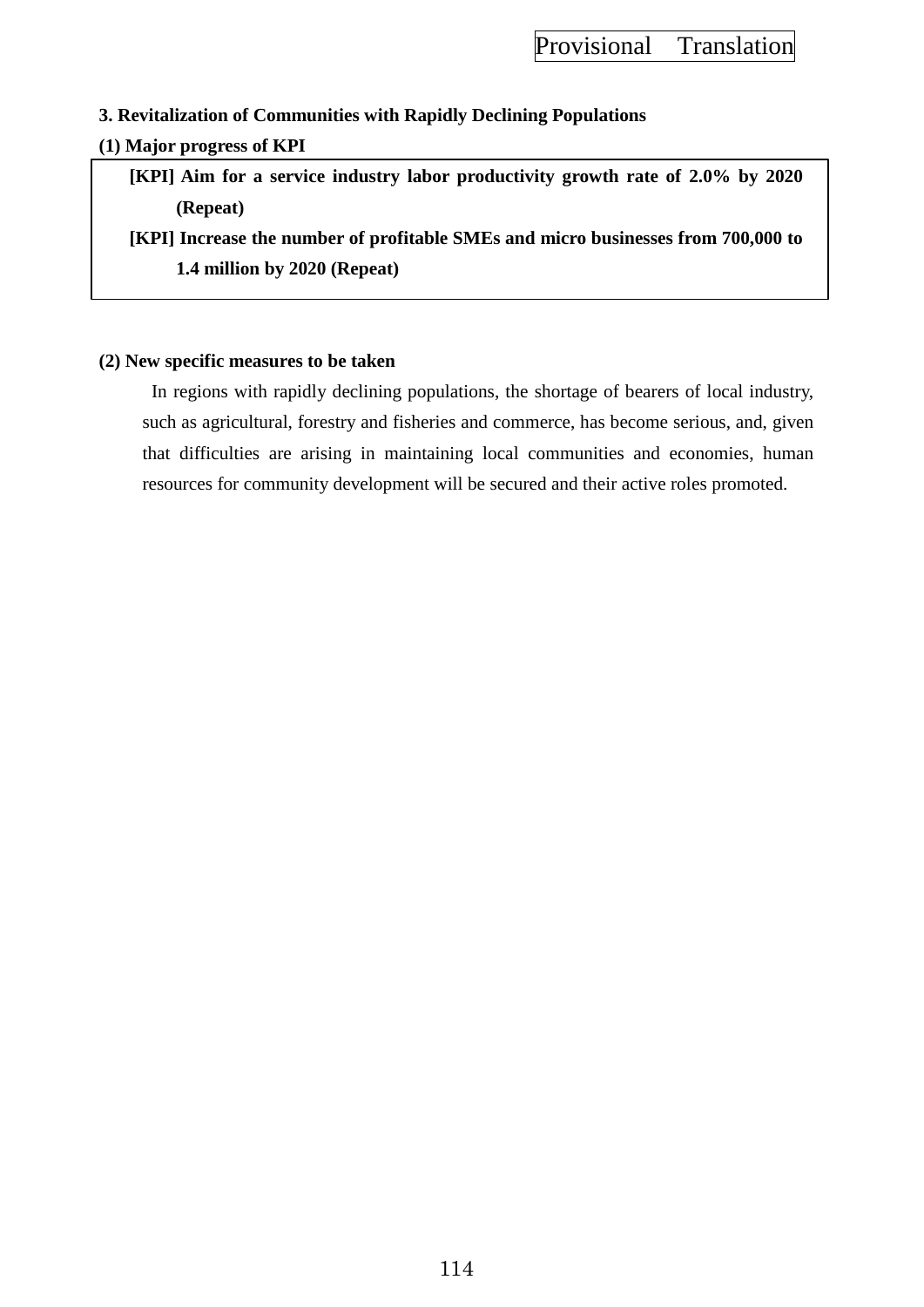### 3. Revitalization of Communities with Rapidly Declining Populations

#### (1) Major progress of KPI

**[KPI] Aim for a service industry labor productivity growth rate of 2.0% by 2020 (Repeat)**

**[KPI] Increase the number of profitable SMEs and micro businesses from 700,000 to 1.4 million by 2020 (Repeat)**

#### (2) New specific measures to be taken

In regions with rapidly declining populations, the shortage of bearers of local industry, such as agricultural, forestry and fisheries and commerce, has become serious, and, given that difficulties are arising in maintaining local communities and economies, human resources for community development will be secured and their active roles promoted.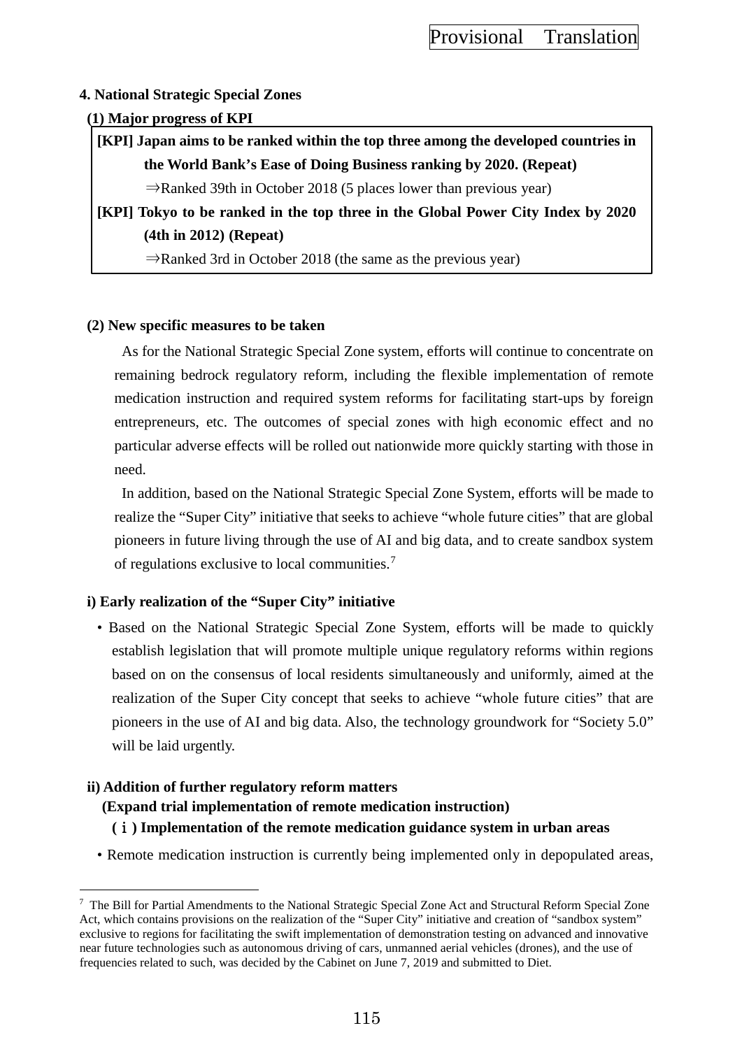## 4. National Strategic Special Zones

### (1) Major progress of KPI

**[KPI] Japan aims to be ranked within the top three among the developed countries in the World Bank's Ease of Doing Business ranking by 2020. (Repeat)**

⇒Ranked 39th in October 2018 (5 places lower than previous year)

**[KPI] Tokyo to be ranked in the top three in the Global Power City Index by 2020 (4th in 2012) (Repeat)**

⇒Ranked 3rd in October 2018 (the same as the previous year)

### (2) New specific measures to be taken

As for the National Strategic Special Zone system, efforts will continue to concentrate on remaining bedrock regulatory reform, including the flexible implementation of remote medication instruction and required system reforms for facilitating start-ups by foreign entrepreneurs, etc. The outcomes of special zones with high economic effect and no particular adverse effects will be rolled out nationwide more quickly starting with those in need.

In addition, based on the National Strategic Special Zone System, efforts will be made to realize the "Super City" initiative that seeks to achieve "whole future cities" that are global pioneers in future living through the use of AI and big data, and to create sandbox system of regulations exclusive to local communities.[7]

**i) Early realization of the "Super City" initiative**

- Based on the National Strategic Special Zone System, efforts will be made to quickly establish legislation that will promote multiple unique regulatory reforms within regions based on on the consensus of local residents simultaneously and uniformly, aimed at the realization of the Super City concept that seeks to achieve "whole future cities" that are pioneers in the use of AI and big data. Also, the technology groundwork for "Society 5.0" will be laid urgently.

**ii) Addition of further regulatory reform matters**

**(Expand trial implementation of remote medication instruction)**

**(ⅰ) Implementation of the remote medication guidance system in urban areas**

- Remote medication instruction is currently being implemented only in depopulated areas,

---

[7] The Bill for Partial Amendments to the National Strategic Special Zone Act and Structural Reform Special Zone Act, which contains provisions on the realization of the "Super City" initiative and creation of "sandbox system" exclusive to regions for facilitating the swift implementation of demonstration testing on advanced and innovative near future technologies such as autonomous driving of cars, unmanned aerial vehicles (drones), and the use of frequencies related to such, was decided by the Cabinet on June 7, 2019 and submitted to Diet.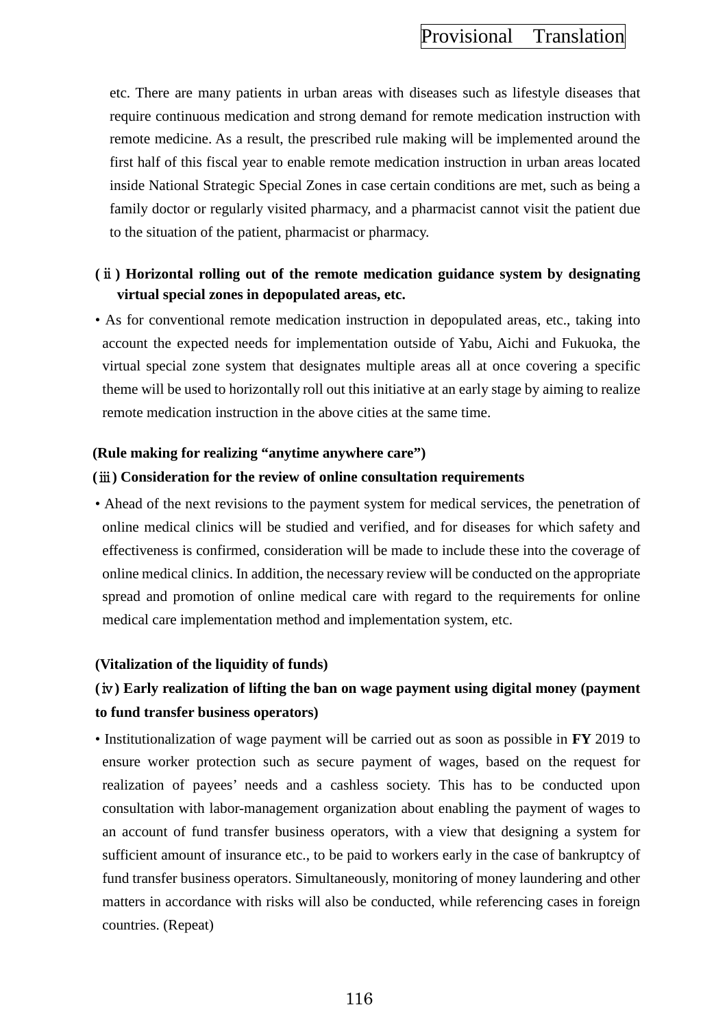etc. There are many patients in urban areas with diseases such as lifestyle diseases that require continuous medication and strong demand for remote medication instruction with remote medicine. As a result, the prescribed rule making will be implemented around the first half of this fiscal year to enable remote medication instruction in urban areas located inside National Strategic Special Zones in case certain conditions are met, such as being a family doctor or regularly visited pharmacy, and a pharmacist cannot visit the patient due to the situation of the patient, pharmacist or pharmacy.

**(ⅱ) Horizontal rolling out of the remote medication guidance system by designating virtual special zones in depopulated areas, etc.**

• As for conventional remote medication instruction in depopulated areas, etc., taking into account the expected needs for implementation outside of Yabu, Aichi and Fukuoka, the virtual special zone system that designates multiple areas all at once covering a specific theme will be used to horizontally roll out this initiative at an early stage by aiming to realize remote medication instruction in the above cities at the same time.

**(Rule making for realizing "anytime anywhere care")**

**(ⅲ) Consideration for the review of online consultation requirements**

• Ahead of the next revisions to the payment system for medical services, the penetration of online medical clinics will be studied and verified, and for diseases for which safety and effectiveness is confirmed, consideration will be made to include these into the coverage of online medical clinics. In addition, the necessary review will be conducted on the appropriate spread and promotion of online medical care with regard to the requirements for online medical care implementation method and implementation system, etc.

**(Vitalization of the liquidity of funds)**

**(ⅳ) Early realization of lifting the ban on wage payment using digital money (payment to fund transfer business operators)**

• Institutionalization of wage payment will be carried out as soon as possible in **FY** 2019 to ensure worker protection such as secure payment of wages, based on the request for realization of payees' needs and a cashless society. This has to be conducted upon consultation with labor-management organization about enabling the payment of wages to an account of fund transfer business operators, with a view that designing a system for sufficient amount of insurance etc., to be paid to workers early in the case of bankruptcy of fund transfer business operators. Simultaneously, monitoring of money laundering and other matters in accordance with risks will also be conducted, while referencing cases in foreign countries. (Repeat)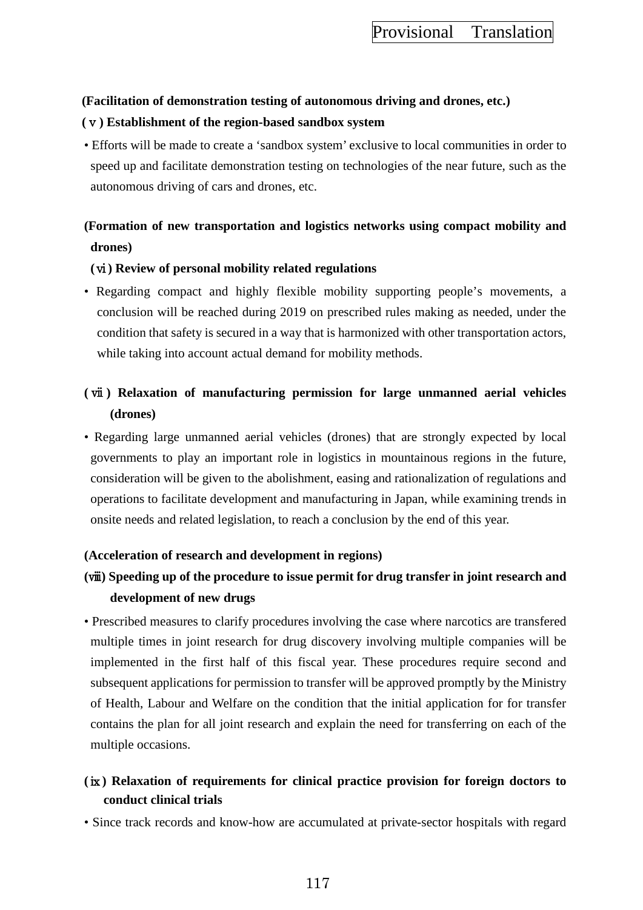**(Facilitation of demonstration testing of autonomous driving and drones, etc.)**

**(ⅴ) Establishment of the region-based sandbox system**

• Efforts will be made to create a ‘sandbox system’ exclusive to local communities in order to speed up and facilitate demonstration testing on technologies of the near future, such as the autonomous driving of cars and drones, etc.

**(Formation of new transportation and logistics networks using compact mobility and drones)**

**(ⅵ) Review of personal mobility related regulations**

• Regarding compact and highly flexible mobility supporting people’s movements, a conclusion will be reached during 2019 on prescribed rules making as needed, under the condition that safety is secured in a way that is harmonized with other transportation actors, while taking into account actual demand for mobility methods.

**(ⅶ) Relaxation of manufacturing permission for large unmanned aerial vehicles (drones)**

• Regarding large unmanned aerial vehicles (drones) that are strongly expected by local governments to play an important role in logistics in mountainous regions in the future, consideration will be given to the abolishment, easing and rationalization of regulations and operations to facilitate development and manufacturing in Japan, while examining trends in onsite needs and related legislation, to reach a conclusion by the end of this year.

**(Acceleration of research and development in regions)**

**(ⅷ) Speeding up of the procedure to issue permit for drug transfer in joint research and development of new drugs**

• Prescribed measures to clarify procedures involving the case where narcotics are transfered multiple times in joint research for drug discovery involving multiple companies will be implemented in the first half of this fiscal year. These procedures require second and subsequent applications for permission to transfer will be approved promptly by the Ministry of Health, Labour and Welfare on the condition that the initial application for for transfer contains the plan for all joint research and explain the need for transferring on each of the multiple occasions.

**(ⅸ) Relaxation of requirements for clinical practice provision for foreign doctors to conduct clinical trials**

• Since track records and know-how are accumulated at private-sector hospitals with regard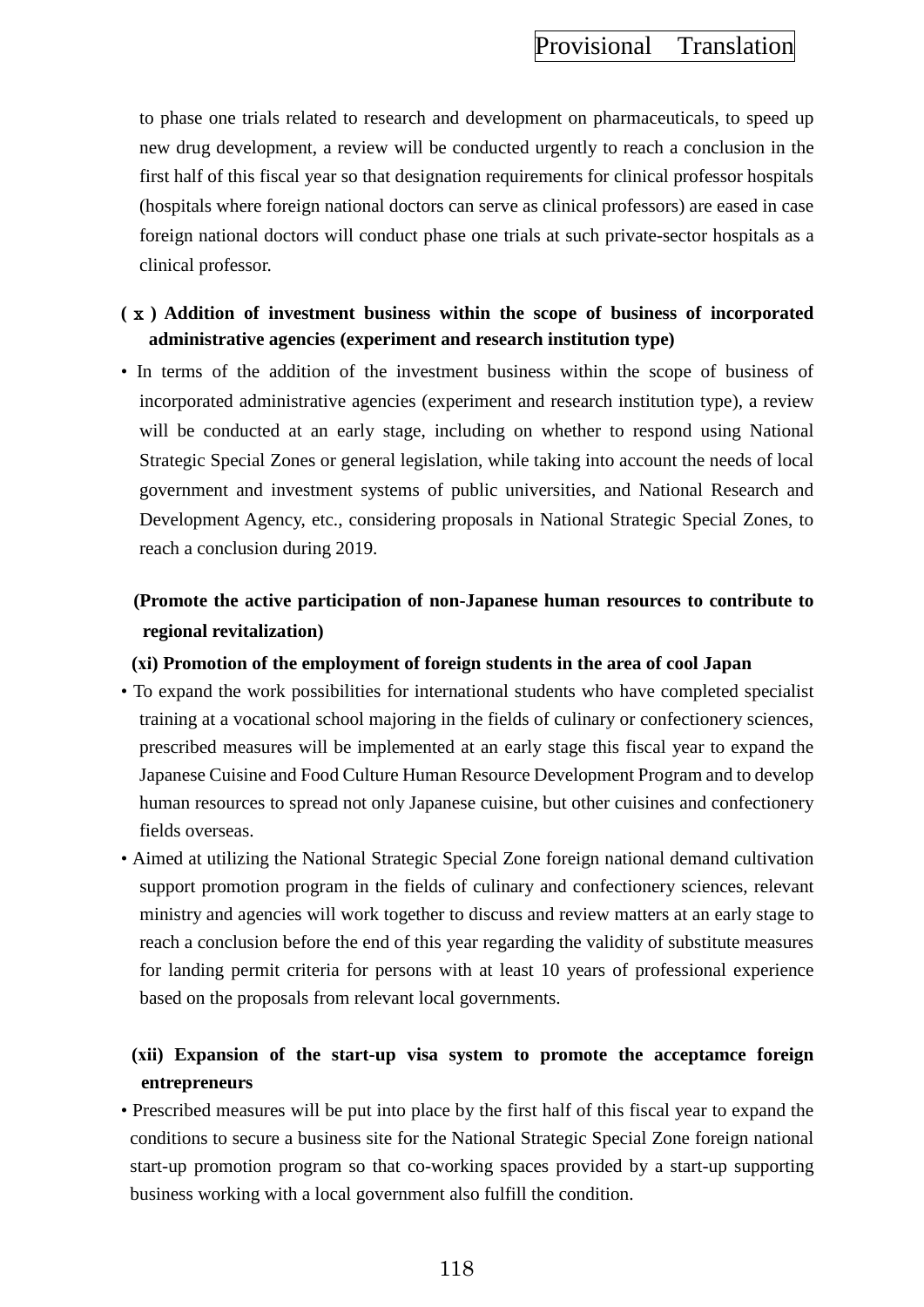to phase one trials related to research and development on pharmaceuticals, to speed up new drug development, a review will be conducted urgently to reach a conclusion in the first half of this fiscal year so that designation requirements for clinical professor hospitals (hospitals where foreign national doctors can serve as clinical professors) are eased in case foreign national doctors will conduct phase one trials at such private-sector hospitals as a clinical professor.

**( x ) Addition of investment business within the scope of business of incorporated administrative agencies (experiment and research institution type)**

- In terms of the addition of the investment business within the scope of business of incorporated administrative agencies (experiment and research institution type), a review will be conducted at an early stage, including on whether to respond using National Strategic Special Zones or general legislation, while taking into account the needs of local government and investment systems of public universities, and National Research and Development Agency, etc., considering proposals in National Strategic Special Zones, to reach a conclusion during 2019.

**(Promote the active participation of non-Japanese human resources to contribute to regional revitalization)**

**(xi) Promotion of the employment of foreign students in the area of cool Japan**

- To expand the work possibilities for international students who have completed specialist training at a vocational school majoring in the fields of culinary or confectionery sciences, prescribed measures will be implemented at an early stage this fiscal year to expand the Japanese Cuisine and Food Culture Human Resource Development Program and to develop human resources to spread not only Japanese cuisine, but other cuisines and confectionery fields overseas.
- Aimed at utilizing the National Strategic Special Zone foreign national demand cultivation support promotion program in the fields of culinary and confectionery sciences, relevant ministry and agencies will work together to discuss and review matters at an early stage to reach a conclusion before the end of this year regarding the validity of substitute measures for landing permit criteria for persons with at least 10 years of professional experience based on the proposals from relevant local governments.

**(xii) Expansion of the start-up visa system to promote the acceptamce foreign entrepreneurs**

- Prescribed measures will be put into place by the first half of this fiscal year to expand the conditions to secure a business site for the National Strategic Special Zone foreign national start-up promotion program so that co-working spaces provided by a start-up supporting business working with a local government also fulfill the condition.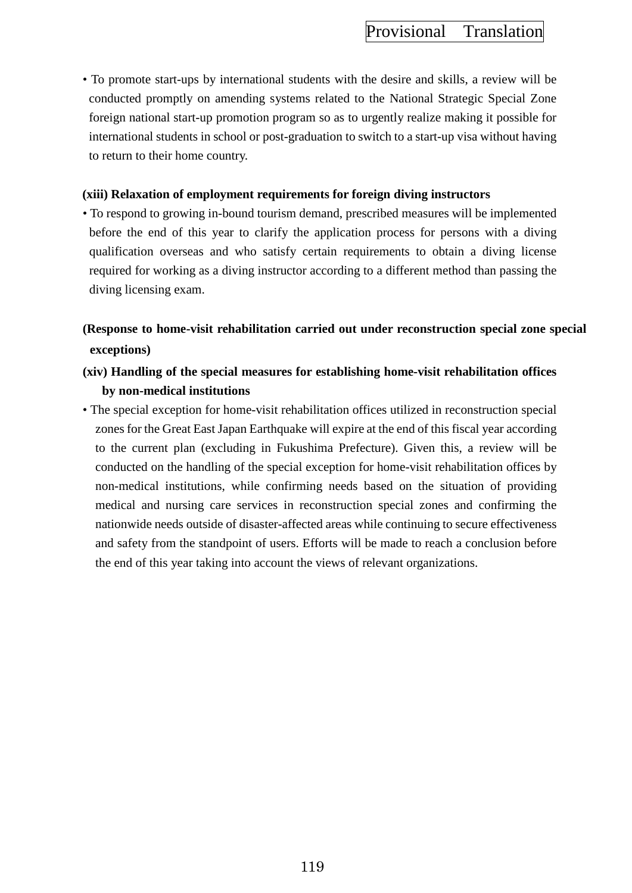• To promote start-ups by international students with the desire and skills, a review will be conducted promptly on amending systems related to the National Strategic Special Zone foreign national start-up promotion program so as to urgently realize making it possible for international students in school or post-graduation to switch to a start-up visa without having to return to their home country.

**(xiii) Relaxation of employment requirements for foreign diving instructors**

• To respond to growing in-bound tourism demand, prescribed measures will be implemented before the end of this year to clarify the application process for persons with a diving qualification overseas and who satisfy certain requirements to obtain a diving license required for working as a diving instructor according to a different method than passing the diving licensing exam.

**(Response to home-visit rehabilitation carried out under reconstruction special zone special exceptions)**

**(xiv) Handling of the special measures for establishing home-visit rehabilitation offices by non-medical institutions**

• The special exception for home-visit rehabilitation offices utilized in reconstruction special zones for the Great East Japan Earthquake will expire at the end of this fiscal year according to the current plan (excluding in Fukushima Prefecture). Given this, a review will be conducted on the handling of the special exception for home-visit rehabilitation offices by non-medical institutions, while confirming needs based on the situation of providing medical and nursing care services in reconstruction special zones and confirming the nationwide needs outside of disaster-affected areas while continuing to secure effectiveness and safety from the standpoint of users. Efforts will be made to reach a conclusion before the end of this year taking into account the views of relevant organizations.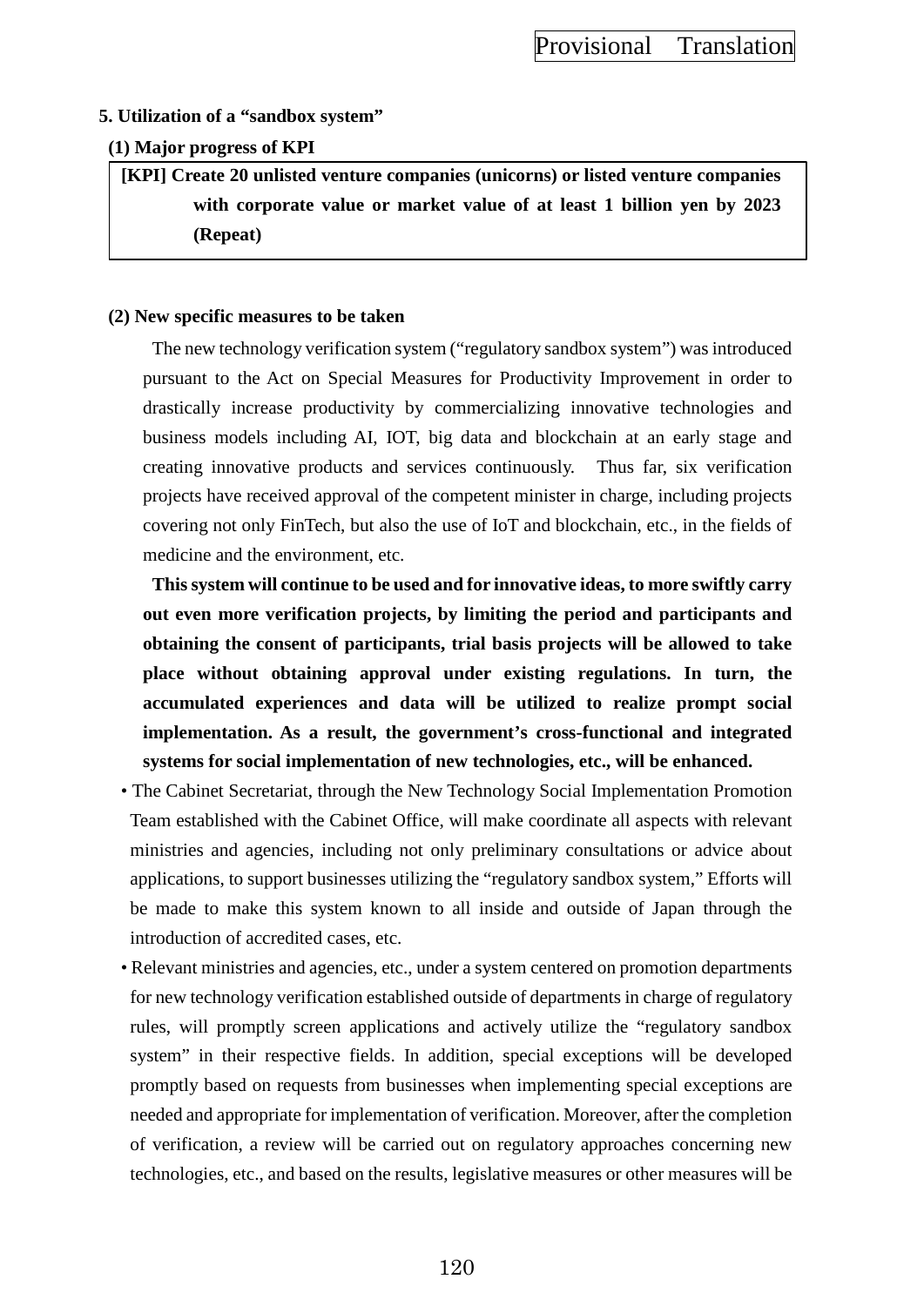### 5. Utilization of a "sandbox system"

#### (1) Major progress of KPI

**[KPI] Create 20 unlisted venture companies (unicorns) or listed venture companies with corporate value or market value of at least 1 billion yen by 2023 (Repeat)**

#### (2) New specific measures to be taken

The new technology verification system ("regulatory sandbox system") was introduced pursuant to the Act on Special Measures for Productivity Improvement in order to drastically increase productivity by commercializing innovative technologies and business models including AI, IOT, big data and blockchain at an early stage and creating innovative products and services continuously. Thus far, six verification projects have received approval of the competent minister in charge, including projects covering not only FinTech, but also the use of IoT and blockchain, etc., in the fields of medicine and the environment, etc.

**This system will continue to be used and for innovative ideas, to more swiftly carry out even more verification projects, by limiting the period and participants and obtaining the consent of participants, trial basis projects will be allowed to take place without obtaining approval under existing regulations. In turn, the accumulated experiences and data will be utilized to realize prompt social implementation. As a result, the government's cross-functional and integrated systems for social implementation of new technologies, etc., will be enhanced.**

- The Cabinet Secretariat, through the New Technology Social Implementation Promotion Team established with the Cabinet Office, will make coordinate all aspects with relevant ministries and agencies, including not only preliminary consultations or advice about applications, to support businesses utilizing the "regulatory sandbox system," Efforts will be made to make this system known to all inside and outside of Japan through the introduction of accredited cases, etc.
- Relevant ministries and agencies, etc., under a system centered on promotion departments for new technology verification established outside of departments in charge of regulatory rules, will promptly screen applications and actively utilize the "regulatory sandbox system" in their respective fields. In addition, special exceptions will be developed promptly based on requests from businesses when implementing special exceptions are needed and appropriate for implementation of verification. Moreover, after the completion of verification, a review will be carried out on regulatory approaches concerning new technologies, etc., and based on the results, legislative measures or other measures will be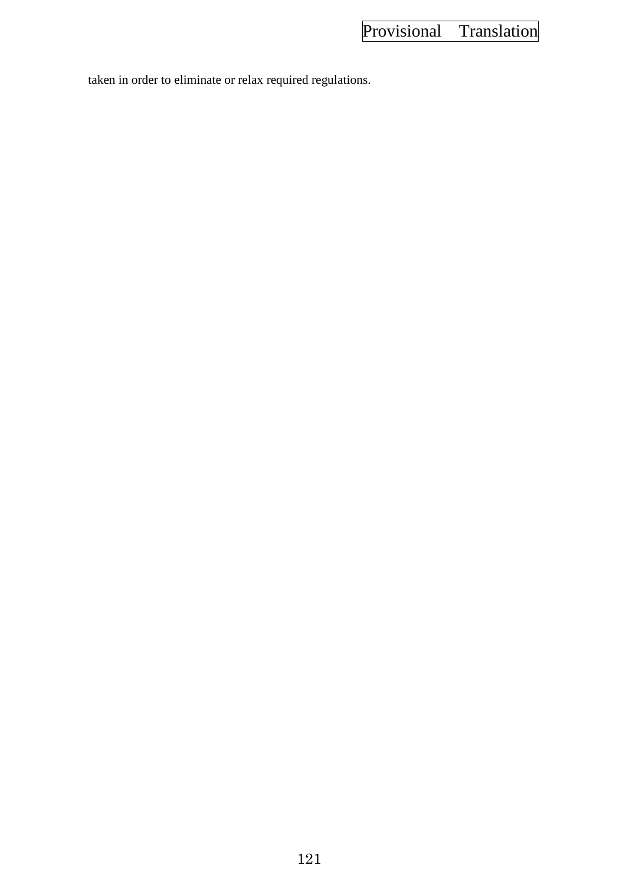taken in order to eliminate or relax required regulations.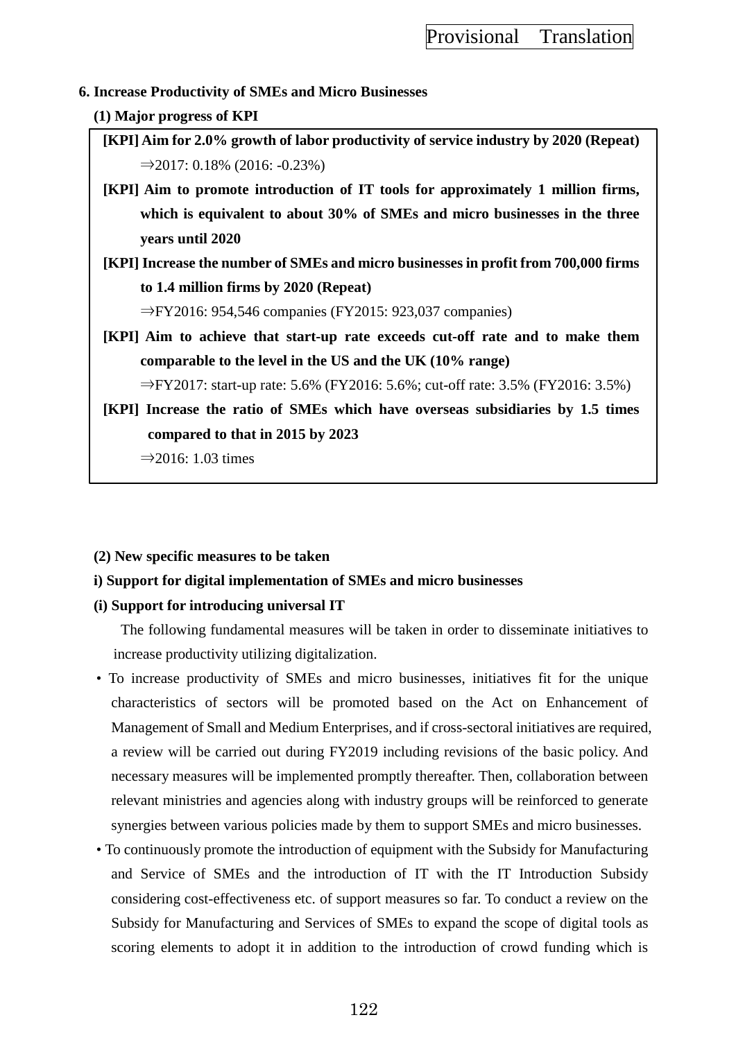## 6. Increase Productivity of SMEs and Micro Businesses

### (1) Major progress of KPI

**[KPI] Aim for 2.0% growth of labor productivity of service industry by 2020 (Repeat)**

⇒2017: 0.18% (2016: -0.23%)

**[KPI] Aim to promote introduction of IT tools for approximately 1 million firms, which is equivalent to about 30% of SMEs and micro businesses in the three years until 2020**

**[KPI] Increase the number of SMEs and micro businesses in profit from 700,000 firms to 1.4 million firms by 2020 (Repeat)**

⇒FY2016: 954,546 companies (FY2015: 923,037 companies)

**[KPI] Aim to achieve that start-up rate exceeds cut-off rate and to make them comparable to the level in the US and the UK (10% range)**

⇒FY2017: start-up rate: 5.6% (FY2016: 5.6%; cut-off rate: 3.5% (FY2016: 3.5%)

**[KPI] Increase the ratio of SMEs which have overseas subsidiaries by 1.5 times compared to that in 2015 by 2023**

⇒2016: 1.03 times

### (2) New specific measures to be taken

#### i) Support for digital implementation of SMEs and micro businesses

#### (i) Support for introducing universal IT

The following fundamental measures will be taken in order to disseminate initiatives to increase productivity utilizing digitalization.

- To increase productivity of SMEs and micro businesses, initiatives fit for the unique characteristics of sectors will be promoted based on the Act on Enhancement of Management of Small and Medium Enterprises, and if cross-sectoral initiatives are required, a review will be carried out during FY2019 including revisions of the basic policy. And necessary measures will be implemented promptly thereafter. Then, collaboration between relevant ministries and agencies along with industry groups will be reinforced to generate synergies between various policies made by them to support SMEs and micro businesses.
- To continuously promote the introduction of equipment with the Subsidy for Manufacturing and Service of SMEs and the introduction of IT with the IT Introduction Subsidy considering cost-effectiveness etc. of support measures so far. To conduct a review on the Subsidy for Manufacturing and Services of SMEs to expand the scope of digital tools as scoring elements to adopt it in addition to the introduction of crowd funding which is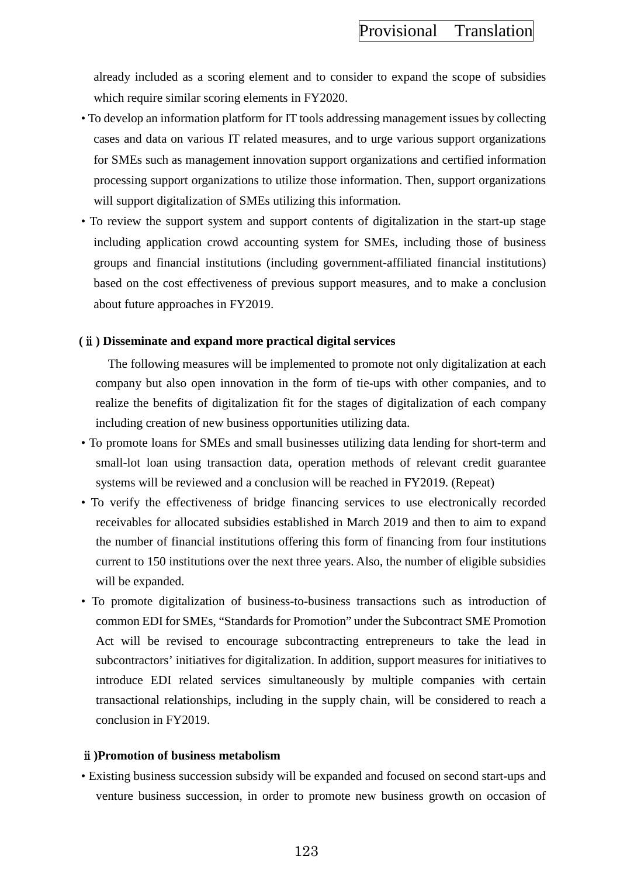already included as a scoring element and to consider to expand the scope of subsidies which require similar scoring elements in FY2020.

- To develop an information platform for IT tools addressing management issues by collecting cases and data on various IT related measures, and to urge various support organizations for SMEs such as management innovation support organizations and certified information processing support organizations to utilize those information. Then, support organizations will support digitalization of SMEs utilizing this information.
- To review the support system and support contents of digitalization in the start-up stage including application crowd accounting system for SMEs, including those of business groups and financial institutions (including government-affiliated financial institutions) based on the cost effectiveness of previous support measures, and to make a conclusion about future approaches in FY2019.

**(ⅱ) Disseminate and expand more practical digital services**

The following measures will be implemented to promote not only digitalization at each company but also open innovation in the form of tie-ups with other companies, and to realize the benefits of digitalization fit for the stages of digitalization of each company including creation of new business opportunities utilizing data.

- To promote loans for SMEs and small businesses utilizing data lending for short-term and small-lot loan using transaction data, operation methods of relevant credit guarantee systems will be reviewed and a conclusion will be reached in FY2019. (Repeat)
- To verify the effectiveness of bridge financing services to use electronically recorded receivables for allocated subsidies established in March 2019 and then to aim to expand the number of financial institutions offering this form of financing from four institutions current to 150 institutions over the next three years. Also, the number of eligible subsidies will be expanded.
- To promote digitalization of business-to-business transactions such as introduction of common EDI for SMEs, "Standards for Promotion" under the Subcontract SME Promotion Act will be revised to encourage subcontracting entrepreneurs to take the lead in subcontractors' initiatives for digitalization. In addition, support measures for initiatives to introduce EDI related services simultaneously by multiple companies with certain transactional relationships, including in the supply chain, will be considered to reach a conclusion in FY2019.

**ⅱ)Promotion of business metabolism**

- Existing business succession subsidy will be expanded and focused on second start-ups and venture business succession, in order to promote new business growth on occasion of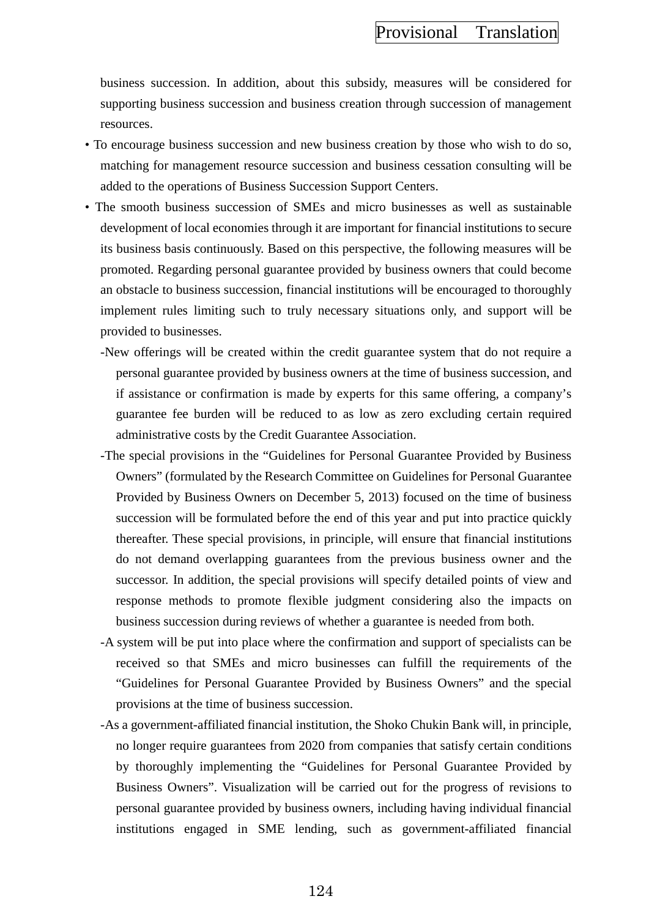business succession. In addition, about this subsidy, measures will be considered for supporting business succession and business creation through succession of management resources.

- To encourage business succession and new business creation by those who wish to do so, matching for management resource succession and business cessation consulting will be added to the operations of Business Succession Support Centers.
- The smooth business succession of SMEs and micro businesses as well as sustainable development of local economies through it are important for financial institutions to secure its business basis continuously. Based on this perspective, the following measures will be promoted. Regarding personal guarantee provided by business owners that could become an obstacle to business succession, financial institutions will be encouraged to thoroughly implement rules limiting such to truly necessary situations only, and support will be provided to businesses.
  - New offerings will be created within the credit guarantee system that do not require a personal guarantee provided by business owners at the time of business succession, and if assistance or confirmation is made by experts for this same offering, a company's guarantee fee burden will be reduced to as low as zero excluding certain required administrative costs by the Credit Guarantee Association.
  - The special provisions in the "Guidelines for Personal Guarantee Provided by Business Owners" (formulated by the Research Committee on Guidelines for Personal Guarantee Provided by Business Owners on December 5, 2013) focused on the time of business succession will be formulated before the end of this year and put into practice quickly thereafter. These special provisions, in principle, will ensure that financial institutions do not demand overlapping guarantees from the previous business owner and the successor. In addition, the special provisions will specify detailed points of view and response methods to promote flexible judgment considering also the impacts on business succession during reviews of whether a guarantee is needed from both.
  - A system will be put into place where the confirmation and support of specialists can be received so that SMEs and micro businesses can fulfill the requirements of the "Guidelines for Personal Guarantee Provided by Business Owners" and the special provisions at the time of business succession.
  - As a government-affiliated financial institution, the Shoko Chukin Bank will, in principle, no longer require guarantees from 2020 from companies that satisfy certain conditions by thoroughly implementing the "Guidelines for Personal Guarantee Provided by Business Owners". Visualization will be carried out for the progress of revisions to personal guarantee provided by business owners, including having individual financial institutions engaged in SME lending, such as government-affiliated financial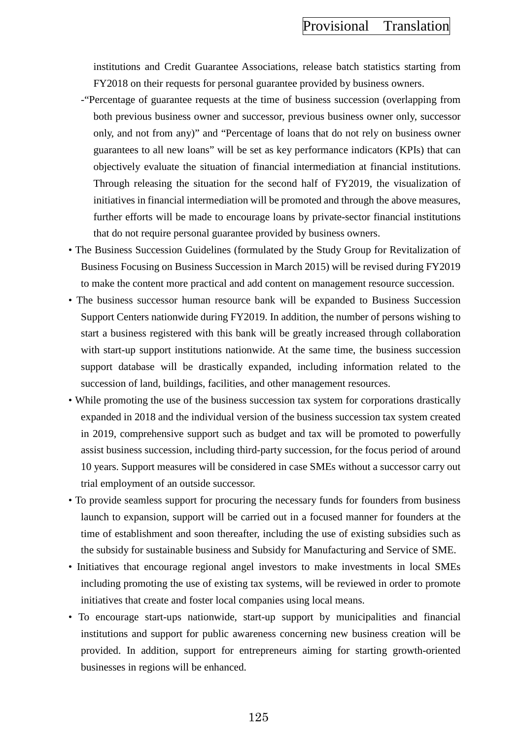institutions and Credit Guarantee Associations, release batch statistics starting from FY2018 on their requests for personal guarantee provided by business owners.

-"Percentage of guarantee requests at the time of business succession (overlapping from both previous business owner and successor, previous business owner only, successor only, and not from any)" and "Percentage of loans that do not rely on business owner guarantees to all new loans" will be set as key performance indicators (KPIs) that can objectively evaluate the situation of financial intermediation at financial institutions. Through releasing the situation for the second half of FY2019, the visualization of initiatives in financial intermediation will be promoted and through the above measures, further efforts will be made to encourage loans by private-sector financial institutions that do not require personal guarantee provided by business owners.

- The Business Succession Guidelines (formulated by the Study Group for Revitalization of Business Focusing on Business Succession in March 2015) will be revised during FY2019 to make the content more practical and add content on management resource succession.
- The business successor human resource bank will be expanded to Business Succession Support Centers nationwide during FY2019. In addition, the number of persons wishing to start a business registered with this bank will be greatly increased through collaboration with start-up support institutions nationwide. At the same time, the business succession support database will be drastically expanded, including information related to the succession of land, buildings, facilities, and other management resources.
- While promoting the use of the business succession tax system for corporations drastically expanded in 2018 and the individual version of the business succession tax system created in 2019, comprehensive support such as budget and tax will be promoted to powerfully assist business succession, including third-party succession, for the focus period of around 10 years. Support measures will be considered in case SMEs without a successor carry out trial employment of an outside successor.
- To provide seamless support for procuring the necessary funds for founders from business launch to expansion, support will be carried out in a focused manner for founders at the time of establishment and soon thereafter, including the use of existing subsidies such as the subsidy for sustainable business and Subsidy for Manufacturing and Service of SME.
- Initiatives that encourage regional angel investors to make investments in local SMEs including promoting the use of existing tax systems, will be reviewed in order to promote initiatives that create and foster local companies using local means.
- To encourage start-ups nationwide, start-up support by municipalities and financial institutions and support for public awareness concerning new business creation will be provided. In addition, support for entrepreneurs aiming for starting growth-oriented businesses in regions will be enhanced.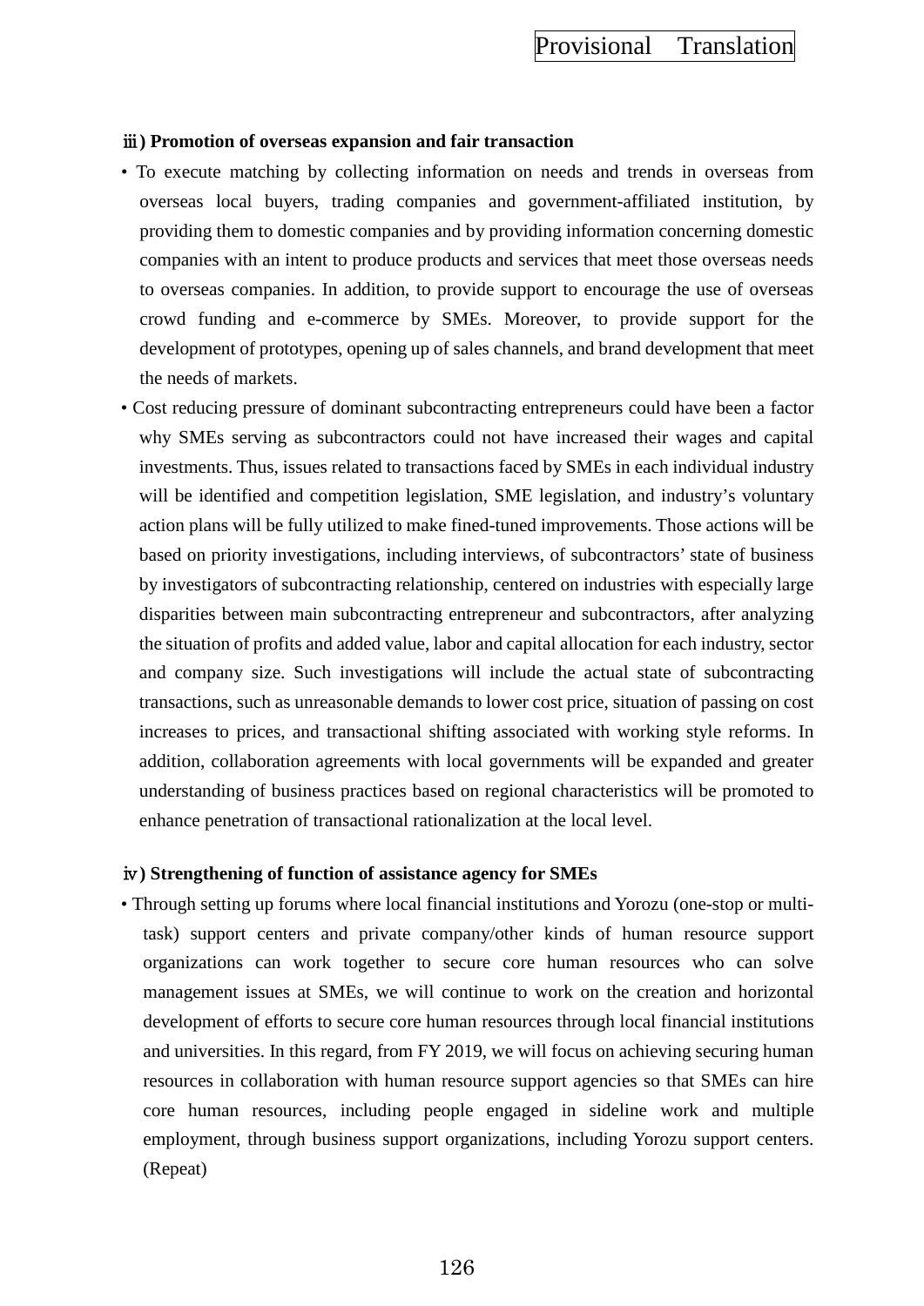**ⅲ) Promotion of overseas expansion and fair transaction**

- To execute matching by collecting information on needs and trends in overseas from overseas local buyers, trading companies and government-affiliated institution, by providing them to domestic companies and by providing information concerning domestic companies with an intent to produce products and services that meet those overseas needs to overseas companies. In addition, to provide support to encourage the use of overseas crowd funding and e-commerce by SMEs. Moreover, to provide support for the development of prototypes, opening up of sales channels, and brand development that meet the needs of markets.
- Cost reducing pressure of dominant subcontracting entrepreneurs could have been a factor why SMEs serving as subcontractors could not have increased their wages and capital investments. Thus, issues related to transactions faced by SMEs in each individual industry will be identified and competition legislation, SME legislation, and industry's voluntary action plans will be fully utilized to make fined-tuned improvements. Those actions will be based on priority investigations, including interviews, of subcontractors' state of business by investigators of subcontracting relationship, centered on industries with especially large disparities between main subcontracting entrepreneur and subcontractors, after analyzing the situation of profits and added value, labor and capital allocation for each industry, sector and company size. Such investigations will include the actual state of subcontracting transactions, such as unreasonable demands to lower cost price, situation of passing on cost increases to prices, and transactional shifting associated with working style reforms. In addition, collaboration agreements with local governments will be expanded and greater understanding of business practices based on regional characteristics will be promoted to enhance penetration of transactional rationalization at the local level.

**ⅳ) Strengthening of function of assistance agency for SMEs**

- Through setting up forums where local financial institutions and Yorozu (one-stop or multi-task) support centers and private company/other kinds of human resource support organizations can work together to secure core human resources who can solve management issues at SMEs, we will continue to work on the creation and horizontal development of efforts to secure core human resources through local financial institutions and universities. In this regard, from FY 2019, we will focus on achieving securing human resources in collaboration with human resource support agencies so that SMEs can hire core human resources, including people engaged in sideline work and multiple employment, through business support organizations, including Yorozu support centers. (Repeat)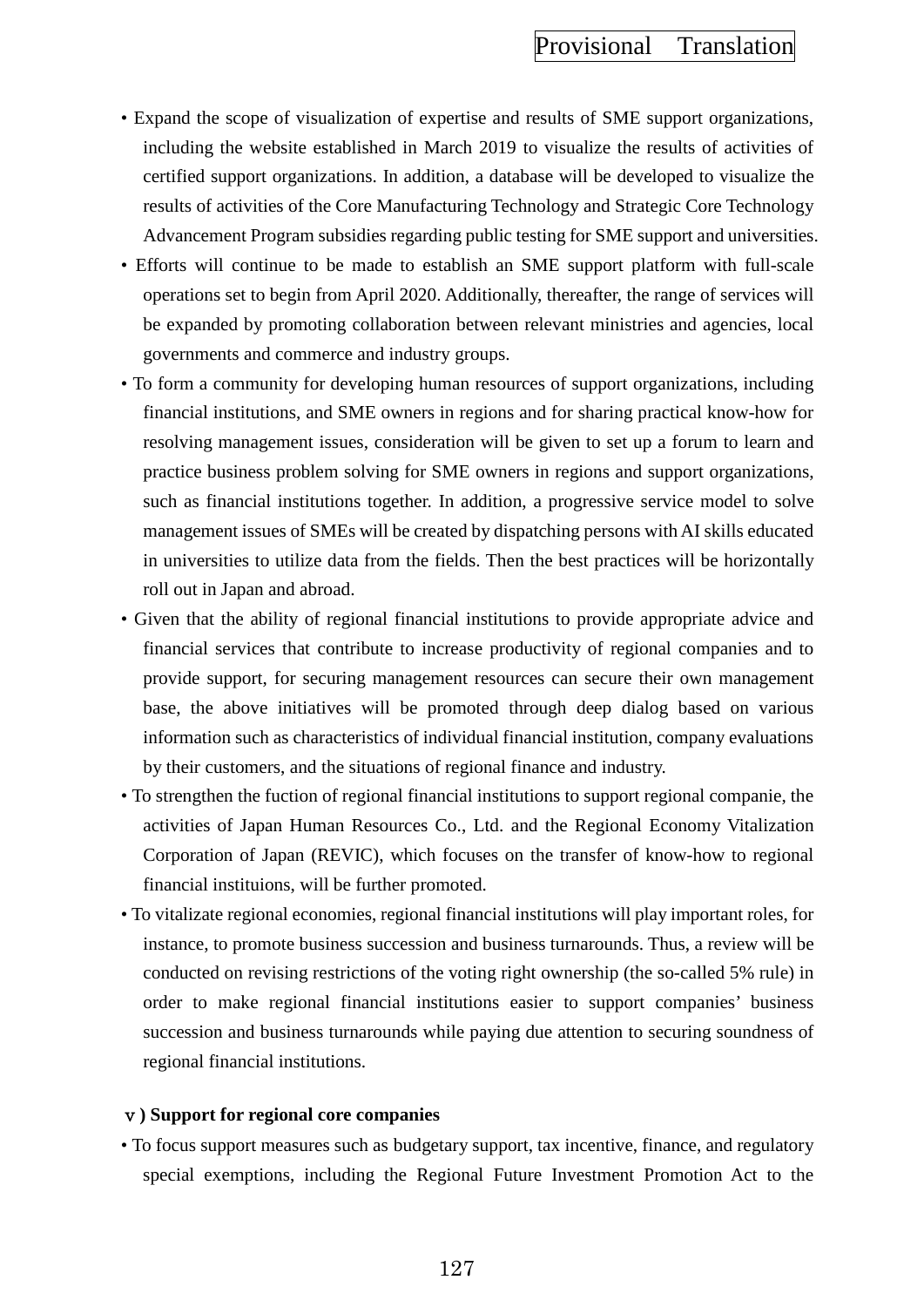- Expand the scope of visualization of expertise and results of SME support organizations, including the website established in March 2019 to visualize the results of activities of certified support organizations. In addition, a database will be developed to visualize the results of activities of the Core Manufacturing Technology and Strategic Core Technology Advancement Program subsidies regarding public testing for SME support and universities.
- Efforts will continue to be made to establish an SME support platform with full-scale operations set to begin from April 2020. Additionally, thereafter, the range of services will be expanded by promoting collaboration between relevant ministries and agencies, local governments and commerce and industry groups.
- To form a community for developing human resources of support organizations, including financial institutions, and SME owners in regions and for sharing practical know-how for resolving management issues, consideration will be given to set up a forum to learn and practice business problem solving for SME owners in regions and support organizations, such as financial institutions together. In addition, a progressive service model to solve management issues of SMEs will be created by dispatching persons with AI skills educated in universities to utilize data from the fields. Then the best practices will be horizontally roll out in Japan and abroad.
- Given that the ability of regional financial institutions to provide appropriate advice and financial services that contribute to increase productivity of regional companies and to provide support, for securing management resources can secure their own management base, the above initiatives will be promoted through deep dialog based on various information such as characteristics of individual financial institution, company evaluations by their customers, and the situations of regional finance and industry.
- To strengthen the fuction of regional financial institutions to support regional companie, the activities of Japan Human Resources Co., Ltd. and the Regional Economy Vitalization Corporation of Japan (REVIC), which focuses on the transfer of know-how to regional financial instituions, will be further promoted.
- To vitalizate regional economies, regional financial institutions will play important roles, for instance, to promote business succession and business turnarounds. Thus, a review will be conducted on revising restrictions of the voting right ownership (the so-called 5% rule) in order to make regional financial institutions easier to support companies' business succession and business turnarounds while paying due attention to securing soundness of regional financial institutions.

**ｖ) Support for regional core companies**

- To focus support measures such as budgetary support, tax incentive, finance, and regulatory special exemptions, including the Regional Future Investment Promotion Act to the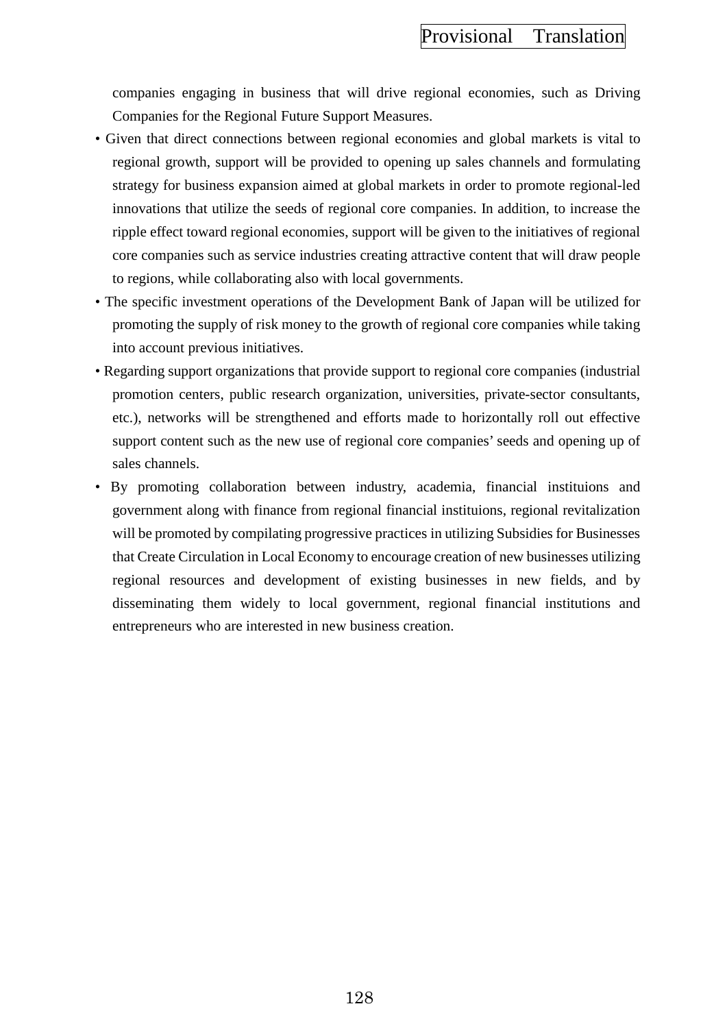companies engaging in business that will drive regional economies, such as Driving Companies for the Regional Future Support Measures.

- Given that direct connections between regional economies and global markets is vital to regional growth, support will be provided to opening up sales channels and formulating strategy for business expansion aimed at global markets in order to promote regional-led innovations that utilize the seeds of regional core companies. In addition, to increase the ripple effect toward regional economies, support will be given to the initiatives of regional core companies such as service industries creating attractive content that will draw people to regions, while collaborating also with local governments.
- The specific investment operations of the Development Bank of Japan will be utilized for promoting the supply of risk money to the growth of regional core companies while taking into account previous initiatives.
- Regarding support organizations that provide support to regional core companies (industrial promotion centers, public research organization, universities, private-sector consultants, etc.), networks will be strengthened and efforts made to horizontally roll out effective support content such as the new use of regional core companies' seeds and opening up of sales channels.
- By promoting collaboration between industry, academia, financial instituions and government along with finance from regional financial instituions, regional revitalization will be promoted by compilating progressive practices in utilizing Subsidies for Businesses that Create Circulation in Local Economy to encourage creation of new businesses utilizing regional resources and development of existing businesses in new fields, and by disseminating them widely to local government, regional financial institutions and entrepreneurs who are interested in new business creation.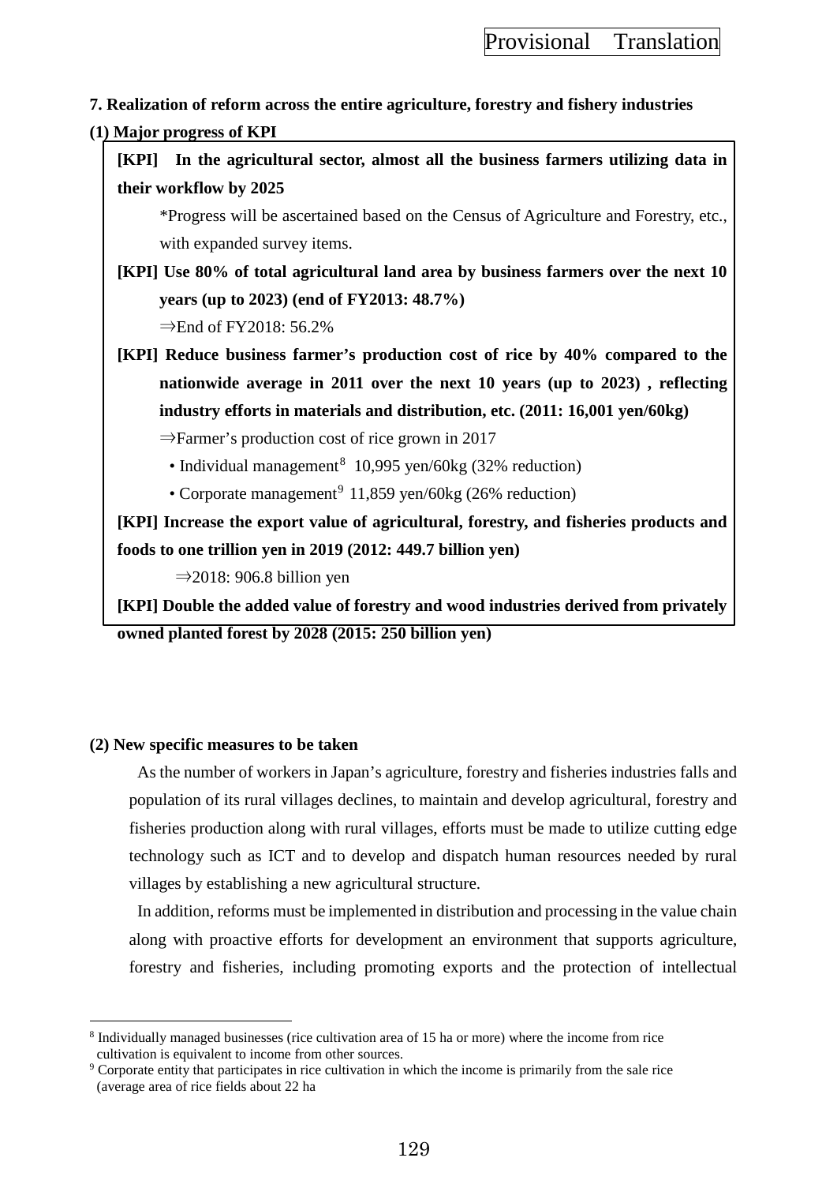**7. Realization of reform across the entire agriculture, forestry and fishery industries**

**(1) Major progress of KPI**

**[KPI] In the agricultural sector, almost all the business farmers utilizing data in their workflow by 2025**

*Progress will be ascertained based on the Census of Agriculture and Forestry, etc., with expanded survey items.

**[KPI] Use 80% of total agricultural land area by business farmers over the next 10 years (up to 2023) (end of FY2013: 48.7%)**

⇒End of FY2018: 56.2%

**[KPI] Reduce business farmer's production cost of rice by 40% compared to the nationwide average in 2011 over the next 10 years (up to 2023) , reflecting industry efforts in materials and distribution, etc. (2011: 16,001 yen/60kg)**

⇒Farmer's production cost of rice grown in 2017

- Individual management[8] 10,995 yen/60kg (32% reduction)
- Corporate management[9] 11,859 yen/60kg (26% reduction)

**[KPI] Increase the export value of agricultural, forestry, and fisheries products and foods to one trillion yen in 2019 (2012: 449.7 billion yen)**

⇒2018: 906.8 billion yen

**[KPI] Double the added value of forestry and wood industries derived from privately owned planted forest by 2028 (2015: 250 billion yen)**

**(2) New specific measures to be taken**

As the number of workers in Japan's agriculture, forestry and fisheries industries falls and population of its rural villages declines, to maintain and develop agricultural, forestry and fisheries production along with rural villages, efforts must be made to utilize cutting edge technology such as ICT and to develop and dispatch human resources needed by rural villages by establishing a new agricultural structure.

In addition, reforms must be implemented in distribution and processing in the value chain along with proactive efforts for development an environment that supports agriculture, forestry and fisheries, including promoting exports and the protection of intellectual

---

[8] Individually managed businesses (rice cultivation area of 15 ha or more) where the income from rice cultivation is equivalent to income from other sources.

[9] Corporate entity that participates in rice cultivation in which the income is primarily from the sale rice (average area of rice fields about 22 ha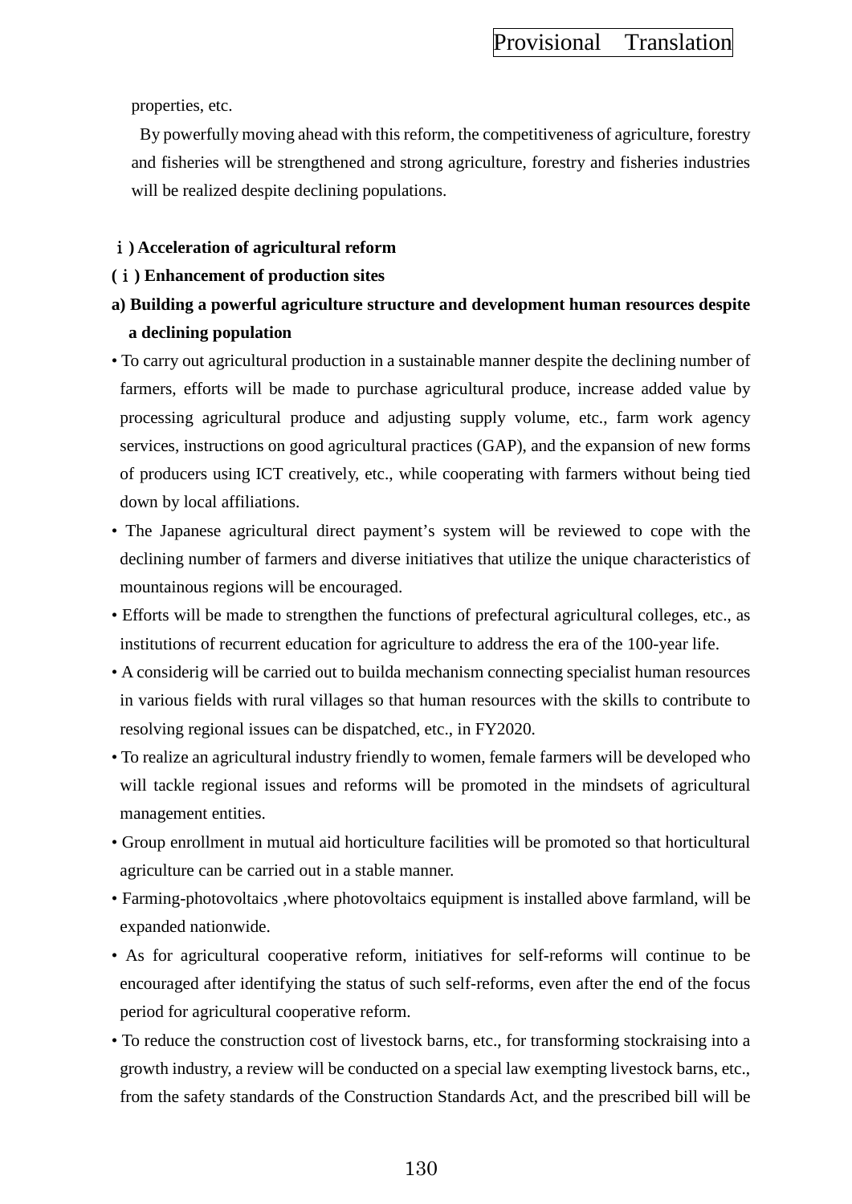properties, etc.

By powerfully moving ahead with this reform, the competitiveness of agriculture, forestry and fisheries will be strengthened and strong agriculture, forestry and fisheries industries will be realized despite declining populations.

**ⅰ) Acceleration of agricultural reform**

**(ⅰ) Enhancement of production sites**

**a) Building a powerful agriculture structure and development human resources despite a declining population**

- To carry out agricultural production in a sustainable manner despite the declining number of farmers, efforts will be made to purchase agricultural produce, increase added value by processing agricultural produce and adjusting supply volume, etc., farm work agency services, instructions on good agricultural practices (GAP), and the expansion of new forms of producers using ICT creatively, etc., while cooperating with farmers without being tied down by local affiliations.
- The Japanese agricultural direct payment's system will be reviewed to cope with the declining number of farmers and diverse initiatives that utilize the unique characteristics of mountainous regions will be encouraged.
- Efforts will be made to strengthen the functions of prefectural agricultural colleges, etc., as institutions of recurrent education for agriculture to address the era of the 100-year life.
- A considerig will be carried out to builda mechanism connecting specialist human resources in various fields with rural villages so that human resources with the skills to contribute to resolving regional issues can be dispatched, etc., in FY2020.
- To realize an agricultural industry friendly to women, female farmers will be developed who will tackle regional issues and reforms will be promoted in the mindsets of agricultural management entities.
- Group enrollment in mutual aid horticulture facilities will be promoted so that horticultural agriculture can be carried out in a stable manner.
- Farming-photovoltaics ,where photovoltaics equipment is installed above farmland, will be expanded nationwide.
- As for agricultural cooperative reform, initiatives for self-reforms will continue to be encouraged after identifying the status of such self-reforms, even after the end of the focus period for agricultural cooperative reform.
- To reduce the construction cost of livestock barns, etc., for transforming stockraising into a growth industry, a review will be conducted on a special law exempting livestock barns, etc., from the safety standards of the Construction Standards Act, and the prescribed bill will be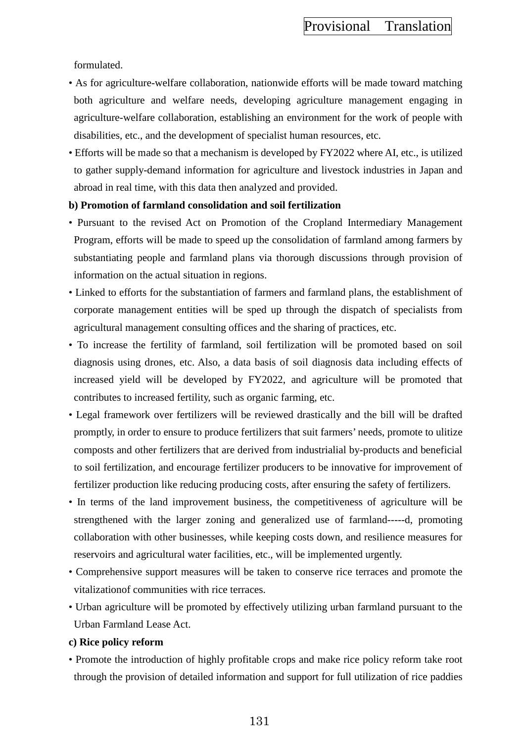formulated.

- As for agriculture-welfare collaboration, nationwide efforts will be made toward matching both agriculture and welfare needs, developing agriculture management engaging in agriculture-welfare collaboration, establishing an environment for the work of people with disabilities, etc., and the development of specialist human resources, etc.
- Efforts will be made so that a mechanism is developed by FY2022 where AI, etc., is utilized to gather supply-demand information for agriculture and livestock industries in Japan and abroad in real time, with this data then analyzed and provided.

**b) Promotion of farmland consolidation and soil fertilization**

- Pursuant to the revised Act on Promotion of the Cropland Intermediary Management Program, efforts will be made to speed up the consolidation of farmland among farmers by substantiating people and farmland plans via thorough discussions through provision of information on the actual situation in regions.
- Linked to efforts for the substantiation of farmers and farmland plans, the establishment of corporate management entities will be sped up through the dispatch of specialists from agricultural management consulting offices and the sharing of practices, etc.
- To increase the fertility of farmland, soil fertilization will be promoted based on soil diagnosis using drones, etc. Also, a data basis of soil diagnosis data including effects of increased yield will be developed by FY2022, and agriculture will be promoted that contributes to increased fertility, such as organic farming, etc.
- Legal framework over fertilizers will be reviewed drastically and the bill will be drafted promptly, in order to ensure to produce fertilizers that suit farmers' needs, promote to ulitize composts and other fertilizers that are derived from industrialial by-products and beneficial to soil fertilization, and encourage fertilizer producers to be innovative for improvement of fertilizer production like reducing producing costs, after ensuring the safety of fertilizers.
- In terms of the land improvement business, the competitiveness of agriculture will be strengthened with the larger zoning and generalized use of farmland-----d, promoting collaboration with other businesses, while keeping costs down, and resilience measures for reservoirs and agricultural water facilities, etc., will be implemented urgently.
- Comprehensive support measures will be taken to conserve rice terraces and promote the vitalizationof communities with rice terraces.
- Urban agriculture will be promoted by effectively utilizing urban farmland pursuant to the Urban Farmland Lease Act.

**c) Rice policy reform**

- Promote the introduction of highly profitable crops and make rice policy reform take root through the provision of detailed information and support for full utilization of rice paddies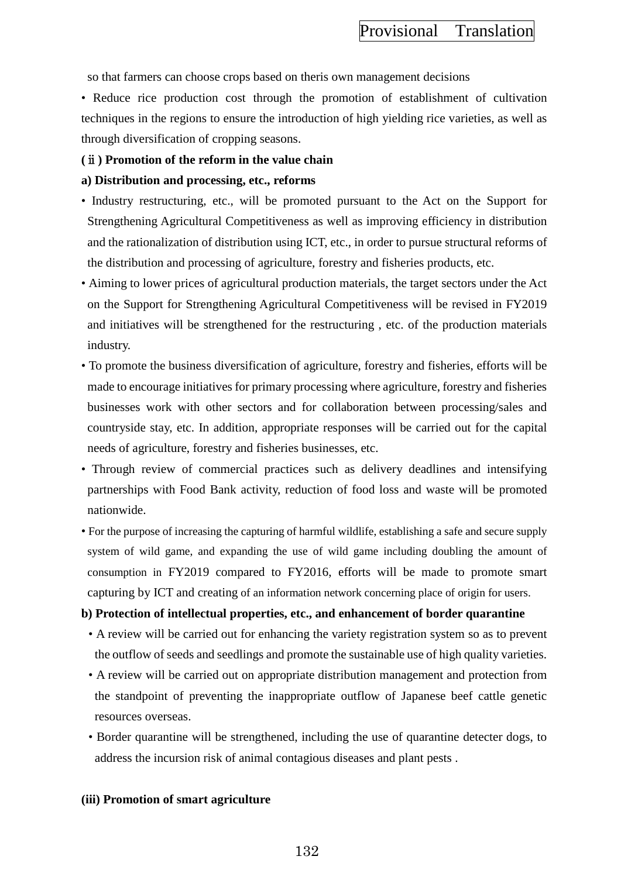so that farmers can choose crops based on theris own management decisions

• Reduce rice production cost through the promotion of establishment of cultivation techniques in the regions to ensure the introduction of high yielding rice varieties, as well as through diversification of cropping seasons.

**(ⅱ) Promotion of the reform in the value chain**

**a) Distribution and processing, etc., reforms**

• Industry restructuring, etc., will be promoted pursuant to the Act on the Support for Strengthening Agricultural Competitiveness as well as improving efficiency in distribution and the rationalization of distribution using ICT, etc., in order to pursue structural reforms of the distribution and processing of agriculture, forestry and fisheries products, etc.

• Aiming to lower prices of agricultural production materials, the target sectors under the Act on the Support for Strengthening Agricultural Competitiveness will be revised in FY2019 and initiatives will be strengthened for the restructuring , etc. of the production materials industry.

• To promote the business diversification of agriculture, forestry and fisheries, efforts will be made to encourage initiatives for primary processing where agriculture, forestry and fisheries businesses work with other sectors and for collaboration between processing/sales and countryside stay, etc. In addition, appropriate responses will be carried out for the capital needs of agriculture, forestry and fisheries businesses, etc.

• Through review of commercial practices such as delivery deadlines and intensifying partnerships with Food Bank activity, reduction of food loss and waste will be promoted nationwide.

• For the purpose of increasing the capturing of harmful wildlife, establishing a safe and secure supply system of wild game, and expanding the use of wild game including doubling the amount of consumption in FY2019 compared to FY2016, efforts will be made to promote smart capturing by ICT and creating of an information network concerning place of origin for users.

**b) Protection of intellectual properties, etc., and enhancement of border quarantine**

• A review will be carried out for enhancing the variety registration system so as to prevent the outflow of seeds and seedlings and promote the sustainable use of high quality varieties.

• A review will be carried out on appropriate distribution management and protection from the standpoint of preventing the inappropriate outflow of Japanese beef cattle genetic resources overseas.

• Border quarantine will be strengthened, including the use of quarantine detecter dogs, to address the incursion risk of animal contagious diseases and plant pests .

**(iii) Promotion of smart agriculture**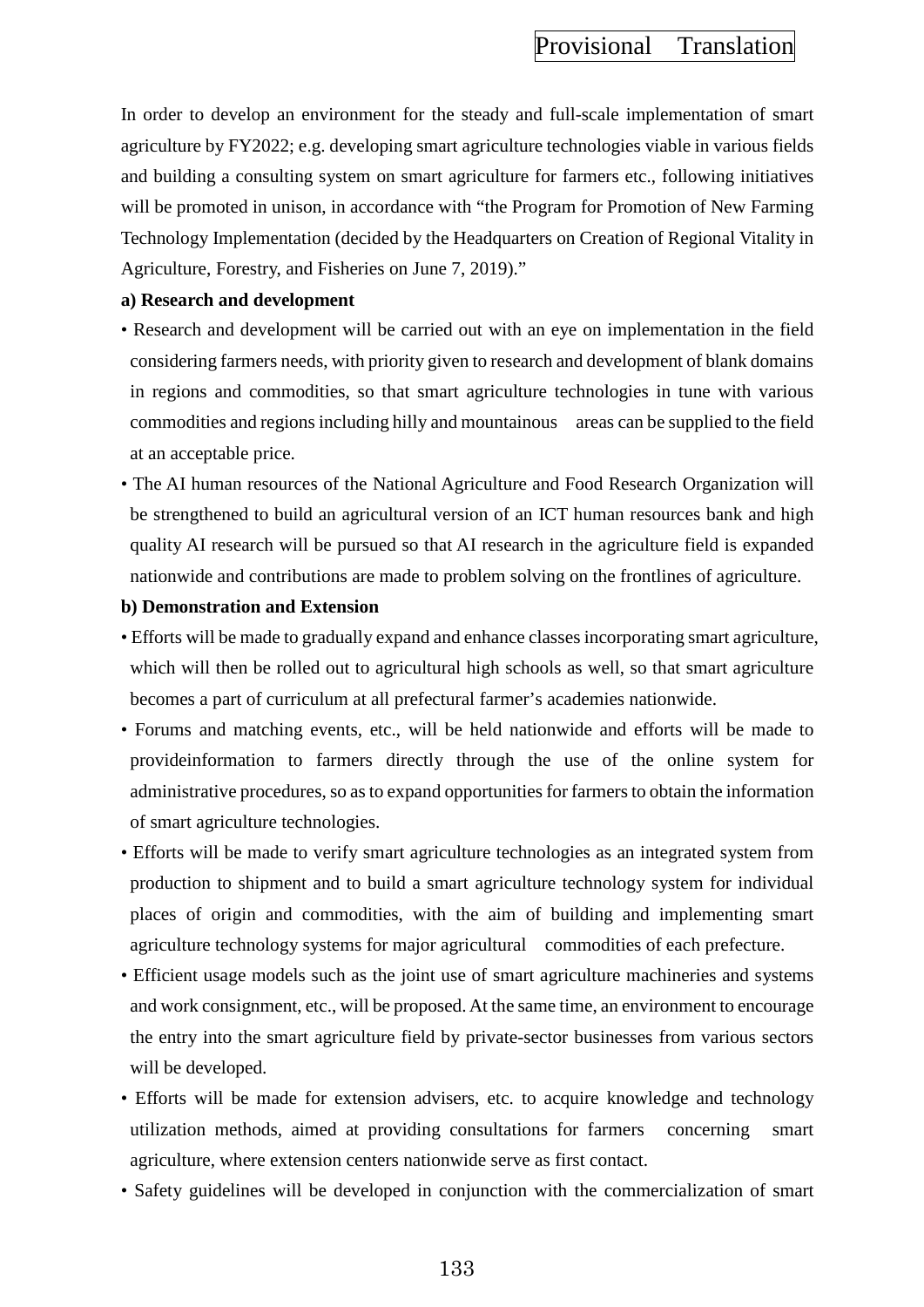In order to develop an environment for the steady and full-scale implementation of smart agriculture by FY2022; e.g. developing smart agriculture technologies viable in various fields and building a consulting system on smart agriculture for farmers etc., following initiatives will be promoted in unison, in accordance with "the Program for Promotion of New Farming Technology Implementation (decided by the Headquarters on Creation of Regional Vitality in Agriculture, Forestry, and Fisheries on June 7, 2019)."

**a) Research and development**

- Research and development will be carried out with an eye on implementation in the field considering farmers needs, with priority given to research and development of blank domains in regions and commodities, so that smart agriculture technologies in tune with various commodities and regions including hilly and mountainous areas can be supplied to the field at an acceptable price.
- The AI human resources of the National Agriculture and Food Research Organization will be strengthened to build an agricultural version of an ICT human resources bank and high quality AI research will be pursued so that AI research in the agriculture field is expanded nationwide and contributions are made to problem solving on the frontlines of agriculture.

**b) Demonstration and Extension**

- Efforts will be made to gradually expand and enhance classes incorporating smart agriculture, which will then be rolled out to agricultural high schools as well, so that smart agriculture becomes a part of curriculum at all prefectural farmer's academies nationwide.
- Forums and matching events, etc., will be held nationwide and efforts will be made to provideinformation to farmers directly through the use of the online system for administrative procedures, so as to expand opportunities for farmers to obtain the information of smart agriculture technologies.
- Efforts will be made to verify smart agriculture technologies as an integrated system from production to shipment and to build a smart agriculture technology system for individual places of origin and commodities, with the aim of building and implementing smart agriculture technology systems for major agricultural commodities of each prefecture.
- Efficient usage models such as the joint use of smart agriculture machineries and systems and work consignment, etc., will be proposed. At the same time, an environment to encourage the entry into the smart agriculture field by private-sector businesses from various sectors will be developed.
- Efforts will be made for extension advisers, etc. to acquire knowledge and technology utilization methods, aimed at providing consultations for farmers concerning smart agriculture, where extension centers nationwide serve as first contact.
- Safety guidelines will be developed in conjunction with the commercialization of smart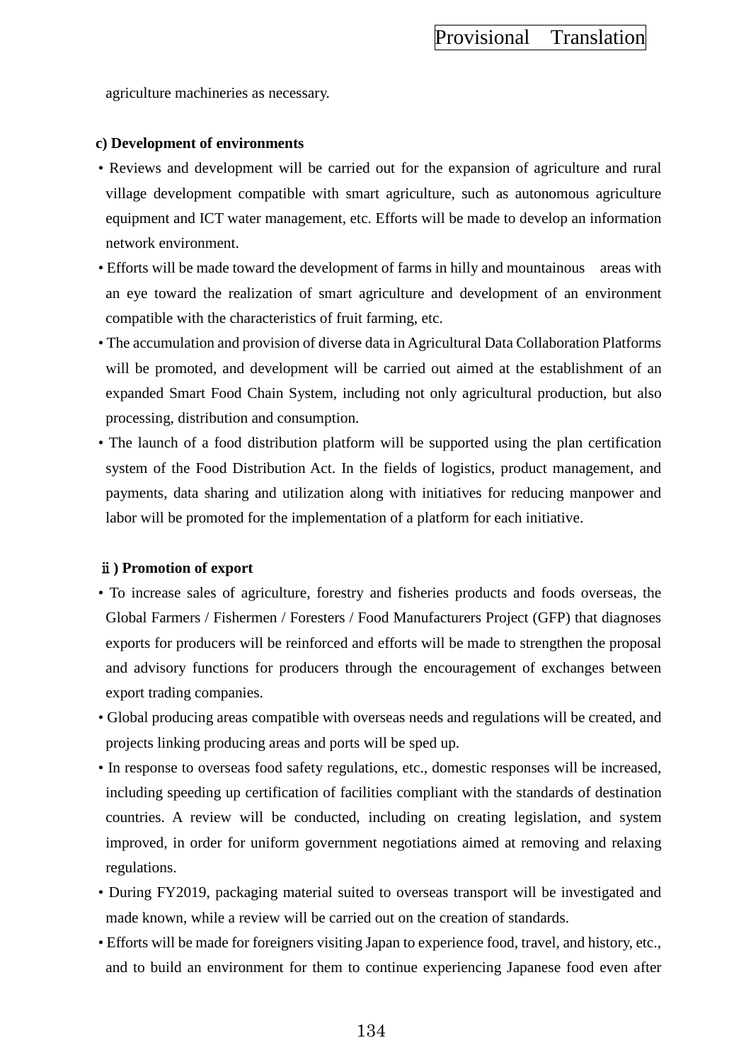agriculture machineries as necessary.

**c) Development of environments**

- Reviews and development will be carried out for the expansion of agriculture and rural village development compatible with smart agriculture, such as autonomous agriculture equipment and ICT water management, etc. Efforts will be made to develop an information network environment.
- Efforts will be made toward the development of farms in hilly and mountainous areas with an eye toward the realization of smart agriculture and development of an environment compatible with the characteristics of fruit farming, etc.
- The accumulation and provision of diverse data in Agricultural Data Collaboration Platforms will be promoted, and development will be carried out aimed at the establishment of an expanded Smart Food Chain System, including not only agricultural production, but also processing, distribution and consumption.
- The launch of a food distribution platform will be supported using the plan certification system of the Food Distribution Act. In the fields of logistics, product management, and payments, data sharing and utilization along with initiatives for reducing manpower and labor will be promoted for the implementation of a platform for each initiative.

**ⅱ) Promotion of export**

- To increase sales of agriculture, forestry and fisheries products and foods overseas, the Global Farmers / Fishermen / Foresters / Food Manufacturers Project (GFP) that diagnoses exports for producers will be reinforced and efforts will be made to strengthen the proposal and advisory functions for producers through the encouragement of exchanges between export trading companies.
- Global producing areas compatible with overseas needs and regulations will be created, and projects linking producing areas and ports will be sped up.
- In response to overseas food safety regulations, etc., domestic responses will be increased, including speeding up certification of facilities compliant with the standards of destination countries. A review will be conducted, including on creating legislation, and system improved, in order for uniform government negotiations aimed at removing and relaxing regulations.
- During FY2019, packaging material suited to overseas transport will be investigated and made known, while a review will be carried out on the creation of standards.
- Efforts will be made for foreigners visiting Japan to experience food, travel, and history, etc., and to build an environment for them to continue experiencing Japanese food even after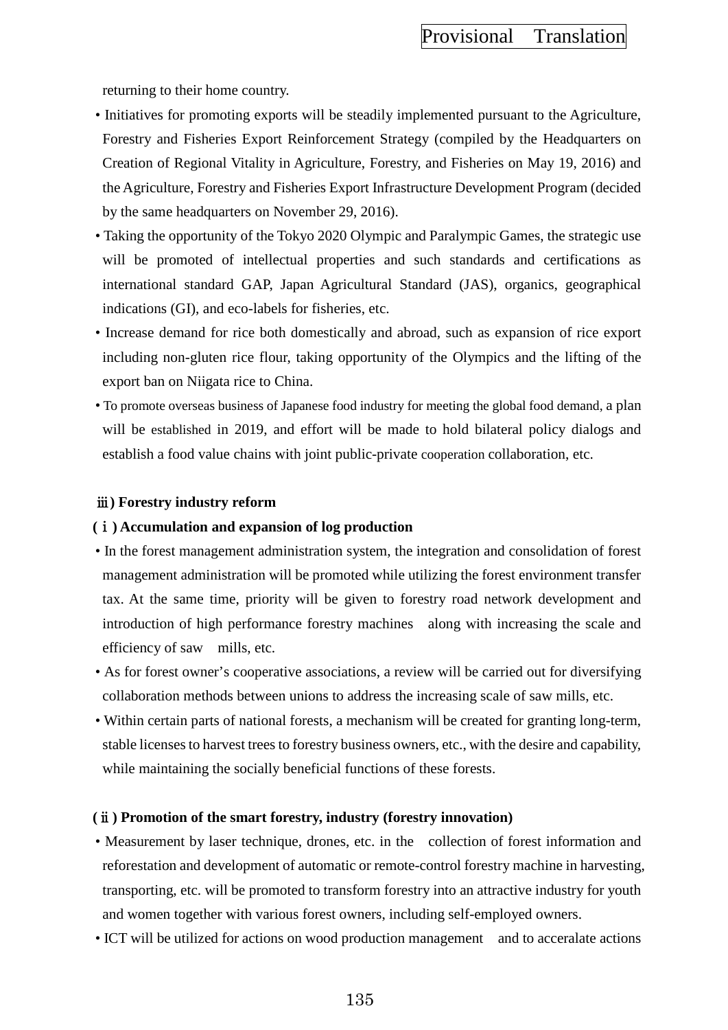returning to their home country.

- Initiatives for promoting exports will be steadily implemented pursuant to the Agriculture, Forestry and Fisheries Export Reinforcement Strategy (compiled by the Headquarters on Creation of Regional Vitality in Agriculture, Forestry, and Fisheries on May 19, 2016) and the Agriculture, Forestry and Fisheries Export Infrastructure Development Program (decided by the same headquarters on November 29, 2016).
- Taking the opportunity of the Tokyo 2020 Olympic and Paralympic Games, the strategic use will be promoted of intellectual properties and such standards and certifications as international standard GAP, Japan Agricultural Standard (JAS), organics, geographical indications (GI), and eco-labels for fisheries, etc.
- Increase demand for rice both domestically and abroad, such as expansion of rice export including non-gluten rice flour, taking opportunity of the Olympics and the lifting of the export ban on Niigata rice to China.
- To promote overseas business of Japanese food industry for meeting the global food demand, a plan will be established in 2019, and effort will be made to hold bilateral policy dialogs and establish a food value chains with joint public-private cooperation collaboration, etc.

**ⅲ) Forestry industry reform**

**(ⅰ) Accumulation and expansion of log production**

- In the forest management administration system, the integration and consolidation of forest management administration will be promoted while utilizing the forest environment transfer tax. At the same time, priority will be given to forestry road network development and introduction of high performance forestry machines along with increasing the scale and efficiency of saw mills, etc.
- As for forest owner's cooperative associations, a review will be carried out for diversifying collaboration methods between unions to address the increasing scale of saw mills, etc.
- Within certain parts of national forests, a mechanism will be created for granting long-term, stable licenses to harvest trees to forestry business owners, etc., with the desire and capability, while maintaining the socially beneficial functions of these forests.

**(ⅱ) Promotion of the smart forestry, industry (forestry innovation)**

- Measurement by laser technique, drones, etc. in the collection of forest information and reforestation and development of automatic or remote-control forestry machine in harvesting, transporting, etc. will be promoted to transform forestry into an attractive industry for youth and women together with various forest owners, including self-employed owners.
- ICT will be utilized for actions on wood production management and to acceralate actions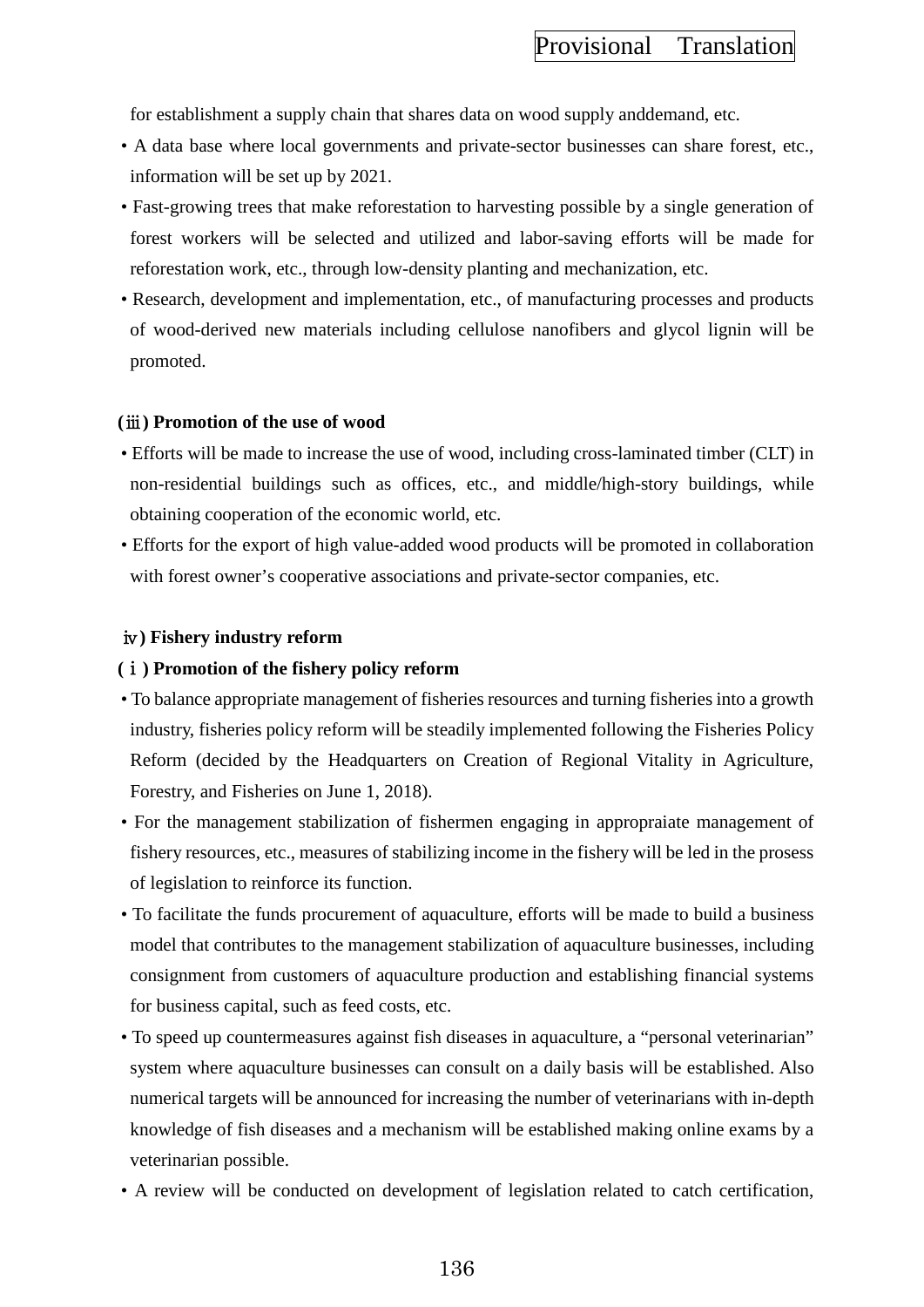for establishment a supply chain that shares data on wood supply anddemand, etc.

- A data base where local governments and private-sector businesses can share forest, etc., information will be set up by 2021.
- Fast-growing trees that make reforestation to harvesting possible by a single generation of forest workers will be selected and utilized and labor-saving efforts will be made for reforestation work, etc., through low-density planting and mechanization, etc.
- Research, development and implementation, etc., of manufacturing processes and products of wood-derived new materials including cellulose nanofibers and glycol lignin will be promoted.

**(ⅲ) Promotion of the use of wood**

- Efforts will be made to increase the use of wood, including cross-laminated timber (CLT) in non-residential buildings such as offices, etc., and middle/high-story buildings, while obtaining cooperation of the economic world, etc.
- Efforts for the export of high value-added wood products will be promoted in collaboration with forest owner’s cooperative associations and private-sector companies, etc.

**ⅳ) Fishery industry reform**

**(ⅰ) Promotion of the fishery policy reform**

- To balance appropriate management of fisheries resources and turning fisheries into a growth industry, fisheries policy reform will be steadily implemented following the Fisheries Policy Reform (decided by the Headquarters on Creation of Regional Vitality in Agriculture, Forestry, and Fisheries on June 1, 2018).
- For the management stabilization of fishermen engaging in appropraiate management of fishery resources, etc., measures of stabilizing income in the fishery will be led in the prosess of legislation to reinforce its function.
- To facilitate the funds procurement of aquaculture, efforts will be made to build a business model that contributes to the management stabilization of aquaculture businesses, including consignment from customers of aquaculture production and establishing financial systems for business capital, such as feed costs, etc.
- To speed up countermeasures against fish diseases in aquaculture, a “personal veterinarian” system where aquaculture businesses can consult on a daily basis will be established. Also numerical targets will be announced for increasing the number of veterinarians with in-depth knowledge of fish diseases and a mechanism will be established making online exams by a veterinarian possible.
- A review will be conducted on development of legislation related to catch certification,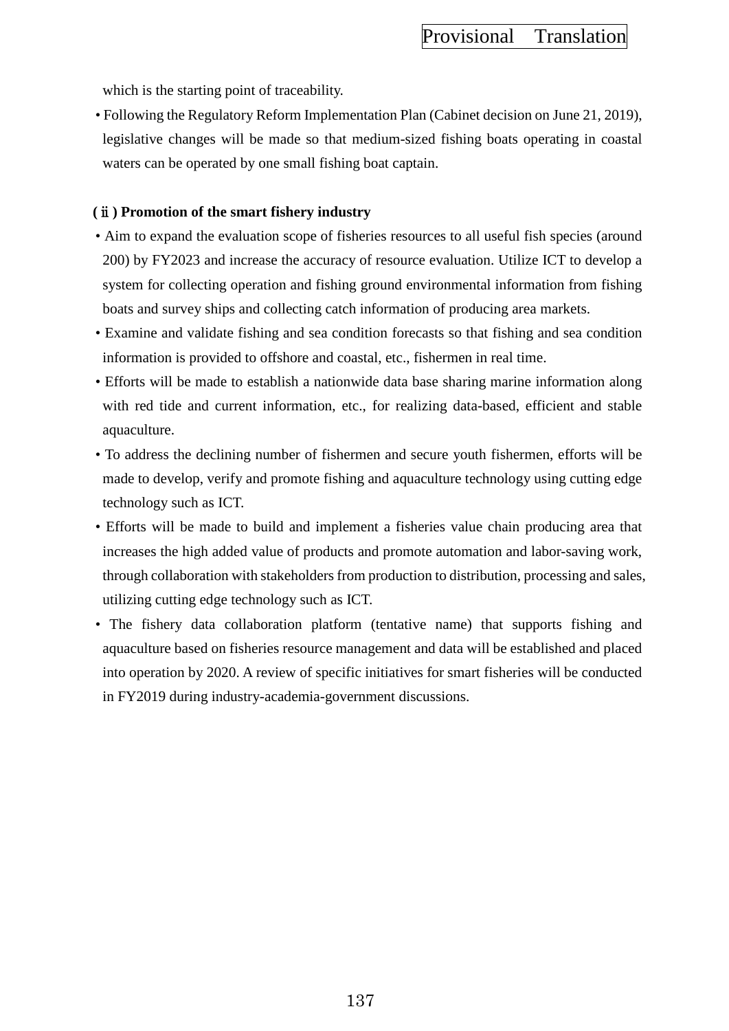which is the starting point of traceability.

- Following the Regulatory Reform Implementation Plan (Cabinet decision on June 21, 2019), legislative changes will be made so that medium-sized fishing boats operating in coastal waters can be operated by one small fishing boat captain.

**(ⅱ) Promotion of the smart fishery industry**

- Aim to expand the evaluation scope of fisheries resources to all useful fish species (around 200) by FY2023 and increase the accuracy of resource evaluation. Utilize ICT to develop a system for collecting operation and fishing ground environmental information from fishing boats and survey ships and collecting catch information of producing area markets.
- Examine and validate fishing and sea condition forecasts so that fishing and sea condition information is provided to offshore and coastal, etc., fishermen in real time.
- Efforts will be made to establish a nationwide data base sharing marine information along with red tide and current information, etc., for realizing data-based, efficient and stable aquaculture.
- To address the declining number of fishermen and secure youth fishermen, efforts will be made to develop, verify and promote fishing and aquaculture technology using cutting edge technology such as ICT.
- Efforts will be made to build and implement a fisheries value chain producing area that increases the high added value of products and promote automation and labor-saving work, through collaboration with stakeholders from production to distribution, processing and sales, utilizing cutting edge technology such as ICT.
- The fishery data collaboration platform (tentative name) that supports fishing and aquaculture based on fisheries resource management and data will be established and placed into operation by 2020. A review of specific initiatives for smart fisheries will be conducted in FY2019 during industry-academia-government discussions.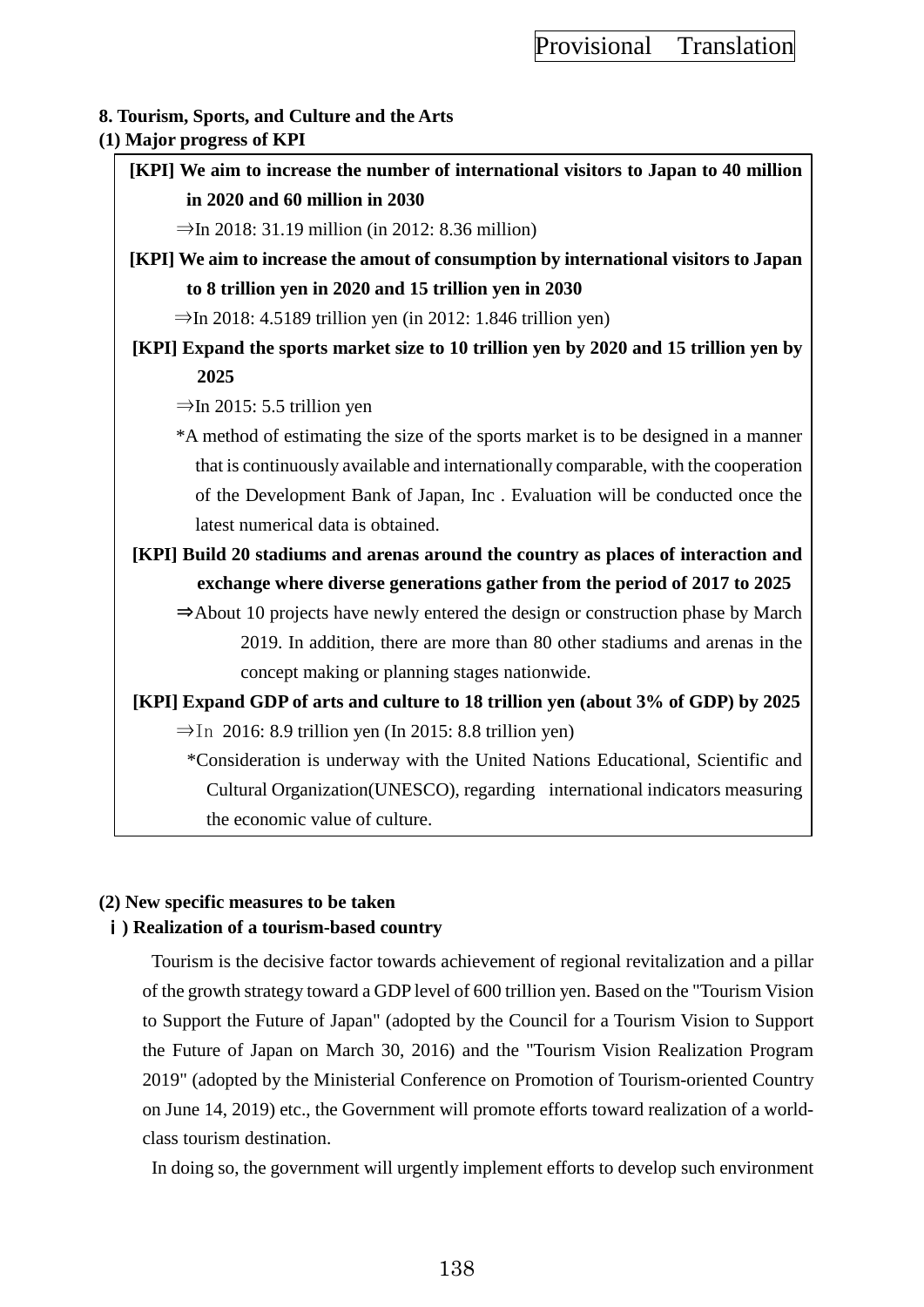Provisional Translation

**8. Tourism, Sports, and Culture and the Arts**

**(1) Major progress of KPI**

**[KPI] We aim to increase the number of international visitors to Japan to 40 million in 2020 and 60 million in 2030**

⇒In 2018: 31.19 million (in 2012: 8.36 million)

**[KPI] We aim to increase the amout of consumption by international visitors to Japan to 8 trillion yen in 2020 and 15 trillion yen in 2030**

⇒In 2018: 4.5189 trillion yen (in 2012: 1.846 trillion yen)

**[KPI] Expand the sports market size to 10 trillion yen by 2020 and 15 trillion yen by 2025**

⇒In 2015: 5.5 trillion yen

*A method of estimating the size of the sports market is to be designed in a manner that is continuously available and internationally comparable, with the cooperation of the Development Bank of Japan, Inc . Evaluation will be conducted once the latest numerical data is obtained.

**[KPI] Build 20 stadiums and arenas around the country as places of interaction and exchange where diverse generations gather from the period of 2017 to 2025**

⇒About 10 projects have newly entered the design or construction phase by March 2019. In addition, there are more than 80 other stadiums and arenas in the concept making or planning stages nationwide.

**[KPI] Expand GDP of arts and culture to 18 trillion yen (about 3% of GDP) by 2025**

⇒In 2016: 8.9 trillion yen (In 2015: 8.8 trillion yen)

*Consideration is underway with the United Nations Educational, Scientific and Cultural Organization(UNESCO), regarding international indicators measuring the economic value of culture.

**(2) New specific measures to be taken**

**ｉ) Realization of a tourism-based country**

Tourism is the decisive factor towards achievement of regional revitalization and a pillar of the growth strategy toward a GDP level of 600 trillion yen. Based on the "Tourism Vision to Support the Future of Japan" (adopted by the Council for a Tourism Vision to Support the Future of Japan on March 30, 2016) and the "Tourism Vision Realization Program 2019" (adopted by the Ministerial Conference on Promotion of Tourism-oriented Country on June 14, 2019) etc., the Government will promote efforts toward realization of a world-class tourism destination.

In doing so, the government will urgently implement efforts to develop such environment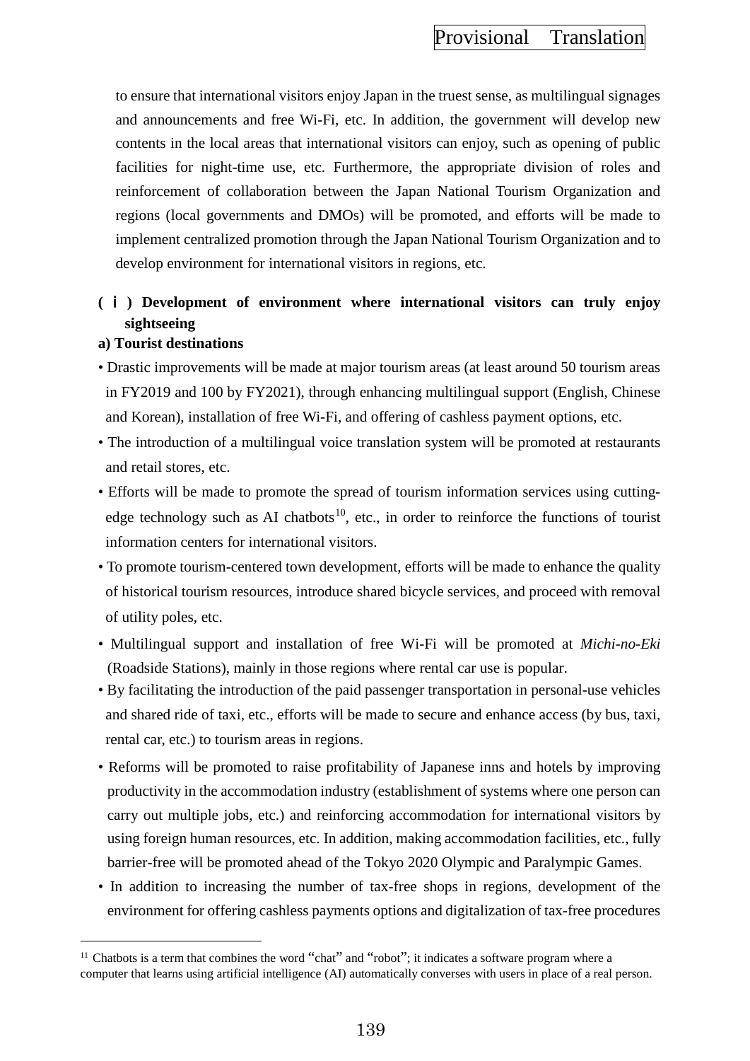to ensure that international visitors enjoy Japan in the truest sense, as multilingual signages and announcements and free Wi-Fi, etc. In addition, the government will develop new contents in the local areas that international visitors can enjoy, such as opening of public facilities for night-time use, etc. Furthermore, the appropriate division of roles and reinforcement of collaboration between the Japan National Tourism Organization and regions (local governments and DMOs) will be promoted, and efforts will be made to implement centralized promotion through the Japan National Tourism Organization and to develop environment for international visitors in regions, etc.

**(ⅰ) Development of environment where international visitors can truly enjoy sightseeing**

**a) Tourist destinations**

- Drastic improvements will be made at major tourism areas (at least around 50 tourism areas in FY2019 and 100 by FY2021), through enhancing multilingual support (English, Chinese and Korean), installation of free Wi-Fi, and offering of cashless payment options, etc.
- The introduction of a multilingual voice translation system will be promoted at restaurants and retail stores, etc.
- Efforts will be made to promote the spread of tourism information services using cutting-edge technology such as AI chatbots[10], etc., in order to reinforce the functions of tourist information centers for international visitors.
- To promote tourism-centered town development, efforts will be made to enhance the quality of historical tourism resources, introduce shared bicycle services, and proceed with removal of utility poles, etc.
- Multilingual support and installation of free Wi-Fi will be promoted at *Michi-no-Eki* (Roadside Stations), mainly in those regions where rental car use is popular.
- By facilitating the introduction of the paid passenger transportation in personal-use vehicles and shared ride of taxi, etc., efforts will be made to secure and enhance access (by bus, taxi, rental car, etc.) to tourism areas in regions.
- Reforms will be promoted to raise profitability of Japanese inns and hotels by improving productivity in the accommodation industry (establishment of systems where one person can carry out multiple jobs, etc.) and reinforcing accommodation for international visitors by using foreign human resources, etc. In addition, making accommodation facilities, etc., fully barrier-free will be promoted ahead of the Tokyo 2020 Olympic and Paralympic Games.
- In addition to increasing the number of tax-free shops in regions, development of the environment for offering cashless payments options and digitalization of tax-free procedures

---

[11] Chatbots is a term that combines the word "chat" and "robot"; it indicates a software program where a computer that learns using artificial intelligence (AI) automatically converses with users in place of a real person.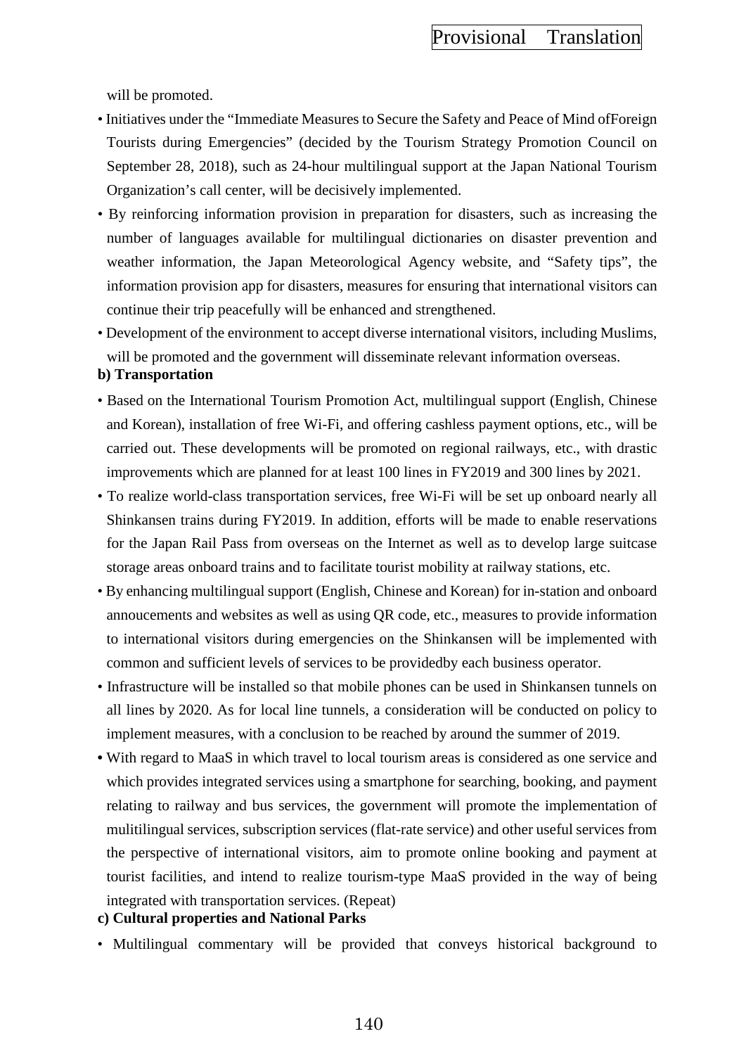will be promoted.

- Initiatives under the "Immediate Measures to Secure the Safety and Peace of Mind ofForeign Tourists during Emergencies" (decided by the Tourism Strategy Promotion Council on September 28, 2018), such as 24-hour multilingual support at the Japan National Tourism Organization's call center, will be decisively implemented.
- By reinforcing information provision in preparation for disasters, such as increasing the number of languages available for multilingual dictionaries on disaster prevention and weather information, the Japan Meteorological Agency website, and "Safety tips", the information provision app for disasters, measures for ensuring that international visitors can continue their trip peacefully will be enhanced and strengthened.
- Development of the environment to accept diverse international visitors, including Muslims, will be promoted and the government will disseminate relevant information overseas.

**b) Transportation**

- Based on the International Tourism Promotion Act, multilingual support (English, Chinese and Korean), installation of free Wi-Fi, and offering cashless payment options, etc., will be carried out. These developments will be promoted on regional railways, etc., with drastic improvements which are planned for at least 100 lines in FY2019 and 300 lines by 2021.
- To realize world-class transportation services, free Wi-Fi will be set up onboard nearly all Shinkansen trains during FY2019. In addition, efforts will be made to enable reservations for the Japan Rail Pass from overseas on the Internet as well as to develop large suitcase storage areas onboard trains and to facilitate tourist mobility at railway stations, etc.
- By enhancing multilingual support (English, Chinese and Korean) for in-station and onboard annoucements and websites as well as using QR code, etc., measures to provide information to international visitors during emergencies on the Shinkansen will be implemented with common and sufficient levels of services to be providedby each business operator.
- Infrastructure will be installed so that mobile phones can be used in Shinkansen tunnels on all lines by 2020. As for local line tunnels, a consideration will be conducted on policy to implement measures, with a conclusion to be reached by around the summer of 2019.
- With regard to MaaS in which travel to local tourism areas is considered as one service and which provides integrated services using a smartphone for searching, booking, and payment relating to railway and bus services, the government will promote the implementation of mulitilingual services, subscription services (flat-rate service) and other useful services from the perspective of international visitors, aim to promote online booking and payment at tourist facilities, and intend to realize tourism-type MaaS provided in the way of being integrated with transportation services. (Repeat)

**c) Cultural properties and National Parks**

- Multilingual commentary will be provided that conveys historical background to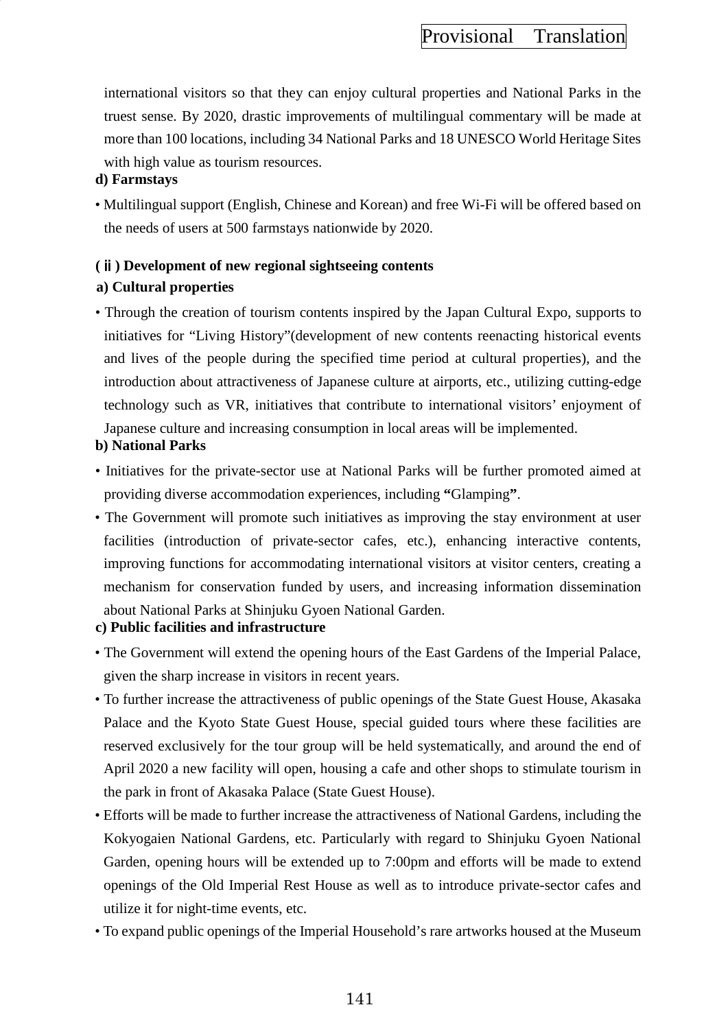international visitors so that they can enjoy cultural properties and National Parks in the truest sense. By 2020, drastic improvements of multilingual commentary will be made at more than 100 locations, including 34 National Parks and 18 UNESCO World Heritage Sites with high value as tourism resources.

**d) Farmstays**

- Multilingual support (English, Chinese and Korean) and free Wi-Fi will be offered based on the needs of users at 500 farmstays nationwide by 2020.

**(ⅱ) Development of new regional sightseeing contents**

**a) Cultural properties**

- Through the creation of tourism contents inspired by the Japan Cultural Expo, supports to initiatives for "Living History"(development of new contents reenacting historical events and lives of the people during the specified time period at cultural properties), and the introduction about attractiveness of Japanese culture at airports, etc., utilizing cutting-edge technology such as VR, initiatives that contribute to international visitors' enjoyment of Japanese culture and increasing consumption in local areas will be implemented.

**b) National Parks**

- Initiatives for the private-sector use at National Parks will be further promoted aimed at providing diverse accommodation experiences, including **"**Glamping**"**.
- The Government will promote such initiatives as improving the stay environment at user facilities (introduction of private-sector cafes, etc.), enhancing interactive contents, improving functions for accommodating international visitors at visitor centers, creating a mechanism for conservation funded by users, and increasing information dissemination about National Parks at Shinjuku Gyoen National Garden.

**c) Public facilities and infrastructure**

- The Government will extend the opening hours of the East Gardens of the Imperial Palace, given the sharp increase in visitors in recent years.
- To further increase the attractiveness of public openings of the State Guest House, Akasaka Palace and the Kyoto State Guest House, special guided tours where these facilities are reserved exclusively for the tour group will be held systematically, and around the end of April 2020 a new facility will open, housing a cafe and other shops to stimulate tourism in the park in front of Akasaka Palace (State Guest House).
- Efforts will be made to further increase the attractiveness of National Gardens, including the Kokyogaien National Gardens, etc. Particularly with regard to Shinjuku Gyoen National Garden, opening hours will be extended up to 7:00pm and efforts will be made to extend openings of the Old Imperial Rest House as well as to introduce private-sector cafes and utilize it for night-time events, etc.
- To expand public openings of the Imperial Household's rare artworks housed at the Museum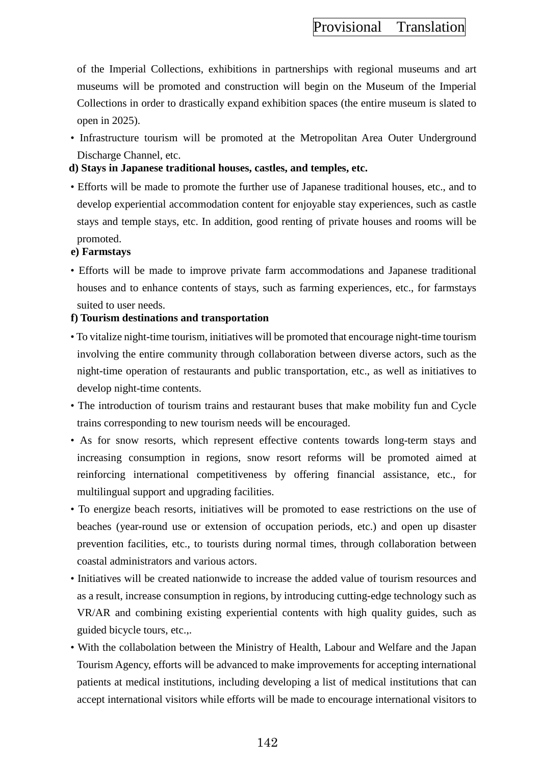of the Imperial Collections, exhibitions in partnerships with regional museums and art museums will be promoted and construction will begin on the Museum of the Imperial Collections in order to drastically expand exhibition spaces (the entire museum is slated to open in 2025).

- Infrastructure tourism will be promoted at the Metropolitan Area Outer Underground Discharge Channel, etc.

**d) Stays in Japanese traditional houses, castles, and temples, etc.**

- Efforts will be made to promote the further use of Japanese traditional houses, etc., and to develop experiential accommodation content for enjoyable stay experiences, such as castle stays and temple stays, etc. In addition, good renting of private houses and rooms will be promoted.

**e) Farmstays**

- Efforts will be made to improve private farm accommodations and Japanese traditional houses and to enhance contents of stays, such as farming experiences, etc., for farmstays suited to user needs.

**f) Tourism destinations and transportation**

- To vitalize night-time tourism, initiatives will be promoted that encourage night-time tourism involving the entire community through collaboration between diverse actors, such as the night-time operation of restaurants and public transportation, etc., as well as initiatives to develop night-time contents.
- The introduction of tourism trains and restaurant buses that make mobility fun and Cycle trains corresponding to new tourism needs will be encouraged.
- As for snow resorts, which represent effective contents towards long-term stays and increasing consumption in regions, snow resort reforms will be promoted aimed at reinforcing international competitiveness by offering financial assistance, etc., for multilingual support and upgrading facilities.
- To energize beach resorts, initiatives will be promoted to ease restrictions on the use of beaches (year-round use or extension of occupation periods, etc.) and open up disaster prevention facilities, etc., to tourists during normal times, through collaboration between coastal administrators and various actors.
- Initiatives will be created nationwide to increase the added value of tourism resources and as a result, increase consumption in regions, by introducing cutting-edge technology such as VR/AR and combining existing experiential contents with high quality guides, such as guided bicycle tours, etc.,.
- With the collabolation between the Ministry of Health, Labour and Welfare and the Japan Tourism Agency, efforts will be advanced to make improvements for accepting international patients at medical institutions, including developing a list of medical institutions that can accept international visitors while efforts will be made to encourage international visitors to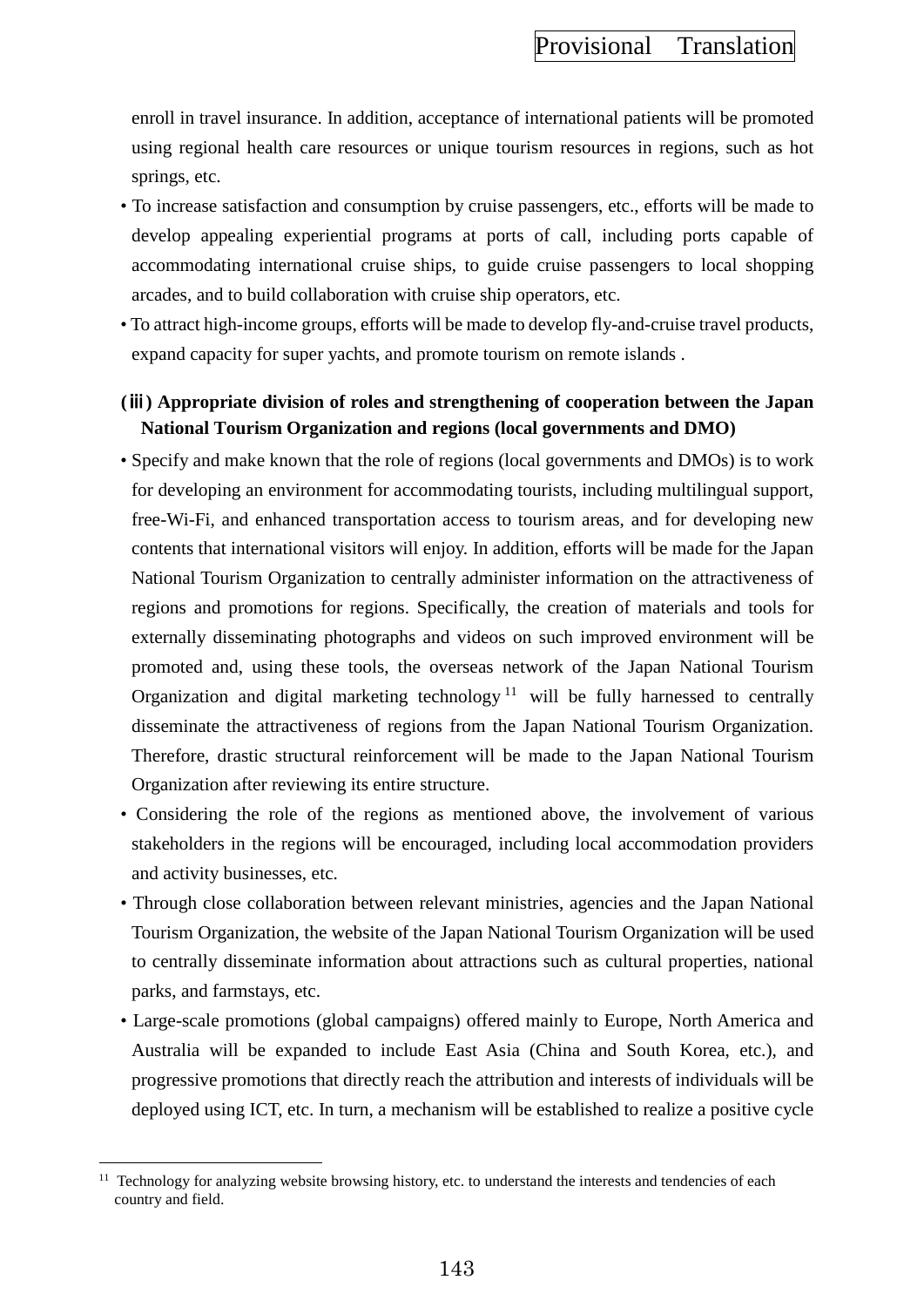enroll in travel insurance. In addition, acceptance of international patients will be promoted using regional health care resources or unique tourism resources in regions, such as hot springs, etc.

- To increase satisfaction and consumption by cruise passengers, etc., efforts will be made to develop appealing experiential programs at ports of call, including ports capable of accommodating international cruise ships, to guide cruise passengers to local shopping arcades, and to build collaboration with cruise ship operators, etc.
- To attract high-income groups, efforts will be made to develop fly-and-cruise travel products, expand capacity for super yachts, and promote tourism on remote islands .

**(ⅲ) Appropriate division of roles and strengthening of cooperation between the Japan National Tourism Organization and regions (local governments and DMO)**

- Specify and make known that the role of regions (local governments and DMOs) is to work for developing an environment for accommodating tourists, including multilingual support, free-Wi-Fi, and enhanced transportation access to tourism areas, and for developing new contents that international visitors will enjoy. In addition, efforts will be made for the Japan National Tourism Organization to centrally administer information on the attractiveness of regions and promotions for regions. Specifically, the creation of materials and tools for externally disseminating photographs and videos on such improved environment will be promoted and, using these tools, the overseas network of the Japan National Tourism Organization and digital marketing technology[11] will be fully harnessed to centrally disseminate the attractiveness of regions from the Japan National Tourism Organization. Therefore, drastic structural reinforcement will be made to the Japan National Tourism Organization after reviewing its entire structure.
- Considering the role of the regions as mentioned above, the involvement of various stakeholders in the regions will be encouraged, including local accommodation providers and activity businesses, etc.
- Through close collaboration between relevant ministries, agencies and the Japan National Tourism Organization, the website of the Japan National Tourism Organization will be used to centrally disseminate information about attractions such as cultural properties, national parks, and farmstays, etc.
- Large-scale promotions (global campaigns) offered mainly to Europe, North America and Australia will be expanded to include East Asia (China and South Korea, etc.), and progressive promotions that directly reach the attribution and interests of individuals will be deployed using ICT, etc. In turn, a mechanism will be established to realize a positive cycle

---

[11] Technology for analyzing website browsing history, etc. to understand the interests and tendencies of each country and field.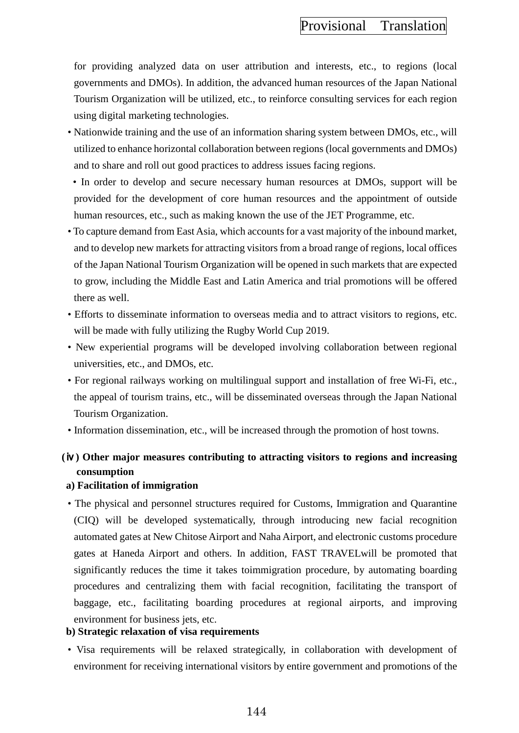for providing analyzed data on user attribution and interests, etc., to regions (local governments and DMOs). In addition, the advanced human resources of the Japan National Tourism Organization will be utilized, etc., to reinforce consulting services for each region using digital marketing technologies.

- Nationwide training and the use of an information sharing system between DMOs, etc., will utilized to enhance horizontal collaboration between regions (local governments and DMOs) and to share and roll out good practices to address issues facing regions.
- In order to develop and secure necessary human resources at DMOs, support will be provided for the development of core human resources and the appointment of outside human resources, etc., such as making known the use of the JET Programme, etc.
- To capture demand from East Asia, which accounts for a vast majority of the inbound market, and to develop new markets for attracting visitors from a broad range of regions, local offices of the Japan National Tourism Organization will be opened in such markets that are expected to grow, including the Middle East and Latin America and trial promotions will be offered there as well.
- Efforts to disseminate information to overseas media and to attract visitors to regions, etc. will be made with fully utilizing the Rugby World Cup 2019.
- New experiential programs will be developed involving collaboration between regional universities, etc., and DMOs, etc.
- For regional railways working on multilingual support and installation of free Wi-Fi, etc., the appeal of tourism trains, etc., will be disseminated overseas through the Japan National Tourism Organization.
- Information dissemination, etc., will be increased through the promotion of host towns.

**(ⅳ) Other major measures contributing to attracting visitors to regions and increasing consumption**

**a) Facilitation of immigration**

- The physical and personnel structures required for Customs, Immigration and Quarantine (CIQ) will be developed systematically, through introducing new facial recognition automated gates at New Chitose Airport and Naha Airport, and electronic customs procedure gates at Haneda Airport and others. In addition, FAST TRAVELwill be promoted that significantly reduces the time it takes toimmigration procedure, by automating boarding procedures and centralizing them with facial recognition, facilitating the transport of baggage, etc., facilitating boarding procedures at regional airports, and improving environment for business jets, etc.

**b) Strategic relaxation of visa requirements**

- Visa requirements will be relaxed strategically, in collaboration with development of environment for receiving international visitors by entire government and promotions of the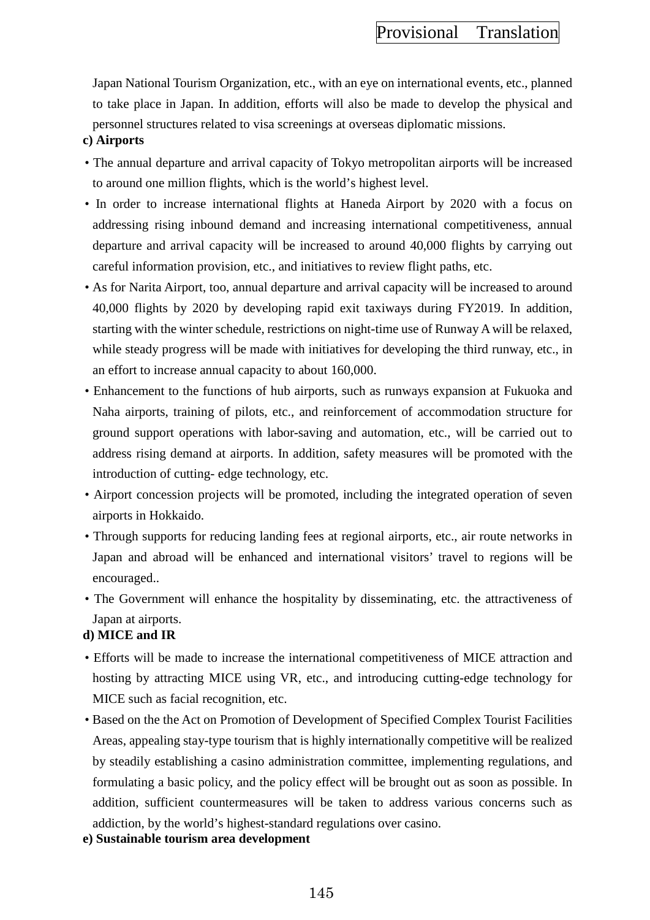Japanese National Tourism Organization, etc., with an eye on international events, etc., planned to take place in Japan. In addition, efforts will also be made to develop the physical and personnel structures related to visa screenings at overseas diplomatic missions.

**c) Airports**

- The annual departure and arrival capacity of Tokyo metropolitan airports will be increased to around one million flights, which is the world's highest level.
- In order to increase international flights at Haneda Airport by 2020 with a focus on addressing rising inbound demand and increasing international competitiveness, annual departure and arrival capacity will be increased to around 40,000 flights by carrying out careful information provision, etc., and initiatives to review flight paths, etc.
- As for Narita Airport, too, annual departure and arrival capacity will be increased to around 40,000 flights by 2020 by developing rapid exit taxiways during FY2019. In addition, starting with the winter schedule, restrictions on night-time use of Runway A will be relaxed, while steady progress will be made with initiatives for developing the third runway, etc., in an effort to increase annual capacity to about 160,000.
- Enhancement to the functions of hub airports, such as runways expansion at Fukuoka and Naha airports, training of pilots, etc., and reinforcement of accommodation structure for ground support operations with labor-saving and automation, etc., will be carried out to address rising demand at airports. In addition, safety measures will be promoted with the introduction of cutting- edge technology, etc.
- Airport concession projects will be promoted, including the integrated operation of seven airports in Hokkaido.
- Through supports for reducing landing fees at regional airports, etc., air route networks in Japan and abroad will be enhanced and international visitors' travel to regions will be encouraged..
- The Government will enhance the hospitality by disseminating, etc. the attractiveness of Japan at airports.

**d) MICE and IR**

- Efforts will be made to increase the international competitiveness of MICE attraction and hosting by attracting MICE using VR, etc., and introducing cutting-edge technology for MICE such as facial recognition, etc.
- Based on the the Act on Promotion of Development of Specified Complex Tourist Facilities Areas, appealing stay-type tourism that is highly internationally competitive will be realized by steadily establishing a casino administration committee, implementing regulations, and formulating a basic policy, and the policy effect will be brought out as soon as possible. In addition, sufficient countermeasures will be taken to address various concerns such as addiction, by the world's highest-standard regulations over casino.

**e) Sustainable tourism area development**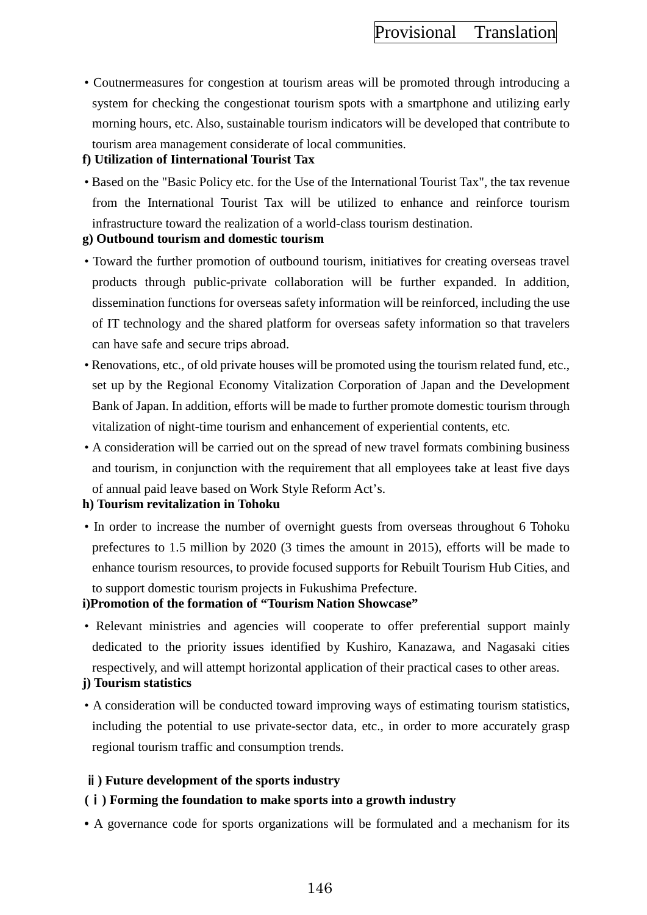- Coutnermeasures for congestion at tourism areas will be promoted through introducing a system for checking the congestionat tourism spots with a smartphone and utilizing early morning hours, etc. Also, sustainable tourism indicators will be developed that contribute to tourism area management considerate of local communities.

**f) Utilization of Iinternational Tourist Tax**

- Based on the "Basic Policy etc. for the Use of the International Tourist Tax", the tax revenue from the International Tourist Tax will be utilized to enhance and reinforce tourism infrastructure toward the realization of a world-class tourism destination.

**g) Outbound tourism and domestic tourism**

- Toward the further promotion of outbound tourism, initiatives for creating overseas travel products through public-private collaboration will be further expanded. In addition, dissemination functions for overseas safety information will be reinforced, including the use of IT technology and the shared platform for overseas safety information so that travelers can have safe and secure trips abroad.
- Renovations, etc., of old private houses will be promoted using the tourism related fund, etc., set up by the Regional Economy Vitalization Corporation of Japan and the Development Bank of Japan. In addition, efforts will be made to further promote domestic tourism through vitalization of night-time tourism and enhancement of experiential contents, etc.
- A consideration will be carried out on the spread of new travel formats combining business and tourism, in conjunction with the requirement that all employees take at least five days of annual paid leave based on Work Style Reform Act's.

**h) Tourism revitalization in Tohoku**

- In order to increase the number of overnight guests from overseas throughout 6 Tohoku prefectures to 1.5 million by 2020 (3 times the amount in 2015), efforts will be made to enhance tourism resources, to provide focused supports for Rebuilt Tourism Hub Cities, and to support domestic tourism projects in Fukushima Prefecture.

**i)Promotion of the formation of "Tourism Nation Showcase"**

- Relevant ministries and agencies will cooperate to offer preferential support mainly dedicated to the priority issues identified by Kushiro, Kanazawa, and Nagasaki cities respectively, and will attempt horizontal application of their practical cases to other areas.

**j) Tourism statistics**

- A consideration will be conducted toward improving ways of estimating tourism statistics, including the potential to use private-sector data, etc., in order to more accurately grasp regional tourism traffic and consumption trends.

**ⅱ) Future development of the sports industry**

**(ⅰ) Forming the foundation to make sports into a growth industry**

- A governance code for sports organizations will be formulated and a mechanism for its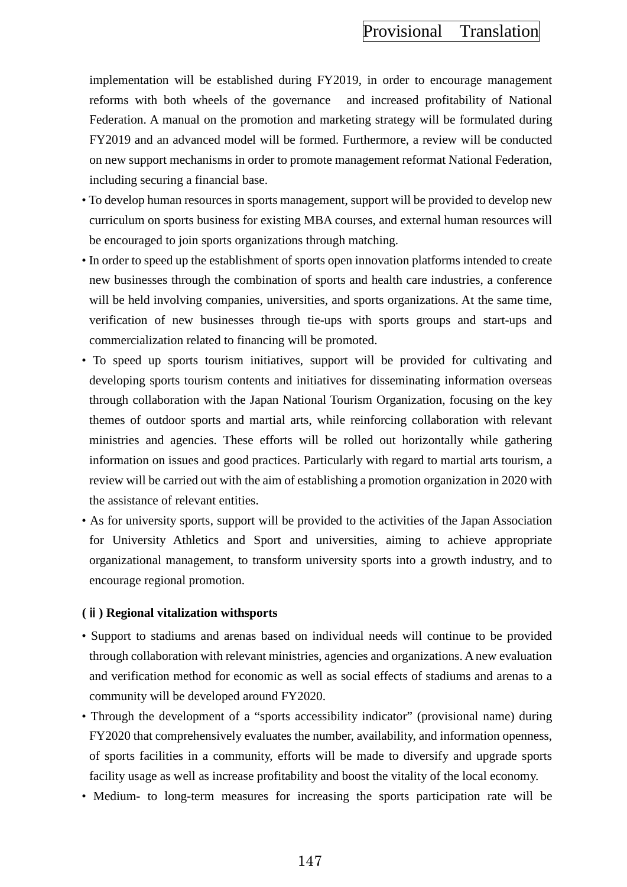implementation will be established during FY2019, in order to encourage management reforms with both wheels of the governance and increased profitability of National Federation. A manual on the promotion and marketing strategy will be formulated during FY2019 and an advanced model will be formed. Furthermore, a review will be conducted on new support mechanisms in order to promote management reformat National Federation, including securing a financial base.

- To develop human resources in sports management, support will be provided to develop new curriculum on sports business for existing MBA courses, and external human resources will be encouraged to join sports organizations through matching.
- In order to speed up the establishment of sports open innovation platforms intended to create new businesses through the combination of sports and health care industries, a conference will be held involving companies, universities, and sports organizations. At the same time, verification of new businesses through tie-ups with sports groups and start-ups and commercialization related to financing will be promoted.
- To speed up sports tourism initiatives, support will be provided for cultivating and developing sports tourism contents and initiatives for disseminating information overseas through collaboration with the Japan National Tourism Organization, focusing on the key themes of outdoor sports and martial arts, while reinforcing collaboration with relevant ministries and agencies. These efforts will be rolled out horizontally while gathering information on issues and good practices. Particularly with regard to martial arts tourism, a review will be carried out with the aim of establishing a promotion organization in 2020 with the assistance of relevant entities.
- As for university sports, support will be provided to the activities of the Japan Association for University Athletics and Sport and universities, aiming to achieve appropriate organizational management, to transform university sports into a growth industry, and to encourage regional promotion.

**(ⅱ) Regional vitalization withsports**

- Support to stadiums and arenas based on individual needs will continue to be provided through collaboration with relevant ministries, agencies and organizations. A new evaluation and verification method for economic as well as social effects of stadiums and arenas to a community will be developed around FY2020.
- Through the development of a “sports accessibility indicator” (provisional name) during FY2020 that comprehensively evaluates the number, availability, and information openness, of sports facilities in a community, efforts will be made to diversify and upgrade sports facility usage as well as increase profitability and boost the vitality of the local economy.
- Medium- to long-term measures for increasing the sports participation rate will be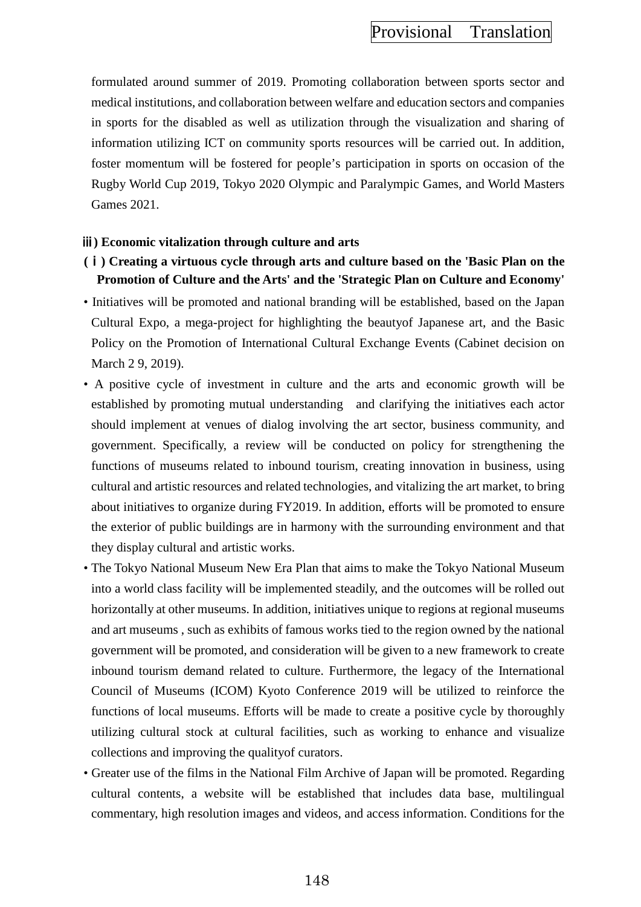formulated around summer of 2019. Promoting collaboration between sports sector and medical institutions, and collaboration between welfare and education sectors and companies in sports for the disabled as well as utilization through the visualization and sharing of information utilizing ICT on community sports resources will be carried out. In addition, foster momentum will be fostered for people’s participation in sports on occasion of the Rugby World Cup 2019, Tokyo 2020 Olympic and Paralympic Games, and World Masters Games 2021.

**ⅲ) Economic vitalization through culture and arts**

**(ⅰ) Creating a virtuous cycle through arts and culture based on the 'Basic Plan on the Promotion of Culture and the Arts' and the 'Strategic Plan on Culture and Economy'**

- Initiatives will be promoted and national branding will be established, based on the Japan Cultural Expo, a mega-project for highlighting the beautyof Japanese art, and the Basic Policy on the Promotion of International Cultural Exchange Events (Cabinet decision on March 2 9, 2019).
- A positive cycle of investment in culture and the arts and economic growth will be established by promoting mutual understanding and clarifying the initiatives each actor should implement at venues of dialog involving the art sector, business community, and government. Specifically, a review will be conducted on policy for strengthening the functions of museums related to inbound tourism, creating innovation in business, using cultural and artistic resources and related technologies, and vitalizing the art market, to bring about initiatives to organize during FY2019. In addition, efforts will be promoted to ensure the exterior of public buildings are in harmony with the surrounding environment and that they display cultural and artistic works.
- The Tokyo National Museum New Era Plan that aims to make the Tokyo National Museum into a world class facility will be implemented steadily, and the outcomes will be rolled out horizontally at other museums. In addition, initiatives unique to regions at regional museums and art museums , such as exhibits of famous works tied to the region owned by the national government will be promoted, and consideration will be given to a new framework to create inbound tourism demand related to culture. Furthermore, the legacy of the International Council of Museums (ICOM) Kyoto Conference 2019 will be utilized to reinforce the functions of local museums. Efforts will be made to create a positive cycle by thoroughly utilizing cultural stock at cultural facilities, such as working to enhance and visualize collections and improving the qualityof curators.
- Greater use of the films in the National Film Archive of Japan will be promoted. Regarding cultural contents, a website will be established that includes data base, multilingual commentary, high resolution images and videos, and access information. Conditions for the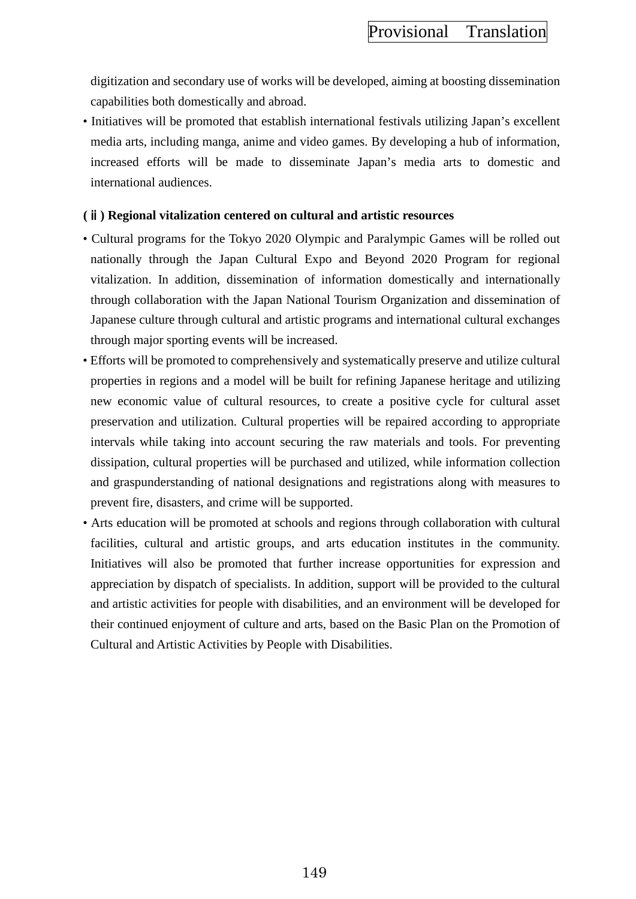digitization and secondary use of works will be developed, aiming at boosting dissemination capabilities both domestically and abroad.

- Initiatives will be promoted that establish international festivals utilizing Japan's excellent media arts, including manga, anime and video games. By developing a hub of information, increased efforts will be made to disseminate Japan's media arts to domestic and international audiences.

**(ⅱ) Regional vitalization centered on cultural and artistic resources**

- Cultural programs for the Tokyo 2020 Olympic and Paralympic Games will be rolled out nationally through the Japan Cultural Expo and Beyond 2020 Program for regional vitalization. In addition, dissemination of information domestically and internationally through collaboration with the Japan National Tourism Organization and dissemination of Japanese culture through cultural and artistic programs and international cultural exchanges through major sporting events will be increased.
- Efforts will be promoted to comprehensively and systematically preserve and utilize cultural properties in regions and a model will be built for refining Japanese heritage and utilizing new economic value of cultural resources, to create a positive cycle for cultural asset preservation and utilization. Cultural properties will be repaired according to appropriate intervals while taking into account securing the raw materials and tools. For preventing dissipation, cultural properties will be purchased and utilized, while information collection and graspunderstanding of national designations and registrations along with measures to prevent fire, disasters, and crime will be supported.
- Arts education will be promoted at schools and regions through collaboration with cultural facilities, cultural and artistic groups, and arts education institutes in the community. Initiatives will also be promoted that further increase opportunities for expression and appreciation by dispatch of specialists. In addition, support will be provided to the cultural and artistic activities for people with disabilities, and an environment will be developed for their continued enjoyment of culture and arts, based on the Basic Plan on the Promotion of Cultural and Artistic Activities by People with Disabilities.